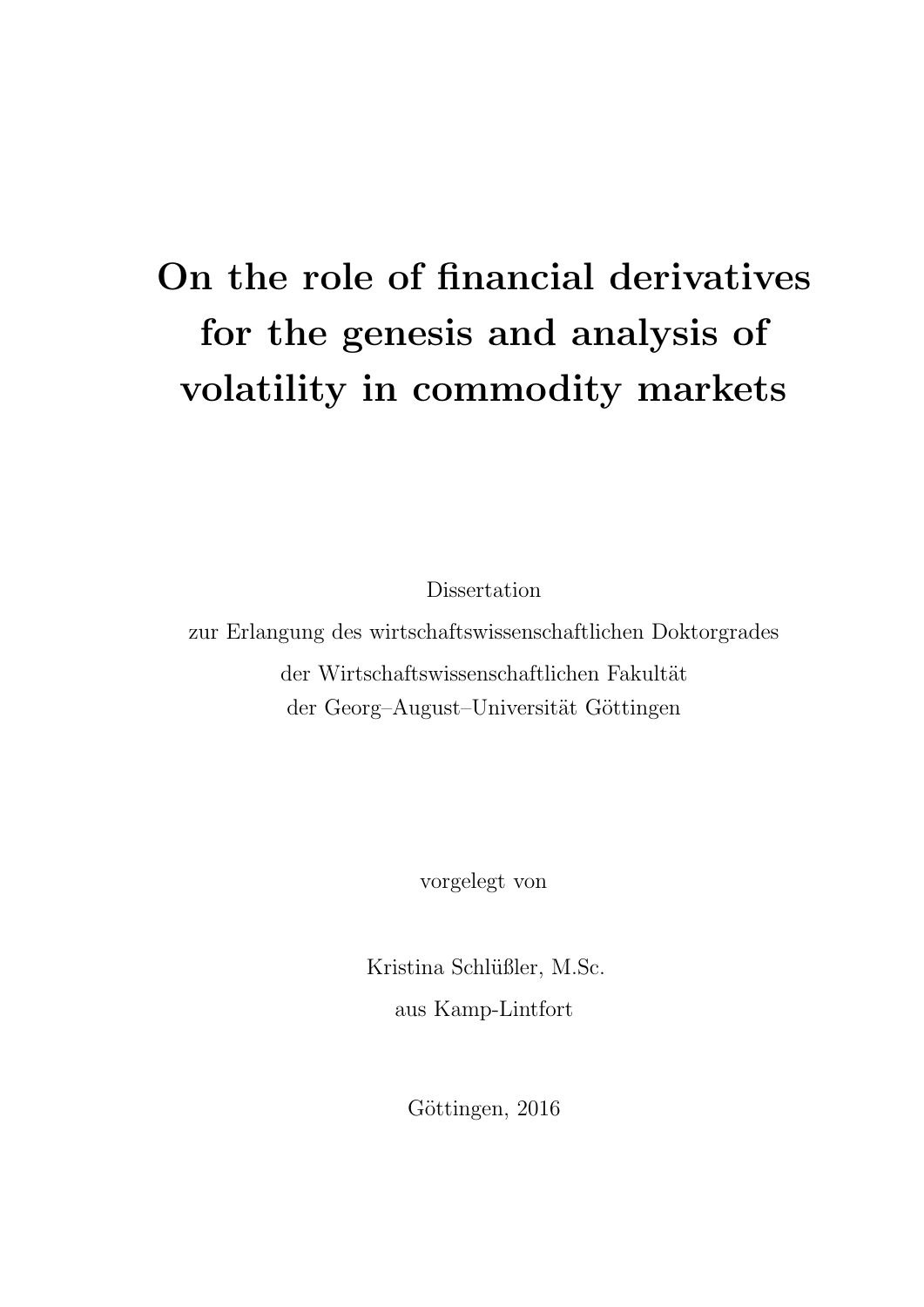# On the role of financial derivatives for the genesis and analysis of volatility in commodity markets

Dissertation
zur Erlangung des wirtschaftswissenschaftlichen Doktorgrades
der Wirtschaftswissenschaftlichen Fakultät
der Georg–August–Universität Göttingen

vorgelegt von

Kristina Schlüßler, M.Sc.
aus Kamp-Lintfort

Göttingen, 2016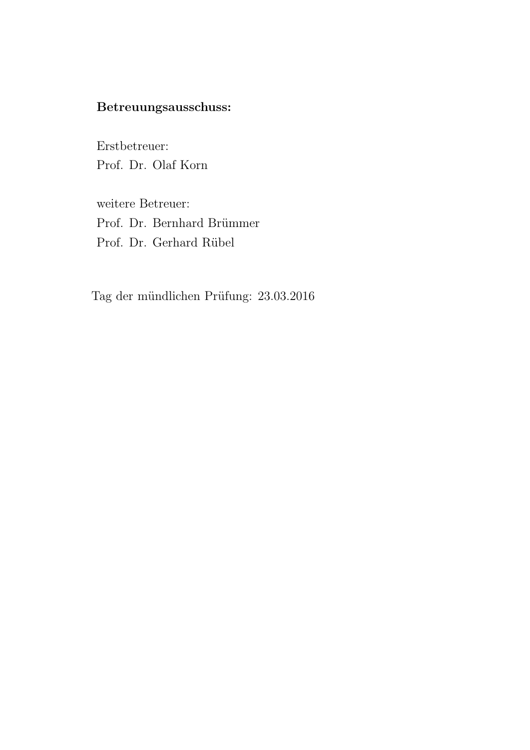**Betreuungsausschuss:**

Erstbetreuer:
Prof. Dr. Olaf Korn

weitere Betreuer:
Prof. Dr. Bernhard Brümmer
Prof. Dr. Gerhard Rübel

Tag der mündlichen Prüfung: 23.03.2016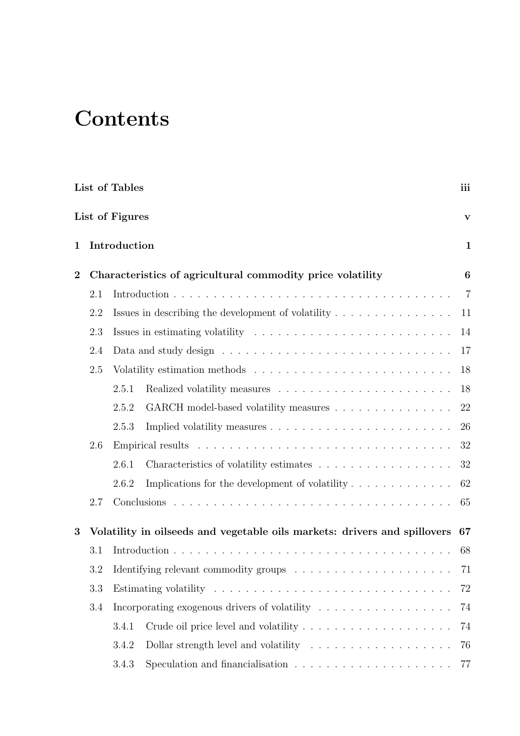# Contents

**List of Tables** **iii**

**List of Figures** **v**

**1 Introduction** **1**

**2 Characteristics of agricultural commodity price volatility** **6**

- 2.1 Introduction . . . . . 7
- 2.2 Issues in describing the development of volatility . . . . . 11
- 2.3 Issues in estimating volatility . . . . . 14
- 2.4 Data and study design . . . . . 17
- 2.5 Volatility estimation methods . . . . . 18
  - 2.5.1 Realized volatility measures . . . . . 18
  - 2.5.2 GARCH model-based volatility measures . . . . . 22
  - 2.5.3 Implied volatility measures . . . . . 26
- 2.6 Empirical results . . . . . 32
  - 2.6.1 Characteristics of volatility estimates . . . . . 32
  - 2.6.2 Implications for the development of volatility . . . . . 62
- 2.7 Conclusions . . . . . 65

**3 Volatility in oilseeds and vegetable oils markets: drivers and spillovers** **67**

- 3.1 Introduction . . . . . 68
- 3.2 Identifying relevant commodity groups . . . . . 71
- 3.3 Estimating volatility . . . . . 72
- 3.4 Incorporating exogenous drivers of volatility . . . . . 74
  - 3.4.1 Crude oil price level and volatility . . . . . 74
  - 3.4.2 Dollar strength level and volatility . . . . . 76
  - 3.4.3 Speculation and financialisation . . . . . 77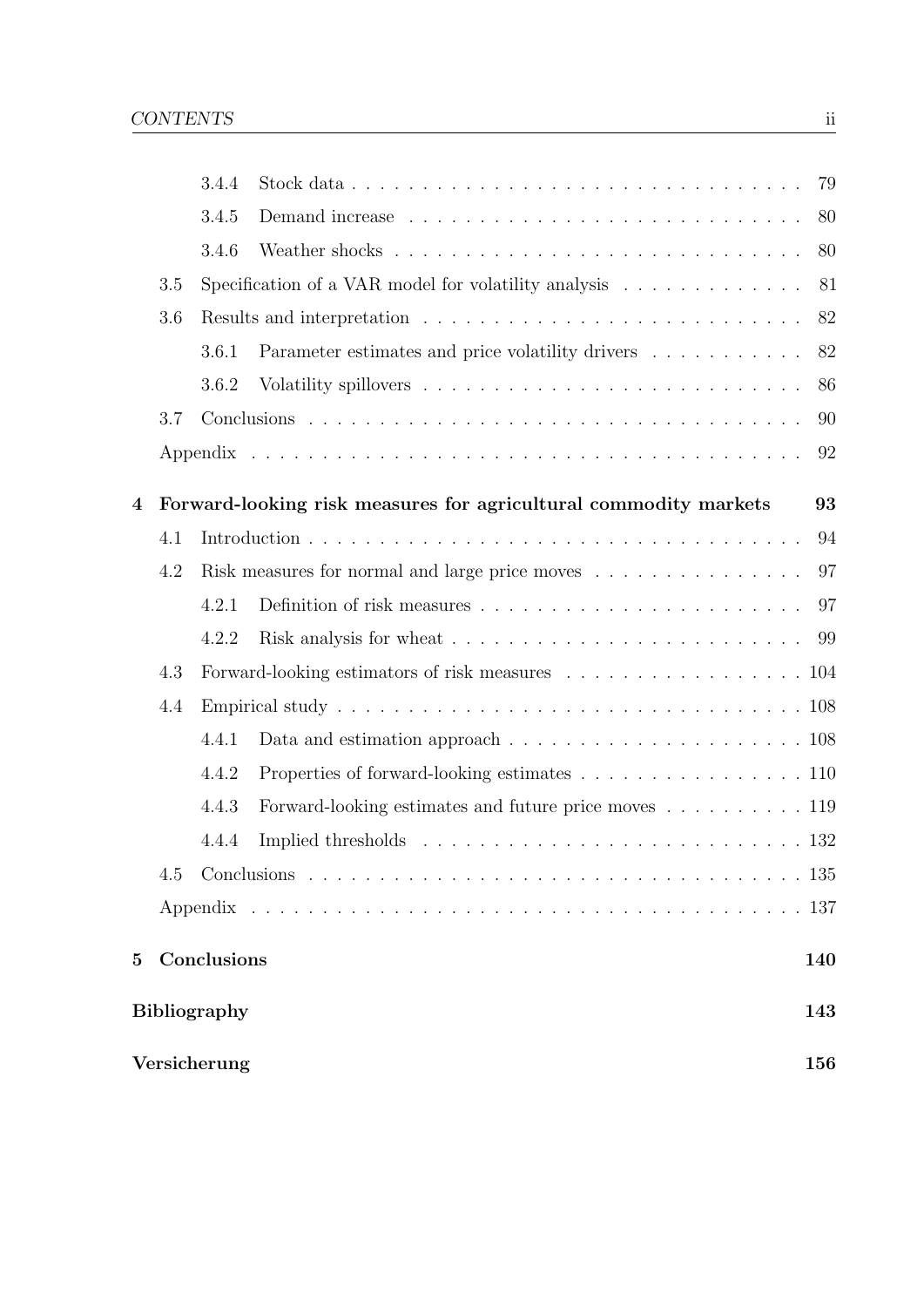- 3.4.4 Stock data . . . 79
- 3.4.5 Demand increase . . . 80
- 3.4.6 Weather shocks . . . 80
- 3.5 Specification of a VAR model for volatility analysis . . . 81
- 3.6 Results and interpretation . . . 82
  - 3.6.1 Parameter estimates and price volatility drivers . . . 82
  - 3.6.2 Volatility spillovers . . . 86
- 3.7 Conclusions . . . 90
- Appendix . . . 92

**4 Forward-looking risk measures for agricultural commodity markets 93**

- 4.1 Introduction . . . 94
- 4.2 Risk measures for normal and large price moves . . . 97
  - 4.2.1 Definition of risk measures . . . 97
  - 4.2.2 Risk analysis for wheat . . . 99
- 4.3 Forward-looking estimators of risk measures . . . 104
- 4.4 Empirical study . . . 108
  - 4.4.1 Data and estimation approach . . . 108
  - 4.4.2 Properties of forward-looking estimates . . . 110
  - 4.4.3 Forward-looking estimates and future price moves . . . 119
  - 4.4.4 Implied thresholds . . . 132
- 4.5 Conclusions . . . 135
- Appendix . . . 137

**5 Conclusions 140**

**Bibliography 143**

**Versicherung 156**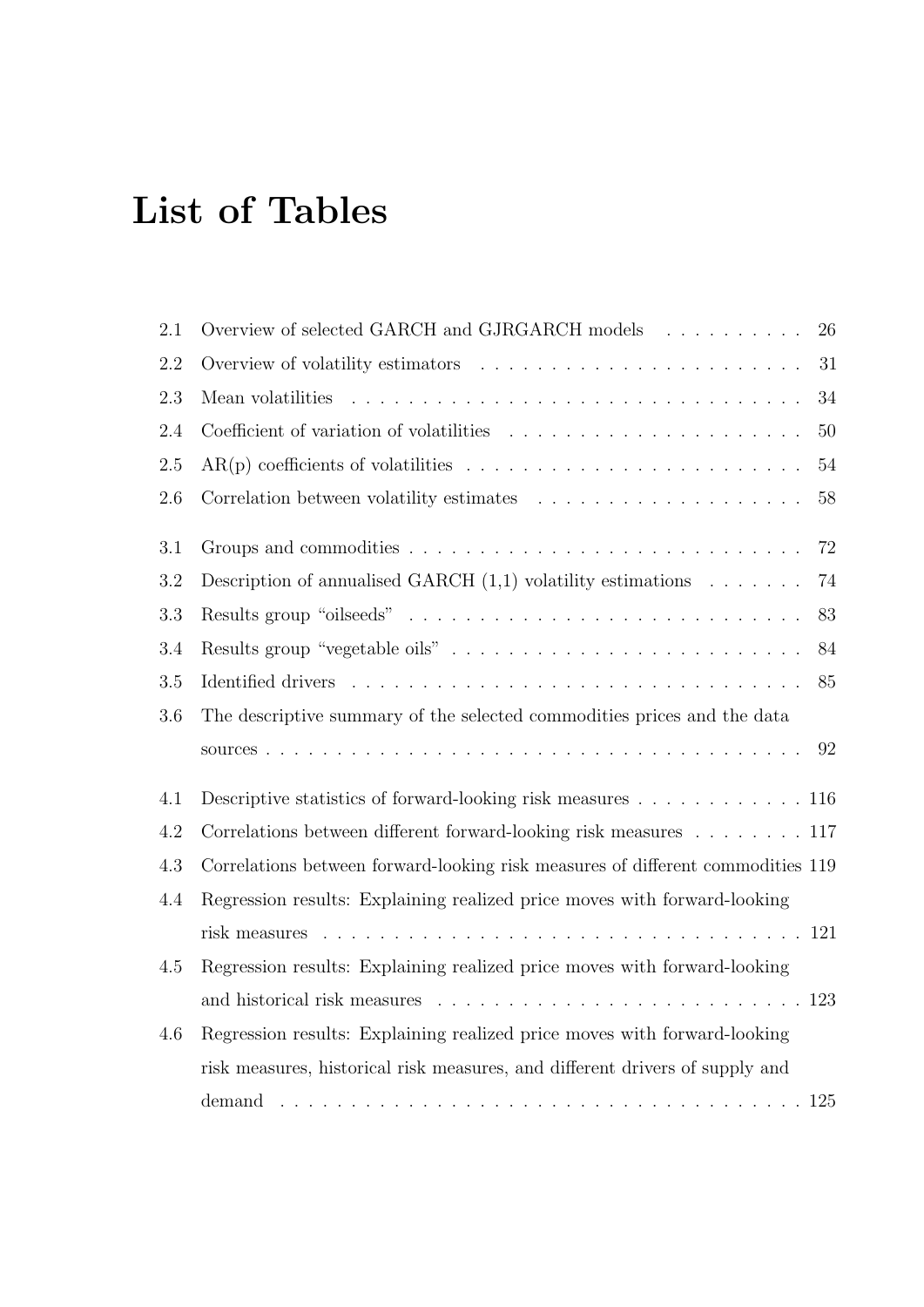# List of Tables

| | | |
|---|---|---|
| 2.1 | Overview of selected GARCH and GJRGARCH models | 26 |
| 2.2 | Overview of volatility estimators | 31 |
| 2.3 | Mean volatilities | 34 |
| 2.4 | Coefficient of variation of volatilities | 50 |
| 2.5 | AR(p) coefficients of volatilities | 54 |
| 2.6 | Correlation between volatility estimates | 58 |
| 3.1 | Groups and commodities | 72 |
| 3.2 | Description of annualised GARCH (1,1) volatility estimations | 74 |
| 3.3 | Results group "oilseeds" | 83 |
| 3.4 | Results group "vegetable oils" | 84 |
| 3.5 | Identified drivers | 85 |
| 3.6 | The descriptive summary of the selected commodities prices and the data sources | 92 |
| 4.1 | Descriptive statistics of forward-looking risk measures | 116 |
| 4.2 | Correlations between different forward-looking risk measures | 117 |
| 4.3 | Correlations between forward-looking risk measures of different commodities | 119 |
| 4.4 | Regression results: Explaining realized price moves with forward-looking risk measures | 121 |
| 4.5 | Regression results: Explaining realized price moves with forward-looking and historical risk measures | 123 |
| 4.6 | Regression results: Explaining realized price moves with forward-looking risk measures, historical risk measures, and different drivers of supply and demand | 125 |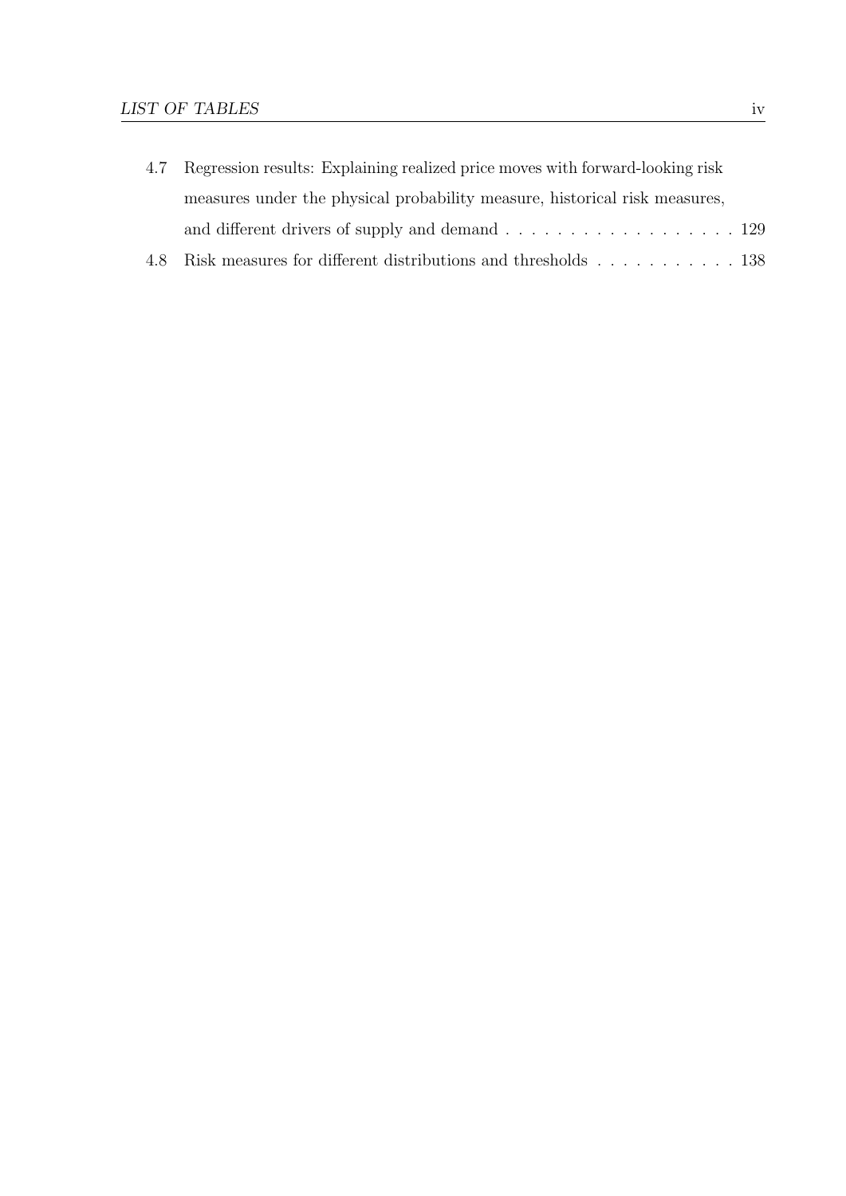4.7 Regression results: Explaining realized price moves with forward-looking risk measures under the physical probability measure, historical risk measures, and different drivers of supply and demand . . . . . . . . . . . . . . . . . . 129

4.8 Risk measures for different distributions and thresholds . . . . . . . . . . . 138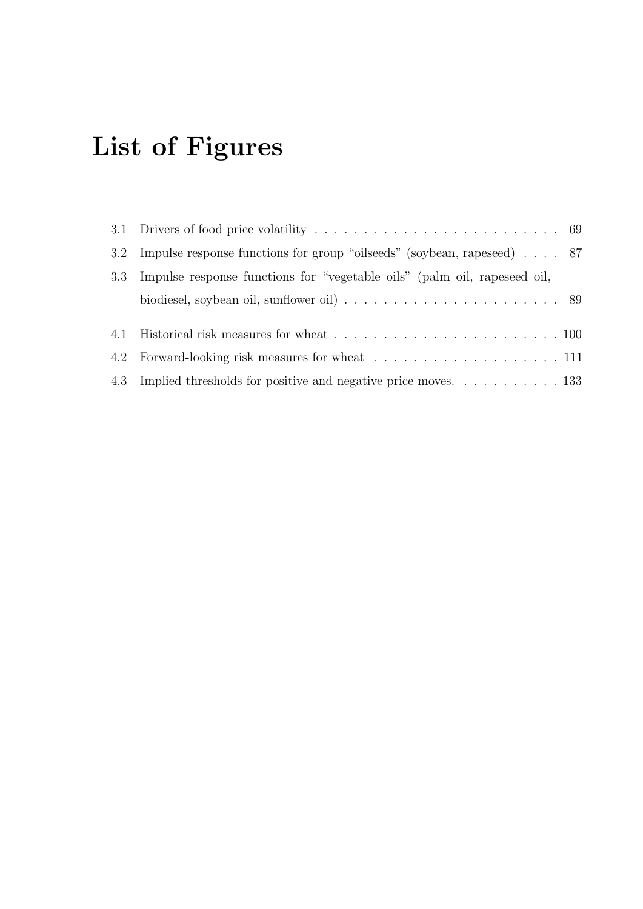# List of Figures

3.1 Drivers of food price volatility . . . . . . . . . . . . . . . . . . . . . . . . . 69

3.2 Impulse response functions for group "oilseeds" (soybean, rapeseed) . . . . 87

3.3 Impulse response functions for "vegetable oils" (palm oil, rapeseed oil, biodiesel, soybean oil, sunflower oil) . . . . . . . . . . . . . . . . . . . . . . 89

4.1 Historical risk measures for wheat . . . . . . . . . . . . . . . . . . . . . . . 100

4.2 Forward-looking risk measures for wheat . . . . . . . . . . . . . . . . . . . 111

4.3 Implied thresholds for positive and negative price moves. . . . . . . . . . . 133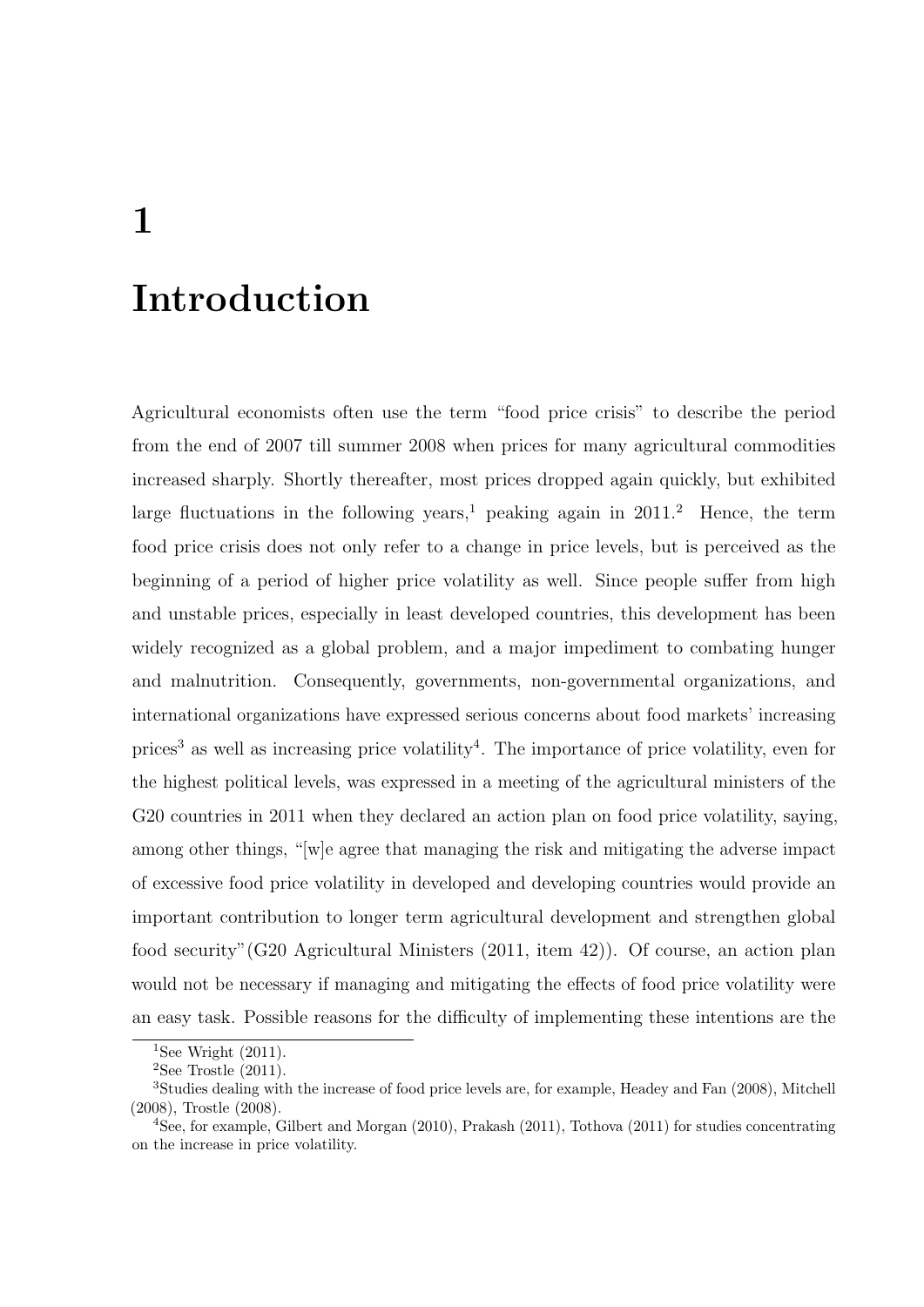# 1 Introduction

Agricultural economists often use the term "food price crisis" to describe the period from the end of 2007 till summer 2008 when prices for many agricultural commodities increased sharply. Shortly thereafter, most prices dropped again quickly, but exhibited large fluctuations in the following years,[1] peaking again in 2011.[2] Hence, the term food price crisis does not only refer to a change in price levels, but is perceived as the beginning of a period of higher price volatility as well. Since people suffer from high and unstable prices, especially in least developed countries, this development has been widely recognized as a global problem, and a major impediment to combating hunger and malnutrition. Consequently, governments, non-governmental organizations, and international organizations have expressed serious concerns about food markets' increasing prices[3] as well as increasing price volatility[4]. The importance of price volatility, even for the highest political levels, was expressed in a meeting of the agricultural ministers of the G20 countries in 2011 when they declared an action plan on food price volatility, saying, among other things, "[w]e agree that managing the risk and mitigating the adverse impact of excessive food price volatility in developed and developing countries would provide an important contribution to longer term agricultural development and strengthen global food security"(G20 Agricultural Ministers (2011, item 42)). Of course, an action plan would not be necessary if managing and mitigating the effects of food price volatility were an easy task. Possible reasons for the difficulty of implementing these intentions are the

[1] See Wright (2011).

[2] See Trostle (2011).

[3] Studies dealing with the increase of food price levels are, for example, Headey and Fan (2008), Mitchell (2008), Trostle (2008).

[4] See, for example, Gilbert and Morgan (2010), Prakash (2011), Tothova (2011) for studies concentrating on the increase in price volatility.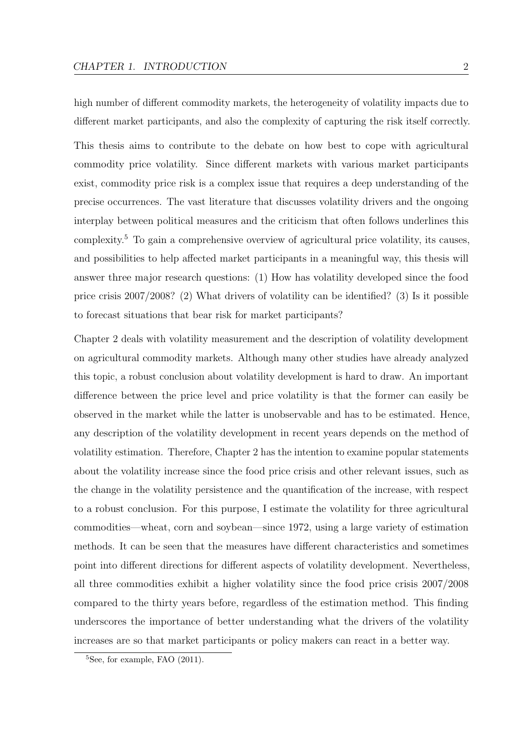high number of different commodity markets, the heterogeneity of volatility impacts due to different market participants, and also the complexity of capturing the risk itself correctly.

This thesis aims to contribute to the debate on how best to cope with agricultural commodity price volatility. Since different markets with various market participants exist, commodity price risk is a complex issue that requires a deep understanding of the precise occurrences. The vast literature that discusses volatility drivers and the ongoing interplay between political measures and the criticism that often follows underlines this complexity.[5] To gain a comprehensive overview of agricultural price volatility, its causes, and possibilities to help affected market participants in a meaningful way, this thesis will answer three major research questions: (1) How has volatility developed since the food price crisis 2007/2008? (2) What drivers of volatility can be identified? (3) Is it possible to forecast situations that bear risk for market participants?

Chapter 2 deals with volatility measurement and the description of volatility development on agricultural commodity markets. Although many other studies have already analyzed this topic, a robust conclusion about volatility development is hard to draw. An important difference between the price level and price volatility is that the former can easily be observed in the market while the latter is unobservable and has to be estimated. Hence, any description of the volatility development in recent years depends on the method of volatility estimation. Therefore, Chapter 2 has the intention to examine popular statements about the volatility increase since the food price crisis and other relevant issues, such as the change in the volatility persistence and the quantification of the increase, with respect to a robust conclusion. For this purpose, I estimate the volatility for three agricultural commodities—wheat, corn and soybean—since 1972, using a large variety of estimation methods. It can be seen that the measures have different characteristics and sometimes point into different directions for different aspects of volatility development. Nevertheless, all three commodities exhibit a higher volatility since the food price crisis 2007/2008 compared to the thirty years before, regardless of the estimation method. This finding underscores the importance of better understanding what the drivers of the volatility increases are so that market participants or policy makers can react in a better way.

[5] See, for example, FAO (2011).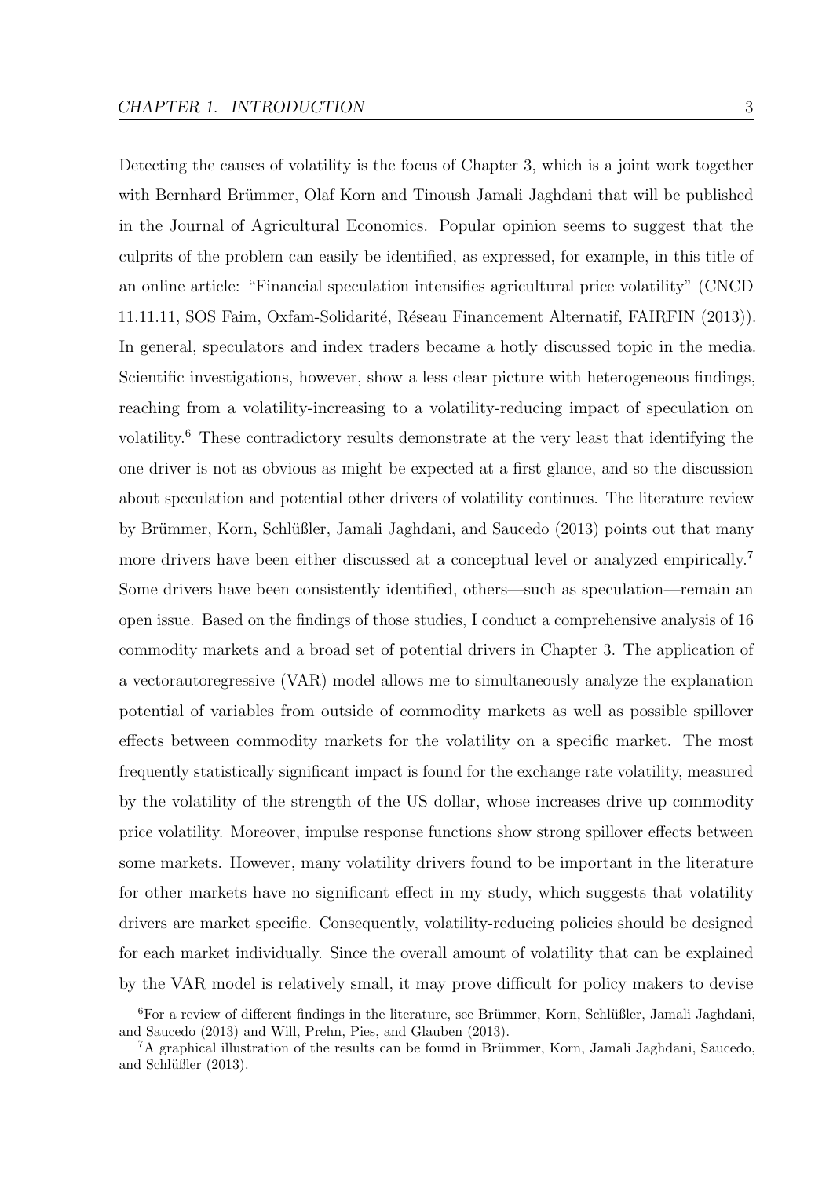Detecting the causes of volatility is the focus of Chapter 3, which is a joint work together with Bernhard Brümmer, Olaf Korn and Tinoush Jamali Jaghdani that will be published in the Journal of Agricultural Economics. Popular opinion seems to suggest that the culprits of the problem can easily be identified, as expressed, for example, in this title of an online article: "Financial speculation intensifies agricultural price volatility" (CNCD 11.11.11, SOS Faim, Oxfam-Solidarité, Réseau Financement Alternatif, FAIRFIN (2013)). In general, speculators and index traders became a hotly discussed topic in the media. Scientific investigations, however, show a less clear picture with heterogeneous findings, reaching from a volatility-increasing to a volatility-reducing impact of speculation on volatility.[6] These contradictory results demonstrate at the very least that identifying the one driver is not as obvious as might be expected at a first glance, and so the discussion about speculation and potential other drivers of volatility continues. The literature review by Brümmer, Korn, Schlüßler, Jamali Jaghdani, and Saucedo (2013) points out that many more drivers have been either discussed at a conceptual level or analyzed empirically.[7] Some drivers have been consistently identified, others—such as speculation—remain an open issue. Based on the findings of those studies, I conduct a comprehensive analysis of 16 commodity markets and a broad set of potential drivers in Chapter 3. The application of a vectorautoregressive (VAR) model allows me to simultaneously analyze the explanation potential of variables from outside of commodity markets as well as possible spillover effects between commodity markets for the volatility on a specific market. The most frequently statistically significant impact is found for the exchange rate volatility, measured by the volatility of the strength of the US dollar, whose increases drive up commodity price volatility. Moreover, impulse response functions show strong spillover effects between some markets. However, many volatility drivers found to be important in the literature for other markets have no significant effect in my study, which suggests that volatility drivers are market specific. Consequently, volatility-reducing policies should be designed for each market individually. Since the overall amount of volatility that can be explained by the VAR model is relatively small, it may prove difficult for policy makers to devise

[6] For a review of different findings in the literature, see Brümmer, Korn, Schlüßler, Jamali Jaghdani, and Saucedo (2013) and Will, Prehn, Pies, and Glauben (2013).

[7] A graphical illustration of the results can be found in Brümmer, Korn, Jamali Jaghdani, Saucedo, and Schlüßler (2013).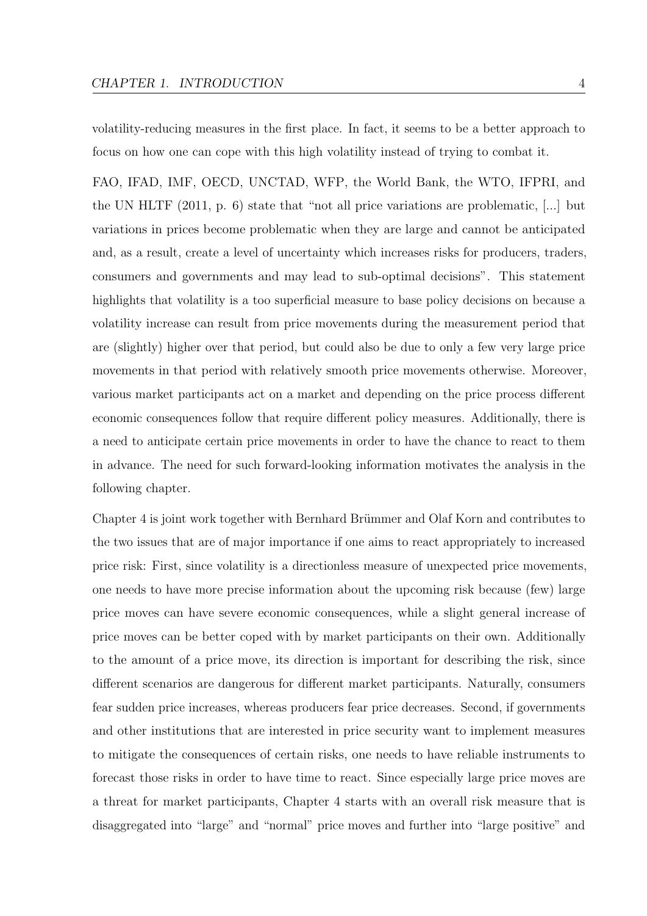volatility-reducing measures in the first place. In fact, it seems to be a better approach to focus on how one can cope with this high volatility instead of trying to combat it.

FAO, IFAD, IMF, OECD, UNCTAD, WFP, the World Bank, the WTO, IFPRI, and the UN HLTF (2011, p. 6) state that "not all price variations are problematic, [...] but variations in prices become problematic when they are large and cannot be anticipated and, as a result, create a level of uncertainty which increases risks for producers, traders, consumers and governments and may lead to sub-optimal decisions". This statement highlights that volatility is a too superficial measure to base policy decisions on because a volatility increase can result from price movements during the measurement period that are (slightly) higher over that period, but could also be due to only a few very large price movements in that period with relatively smooth price movements otherwise. Moreover, various market participants act on a market and depending on the price process different economic consequences follow that require different policy measures. Additionally, there is a need to anticipate certain price movements in order to have the chance to react to them in advance. The need for such forward-looking information motivates the analysis in the following chapter.

Chapter 4 is joint work together with Bernhard Brümmer and Olaf Korn and contributes to the two issues that are of major importance if one aims to react appropriately to increased price risk: First, since volatility is a directionless measure of unexpected price movements, one needs to have more precise information about the upcoming risk because (few) large price moves can have severe economic consequences, while a slight general increase of price moves can be better coped with by market participants on their own. Additionally to the amount of a price move, its direction is important for describing the risk, since different scenarios are dangerous for different market participants. Naturally, consumers fear sudden price increases, whereas producers fear price decreases. Second, if governments and other institutions that are interested in price security want to implement measures to mitigate the consequences of certain risks, one needs to have reliable instruments to forecast those risks in order to have time to react. Since especially large price moves are a threat for market participants, Chapter 4 starts with an overall risk measure that is disaggregated into "large" and "normal" price moves and further into "large positive" and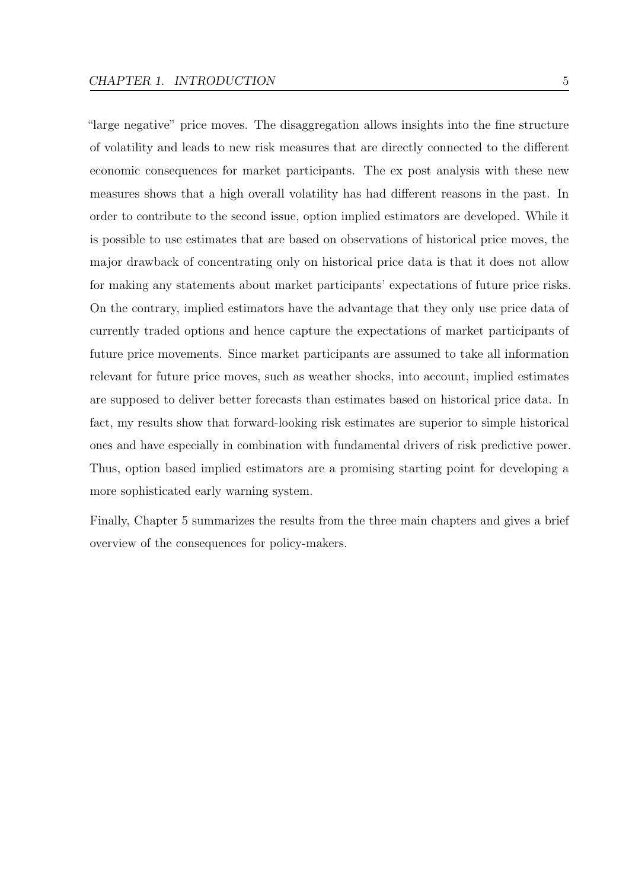"large negative" price moves. The disaggregation allows insights into the fine structure of volatility and leads to new risk measures that are directly connected to the different economic consequences for market participants. The ex post analysis with these new measures shows that a high overall volatility has had different reasons in the past. In order to contribute to the second issue, option implied estimators are developed. While it is possible to use estimates that are based on observations of historical price moves, the major drawback of concentrating only on historical price data is that it does not allow for making any statements about market participants' expectations of future price risks. On the contrary, implied estimators have the advantage that they only use price data of currently traded options and hence capture the expectations of market participants of future price movements. Since market participants are assumed to take all information relevant for future price moves, such as weather shocks, into account, implied estimates are supposed to deliver better forecasts than estimates based on historical price data. In fact, my results show that forward-looking risk estimates are superior to simple historical ones and have especially in combination with fundamental drivers of risk predictive power. Thus, option based implied estimators are a promising starting point for developing a more sophisticated early warning system.

Finally, Chapter 5 summarizes the results from the three main chapters and gives a brief overview of the consequences for policy-makers.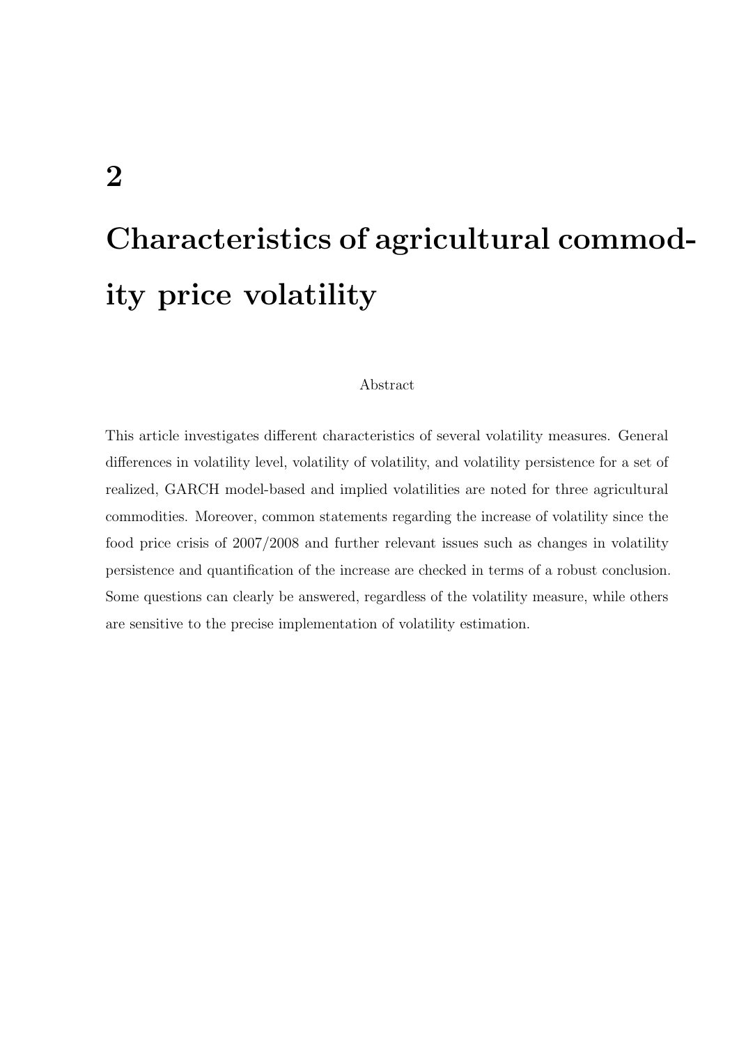# 2

# Characteristics of agricultural commodity price volatility

Abstract

This article investigates different characteristics of several volatility measures. General differences in volatility level, volatility of volatility, and volatility persistence for a set of realized, GARCH model-based and implied volatilities are noted for three agricultural commodities. Moreover, common statements regarding the increase of volatility since the food price crisis of 2007/2008 and further relevant issues such as changes in volatility persistence and quantification of the increase are checked in terms of a robust conclusion. Some questions can clearly be answered, regardless of the volatility measure, while others are sensitive to the precise implementation of volatility estimation.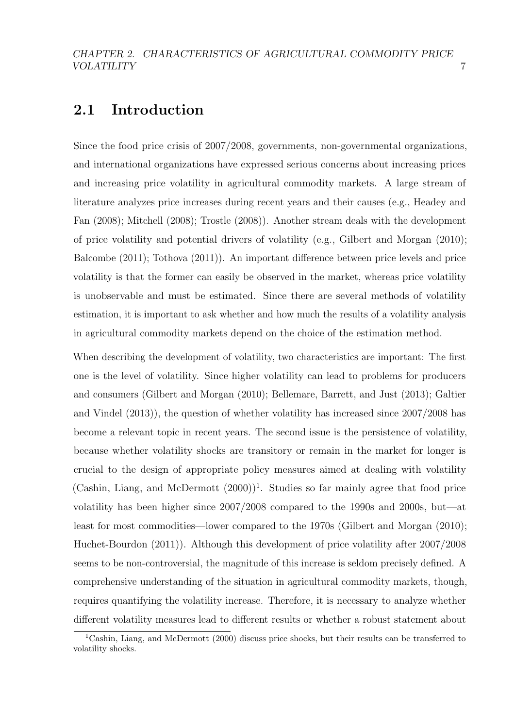## 2.1 Introduction

Since the food price crisis of 2007/2008, governments, non-governmental organizations, and international organizations have expressed serious concerns about increasing prices and increasing price volatility in agricultural commodity markets. A large stream of literature analyzes price increases during recent years and their causes (e.g., Headey and Fan (2008); Mitchell (2008); Trostle (2008)). Another stream deals with the development of price volatility and potential drivers of volatility (e.g., Gilbert and Morgan (2010); Balcombe (2011); Tothova (2011)). An important difference between price levels and price volatility is that the former can easily be observed in the market, whereas price volatility is unobservable and must be estimated. Since there are several methods of volatility estimation, it is important to ask whether and how much the results of a volatility analysis in agricultural commodity markets depend on the choice of the estimation method.

When describing the development of volatility, two characteristics are important: The first one is the level of volatility. Since higher volatility can lead to problems for producers and consumers (Gilbert and Morgan (2010); Bellemare, Barrett, and Just (2013); Galtier and Vindel (2013)), the question of whether volatility has increased since 2007/2008 has become a relevant topic in recent years. The second issue is the persistence of volatility, because whether volatility shocks are transitory or remain in the market for longer is crucial to the design of appropriate policy measures aimed at dealing with volatility (Cashin, Liang, and McDermott (2000))[1]. Studies so far mainly agree that food price volatility has been higher since 2007/2008 compared to the 1990s and 2000s, but—at least for most commodities—lower compared to the 1970s (Gilbert and Morgan (2010); Huchet-Bourdon (2011)). Although this development of price volatility after 2007/2008 seems to be non-controversial, the magnitude of this increase is seldom precisely defined. A comprehensive understanding of the situation in agricultural commodity markets, though, requires quantifying the volatility increase. Therefore, it is necessary to analyze whether different volatility measures lead to different results or whether a robust statement about

[1] Cashin, Liang, and McDermott (2000) discuss price shocks, but their results can be transferred to volatility shocks.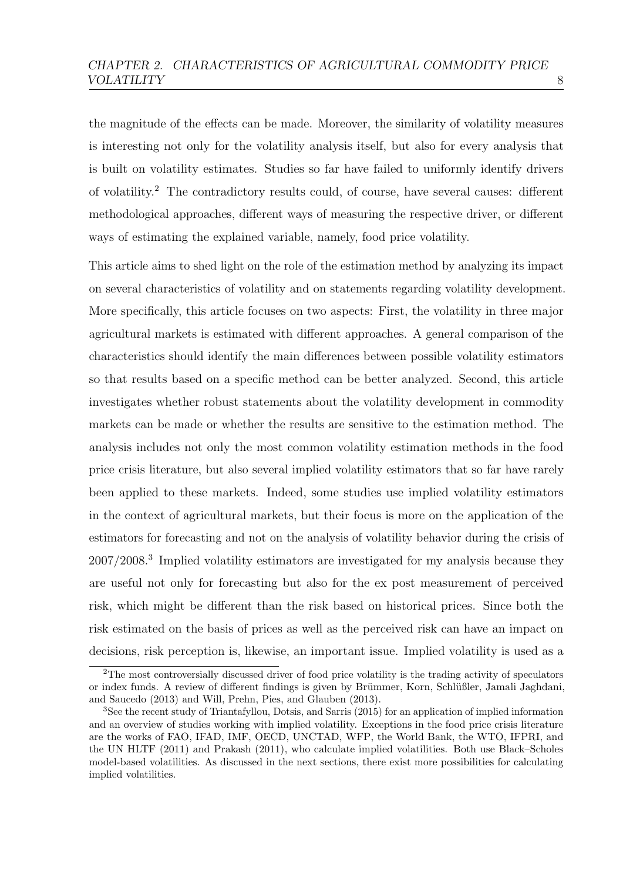the magnitude of the effects can be made. Moreover, the similarity of volatility measures is interesting not only for the volatility analysis itself, but also for every analysis that is built on volatility estimates. Studies so far have failed to uniformly identify drivers of volatility.[2] The contradictory results could, of course, have several causes: different methodological approaches, different ways of measuring the respective driver, or different ways of estimating the explained variable, namely, food price volatility.

This article aims to shed light on the role of the estimation method by analyzing its impact on several characteristics of volatility and on statements regarding volatility development. More specifically, this article focuses on two aspects: First, the volatility in three major agricultural markets is estimated with different approaches. A general comparison of the characteristics should identify the main differences between possible volatility estimators so that results based on a specific method can be better analyzed. Second, this article investigates whether robust statements about the volatility development in commodity markets can be made or whether the results are sensitive to the estimation method. The analysis includes not only the most common volatility estimation methods in the food price crisis literature, but also several implied volatility estimators that so far have rarely been applied to these markets. Indeed, some studies use implied volatility estimators in the context of agricultural markets, but their focus is more on the application of the estimators for forecasting and not on the analysis of volatility behavior during the crisis of 2007/2008.[3] Implied volatility estimators are investigated for my analysis because they are useful not only for forecasting but also for the ex post measurement of perceived risk, which might be different than the risk based on historical prices. Since both the risk estimated on the basis of prices as well as the perceived risk can have an impact on decisions, risk perception is, likewise, an important issue. Implied volatility is used as a

[2] The most controversially discussed driver of food price volatility is the trading activity of speculators or index funds. A review of different findings is given by Brümmer, Korn, Schlüßler, Jamali Jaghdani, and Saucedo (2013) and Will, Prehn, Pies, and Glauben (2013).

[3] See the recent study of Triantafyllou, Dotsis, and Sarris (2015) for an application of implied information and an overview of studies working with implied volatility. Exceptions in the food price crisis literature are the works of FAO, IFAD, IMF, OECD, UNCTAD, WFP, the World Bank, the WTO, IFPRI, and the UN HLTF (2011) and Prakash (2011), who calculate implied volatilities. Both use Black–Scholes model-based volatilities. As discussed in the next sections, there exist more possibilities for calculating implied volatilities.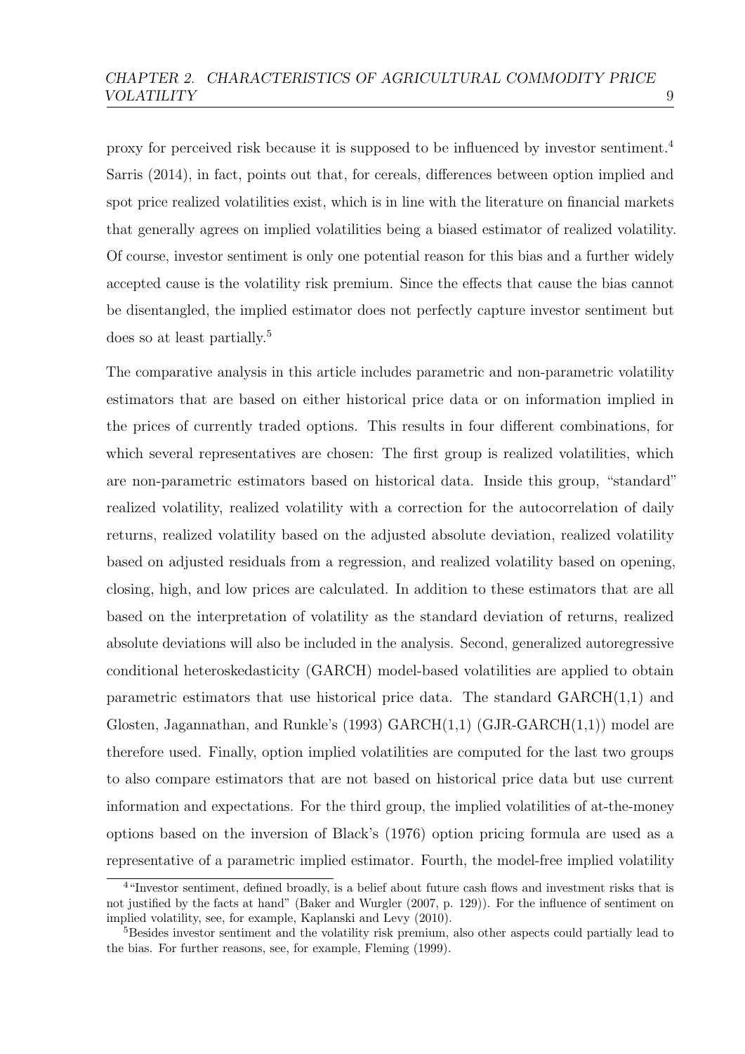proxy for perceived risk because it is supposed to be influenced by investor sentiment.[4] Sarris (2014), in fact, points out that, for cereals, differences between option implied and spot price realized volatilities exist, which is in line with the literature on financial markets that generally agrees on implied volatilities being a biased estimator of realized volatility. Of course, investor sentiment is only one potential reason for this bias and a further widely accepted cause is the volatility risk premium. Since the effects that cause the bias cannot be disentangled, the implied estimator does not perfectly capture investor sentiment but does so at least partially.[5]

The comparative analysis in this article includes parametric and non-parametric volatility estimators that are based on either historical price data or on information implied in the prices of currently traded options. This results in four different combinations, for which several representatives are chosen: The first group is realized volatilities, which are non-parametric estimators based on historical data. Inside this group, "standard" realized volatility, realized volatility with a correction for the autocorrelation of daily returns, realized volatility based on the adjusted absolute deviation, realized volatility based on adjusted residuals from a regression, and realized volatility based on opening, closing, high, and low prices are calculated. In addition to these estimators that are all based on the interpretation of volatility as the standard deviation of returns, realized absolute deviations will also be included in the analysis. Second, generalized autoregressive conditional heteroskedasticity (GARCH) model-based volatilities are applied to obtain parametric estimators that use historical price data. The standard GARCH(1,1) and Glosten, Jagannathan, and Runkle's (1993) GARCH(1,1) (GJR-GARCH(1,1)) model are therefore used. Finally, option implied volatilities are computed for the last two groups to also compare estimators that are not based on historical price data but use current information and expectations. For the third group, the implied volatilities of at-the-money options based on the inversion of Black's (1976) option pricing formula are used as a representative of a parametric implied estimator. Fourth, the model-free implied volatility

[4] "Investor sentiment, defined broadly, is a belief about future cash flows and investment risks that is not justified by the facts at hand" (Baker and Wurgler (2007, p. 129)). For the influence of sentiment on implied volatility, see, for example, Kaplanski and Levy (2010).

[5] Besides investor sentiment and the volatility risk premium, also other aspects could partially lead to the bias. For further reasons, see, for example, Fleming (1999).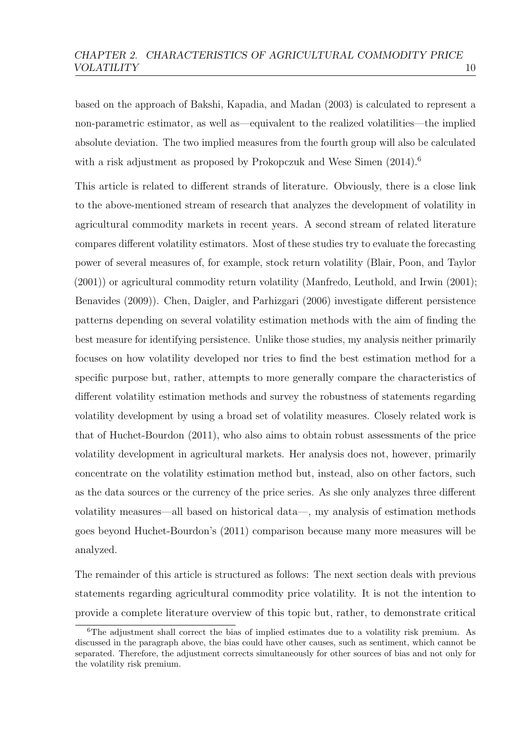based on the approach of Bakshi, Kapadia, and Madan (2003) is calculated to represent a non-parametric estimator, as well as—equivalent to the realized volatilities—the implied absolute deviation. The two implied measures from the fourth group will also be calculated with a risk adjustment as proposed by Prokopczuk and Wese Simen (2014).[6]

This article is related to different strands of literature. Obviously, there is a close link to the above-mentioned stream of research that analyzes the development of volatility in agricultural commodity markets in recent years. A second stream of related literature compares different volatility estimators. Most of these studies try to evaluate the forecasting power of several measures of, for example, stock return volatility (Blair, Poon, and Taylor (2001)) or agricultural commodity return volatility (Manfredo, Leuthold, and Irwin (2001); Benavides (2009)). Chen, Daigler, and Parhizgari (2006) investigate different persistence patterns depending on several volatility estimation methods with the aim of finding the best measure for identifying persistence. Unlike those studies, my analysis neither primarily focuses on how volatility developed nor tries to find the best estimation method for a specific purpose but, rather, attempts to more generally compare the characteristics of different volatility estimation methods and survey the robustness of statements regarding volatility development by using a broad set of volatility measures. Closely related work is that of Huchet-Bourdon (2011), who also aims to obtain robust assessments of the price volatility development in agricultural markets. Her analysis does not, however, primarily concentrate on the volatility estimation method but, instead, also on other factors, such as the data sources or the currency of the price series. As she only analyzes three different volatility measures—all based on historical data—, my analysis of estimation methods goes beyond Huchet-Bourdon's (2011) comparison because many more measures will be analyzed.

The remainder of this article is structured as follows: The next section deals with previous statements regarding agricultural commodity price volatility. It is not the intention to provide a complete literature overview of this topic but, rather, to demonstrate critical

[6] The adjustment shall correct the bias of implied estimates due to a volatility risk premium. As discussed in the paragraph above, the bias could have other causes, such as sentiment, which cannot be separated. Therefore, the adjustment corrects simultaneously for other sources of bias and not only for the volatility risk premium.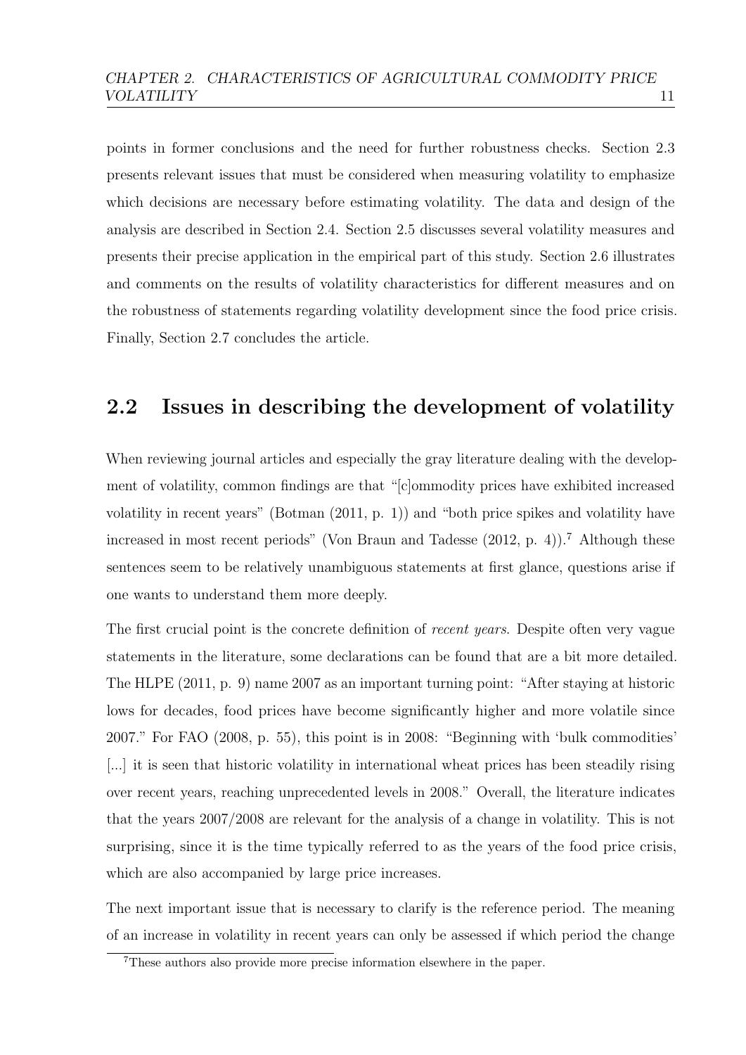points in former conclusions and the need for further robustness checks. Section 2.3 presents relevant issues that must be considered when measuring volatility to emphasize which decisions are necessary before estimating volatility. The data and design of the analysis are described in Section 2.4. Section 2.5 discusses several volatility measures and presents their precise application in the empirical part of this study. Section 2.6 illustrates and comments on the results of volatility characteristics for different measures and on the robustness of statements regarding volatility development since the food price crisis. Finally, Section 2.7 concludes the article.

## 2.2 Issues in describing the development of volatility

When reviewing journal articles and especially the gray literature dealing with the development of volatility, common findings are that "[c]ommodity prices have exhibited increased volatility in recent years" (Botman (2011, p. 1)) and "both price spikes and volatility have increased in most recent periods" (Von Braun and Tadesse (2012, p. 4)).[7] Although these sentences seem to be relatively unambiguous statements at first glance, questions arise if one wants to understand them more deeply.

The first crucial point is the concrete definition of *recent years*. Despite often very vague statements in the literature, some declarations can be found that are a bit more detailed. The HLPE (2011, p. 9) name 2007 as an important turning point: "After staying at historic lows for decades, food prices have become significantly higher and more volatile since 2007." For FAO (2008, p. 55), this point is in 2008: "Beginning with 'bulk commodities' [...] it is seen that historic volatility in international wheat prices has been steadily rising over recent years, reaching unprecedented levels in 2008." Overall, the literature indicates that the years 2007/2008 are relevant for the analysis of a change in volatility. This is not surprising, since it is the time typically referred to as the years of the food price crisis, which are also accompanied by large price increases.

The next important issue that is necessary to clarify is the reference period. The meaning of an increase in volatility in recent years can only be assessed if which period the change

[7] These authors also provide more precise information elsewhere in the paper.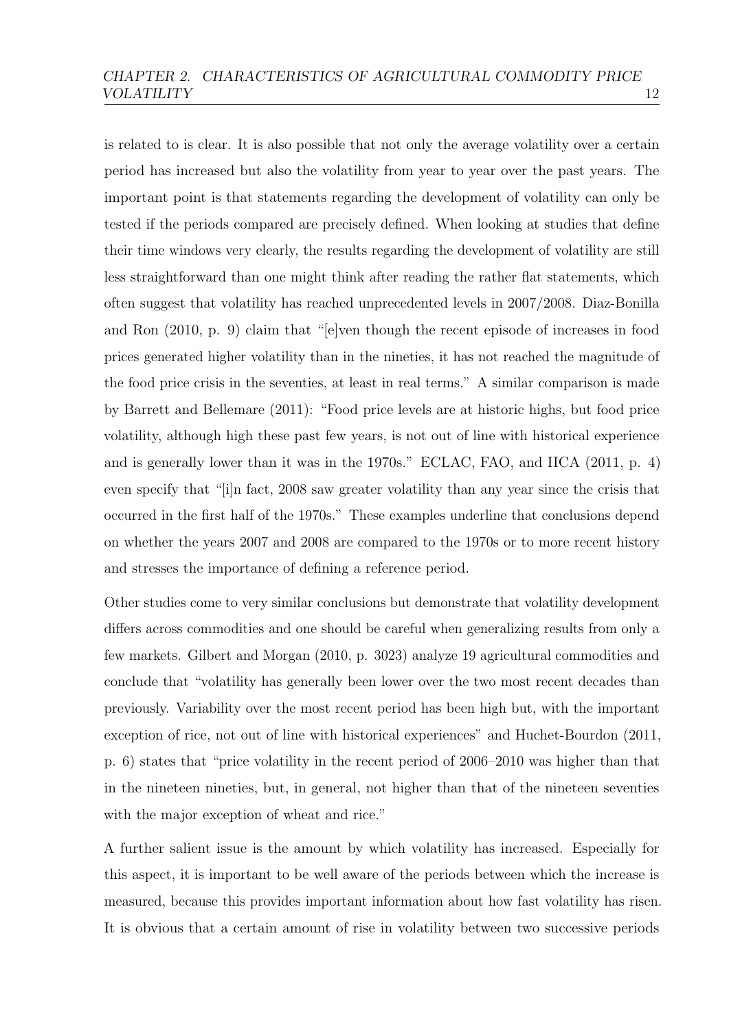is related to is clear. It is also possible that not only the average volatility over a certain period has increased but also the volatility from year to year over the past years. The important point is that statements regarding the development of volatility can only be tested if the periods compared are precisely defined. When looking at studies that define their time windows very clearly, the results regarding the development of volatility are still less straightforward than one might think after reading the rather flat statements, which often suggest that volatility has reached unprecedented levels in 2007/2008. Diaz-Bonilla and Ron (2010, p. 9) claim that "[e]ven though the recent episode of increases in food prices generated higher volatility than in the nineties, it has not reached the magnitude of the food price crisis in the seventies, at least in real terms." A similar comparison is made by Barrett and Bellemare (2011): "Food price levels are at historic highs, but food price volatility, although high these past few years, is not out of line with historical experience and is generally lower than it was in the 1970s." ECLAC, FAO, and IICA (2011, p. 4) even specify that "[i]n fact, 2008 saw greater volatility than any year since the crisis that occurred in the first half of the 1970s." These examples underline that conclusions depend on whether the years 2007 and 2008 are compared to the 1970s or to more recent history and stresses the importance of defining a reference period.

Other studies come to very similar conclusions but demonstrate that volatility development differs across commodities and one should be careful when generalizing results from only a few markets. Gilbert and Morgan (2010, p. 3023) analyze 19 agricultural commodities and conclude that "volatility has generally been lower over the two most recent decades than previously. Variability over the most recent period has been high but, with the important exception of rice, not out of line with historical experiences" and Huchet-Bourdon (2011, p. 6) states that "price volatility in the recent period of 2006–2010 was higher than that in the nineteen nineties, but, in general, not higher than that of the nineteen seventies with the major exception of wheat and rice."

A further salient issue is the amount by which volatility has increased. Especially for this aspect, it is important to be well aware of the periods between which the increase is measured, because this provides important information about how fast volatility has risen. It is obvious that a certain amount of rise in volatility between two successive periods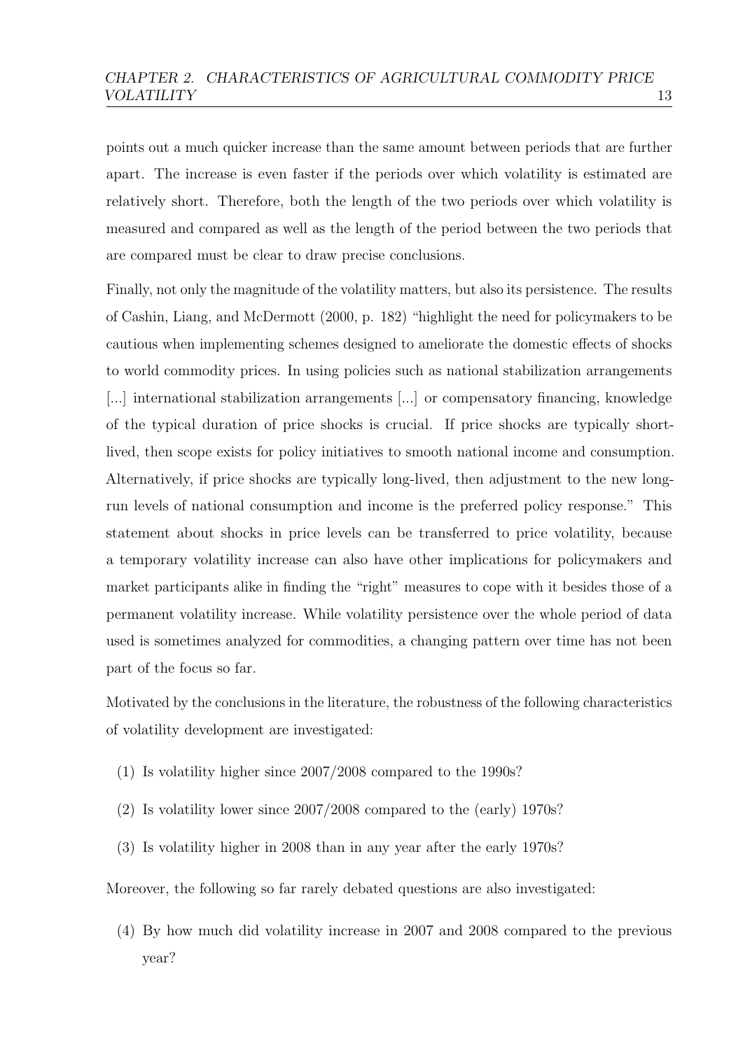points out a much quicker increase than the same amount between periods that are further apart. The increase is even faster if the periods over which volatility is estimated are relatively short. Therefore, both the length of the two periods over which volatility is measured and compared as well as the length of the period between the two periods that are compared must be clear to draw precise conclusions.

Finally, not only the magnitude of the volatility matters, but also its persistence. The results of Cashin, Liang, and McDermott (2000, p. 182) "highlight the need for policymakers to be cautious when implementing schemes designed to ameliorate the domestic effects of shocks to world commodity prices. In using policies such as national stabilization arrangements [...] international stabilization arrangements [...] or compensatory financing, knowledge of the typical duration of price shocks is crucial. If price shocks are typically short-lived, then scope exists for policy initiatives to smooth national income and consumption. Alternatively, if price shocks are typically long-lived, then adjustment to the new long-run levels of national consumption and income is the preferred policy response." This statement about shocks in price levels can be transferred to price volatility, because a temporary volatility increase can also have other implications for policymakers and market participants alike in finding the "right" measures to cope with it besides those of a permanent volatility increase. While volatility persistence over the whole period of data used is sometimes analyzed for commodities, a changing pattern over time has not been part of the focus so far.

Motivated by the conclusions in the literature, the robustness of the following characteristics of volatility development are investigated:

(1) Is volatility higher since 2007/2008 compared to the 1990s?

(2) Is volatility lower since 2007/2008 compared to the (early) 1970s?

(3) Is volatility higher in 2008 than in any year after the early 1970s?

Moreover, the following so far rarely debated questions are also investigated:

(4) By how much did volatility increase in 2007 and 2008 compared to the previous year?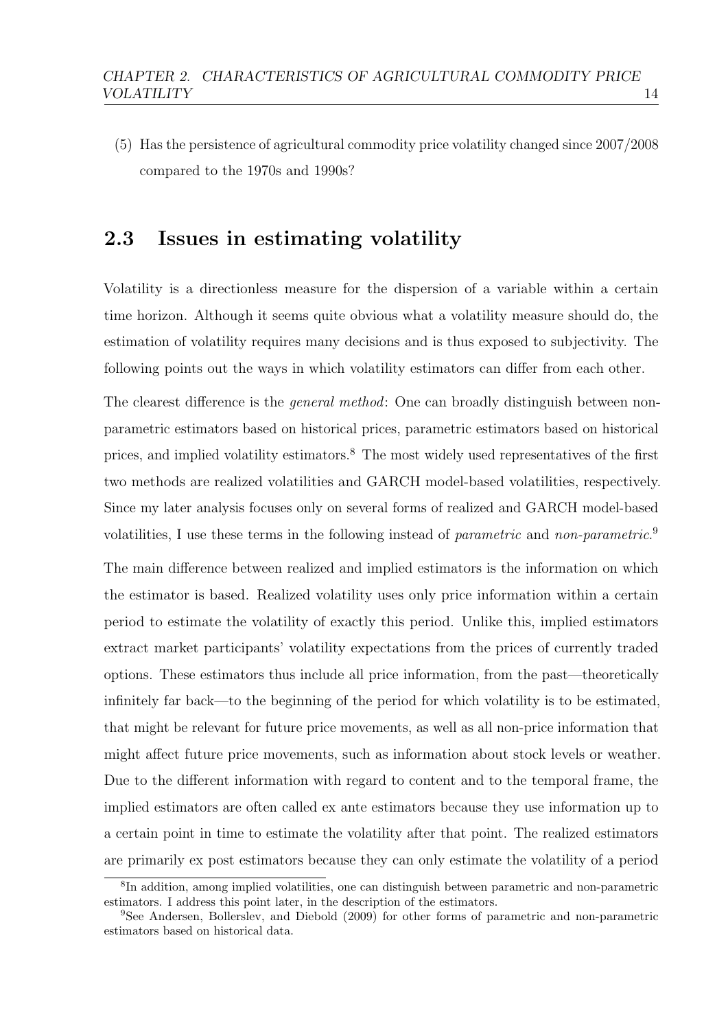(5) Has the persistence of agricultural commodity price volatility changed since 2007/2008 compared to the 1970s and 1990s?

## 2.3 Issues in estimating volatility

Volatility is a directionless measure for the dispersion of a variable within a certain time horizon. Although it seems quite obvious what a volatility measure should do, the estimation of volatility requires many decisions and is thus exposed to subjectivity. The following points out the ways in which volatility estimators can differ from each other.

The clearest difference is the *general method*: One can broadly distinguish between non-parametric estimators based on historical prices, parametric estimators based on historical prices, and implied volatility estimators.[8] The most widely used representatives of the first two methods are realized volatilities and GARCH model-based volatilities, respectively. Since my later analysis focuses only on several forms of realized and GARCH model-based volatilities, I use these terms in the following instead of *parametric* and *non-parametric*.[9]

The main difference between realized and implied estimators is the information on which the estimator is based. Realized volatility uses only price information within a certain period to estimate the volatility of exactly this period. Unlike this, implied estimators extract market participants' volatility expectations from the prices of currently traded options. These estimators thus include all price information, from the past—theoretically infinitely far back—to the beginning of the period for which volatility is to be estimated, that might be relevant for future price movements, as well as all non-price information that might affect future price movements, such as information about stock levels or weather. Due to the different information with regard to content and to the temporal frame, the implied estimators are often called ex ante estimators because they use information up to a certain point in time to estimate the volatility after that point. The realized estimators are primarily ex post estimators because they can only estimate the volatility of a period

[8] In addition, among implied volatilities, one can distinguish between parametric and non-parametric estimators. I address this point later, in the description of the estimators.

[9] See Andersen, Bollerslev, and Diebold (2009) for other forms of parametric and non-parametric estimators based on historical data.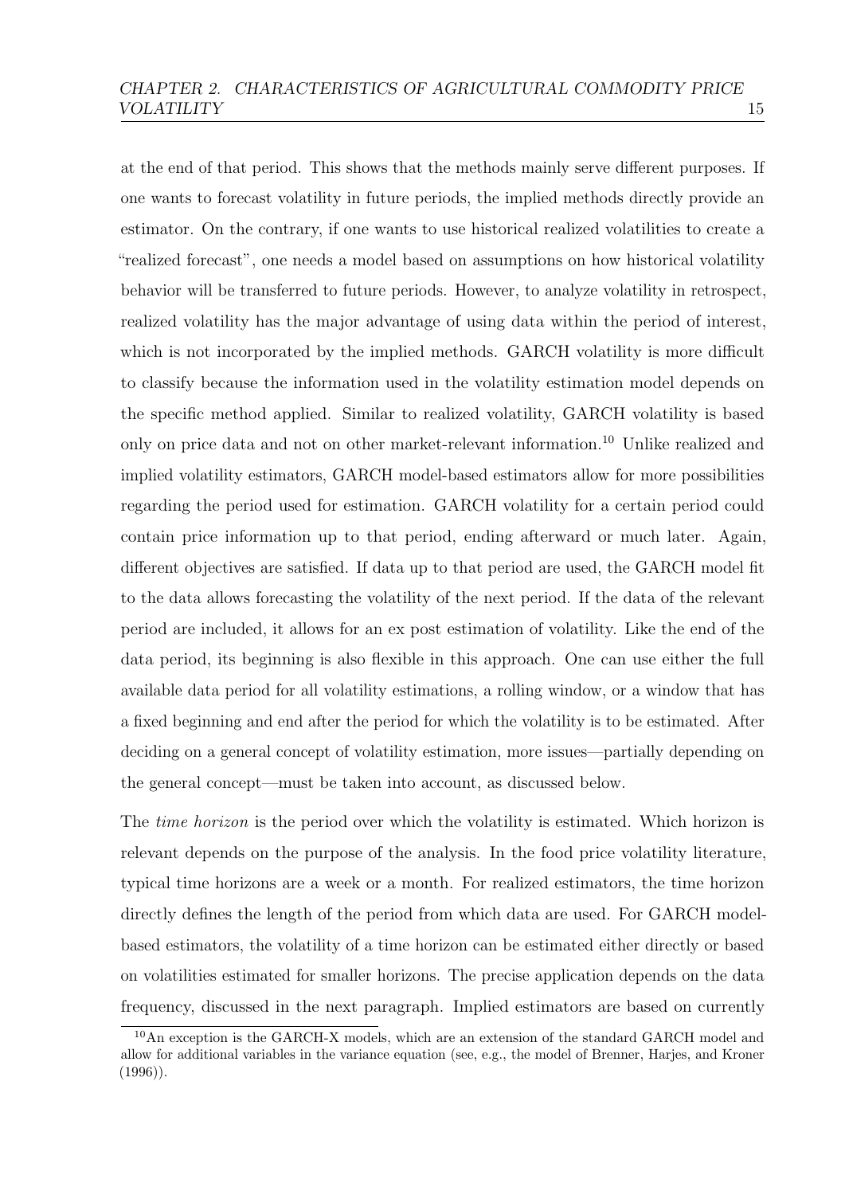at the end of that period. This shows that the methods mainly serve different purposes. If one wants to forecast volatility in future periods, the implied methods directly provide an estimator. On the contrary, if one wants to use historical realized volatilities to create a "realized forecast", one needs a model based on assumptions on how historical volatility behavior will be transferred to future periods. However, to analyze volatility in retrospect, realized volatility has the major advantage of using data within the period of interest, which is not incorporated by the implied methods. GARCH volatility is more difficult to classify because the information used in the volatility estimation model depends on the specific method applied. Similar to realized volatility, GARCH volatility is based only on price data and not on other market-relevant information.[10] Unlike realized and implied volatility estimators, GARCH model-based estimators allow for more possibilities regarding the period used for estimation. GARCH volatility for a certain period could contain price information up to that period, ending afterward or much later. Again, different objectives are satisfied. If data up to that period are used, the GARCH model fit to the data allows forecasting the volatility of the next period. If the data of the relevant period are included, it allows for an ex post estimation of volatility. Like the end of the data period, its beginning is also flexible in this approach. One can use either the full available data period for all volatility estimations, a rolling window, or a window that has a fixed beginning and end after the period for which the volatility is to be estimated. After deciding on a general concept of volatility estimation, more issues—partially depending on the general concept—must be taken into account, as discussed below.

The *time horizon* is the period over which the volatility is estimated. Which horizon is relevant depends on the purpose of the analysis. In the food price volatility literature, typical time horizons are a week or a month. For realized estimators, the time horizon directly defines the length of the period from which data are used. For GARCH model-based estimators, the volatility of a time horizon can be estimated either directly or based on volatilities estimated for smaller horizons. The precise application depends on the data frequency, discussed in the next paragraph. Implied estimators are based on currently

[10] An exception is the GARCH-X models, which are an extension of the standard GARCH model and allow for additional variables in the variance equation (see, e.g., the model of Brenner, Harjes, and Kroner (1996)).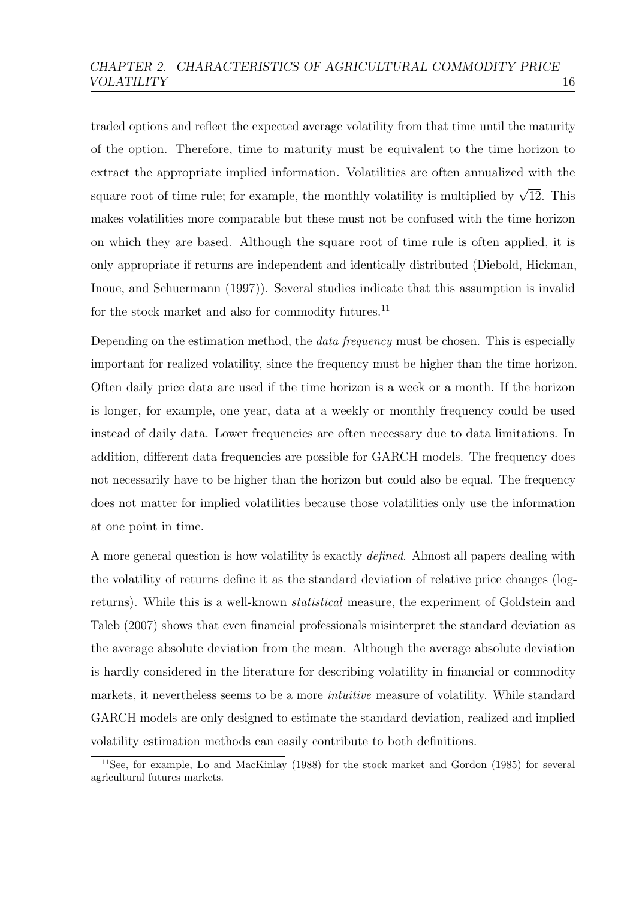traded options and reflect the expected average volatility from that time until the maturity of the option. Therefore, time to maturity must be equivalent to the time horizon to extract the appropriate implied information. Volatilities are often annualized with the square root of time rule; for example, the monthly volatility is multiplied by $\sqrt{12}$. This makes volatilities more comparable but these must not be confused with the time horizon on which they are based. Although the square root of time rule is often applied, it is only appropriate if returns are independent and identically distributed (Diebold, Hickman, Inoue, and Schuermann (1997)). Several studies indicate that this assumption is invalid for the stock market and also for commodity futures.[11]

Depending on the estimation method, the *data frequency* must be chosen. This is especially important for realized volatility, since the frequency must be higher than the time horizon. Often daily price data are used if the time horizon is a week or a month. If the horizon is longer, for example, one year, data at a weekly or monthly frequency could be used instead of daily data. Lower frequencies are often necessary due to data limitations. In addition, different data frequencies are possible for GARCH models. The frequency does not necessarily have to be higher than the horizon but could also be equal. The frequency does not matter for implied volatilities because those volatilities only use the information at one point in time.

A more general question is how volatility is exactly *defined*. Almost all papers dealing with the volatility of returns define it as the standard deviation of relative price changes (log-returns). While this is a well-known *statistical* measure, the experiment of Goldstein and Taleb (2007) shows that even financial professionals misinterpret the standard deviation as the average absolute deviation from the mean. Although the average absolute deviation is hardly considered in the literature for describing volatility in financial or commodity markets, it nevertheless seems to be a more *intuitive* measure of volatility. While standard GARCH models are only designed to estimate the standard deviation, realized and implied volatility estimation methods can easily contribute to both definitions.

[11] See, for example, Lo and MacKinlay (1988) for the stock market and Gordon (1985) for several agricultural futures markets.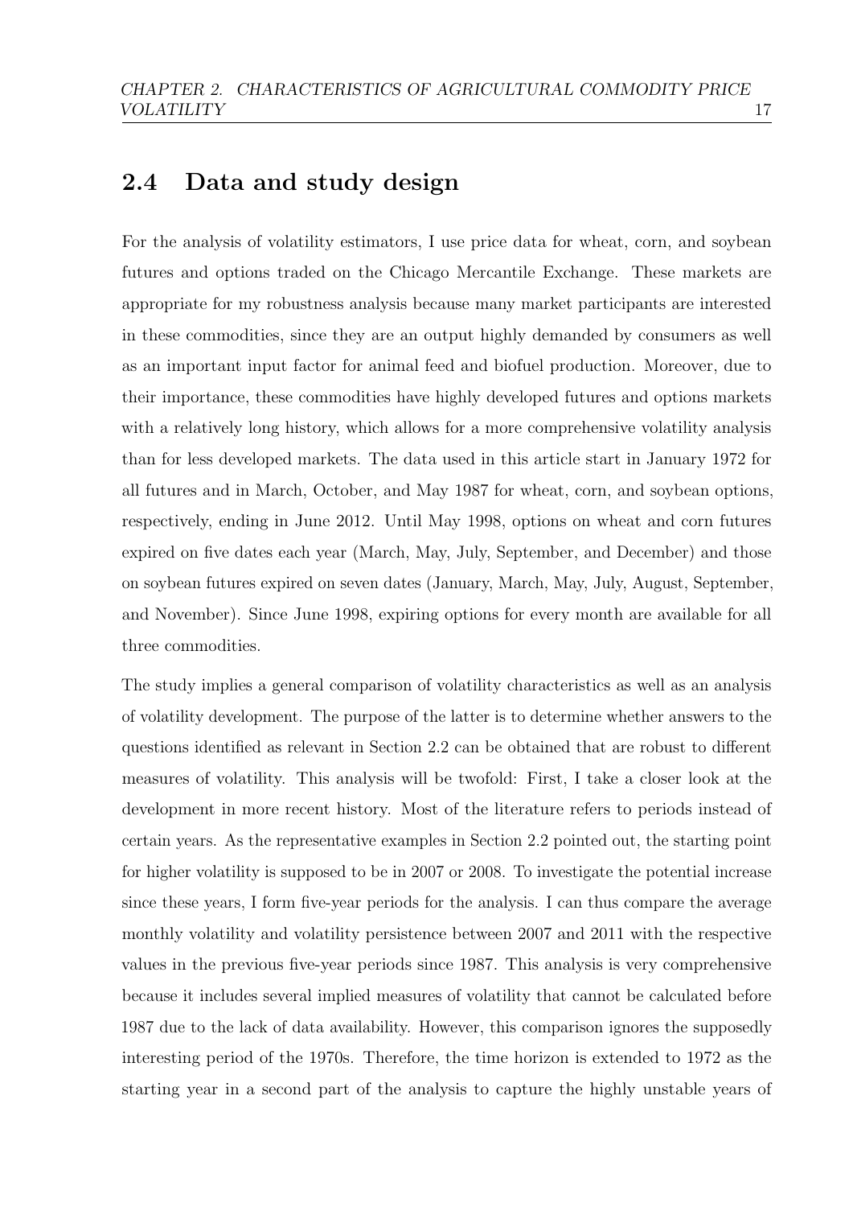## 2.4 Data and study design

For the analysis of volatility estimators, I use price data for wheat, corn, and soybean futures and options traded on the Chicago Mercantile Exchange. These markets are appropriate for my robustness analysis because many market participants are interested in these commodities, since they are an output highly demanded by consumers as well as an important input factor for animal feed and biofuel production. Moreover, due to their importance, these commodities have highly developed futures and options markets with a relatively long history, which allows for a more comprehensive volatility analysis than for less developed markets. The data used in this article start in January 1972 for all futures and in March, October, and May 1987 for wheat, corn, and soybean options, respectively, ending in June 2012. Until May 1998, options on wheat and corn futures expired on five dates each year (March, May, July, September, and December) and those on soybean futures expired on seven dates (January, March, May, July, August, September, and November). Since June 1998, expiring options for every month are available for all three commodities.

The study implies a general comparison of volatility characteristics as well as an analysis of volatility development. The purpose of the latter is to determine whether answers to the questions identified as relevant in Section 2.2 can be obtained that are robust to different measures of volatility. This analysis will be twofold: First, I take a closer look at the development in more recent history. Most of the literature refers to periods instead of certain years. As the representative examples in Section 2.2 pointed out, the starting point for higher volatility is supposed to be in 2007 or 2008. To investigate the potential increase since these years, I form five-year periods for the analysis. I can thus compare the average monthly volatility and volatility persistence between 2007 and 2011 with the respective values in the previous five-year periods since 1987. This analysis is very comprehensive because it includes several implied measures of volatility that cannot be calculated before 1987 due to the lack of data availability. However, this comparison ignores the supposedly interesting period of the 1970s. Therefore, the time horizon is extended to 1972 as the starting year in a second part of the analysis to capture the highly unstable years of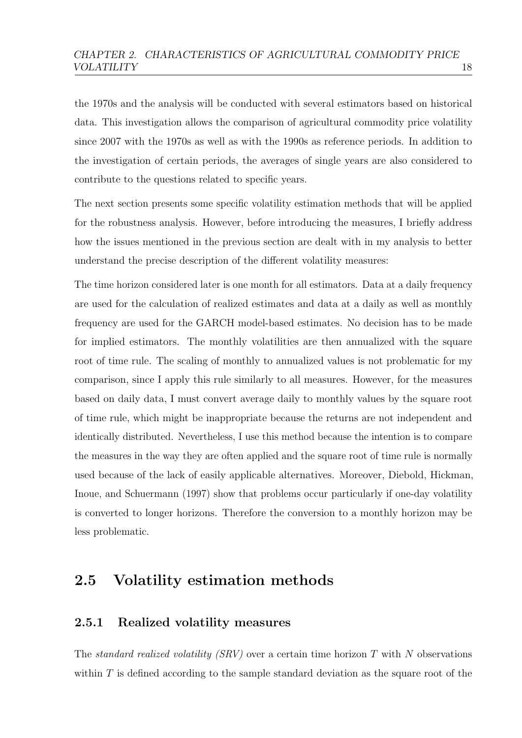the 1970s and the analysis will be conducted with several estimators based on historical data. This investigation allows the comparison of agricultural commodity price volatility since 2007 with the 1970s as well as with the 1990s as reference periods. In addition to the investigation of certain periods, the averages of single years are also considered to contribute to the questions related to specific years.

The next section presents some specific volatility estimation methods that will be applied for the robustness analysis. However, before introducing the measures, I briefly address how the issues mentioned in the previous section are dealt with in my analysis to better understand the precise description of the different volatility measures:

The time horizon considered later is one month for all estimators. Data at a daily frequency are used for the calculation of realized estimates and data at a daily as well as monthly frequency are used for the GARCH model-based estimates. No decision has to be made for implied estimators. The monthly volatilities are then annualized with the square root of time rule. The scaling of monthly to annualized values is not problematic for my comparison, since I apply this rule similarly to all measures. However, for the measures based on daily data, I must convert average daily to monthly values by the square root of time rule, which might be inappropriate because the returns are not independent and identically distributed. Nevertheless, I use this method because the intention is to compare the measures in the way they are often applied and the square root of time rule is normally used because of the lack of easily applicable alternatives. Moreover, Diebold, Hickman, Inoue, and Schuermann (1997) show that problems occur particularly if one-day volatility is converted to longer horizons. Therefore the conversion to a monthly horizon may be less problematic.

## 2.5 Volatility estimation methods

### 2.5.1 Realized volatility measures

The *standard realized volatility (SRV)* over a certain time horizon $T$ with $N$ observations within $T$ is defined according to the sample standard deviation as the square root of the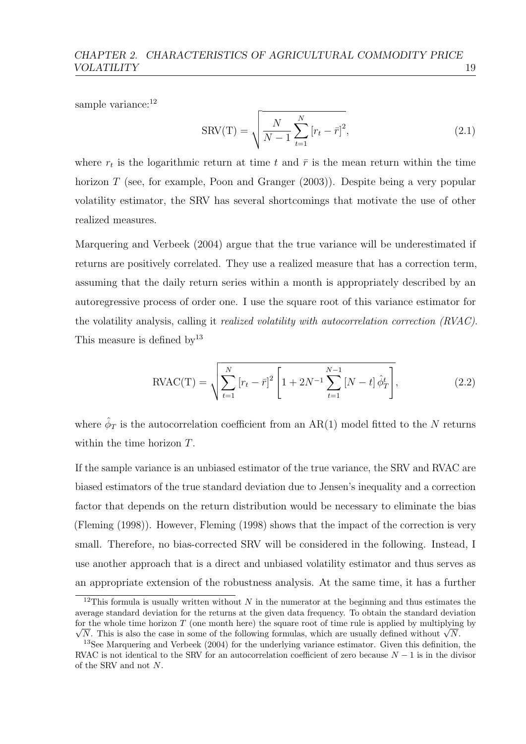sample variance:[12]

$$\text{SRV(T)} = \sqrt{\frac{N}{N-1}\sum_{t=1}^{N}\left[r_t - \bar{r}\right]^2}, \tag{2.1}$$

where $r_t$ is the logarithmic return at time $t$ and $\bar{r}$ is the mean return within the time horizon $T$ (see, for example, Poon and Granger (2003)). Despite being a very popular volatility estimator, the SRV has several shortcomings that motivate the use of other realized measures.

Marquering and Verbeek (2004) argue that the true variance will be underestimated if returns are positively correlated. They use a realized measure that has a correction term, assuming that the daily return series within a month is appropriately described by an autoregressive process of order one. I use the square root of this variance estimator for the volatility analysis, calling it *realized volatility with autocorrelation correction (RVAC)*. This measure is defined by[13]

$$\text{RVAC(T)} = \sqrt{\sum_{t=1}^{N}\left[r_t - \bar{r}\right]^2\left[1 + 2N^{-1}\sum_{t=1}^{N-1}\left[N-t\right]\hat{\phi}_T^t\right]}, \tag{2.2}$$

where $\hat{\phi}_T$ is the autocorrelation coefficient from an AR(1) model fitted to the $N$ returns within the time horizon $T$.

If the sample variance is an unbiased estimator of the true variance, the SRV and RVAC are biased estimators of the true standard deviation due to Jensen's inequality and a correction factor that depends on the return distribution would be necessary to eliminate the bias (Fleming (1998)). However, Fleming (1998) shows that the impact of the correction is very small. Therefore, no bias-corrected SRV will be considered in the following. Instead, I use another approach that is a direct and unbiased volatility estimator and thus serves as an appropriate extension of the robustness analysis. At the same time, it has a further

---

[12] This formula is usually written without $N$ in the numerator at the beginning and thus estimates the average standard deviation for the returns at the given data frequency. To obtain the standard deviation for the whole time horizon $T$ (one month here) the square root of time rule is applied by multiplying by $\sqrt{N}$. This is also the case in some of the following formulas, which are usually defined without $\sqrt{N}$.

[13] See Marquering and Verbeek (2004) for the underlying variance estimator. Given this definition, the RVAC is not identical to the SRV for an autocorrelation coefficient of zero because $N-1$ is in the divisor of the SRV and not $N$.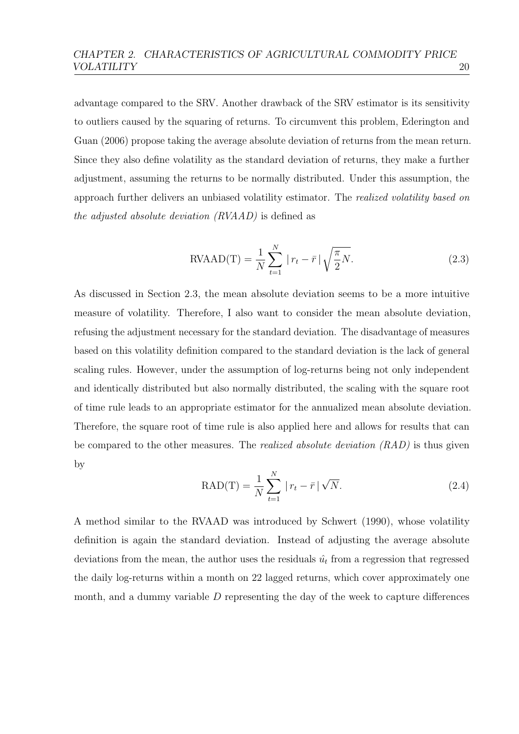advantage compared to the SRV. Another drawback of the SRV estimator is its sensitivity to outliers caused by the squaring of returns. To circumvent this problem, Ederington and Guan (2006) propose taking the average absolute deviation of returns from the mean return. Since they also define volatility as the standard deviation of returns, they make a further adjustment, assuming the returns to be normally distributed. Under this assumption, the approach further delivers an unbiased volatility estimator. The *realized volatility based on the adjusted absolute deviation (RVAAD)* is defined as

$$\text{RVAAD(T)} = \frac{1}{N} \sum_{t=1}^{N} \mid r_t - \bar{r} \mid \sqrt{\frac{\pi}{2} N}. \tag{2.3}$$

As discussed in Section 2.3, the mean absolute deviation seems to be a more intuitive measure of volatility. Therefore, I also want to consider the mean absolute deviation, refusing the adjustment necessary for the standard deviation. The disadvantage of measures based on this volatility definition compared to the standard deviation is the lack of general scaling rules. However, under the assumption of log-returns being not only independent and identically distributed but also normally distributed, the scaling with the square root of time rule leads to an appropriate estimator for the annualized mean absolute deviation. Therefore, the square root of time rule is also applied here and allows for results that can be compared to the other measures. The *realized absolute deviation (RAD)* is thus given by

$$\text{RAD(T)} = \frac{1}{N} \sum_{t=1}^{N} \mid r_t - \bar{r} \mid \sqrt{N}. \tag{2.4}$$

A method similar to the RVAAD was introduced by Schwert (1990), whose volatility definition is again the standard deviation. Instead of adjusting the average absolute deviations from the mean, the author uses the residuals $\hat{u}_t$ from a regression that regressed the daily log-returns within a month on 22 lagged returns, which cover approximately one month, and a dummy variable $D$ representing the day of the week to capture differences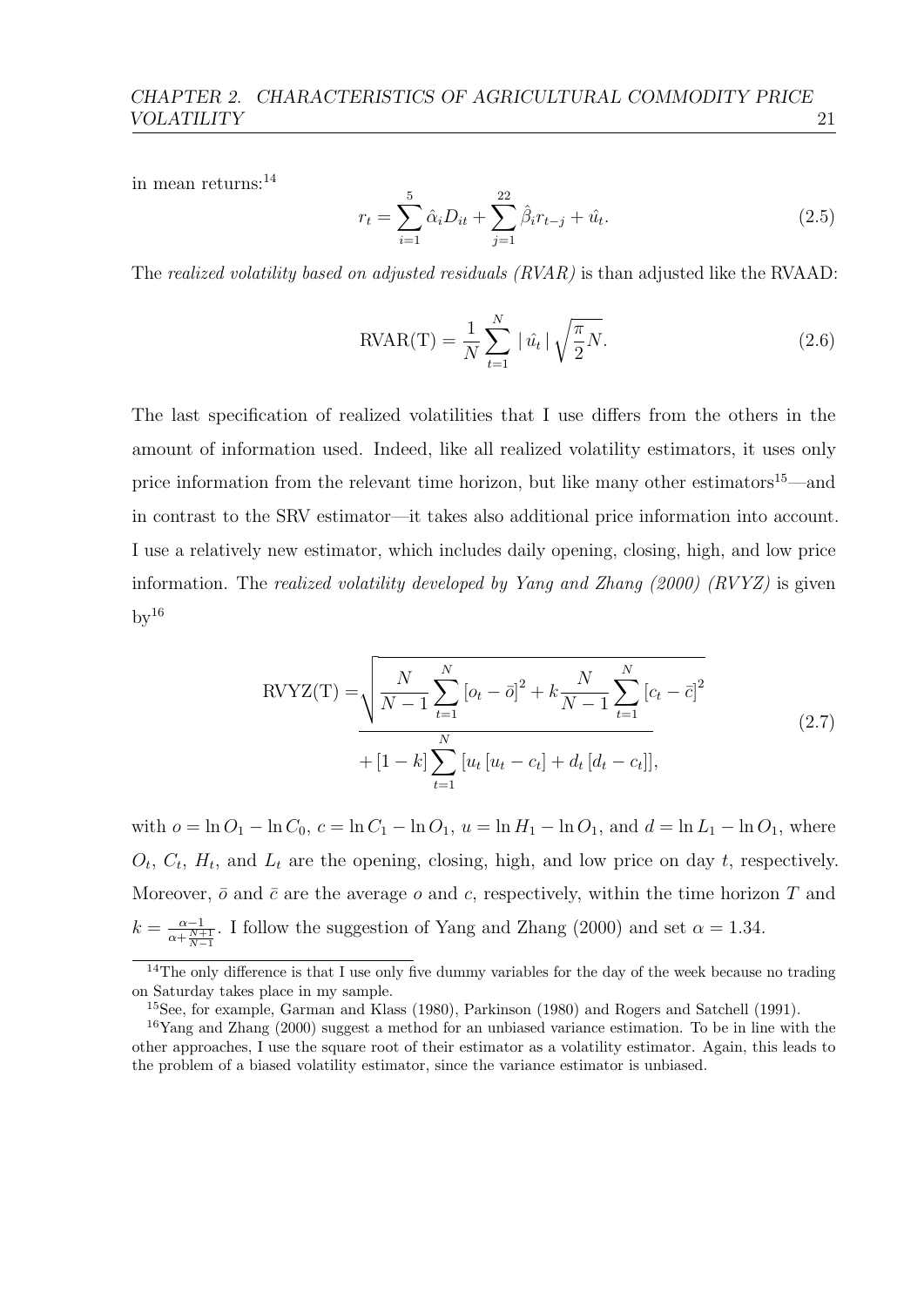in mean returns:[14]

$$r_t = \sum_{i=1}^{5} \hat{\alpha}_i D_{it} + \sum_{j=1}^{22} \hat{\beta}_i r_{t-j} + \hat{u}_t. \tag{2.5}$$

The *realized volatility based on adjusted residuals (RVAR)* is than adjusted like the RVAAD:

$$\text{RVAR(T)} = \frac{1}{N} \sum_{t=1}^{N} \mid \hat{u_t} \mid \sqrt{\frac{\pi}{2} N}. \tag{2.6}$$

The last specification of realized volatilities that I use differs from the others in the amount of information used. Indeed, like all realized volatility estimators, it uses only price information from the relevant time horizon, but like many other estimators[15]—and in contrast to the SRV estimator—it takes also additional price information into account. I use a relatively new estimator, which includes daily opening, closing, high, and low price information. The *realized volatility developed by Yang and Zhang (2000) (RVYZ)* is given by[16]

$$\begin{aligned} \text{RVYZ(T)} = & \sqrt{\frac{N}{N-1} \sum_{t=1}^{N} [o_t - \bar{o}]^2 + k \frac{N}{N-1} \sum_{t=1}^{N} [c_t - \bar{c}]^2} \\ & \overline{+ [1-k] \sum_{t=1}^{N} [u_t [u_t - c_t] + d_t [d_t - c_t]]}, \end{aligned} \tag{2.7}$$

with $o = \ln O_1 - \ln C_0$, $c = \ln C_1 - \ln O_1$, $u = \ln H_1 - \ln O_1$, and $d = \ln L_1 - \ln O_1$, where $O_t$, $C_t$, $H_t$, and $L_t$ are the opening, closing, high, and low price on day $t$, respectively. Moreover, $\bar{o}$ and $\bar{c}$ are the average $o$ and $c$, respectively, within the time horizon $T$ and $k = \frac{\alpha - 1}{\alpha + \frac{N+1}{N-1}}$. I follow the suggestion of Yang and Zhang (2000) and set $\alpha = 1.34$.

[14] The only difference is that I use only five dummy variables for the day of the week because no trading on Saturday takes place in my sample.

[15] See, for example, Garman and Klass (1980), Parkinson (1980) and Rogers and Satchell (1991).

[16] Yang and Zhang (2000) suggest a method for an unbiased variance estimation. To be in line with the other approaches, I use the square root of their estimator as a volatility estimator. Again, this leads to the problem of a biased volatility estimator, since the variance estimator is unbiased.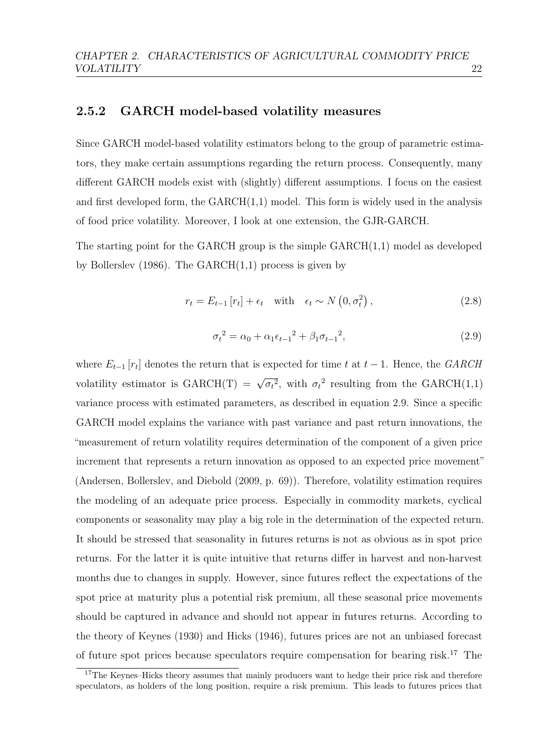### 2.5.2 GARCH model-based volatility measures

Since GARCH model-based volatility estimators belong to the group of parametric estimators, they make certain assumptions regarding the return process. Consequently, many different GARCH models exist with (slightly) different assumptions. I focus on the easiest and first developed form, the GARCH(1,1) model. This form is widely used in the analysis of food price volatility. Moreover, I look at one extension, the GJR-GARCH.

The starting point for the GARCH group is the simple GARCH(1,1) model as developed by Bollerslev (1986). The GARCH(1,1) process is given by

$$r_t = E_{t-1}\left[r_t\right] + \epsilon_t \quad \text{with} \quad \epsilon_t \sim N\left(0, \sigma_t^2\right), \tag{2.8}$$

$$\sigma_t{}^2 = \alpha_0 + \alpha_1 \epsilon_{t-1}{}^2 + \beta_1 \sigma_{t-1}{}^2, \tag{2.9}$$

where $E_{t-1}[r_t]$ denotes the return that is expected for time $t$ at $t-1$. Hence, the *GARCH* volatility estimator is $\text{GARCH(T)} = \sqrt{\sigma_t{}^2}$, with $\sigma_t{}^2$ resulting from the GARCH(1,1) variance process with estimated parameters, as described in equation 2.9. Since a specific GARCH model explains the variance with past variance and past return innovations, the "measurement of return volatility requires determination of the component of a given price increment that represents a return innovation as opposed to an expected price movement" (Andersen, Bollerslev, and Diebold (2009, p. 69)). Therefore, volatility estimation requires the modeling of an adequate price process. Especially in commodity markets, cyclical components or seasonality may play a big role in the determination of the expected return. It should be stressed that seasonality in futures returns is not as obvious as in spot price returns. For the latter it is quite intuitive that returns differ in harvest and non-harvest months due to changes in supply. However, since futures reflect the expectations of the spot price at maturity plus a potential risk premium, all these seasonal price movements should be captured in advance and should not appear in futures returns. According to the theory of Keynes (1930) and Hicks (1946), futures prices are not an unbiased forecast of future spot prices because speculators require compensation for bearing risk.[17] The

[17] The Keynes–Hicks theory assumes that mainly producers want to hedge their price risk and therefore speculators, as holders of the long position, require a risk premium. This leads to futures prices that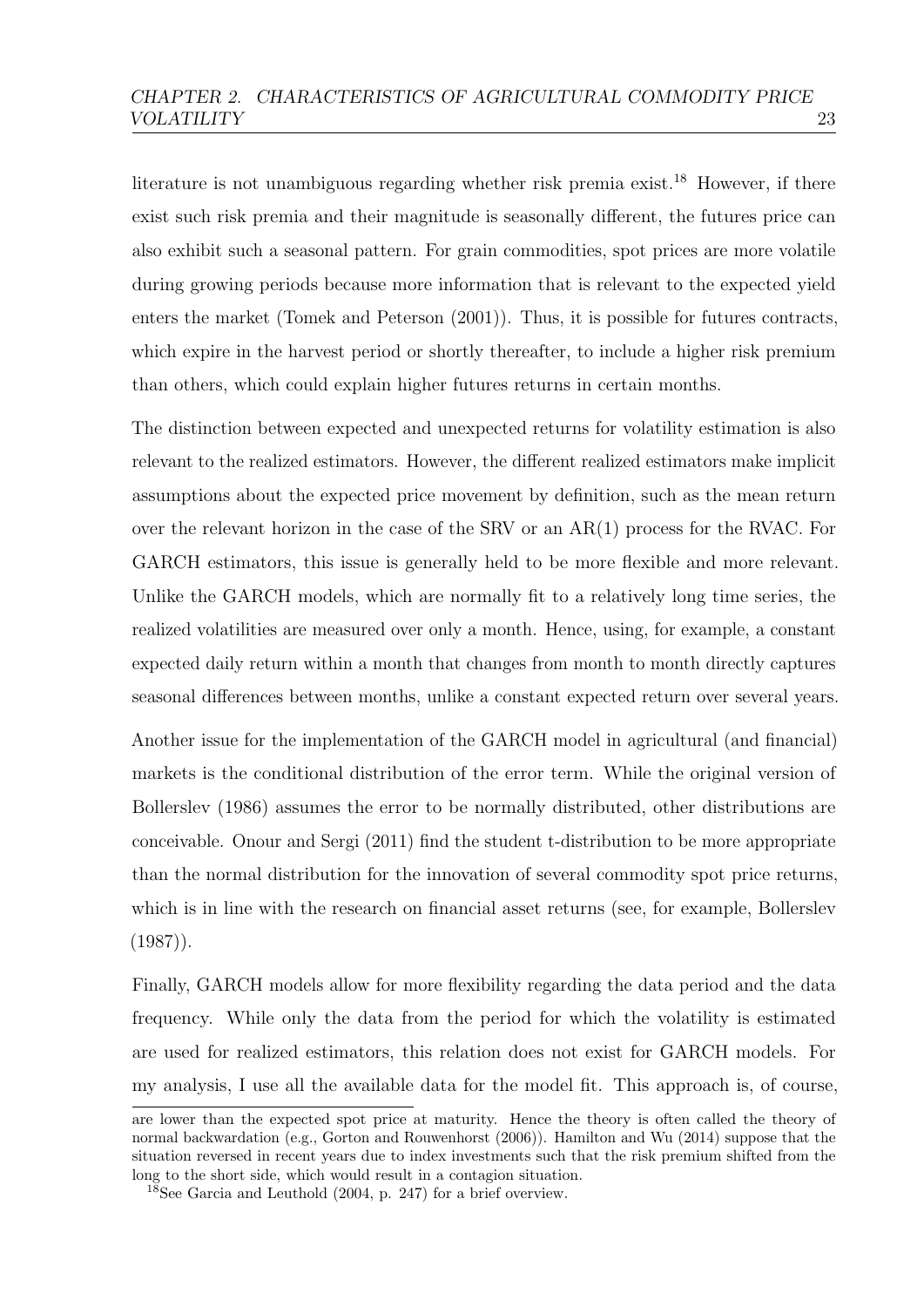literature is not unambiguous regarding whether risk premia exist.[18] However, if there exist such risk premia and their magnitude is seasonally different, the futures price can also exhibit such a seasonal pattern. For grain commodities, spot prices are more volatile during growing periods because more information that is relevant to the expected yield enters the market (Tomek and Peterson (2001)). Thus, it is possible for futures contracts, which expire in the harvest period or shortly thereafter, to include a higher risk premium than others, which could explain higher futures returns in certain months.

The distinction between expected and unexpected returns for volatility estimation is also relevant to the realized estimators. However, the different realized estimators make implicit assumptions about the expected price movement by definition, such as the mean return over the relevant horizon in the case of the SRV or an AR(1) process for the RVAC. For GARCH estimators, this issue is generally held to be more flexible and more relevant. Unlike the GARCH models, which are normally fit to a relatively long time series, the realized volatilities are measured over only a month. Hence, using, for example, a constant expected daily return within a month that changes from month to month directly captures seasonal differences between months, unlike a constant expected return over several years.

Another issue for the implementation of the GARCH model in agricultural (and financial) markets is the conditional distribution of the error term. While the original version of Bollerslev (1986) assumes the error to be normally distributed, other distributions are conceivable. Onour and Sergi (2011) find the student t-distribution to be more appropriate than the normal distribution for the innovation of several commodity spot price returns, which is in line with the research on financial asset returns (see, for example, Bollerslev (1987)).

Finally, GARCH models allow for more flexibility regarding the data period and the data frequency. While only the data from the period for which the volatility is estimated are used for realized estimators, this relation does not exist for GARCH models. For my analysis, I use all the available data for the model fit. This approach is, of course,

are lower than the expected spot price at maturity. Hence the theory is often called the theory of normal backwardation (e.g., Gorton and Rouwenhorst (2006)). Hamilton and Wu (2014) suppose that the situation reversed in recent years due to index investments such that the risk premium shifted from the long to the short side, which would result in a contagion situation.

[18] See Garcia and Leuthold (2004, p. 247) for a brief overview.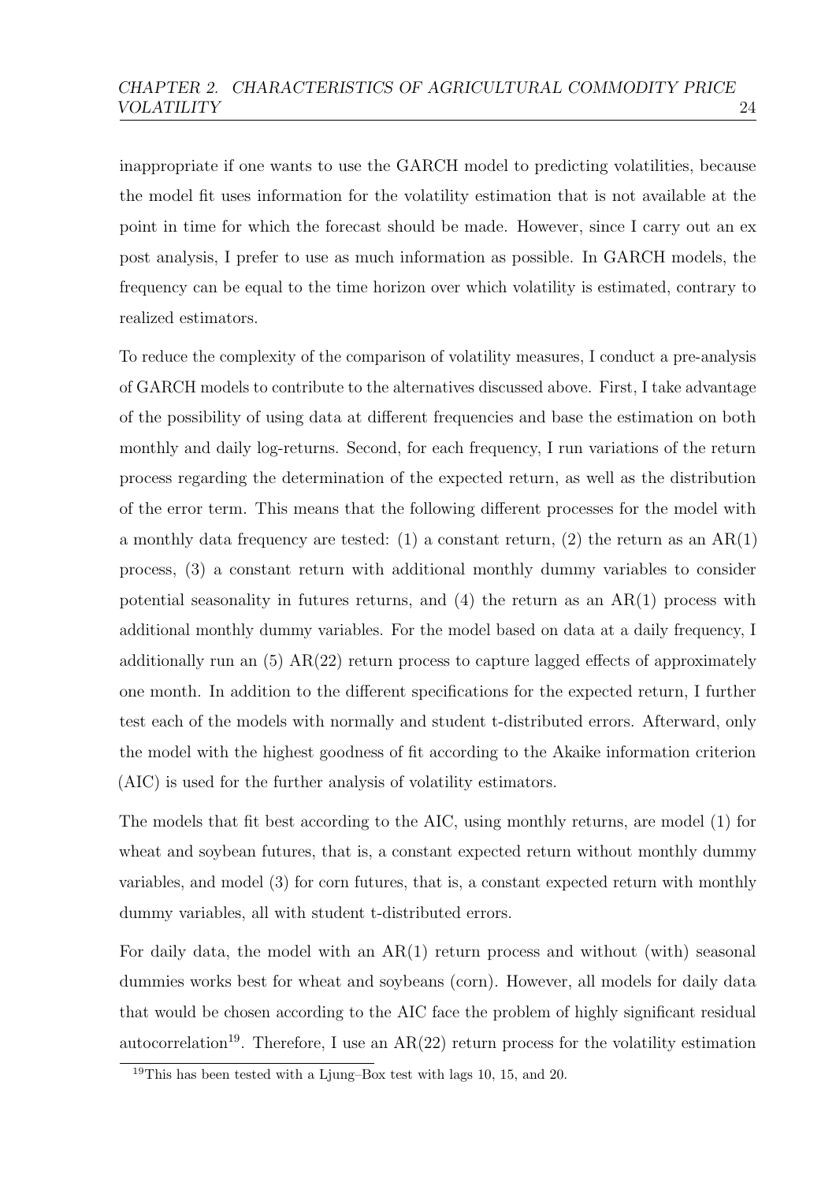inappropriate if one wants to use the GARCH model to predicting volatilities, because the model fit uses information for the volatility estimation that is not available at the point in time for which the forecast should be made. However, since I carry out an ex post analysis, I prefer to use as much information as possible. In GARCH models, the frequency can be equal to the time horizon over which volatility is estimated, contrary to realized estimators.

To reduce the complexity of the comparison of volatility measures, I conduct a pre-analysis of GARCH models to contribute to the alternatives discussed above. First, I take advantage of the possibility of using data at different frequencies and base the estimation on both monthly and daily log-returns. Second, for each frequency, I run variations of the return process regarding the determination of the expected return, as well as the distribution of the error term. This means that the following different processes for the model with a monthly data frequency are tested: (1) a constant return, (2) the return as an AR(1) process, (3) a constant return with additional monthly dummy variables to consider potential seasonality in futures returns, and (4) the return as an AR(1) process with additional monthly dummy variables. For the model based on data at a daily frequency, I additionally run an (5) AR(22) return process to capture lagged effects of approximately one month. In addition to the different specifications for the expected return, I further test each of the models with normally and student t-distributed errors. Afterward, only the model with the highest goodness of fit according to the Akaike information criterion (AIC) is used for the further analysis of volatility estimators.

The models that fit best according to the AIC, using monthly returns, are model (1) for wheat and soybean futures, that is, a constant expected return without monthly dummy variables, and model (3) for corn futures, that is, a constant expected return with monthly dummy variables, all with student t-distributed errors.

For daily data, the model with an AR(1) return process and without (with) seasonal dummies works best for wheat and soybeans (corn). However, all models for daily data that would be chosen according to the AIC face the problem of highly significant residual autocorrelation[19]. Therefore, I use an AR(22) return process for the volatility estimation

[19] This has been tested with a Ljung–Box test with lags 10, 15, and 20.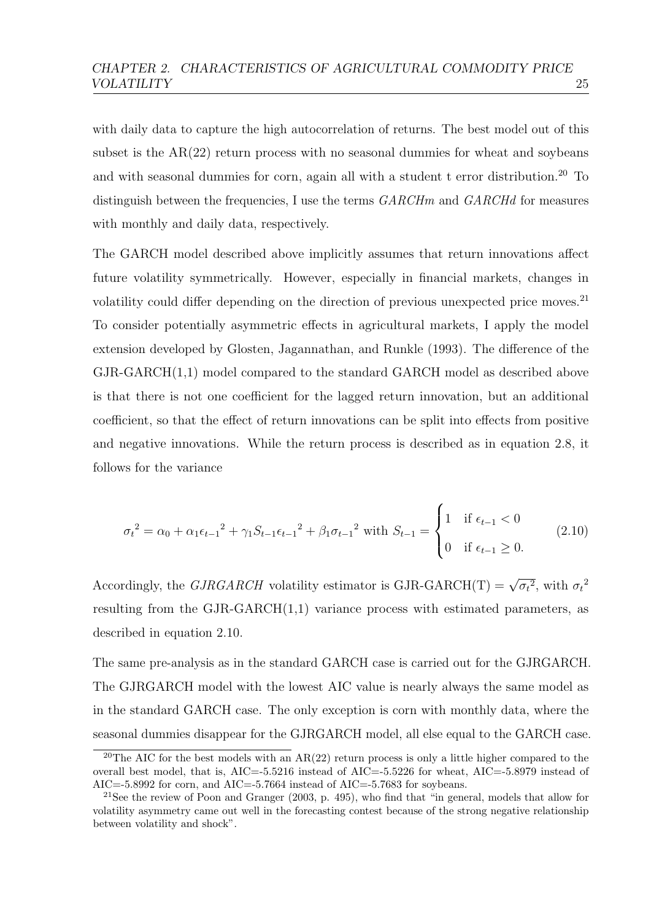with daily data to capture the high autocorrelation of returns. The best model out of this subset is the AR(22) return process with no seasonal dummies for wheat and soybeans and with seasonal dummies for corn, again all with a student t error distribution.[20] To distinguish between the frequencies, I use the terms *GARCHm* and *GARCHd* for measures with monthly and daily data, respectively.

The GARCH model described above implicitly assumes that return innovations affect future volatility symmetrically. However, especially in financial markets, changes in volatility could differ depending on the direction of previous unexpected price moves.[21] To consider potentially asymmetric effects in agricultural markets, I apply the model extension developed by Glosten, Jagannathan, and Runkle (1993). The difference of the GJR-GARCH(1,1) model compared to the standard GARCH model as described above is that there is not one coefficient for the lagged return innovation, but an additional coefficient, so that the effect of return innovations can be split into effects from positive and negative innovations. While the return process is described as in equation 2.8, it follows for the variance

$$\sigma_t{}^2 = \alpha_0 + \alpha_1 \epsilon_{t-1}{}^2 + \gamma_1 S_{t-1} \epsilon_{t-1}{}^2 + \beta_1 \sigma_{t-1}{}^2 \text{ with } S_{t-1} = \begin{cases} 1 & \text{if } \epsilon_{t-1} < 0 \\ 0 & \text{if } \epsilon_{t-1} \geq 0. \end{cases} \tag{2.10}$$

Accordingly, the *GJRGARCH* volatility estimator is GJR-GARCH(T) $= \sqrt{\sigma_t{}^2}$, with $\sigma_t{}^2$ resulting from the GJR-GARCH(1,1) variance process with estimated parameters, as described in equation 2.10.

The same pre-analysis as in the standard GARCH case is carried out for the GJRGARCH. The GJRGARCH model with the lowest AIC value is nearly always the same model as in the standard GARCH case. The only exception is corn with monthly data, where the seasonal dummies disappear for the GJRGARCH model, all else equal to the GARCH case.

---

[20] The AIC for the best models with an AR(22) return process is only a little higher compared to the overall best model, that is, AIC=-5.5216 instead of AIC=-5.5226 for wheat, AIC=-5.8979 instead of AIC=-5.8992 for corn, and AIC=-5.7664 instead of AIC=-5.7683 for soybeans.

[21] See the review of Poon and Granger (2003, p. 495), who find that "in general, models that allow for volatility asymmetry came out well in the forecasting contest because of the strong negative relationship between volatility and shock".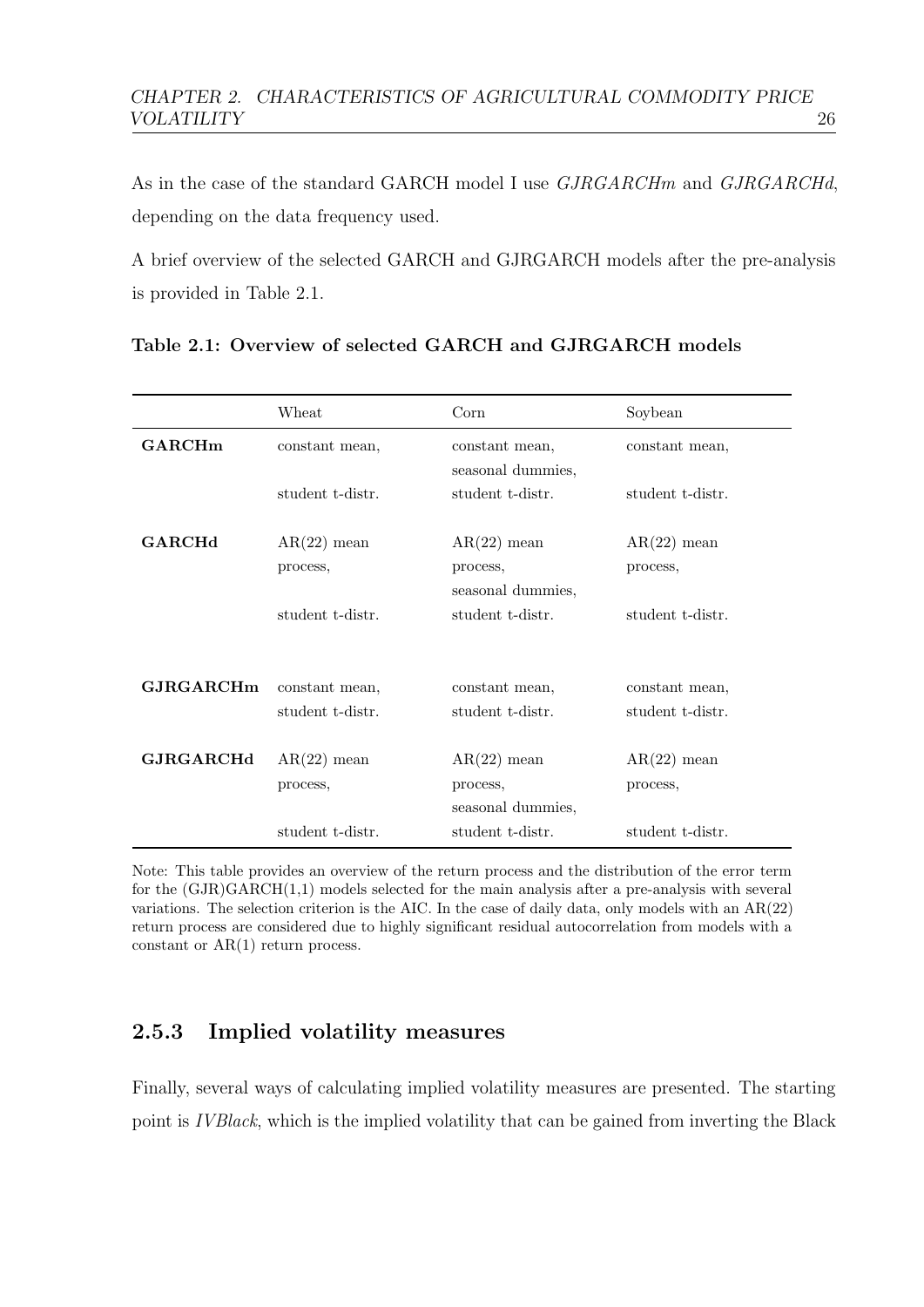As in the case of the standard GARCH model I use *GJRGARCHm* and *GJRGARCHd*, depending on the data frequency used.

A brief overview of the selected GARCH and GJRGARCH models after the pre-analysis is provided in Table 2.1.

**Table 2.1: Overview of selected GARCH and GJRGARCH models**

| | Wheat | Corn | Soybean |
|---|---|---|---|
| **GARCHm** | constant mean, student t-distr. | constant mean, seasonal dummies, student t-distr. | constant mean, student t-distr. |
| **GARCHd** | AR(22) mean process, student t-distr. | AR(22) mean process, seasonal dummies, student t-distr. | AR(22) mean process, student t-distr. |
| **GJRGARCHm** | constant mean, student t-distr. | constant mean, student t-distr. | constant mean, student t-distr. |
| **GJRGARCHd** | AR(22) mean process, student t-distr. | AR(22) mean process, seasonal dummies, student t-distr. | AR(22) mean process, student t-distr. |

Note: This table provides an overview of the return process and the distribution of the error term for the (GJR)GARCH(1,1) models selected for the main analysis after a pre-analysis with several variations. The selection criterion is the AIC. In the case of daily data, only models with an AR(22) return process are considered due to highly significant residual autocorrelation from models with a constant or AR(1) return process.

### 2.5.3 Implied volatility measures

Finally, several ways of calculating implied volatility measures are presented. The starting point is *IVBlack*, which is the implied volatility that can be gained from inverting the Black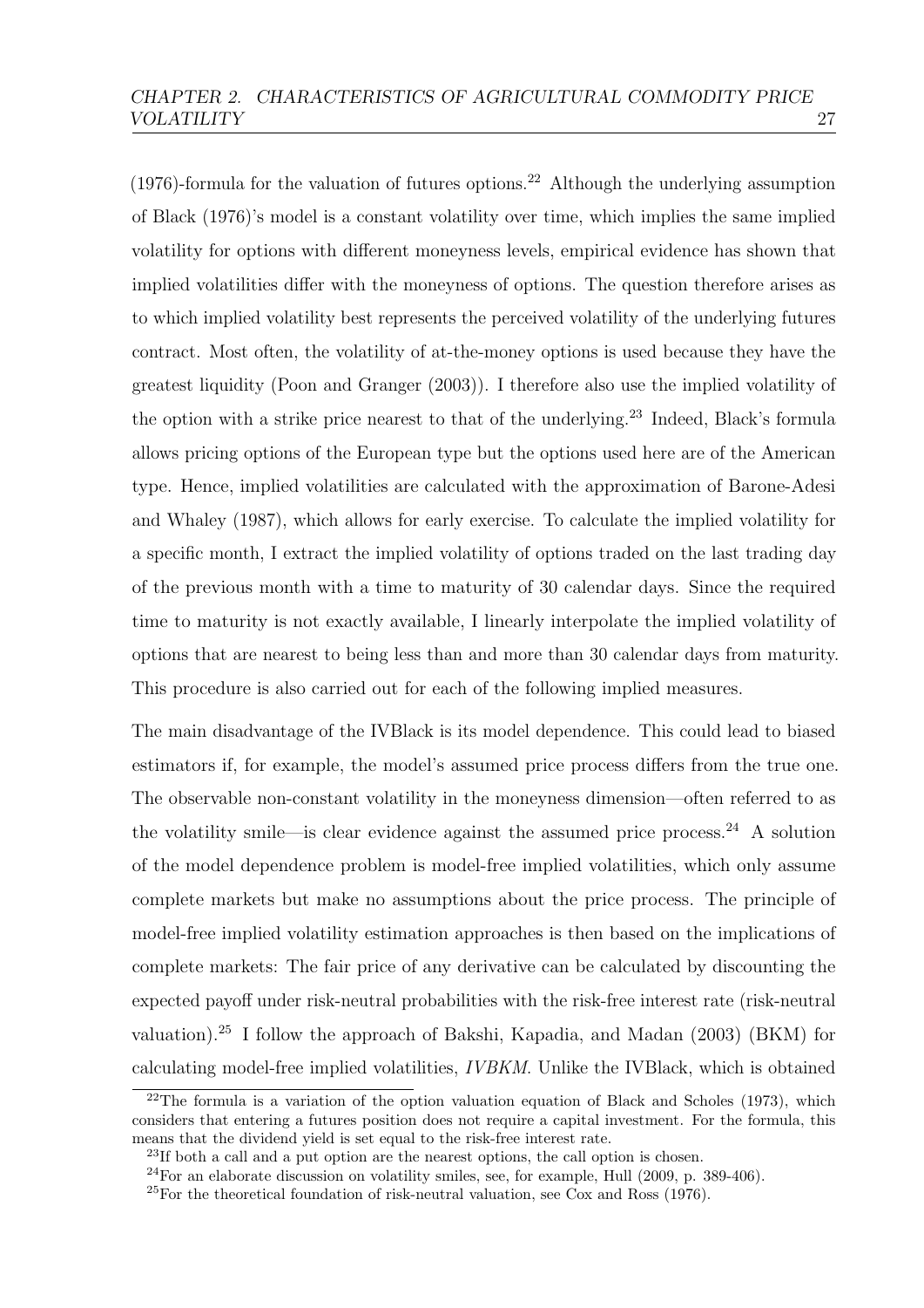(1976)-formula for the valuation of futures options.[22] Although the underlying assumption of Black (1976)'s model is a constant volatility over time, which implies the same implied volatility for options with different moneyness levels, empirical evidence has shown that implied volatilities differ with the moneyness of options. The question therefore arises as to which implied volatility best represents the perceived volatility of the underlying futures contract. Most often, the volatility of at-the-money options is used because they have the greatest liquidity (Poon and Granger (2003)). I therefore also use the implied volatility of the option with a strike price nearest to that of the underlying.[23] Indeed, Black's formula allows pricing options of the European type but the options used here are of the American type. Hence, implied volatilities are calculated with the approximation of Barone-Adesi and Whaley (1987), which allows for early exercise. To calculate the implied volatility for a specific month, I extract the implied volatility of options traded on the last trading day of the previous month with a time to maturity of 30 calendar days. Since the required time to maturity is not exactly available, I linearly interpolate the implied volatility of options that are nearest to being less than and more than 30 calendar days from maturity. This procedure is also carried out for each of the following implied measures.

The main disadvantage of the IVBlack is its model dependence. This could lead to biased estimators if, for example, the model's assumed price process differs from the true one. The observable non-constant volatility in the moneyness dimension—often referred to as the volatility smile—is clear evidence against the assumed price process.[24] A solution of the model dependence problem is model-free implied volatilities, which only assume complete markets but make no assumptions about the price process. The principle of model-free implied volatility estimation approaches is then based on the implications of complete markets: The fair price of any derivative can be calculated by discounting the expected payoff under risk-neutral probabilities with the risk-free interest rate (risk-neutral valuation).[25] I follow the approach of Bakshi, Kapadia, and Madan (2003) (BKM) for calculating model-free implied volatilities, *IVBKM*. Unlike the IVBlack, which is obtained

---

[22] The formula is a variation of the option valuation equation of Black and Scholes (1973), which considers that entering a futures position does not require a capital investment. For the formula, this means that the dividend yield is set equal to the risk-free interest rate.

[23] If both a call and a put option are the nearest options, the call option is chosen.

[24] For an elaborate discussion on volatility smiles, see, for example, Hull (2009, p. 389-406).

[25] For the theoretical foundation of risk-neutral valuation, see Cox and Ross (1976).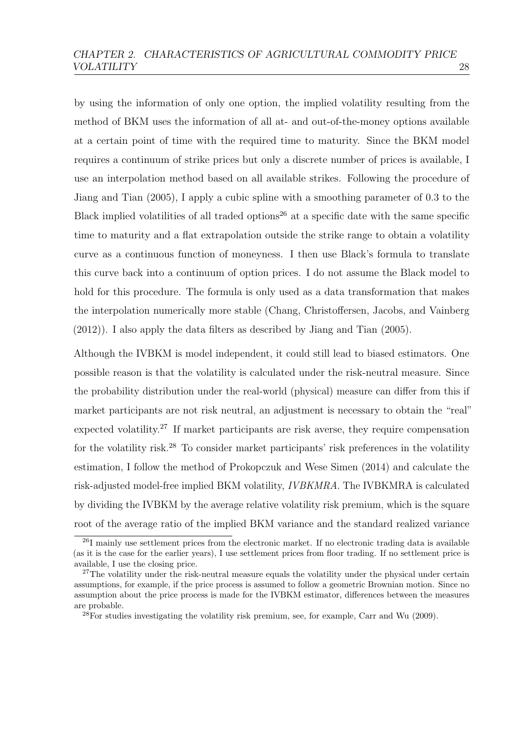by using the information of only one option, the implied volatility resulting from the method of BKM uses the information of all at- and out-of-the-money options available at a certain point of time with the required time to maturity. Since the BKM model requires a continuum of strike prices but only a discrete number of prices is available, I use an interpolation method based on all available strikes. Following the procedure of Jiang and Tian (2005), I apply a cubic spline with a smoothing parameter of 0.3 to the Black implied volatilities of all traded options[26] at a specific date with the same specific time to maturity and a flat extrapolation outside the strike range to obtain a volatility curve as a continuous function of moneyness. I then use Black's formula to translate this curve back into a continuum of option prices. I do not assume the Black model to hold for this procedure. The formula is only used as a data transformation that makes the interpolation numerically more stable (Chang, Christoffersen, Jacobs, and Vainberg (2012)). I also apply the data filters as described by Jiang and Tian (2005).

Although the IVBKM is model independent, it could still lead to biased estimators. One possible reason is that the volatility is calculated under the risk-neutral measure. Since the probability distribution under the real-world (physical) measure can differ from this if market participants are not risk neutral, an adjustment is necessary to obtain the "real" expected volatility.[27] If market participants are risk averse, they require compensation for the volatility risk.[28] To consider market participants' risk preferences in the volatility estimation, I follow the method of Prokopczuk and Wese Simen (2014) and calculate the risk-adjusted model-free implied BKM volatility, *IVBKMRA*. The IVBKMRA is calculated by dividing the IVBKM by the average relative volatility risk premium, which is the square root of the average ratio of the implied BKM variance and the standard realized variance

[26] I mainly use settlement prices from the electronic market. If no electronic trading data is available (as it is the case for the earlier years), I use settlement prices from floor trading. If no settlement price is available, I use the closing price.

[27] The volatility under the risk-neutral measure equals the volatility under the physical under certain assumptions, for example, if the price process is assumed to follow a geometric Brownian motion. Since no assumption about the price process is made for the IVBKM estimator, differences between the measures are probable.

[28] For studies investigating the volatility risk premium, see, for example, Carr and Wu (2009).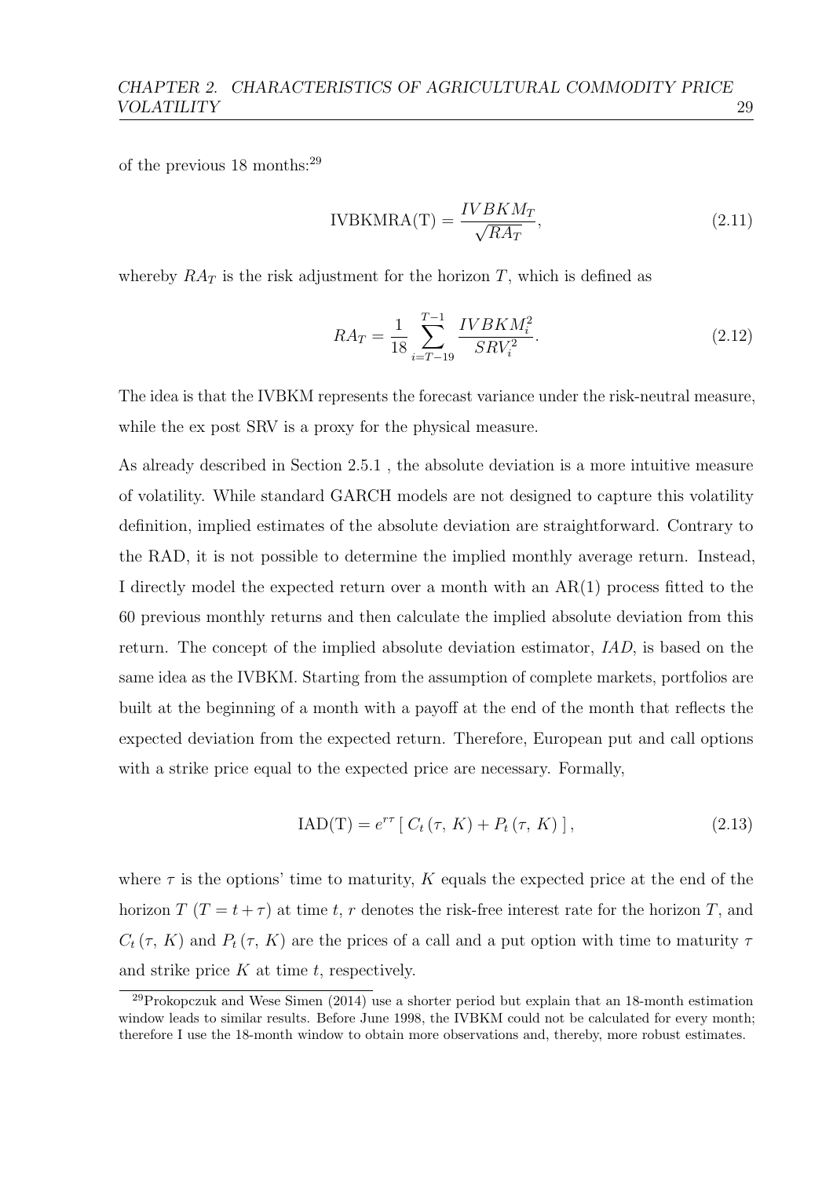of the previous 18 months:[29]

$$\text{IVBKMRA(T)} = \frac{IVBKM_T}{\sqrt{RA_T}}, \tag{2.11}$$

whereby $RA_T$ is the risk adjustment for the horizon $T$, which is defined as

$$RA_T = \frac{1}{18} \sum_{i=T-19}^{T-1} \frac{IVBKM_i^2}{SRV_i^2}. \tag{2.12}$$

The idea is that the IVBKM represents the forecast variance under the risk-neutral measure, while the ex post SRV is a proxy for the physical measure.

As already described in Section 2.5.1 , the absolute deviation is a more intuitive measure of volatility. While standard GARCH models are not designed to capture this volatility definition, implied estimates of the absolute deviation are straightforward. Contrary to the RAD, it is not possible to determine the implied monthly average return. Instead, I directly model the expected return over a month with an AR(1) process fitted to the 60 previous monthly returns and then calculate the implied absolute deviation from this return. The concept of the implied absolute deviation estimator, *IAD*, is based on the same idea as the IVBKM. Starting from the assumption of complete markets, portfolios are built at the beginning of a month with a payoff at the end of the month that reflects the expected deviation from the expected return. Therefore, European put and call options with a strike price equal to the expected price are necessary. Formally,

$$\text{IAD(T)} = e^{r\tau} \left[ C_t(\tau, K) + P_t(\tau, K) \right], \tag{2.13}$$

where $\tau$ is the options' time to maturity, $K$ equals the expected price at the end of the horizon $T$ ($T = t + \tau$) at time $t$, $r$ denotes the risk-free interest rate for the horizon $T$, and $C_t(\tau, K)$ and $P_t(\tau, K)$ are the prices of a call and a put option with time to maturity $\tau$ and strike price $K$ at time $t$, respectively.

[29] Prokopczuk and Wese Simen (2014) use a shorter period but explain that an 18-month estimation window leads to similar results. Before June 1998, the IVBKM could not be calculated for every month; therefore I use the 18-month window to obtain more observations and, thereby, more robust estimates.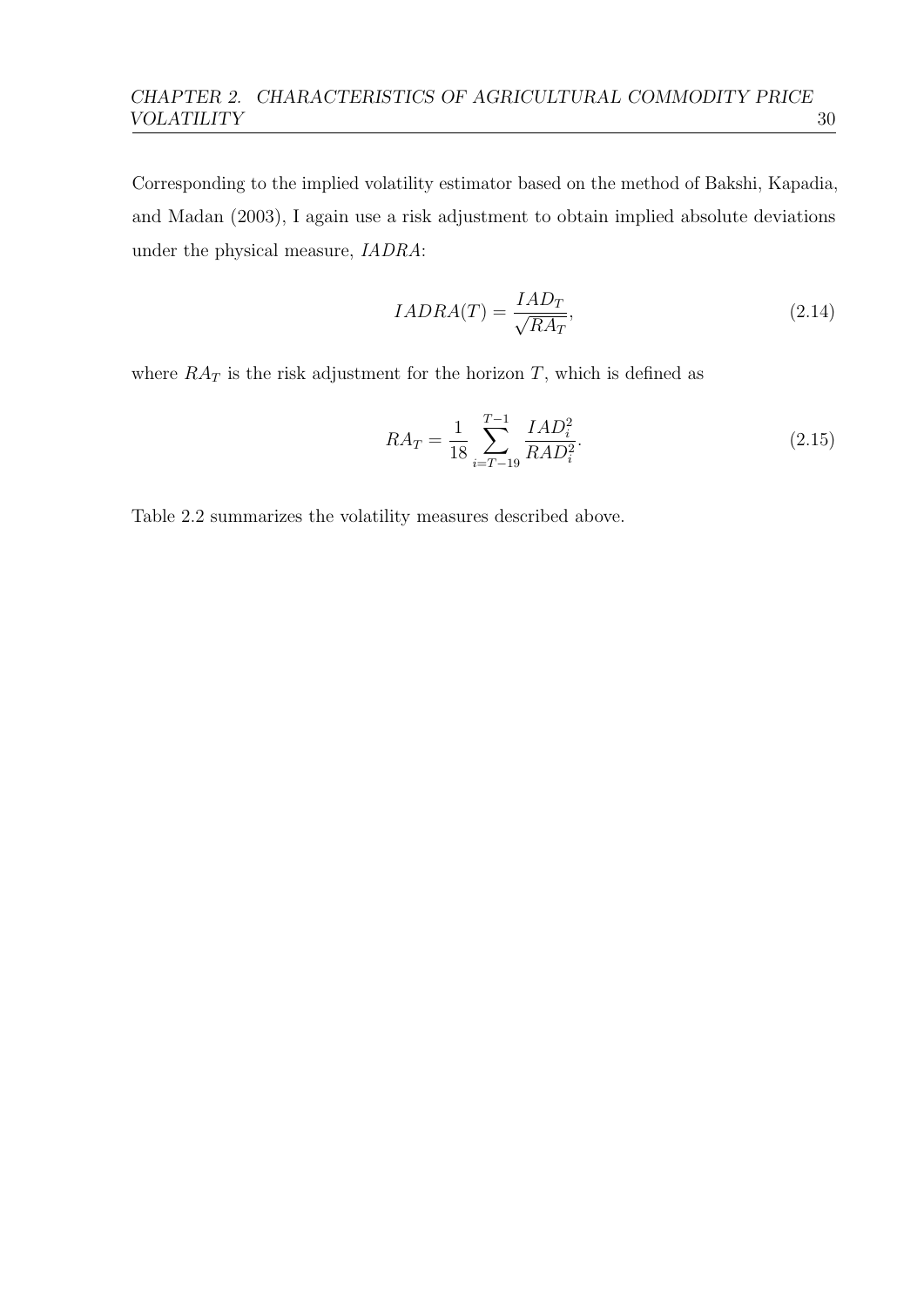Corresponding to the implied volatility estimator based on the method of Bakshi, Kapadia, and Madan (2003), I again use a risk adjustment to obtain implied absolute deviations under the physical measure, *IADRA*:

$$IADRA(T) = \frac{IAD_T}{\sqrt{RA_T}}, \tag{2.14}$$

where $RA_T$ is the risk adjustment for the horizon $T$, which is defined as

$$RA_T = \frac{1}{18} \sum_{i=T-19}^{T-1} \frac{IAD_i^2}{RAD_i^2}. \tag{2.15}$$

Table 2.2 summarizes the volatility measures described above.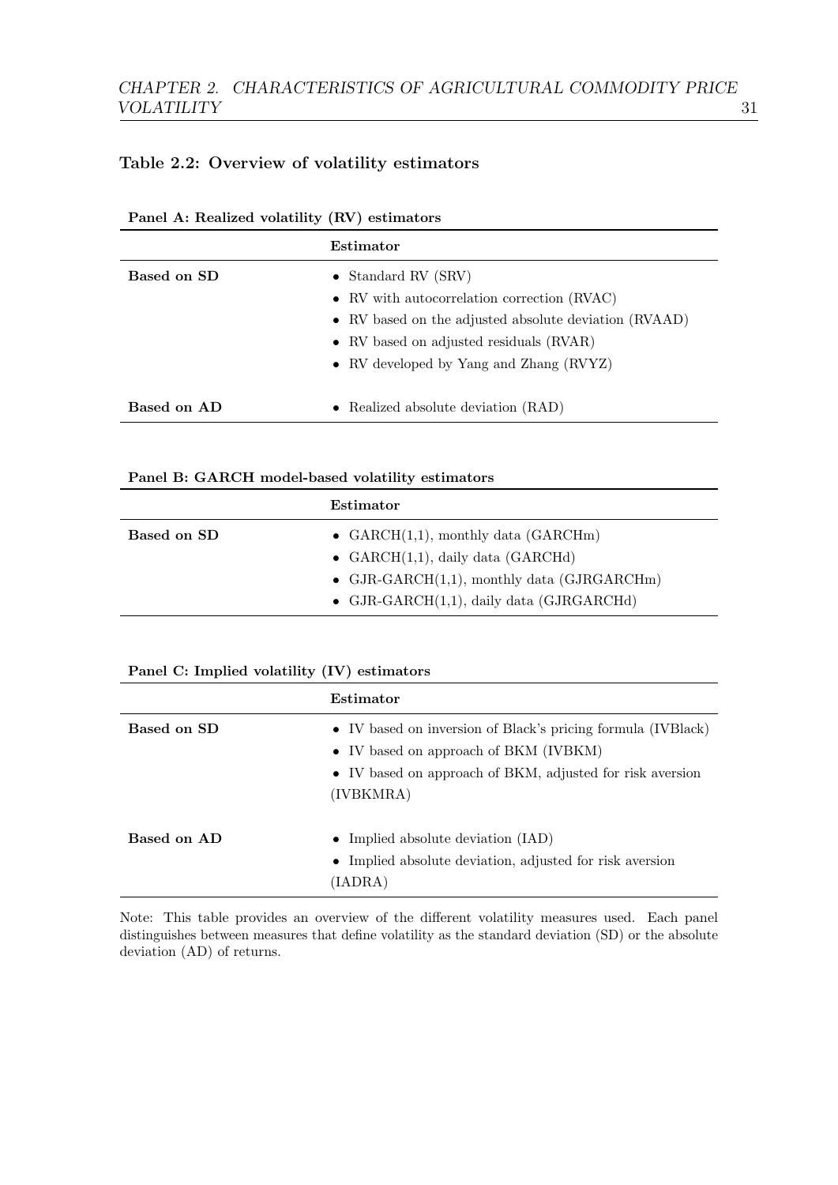**Table 2.2: Overview of volatility estimators**

**Panel A: Realized volatility (RV) estimators**

| | **Estimator** |
|---|---|
| **Based on SD** | • Standard RV (SRV) |
| | • RV with autocorrelation correction (RVAC) |
| | • RV based on the adjusted absolute deviation (RVAAD) |
| | • RV based on adjusted residuals (RVAR) |
| | • RV developed by Yang and Zhang (RVYZ) |
| **Based on AD** | • Realized absolute deviation (RAD) |

**Panel B: GARCH model-based volatility estimators**

| | **Estimator** |
|---|---|
| **Based on SD** | • GARCH(1,1), monthly data (GARCHm) |
| | • GARCH(1,1), daily data (GARCHd) |
| | • GJR-GARCH(1,1), monthly data (GJRGARCHm) |
| | • GJR-GARCH(1,1), daily data (GJRGARCHd) |

**Panel C: Implied volatility (IV) estimators**

| | **Estimator** |
|---|---|
| **Based on SD** | • IV based on inversion of Black's pricing formula (IVBlack) |
| | • IV based on approach of BKM (IVBKM) |
| | • IV based on approach of BKM, adjusted for risk aversion (IVBKMRA) |
| **Based on AD** | • Implied absolute deviation (IAD) |
| | • Implied absolute deviation, adjusted for risk aversion (IADRA) |

Note: This table provides an overview of the different volatility measures used. Each panel distinguishes between measures that define volatility as the standard deviation (SD) or the absolute deviation (AD) of returns.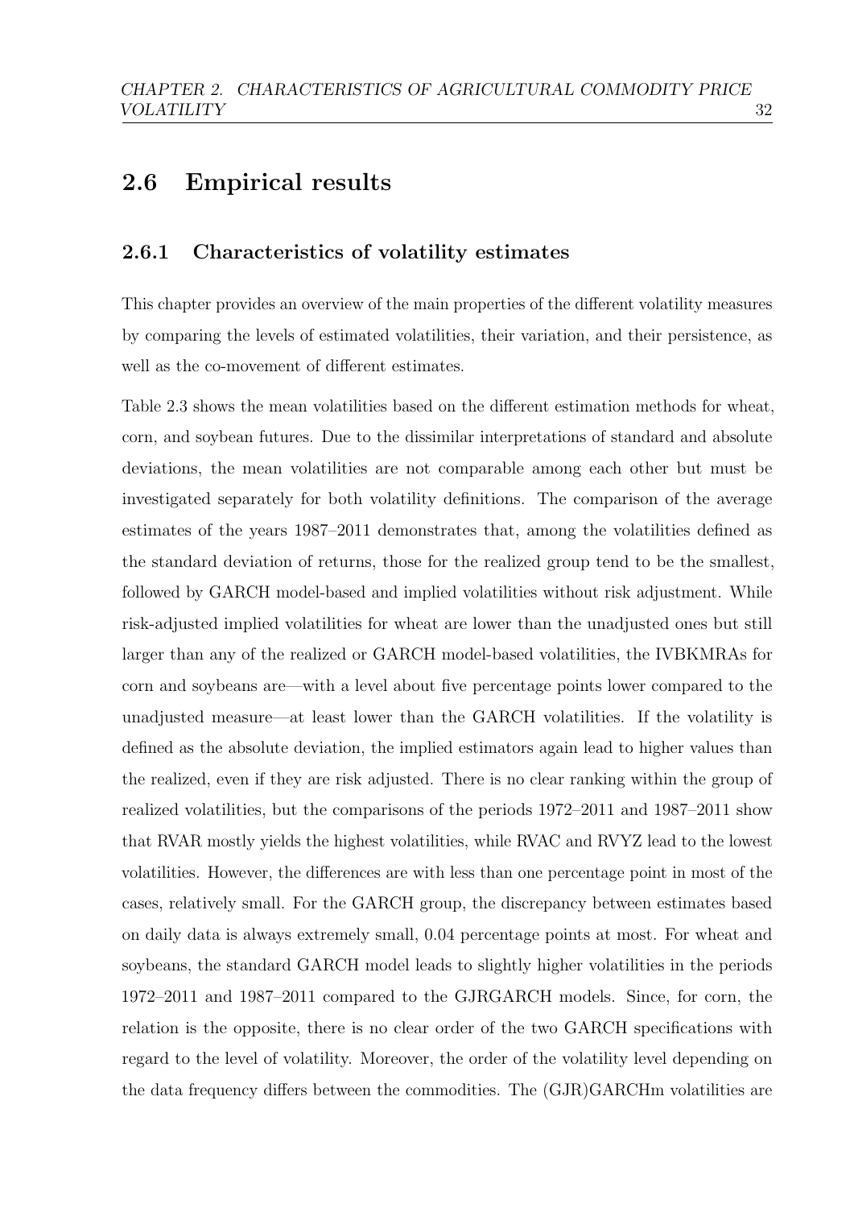## 2.6 Empirical results

### 2.6.1 Characteristics of volatility estimates

This chapter provides an overview of the main properties of the different volatility measures by comparing the levels of estimated volatilities, their variation, and their persistence, as well as the co-movement of different estimates.

Table 2.3 shows the mean volatilities based on the different estimation methods for wheat, corn, and soybean futures. Due to the dissimilar interpretations of standard and absolute deviations, the mean volatilities are not comparable among each other but must be investigated separately for both volatility definitions. The comparison of the average estimates of the years 1987–2011 demonstrates that, among the volatilities defined as the standard deviation of returns, those for the realized group tend to be the smallest, followed by GARCH model-based and implied volatilities without risk adjustment. While risk-adjusted implied volatilities for wheat are lower than the unadjusted ones but still larger than any of the realized or GARCH model-based volatilities, the IVBKMRAs for corn and soybeans are—with a level about five percentage points lower compared to the unadjusted measure—at least lower than the GARCH volatilities. If the volatility is defined as the absolute deviation, the implied estimators again lead to higher values than the realized, even if they are risk adjusted. There is no clear ranking within the group of realized volatilities, but the comparisons of the periods 1972–2011 and 1987–2011 show that RVAR mostly yields the highest volatilities, while RVAC and RVYZ lead to the lowest volatilities. However, the differences are with less than one percentage point in most of the cases, relatively small. For the GARCH group, the discrepancy between estimates based on daily data is always extremely small, 0.04 percentage points at most. For wheat and soybeans, the standard GARCH model leads to slightly higher volatilities in the periods 1972–2011 and 1987–2011 compared to the GJRGARCH models. Since, for corn, the relation is the opposite, there is no clear order of the two GARCH specifications with regard to the level of volatility. Moreover, the order of the volatility level depending on the data frequency differs between the commodities. The (GJR)GARCHm volatilities are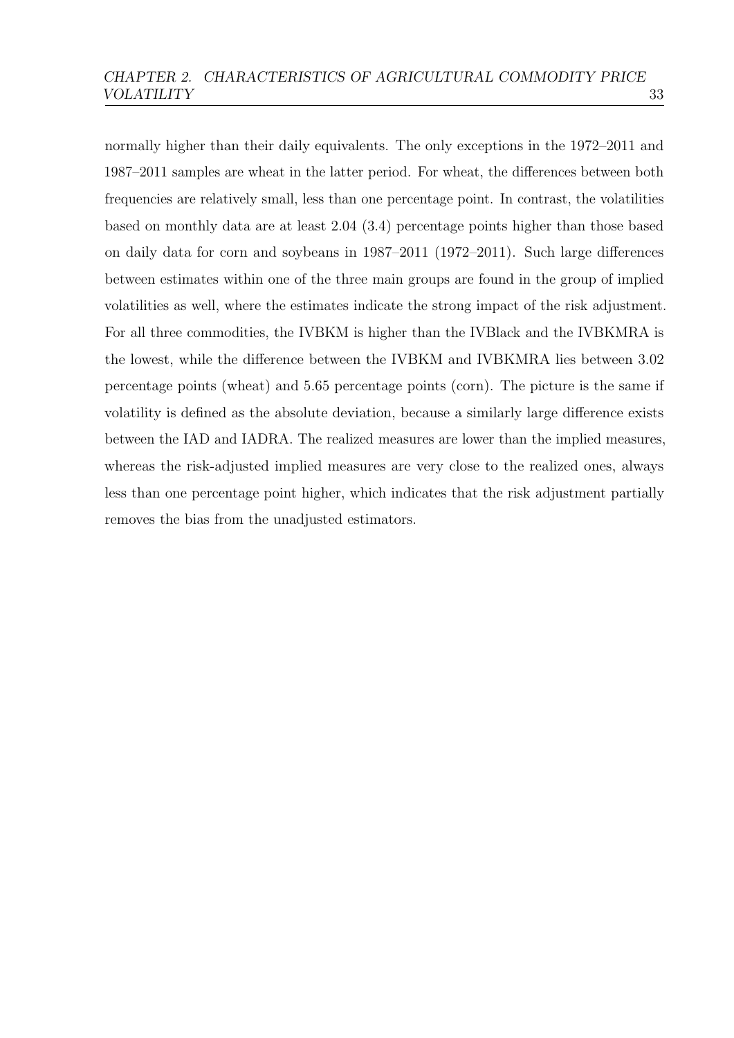normally higher than their daily equivalents. The only exceptions in the 1972–2011 and 1987–2011 samples are wheat in the latter period. For wheat, the differences between both frequencies are relatively small, less than one percentage point. In contrast, the volatilities based on monthly data are at least 2.04 (3.4) percentage points higher than those based on daily data for corn and soybeans in 1987–2011 (1972–2011). Such large differences between estimates within one of the three main groups are found in the group of implied volatilities as well, where the estimates indicate the strong impact of the risk adjustment. For all three commodities, the IVBKM is higher than the IVBlack and the IVBKMRA is the lowest, while the difference between the IVBKM and IVBKMRA lies between 3.02 percentage points (wheat) and 5.65 percentage points (corn). The picture is the same if volatility is defined as the absolute deviation, because a similarly large difference exists between the IAD and IADRA. The realized measures are lower than the implied measures, whereas the risk-adjusted implied measures are very close to the realized ones, always less than one percentage point higher, which indicates that the risk adjustment partially removes the bias from the unadjusted estimators.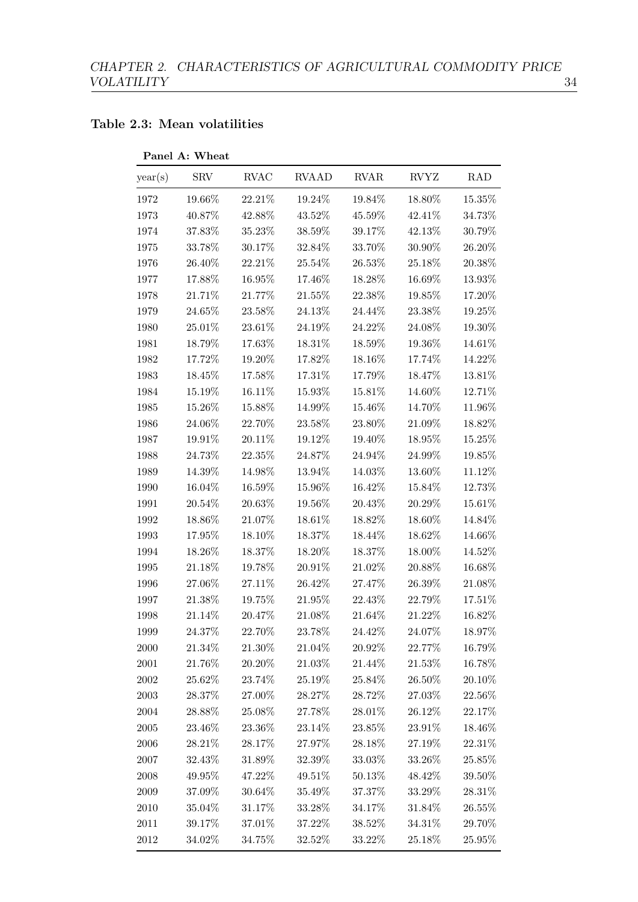**Table 2.3: Mean volatilities**

**Panel A: Wheat**

| year(s) | SRV | RVAC | RVAAD | RVAR | RVYZ | RAD |
|---|---|---|---|---|---|---|
| 1972 | 19.66% | 22.21% | 19.24% | 19.84% | 18.80% | 15.35% |
| 1973 | 40.87% | 42.88% | 43.52% | 45.59% | 42.41% | 34.73% |
| 1974 | 37.83% | 35.23% | 38.59% | 39.17% | 42.13% | 30.79% |
| 1975 | 33.78% | 30.17% | 32.84% | 33.70% | 30.90% | 26.20% |
| 1976 | 26.40% | 22.21% | 25.54% | 26.53% | 25.18% | 20.38% |
| 1977 | 17.88% | 16.95% | 17.46% | 18.28% | 16.69% | 13.93% |
| 1978 | 21.71% | 21.77% | 21.55% | 22.38% | 19.85% | 17.20% |
| 1979 | 24.65% | 23.58% | 24.13% | 24.44% | 23.38% | 19.25% |
| 1980 | 25.01% | 23.61% | 24.19% | 24.22% | 24.08% | 19.30% |
| 1981 | 18.79% | 17.63% | 18.31% | 18.59% | 19.36% | 14.61% |
| 1982 | 17.72% | 19.20% | 17.82% | 18.16% | 17.74% | 14.22% |
| 1983 | 18.45% | 17.58% | 17.31% | 17.79% | 18.47% | 13.81% |
| 1984 | 15.19% | 16.11% | 15.93% | 15.81% | 14.60% | 12.71% |
| 1985 | 15.26% | 15.88% | 14.99% | 15.46% | 14.70% | 11.96% |
| 1986 | 24.06% | 22.70% | 23.58% | 23.80% | 21.09% | 18.82% |
| 1987 | 19.91% | 20.11% | 19.12% | 19.40% | 18.95% | 15.25% |
| 1988 | 24.73% | 22.35% | 24.87% | 24.94% | 24.99% | 19.85% |
| 1989 | 14.39% | 14.98% | 13.94% | 14.03% | 13.60% | 11.12% |
| 1990 | 16.04% | 16.59% | 15.96% | 16.42% | 15.84% | 12.73% |
| 1991 | 20.54% | 20.63% | 19.56% | 20.43% | 20.29% | 15.61% |
| 1992 | 18.86% | 21.07% | 18.61% | 18.82% | 18.60% | 14.84% |
| 1993 | 17.95% | 18.10% | 18.37% | 18.44% | 18.62% | 14.66% |
| 1994 | 18.26% | 18.37% | 18.20% | 18.37% | 18.00% | 14.52% |
| 1995 | 21.18% | 19.78% | 20.91% | 21.02% | 20.88% | 16.68% |
| 1996 | 27.06% | 27.11% | 26.42% | 27.47% | 26.39% | 21.08% |
| 1997 | 21.38% | 19.75% | 21.95% | 22.43% | 22.79% | 17.51% |
| 1998 | 21.14% | 20.47% | 21.08% | 21.64% | 21.22% | 16.82% |
| 1999 | 24.37% | 22.70% | 23.78% | 24.42% | 24.07% | 18.97% |
| 2000 | 21.34% | 21.30% | 21.04% | 20.92% | 22.77% | 16.79% |
| 2001 | 21.76% | 20.20% | 21.03% | 21.44% | 21.53% | 16.78% |
| 2002 | 25.62% | 23.74% | 25.19% | 25.84% | 26.50% | 20.10% |
| 2003 | 28.37% | 27.00% | 28.27% | 28.72% | 27.03% | 22.56% |
| 2004 | 28.88% | 25.08% | 27.78% | 28.01% | 26.12% | 22.17% |
| 2005 | 23.46% | 23.36% | 23.14% | 23.85% | 23.91% | 18.46% |
| 2006 | 28.21% | 28.17% | 27.97% | 28.18% | 27.19% | 22.31% |
| 2007 | 32.43% | 31.89% | 32.39% | 33.03% | 33.26% | 25.85% |
| 2008 | 49.95% | 47.22% | 49.51% | 50.13% | 48.42% | 39.50% |
| 2009 | 37.09% | 30.64% | 35.49% | 37.37% | 33.29% | 28.31% |
| 2010 | 35.04% | 31.17% | 33.28% | 34.17% | 31.84% | 26.55% |
| 2011 | 39.17% | 37.01% | 37.22% | 38.52% | 34.31% | 29.70% |
| 2012 | 34.02% | 34.75% | 32.52% | 33.22% | 25.18% | 25.95% |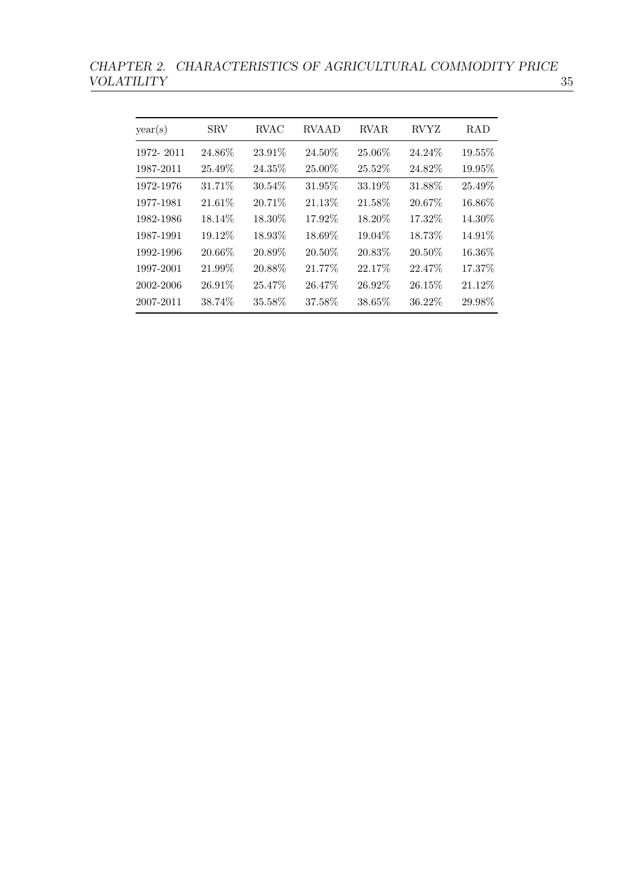| year(s) | SRV | RVAC | RVAAD | RVAR | RVYZ | RAD |
|---|---|---|---|---|---|---|
| 1972- 2011 | 24.86% | 23.91% | 24.50% | 25.06% | 24.24% | 19.55% |
| 1987-2011 | 25.49% | 24.35% | 25.00% | 25.52% | 24.82% | 19.95% |
| 1972-1976 | 31.71% | 30.54% | 31.95% | 33.19% | 31.88% | 25.49% |
| 1977-1981 | 21.61% | 20.71% | 21.13% | 21.58% | 20.67% | 16.86% |
| 1982-1986 | 18.14% | 18.30% | 17.92% | 18.20% | 17.32% | 14.30% |
| 1987-1991 | 19.12% | 18.93% | 18.69% | 19.04% | 18.73% | 14.91% |
| 1992-1996 | 20.66% | 20.89% | 20.50% | 20.83% | 20.50% | 16.36% |
| 1997-2001 | 21.99% | 20.88% | 21.77% | 22.17% | 22.47% | 17.37% |
| 2002-2006 | 26.91% | 25.47% | 26.47% | 26.92% | 26.15% | 21.12% |
| 2007-2011 | 38.74% | 35.58% | 37.58% | 38.65% | 36.22% | 29.98% |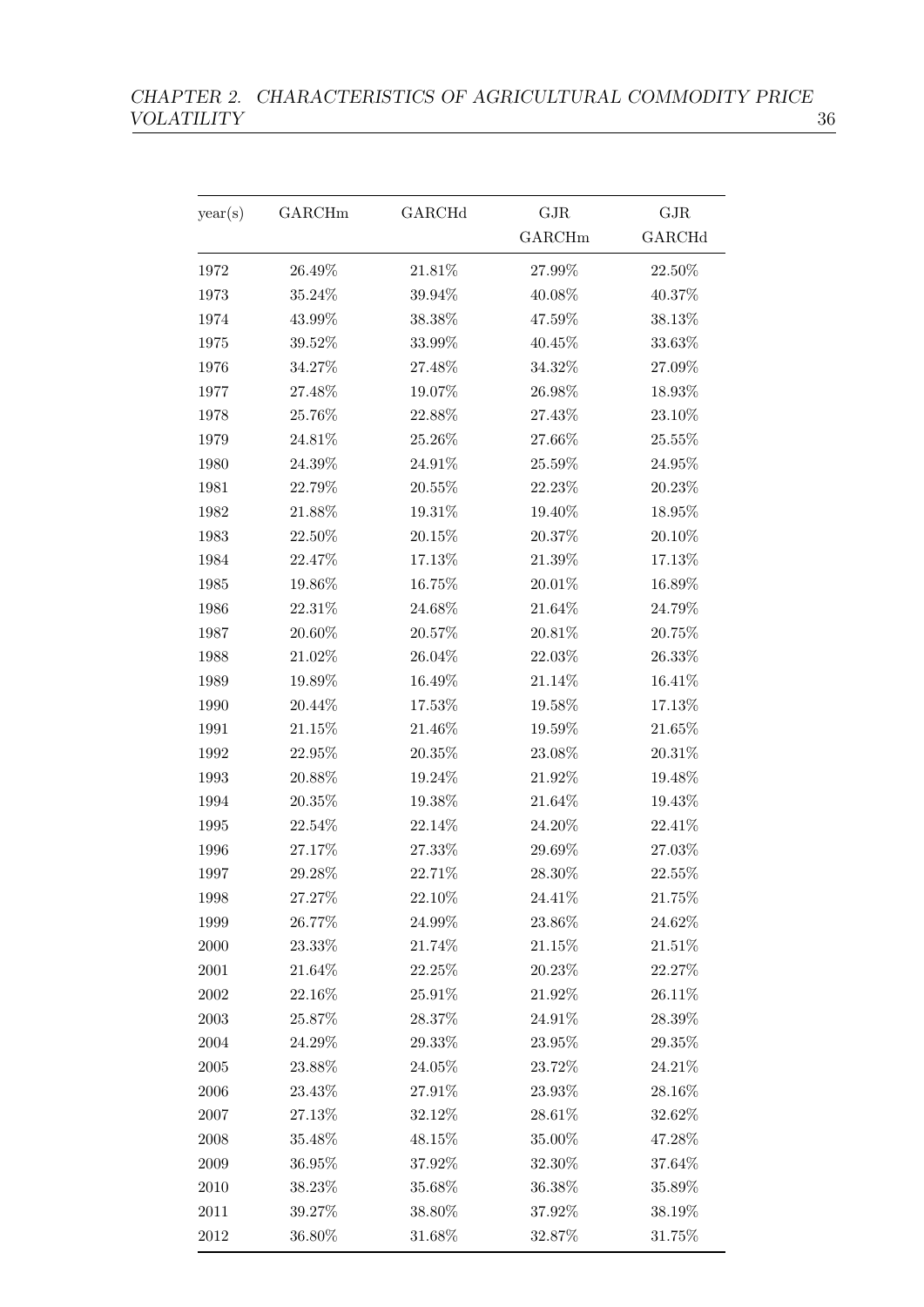| year(s) | GARCHm | GARCHd | GJR GARCHm | GJR GARCHd |
|---|---|---|---|---|
| 1972 | 26.49% | 21.81% | 27.99% | 22.50% |
| 1973 | 35.24% | 39.94% | 40.08% | 40.37% |
| 1974 | 43.99% | 38.38% | 47.59% | 38.13% |
| 1975 | 39.52% | 33.99% | 40.45% | 33.63% |
| 1976 | 34.27% | 27.48% | 34.32% | 27.09% |
| 1977 | 27.48% | 19.07% | 26.98% | 18.93% |
| 1978 | 25.76% | 22.88% | 27.43% | 23.10% |
| 1979 | 24.81% | 25.26% | 27.66% | 25.55% |
| 1980 | 24.39% | 24.91% | 25.59% | 24.95% |
| 1981 | 22.79% | 20.55% | 22.23% | 20.23% |
| 1982 | 21.88% | 19.31% | 19.40% | 18.95% |
| 1983 | 22.50% | 20.15% | 20.37% | 20.10% |
| 1984 | 22.47% | 17.13% | 21.39% | 17.13% |
| 1985 | 19.86% | 16.75% | 20.01% | 16.89% |
| 1986 | 22.31% | 24.68% | 21.64% | 24.79% |
| 1987 | 20.60% | 20.57% | 20.81% | 20.75% |
| 1988 | 21.02% | 26.04% | 22.03% | 26.33% |
| 1989 | 19.89% | 16.49% | 21.14% | 16.41% |
| 1990 | 20.44% | 17.53% | 19.58% | 17.13% |
| 1991 | 21.15% | 21.46% | 19.59% | 21.65% |
| 1992 | 22.95% | 20.35% | 23.08% | 20.31% |
| 1993 | 20.88% | 19.24% | 21.92% | 19.48% |
| 1994 | 20.35% | 19.38% | 21.64% | 19.43% |
| 1995 | 22.54% | 22.14% | 24.20% | 22.41% |
| 1996 | 27.17% | 27.33% | 29.69% | 27.03% |
| 1997 | 29.28% | 22.71% | 28.30% | 22.55% |
| 1998 | 27.27% | 22.10% | 24.41% | 21.75% |
| 1999 | 26.77% | 24.99% | 23.86% | 24.62% |
| 2000 | 23.33% | 21.74% | 21.15% | 21.51% |
| 2001 | 21.64% | 22.25% | 20.23% | 22.27% |
| 2002 | 22.16% | 25.91% | 21.92% | 26.11% |
| 2003 | 25.87% | 28.37% | 24.91% | 28.39% |
| 2004 | 24.29% | 29.33% | 23.95% | 29.35% |
| 2005 | 23.88% | 24.05% | 23.72% | 24.21% |
| 2006 | 23.43% | 27.91% | 23.93% | 28.16% |
| 2007 | 27.13% | 32.12% | 28.61% | 32.62% |
| 2008 | 35.48% | 48.15% | 35.00% | 47.28% |
| 2009 | 36.95% | 37.92% | 32.30% | 37.64% |
| 2010 | 38.23% | 35.68% | 36.38% | 35.89% |
| 2011 | 39.27% | 38.80% | 37.92% | 38.19% |
| 2012 | 36.80% | 31.68% | 32.87% | 31.75% |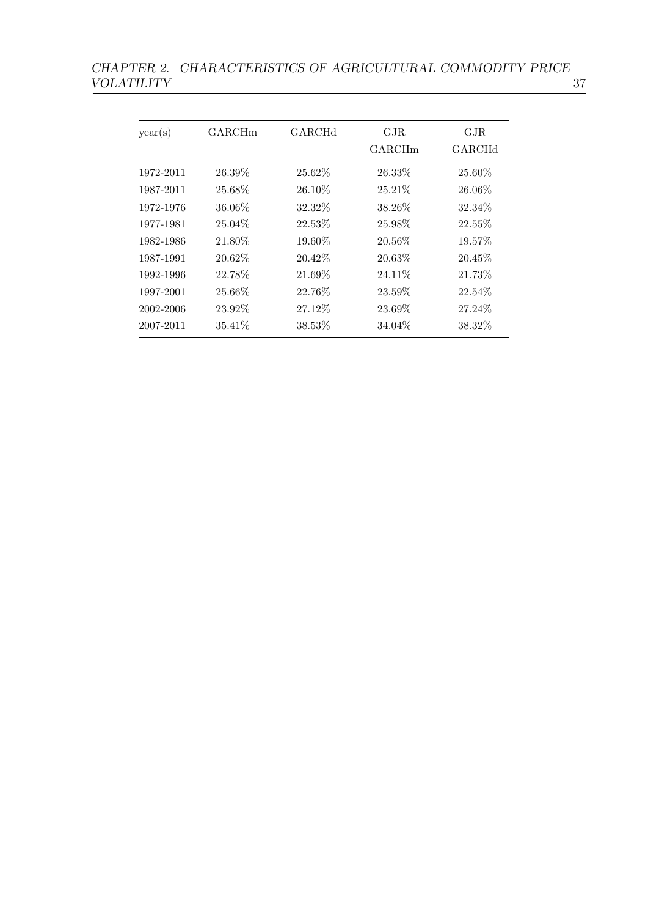| year(s) | GARCHm | GARCHd | GJR GARCHm | GJR GARCHd |
|---|---|---|---|---|
| 1972-2011 | 26.39% | 25.62% | 26.33% | 25.60% |
| 1987-2011 | 25.68% | 26.10% | 25.21% | 26.06% |
| 1972-1976 | 36.06% | 32.32% | 38.26% | 32.34% |
| 1977-1981 | 25.04% | 22.53% | 25.98% | 22.55% |
| 1982-1986 | 21.80% | 19.60% | 20.56% | 19.57% |
| 1987-1991 | 20.62% | 20.42% | 20.63% | 20.45% |
| 1992-1996 | 22.78% | 21.69% | 24.11% | 21.73% |
| 1997-2001 | 25.66% | 22.76% | 23.59% | 22.54% |
| 2002-2006 | 23.92% | 27.12% | 23.69% | 27.24% |
| 2007-2011 | 35.41% | 38.53% | 34.04% | 38.32% |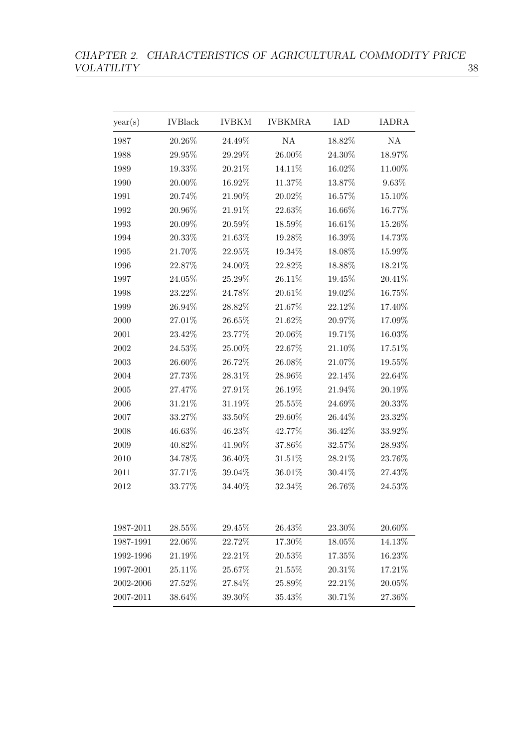| year(s) | IVBlack | IVBKM | IVBKMRA | IAD | IADRA |
|---|---|---|---|---|---|
| 1987 | 20.26% | 24.49% | NA | 18.82% | NA |
| 1988 | 29.95% | 29.29% | 26.00% | 24.30% | 18.97% |
| 1989 | 19.33% | 20.21% | 14.11% | 16.02% | 11.00% |
| 1990 | 20.00% | 16.92% | 11.37% | 13.87% | 9.63% |
| 1991 | 20.74% | 21.90% | 20.02% | 16.57% | 15.10% |
| 1992 | 20.96% | 21.91% | 22.63% | 16.66% | 16.77% |
| 1993 | 20.09% | 20.59% | 18.59% | 16.61% | 15.26% |
| 1994 | 20.33% | 21.63% | 19.28% | 16.39% | 14.73% |
| 1995 | 21.70% | 22.95% | 19.34% | 18.08% | 15.99% |
| 1996 | 22.87% | 24.00% | 22.82% | 18.88% | 18.21% |
| 1997 | 24.05% | 25.29% | 26.11% | 19.45% | 20.41% |
| 1998 | 23.22% | 24.78% | 20.61% | 19.02% | 16.75% |
| 1999 | 26.94% | 28.82% | 21.67% | 22.12% | 17.40% |
| 2000 | 27.01% | 26.65% | 21.62% | 20.97% | 17.09% |
| 2001 | 23.42% | 23.77% | 20.06% | 19.71% | 16.03% |
| 2002 | 24.53% | 25.00% | 22.67% | 21.10% | 17.51% |
| 2003 | 26.60% | 26.72% | 26.08% | 21.07% | 19.55% |
| 2004 | 27.73% | 28.31% | 28.96% | 22.14% | 22.64% |
| 2005 | 27.47% | 27.91% | 26.19% | 21.94% | 20.19% |
| 2006 | 31.21% | 31.19% | 25.55% | 24.69% | 20.33% |
| 2007 | 33.27% | 33.50% | 29.60% | 26.44% | 23.32% |
| 2008 | 46.63% | 46.23% | 42.77% | 36.42% | 33.92% |
| 2009 | 40.82% | 41.90% | 37.86% | 32.57% | 28.93% |
| 2010 | 34.78% | 36.40% | 31.51% | 28.21% | 23.76% |
| 2011 | 37.71% | 39.04% | 36.01% | 30.41% | 27.43% |
| 2012 | 33.77% | 34.40% | 32.34% | 26.76% | 24.53% |
| | | | | | |
| 1987-2011 | 28.55% | 29.45% | 26.43% | 23.30% | 20.60% |
| 1987-1991 | 22.06% | 22.72% | 17.30% | 18.05% | 14.13% |
| 1992-1996 | 21.19% | 22.21% | 20.53% | 17.35% | 16.23% |
| 1997-2001 | 25.11% | 25.67% | 21.55% | 20.31% | 17.21% |
| 2002-2006 | 27.52% | 27.84% | 25.89% | 22.21% | 20.05% |
| 2007-2011 | 38.64% | 39.30% | 35.43% | 30.71% | 27.36% |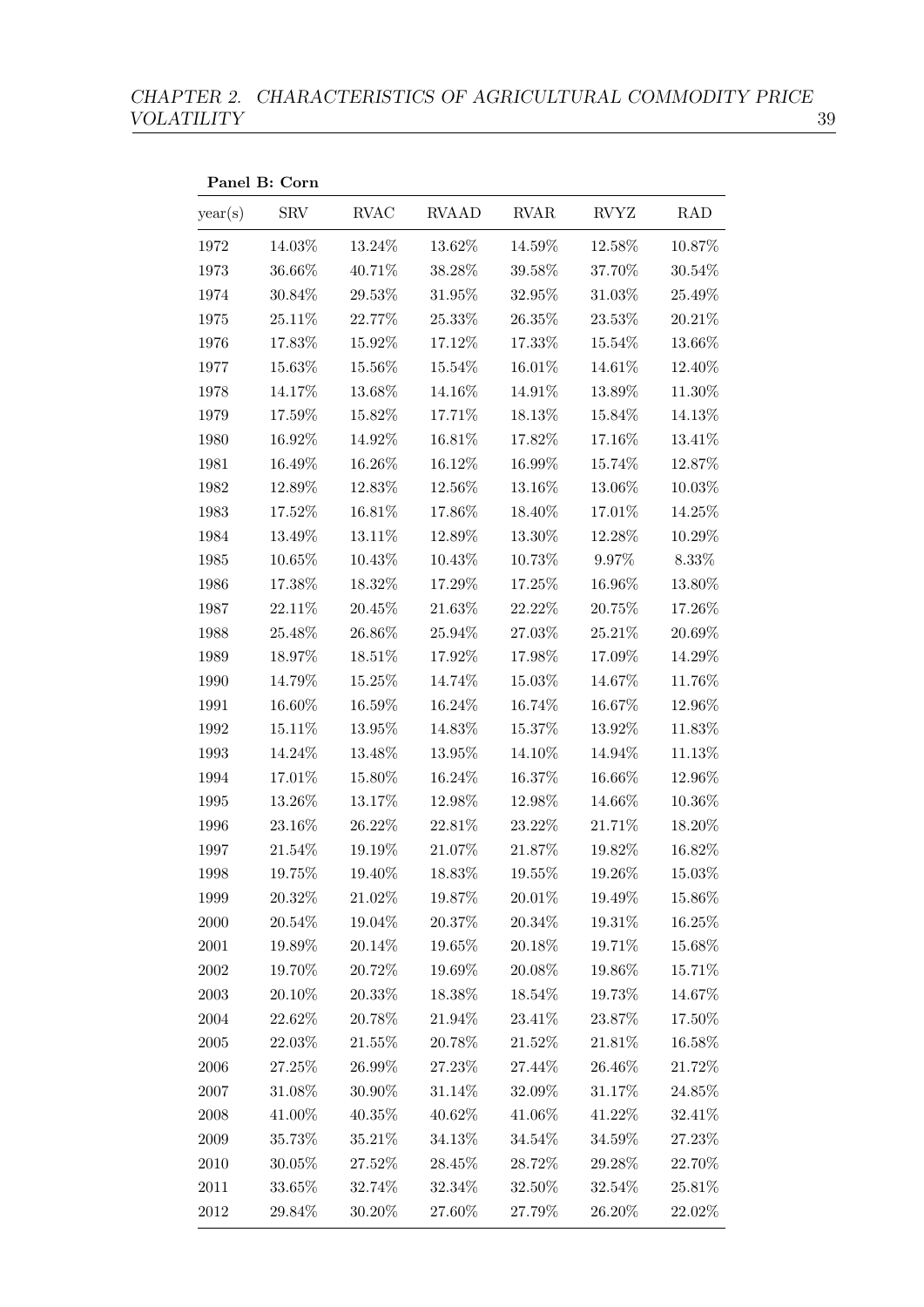**Panel B: Corn**

| year(s) | SRV | RVAC | RVAAD | RVAR | RVYZ | RAD |
|---|---|---|---|---|---|---|
| 1972 | 14.03% | 13.24% | 13.62% | 14.59% | 12.58% | 10.87% |
| 1973 | 36.66% | 40.71% | 38.28% | 39.58% | 37.70% | 30.54% |
| 1974 | 30.84% | 29.53% | 31.95% | 32.95% | 31.03% | 25.49% |
| 1975 | 25.11% | 22.77% | 25.33% | 26.35% | 23.53% | 20.21% |
| 1976 | 17.83% | 15.92% | 17.12% | 17.33% | 15.54% | 13.66% |
| 1977 | 15.63% | 15.56% | 15.54% | 16.01% | 14.61% | 12.40% |
| 1978 | 14.17% | 13.68% | 14.16% | 14.91% | 13.89% | 11.30% |
| 1979 | 17.59% | 15.82% | 17.71% | 18.13% | 15.84% | 14.13% |
| 1980 | 16.92% | 14.92% | 16.81% | 17.82% | 17.16% | 13.41% |
| 1981 | 16.49% | 16.26% | 16.12% | 16.99% | 15.74% | 12.87% |
| 1982 | 12.89% | 12.83% | 12.56% | 13.16% | 13.06% | 10.03% |
| 1983 | 17.52% | 16.81% | 17.86% | 18.40% | 17.01% | 14.25% |
| 1984 | 13.49% | 13.11% | 12.89% | 13.30% | 12.28% | 10.29% |
| 1985 | 10.65% | 10.43% | 10.43% | 10.73% | 9.97% | 8.33% |
| 1986 | 17.38% | 18.32% | 17.29% | 17.25% | 16.96% | 13.80% |
| 1987 | 22.11% | 20.45% | 21.63% | 22.22% | 20.75% | 17.26% |
| 1988 | 25.48% | 26.86% | 25.94% | 27.03% | 25.21% | 20.69% |
| 1989 | 18.97% | 18.51% | 17.92% | 17.98% | 17.09% | 14.29% |
| 1990 | 14.79% | 15.25% | 14.74% | 15.03% | 14.67% | 11.76% |
| 1991 | 16.60% | 16.59% | 16.24% | 16.74% | 16.67% | 12.96% |
| 1992 | 15.11% | 13.95% | 14.83% | 15.37% | 13.92% | 11.83% |
| 1993 | 14.24% | 13.48% | 13.95% | 14.10% | 14.94% | 11.13% |
| 1994 | 17.01% | 15.80% | 16.24% | 16.37% | 16.66% | 12.96% |
| 1995 | 13.26% | 13.17% | 12.98% | 12.98% | 14.66% | 10.36% |
| 1996 | 23.16% | 26.22% | 22.81% | 23.22% | 21.71% | 18.20% |
| 1997 | 21.54% | 19.19% | 21.07% | 21.87% | 19.82% | 16.82% |
| 1998 | 19.75% | 19.40% | 18.83% | 19.55% | 19.26% | 15.03% |
| 1999 | 20.32% | 21.02% | 19.87% | 20.01% | 19.49% | 15.86% |
| 2000 | 20.54% | 19.04% | 20.37% | 20.34% | 19.31% | 16.25% |
| 2001 | 19.89% | 20.14% | 19.65% | 20.18% | 19.71% | 15.68% |
| 2002 | 19.70% | 20.72% | 19.69% | 20.08% | 19.86% | 15.71% |
| 2003 | 20.10% | 20.33% | 18.38% | 18.54% | 19.73% | 14.67% |
| 2004 | 22.62% | 20.78% | 21.94% | 23.41% | 23.87% | 17.50% |
| 2005 | 22.03% | 21.55% | 20.78% | 21.52% | 21.81% | 16.58% |
| 2006 | 27.25% | 26.99% | 27.23% | 27.44% | 26.46% | 21.72% |
| 2007 | 31.08% | 30.90% | 31.14% | 32.09% | 31.17% | 24.85% |
| 2008 | 41.00% | 40.35% | 40.62% | 41.06% | 41.22% | 32.41% |
| 2009 | 35.73% | 35.21% | 34.13% | 34.54% | 34.59% | 27.23% |
| 2010 | 30.05% | 27.52% | 28.45% | 28.72% | 29.28% | 22.70% |
| 2011 | 33.65% | 32.74% | 32.34% | 32.50% | 32.54% | 25.81% |
| 2012 | 29.84% | 30.20% | 27.60% | 27.79% | 26.20% | 22.02% |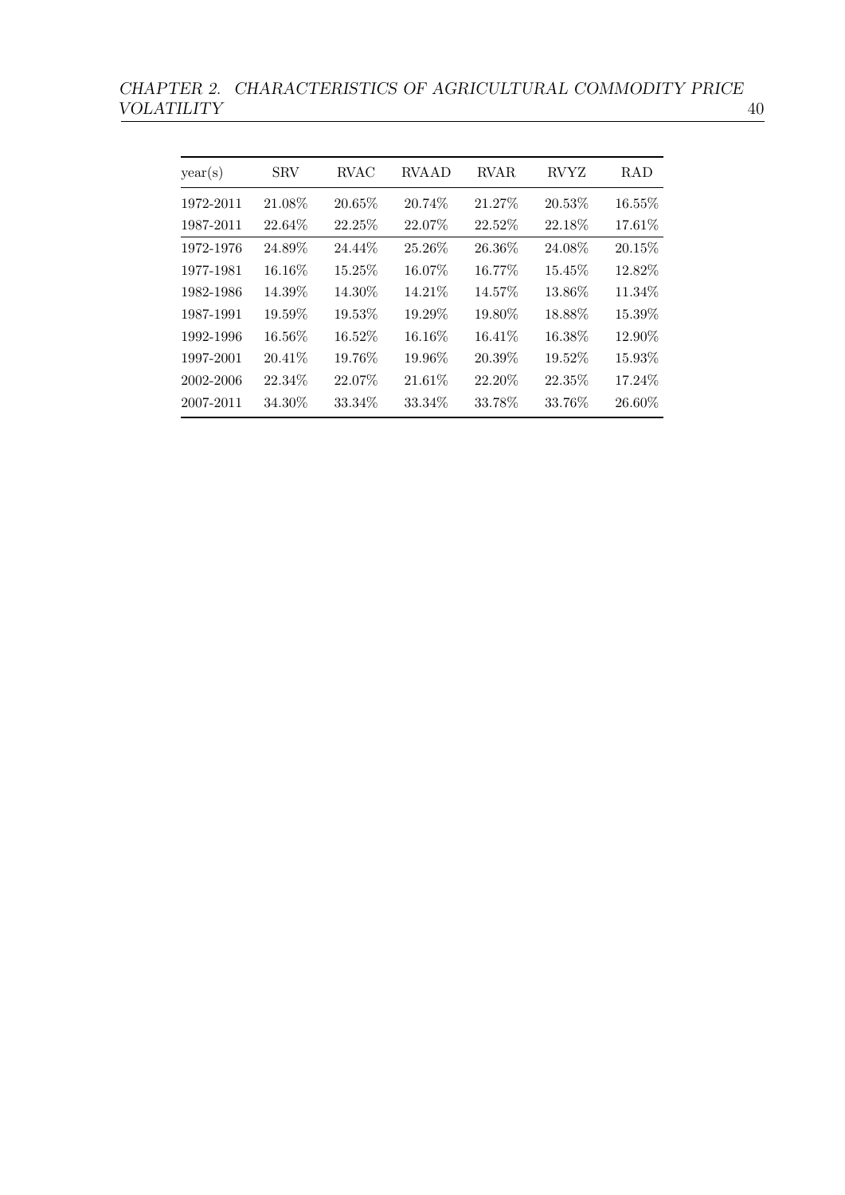| year(s) | SRV | RVAC | RVAAD | RVAR | RVYZ | RAD |
|---|---|---|---|---|---|---|
| 1972-2011 | 21.08% | 20.65% | 20.74% | 21.27% | 20.53% | 16.55% |
| 1987-2011 | 22.64% | 22.25% | 22.07% | 22.52% | 22.18% | 17.61% |
| 1972-1976 | 24.89% | 24.44% | 25.26% | 26.36% | 24.08% | 20.15% |
| 1977-1981 | 16.16% | 15.25% | 16.07% | 16.77% | 15.45% | 12.82% |
| 1982-1986 | 14.39% | 14.30% | 14.21% | 14.57% | 13.86% | 11.34% |
| 1987-1991 | 19.59% | 19.53% | 19.29% | 19.80% | 18.88% | 15.39% |
| 1992-1996 | 16.56% | 16.52% | 16.16% | 16.41% | 16.38% | 12.90% |
| 1997-2001 | 20.41% | 19.76% | 19.96% | 20.39% | 19.52% | 15.93% |
| 2002-2006 | 22.34% | 22.07% | 21.61% | 22.20% | 22.35% | 17.24% |
| 2007-2011 | 34.30% | 33.34% | 33.34% | 33.78% | 33.76% | 26.60% |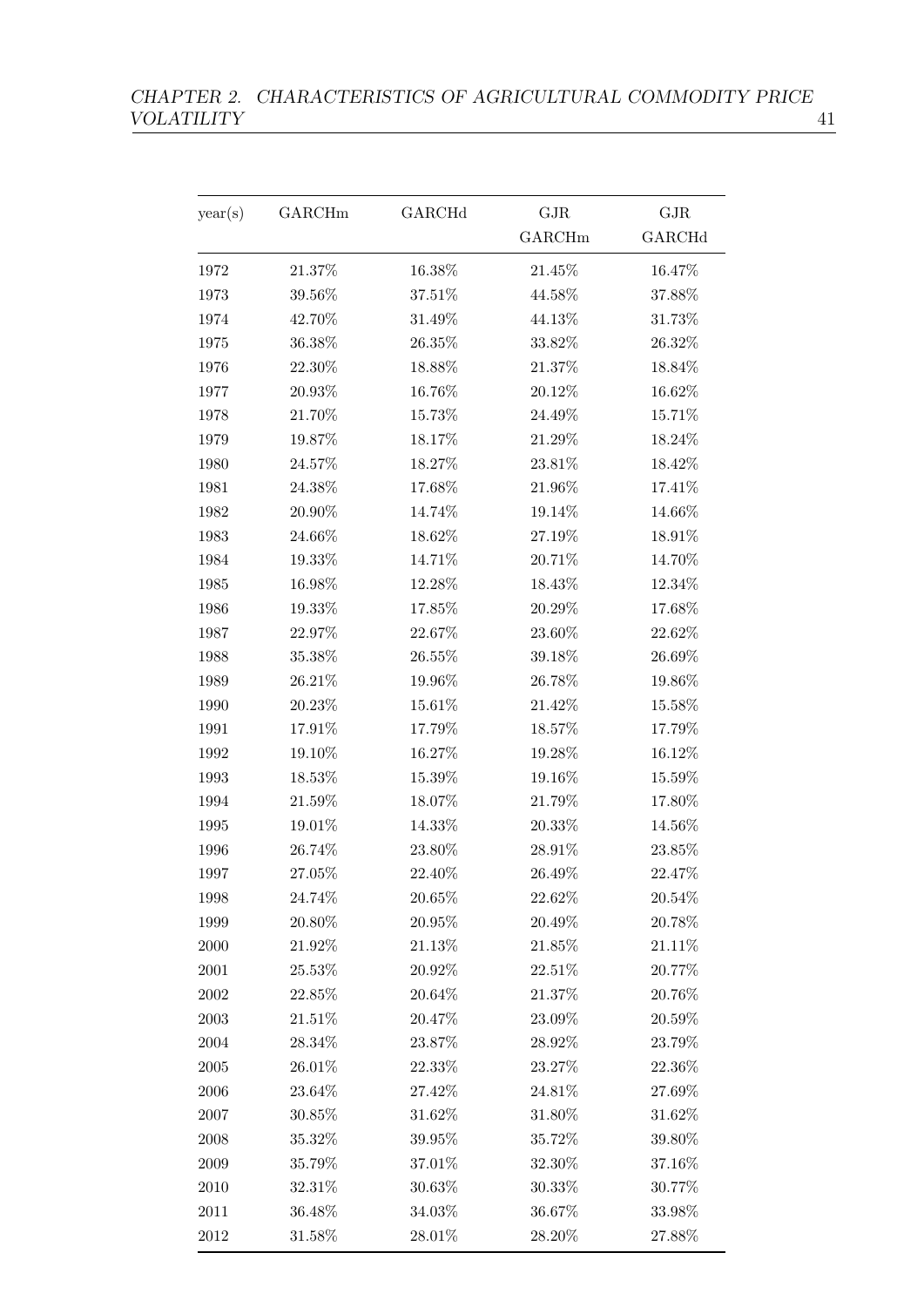| year(s) | GARCHm | GARCHd | GJR GARCHm | GJR GARCHd |
|---|---|---|---|---|
| 1972 | 21.37% | 16.38% | 21.45% | 16.47% |
| 1973 | 39.56% | 37.51% | 44.58% | 37.88% |
| 1974 | 42.70% | 31.49% | 44.13% | 31.73% |
| 1975 | 36.38% | 26.35% | 33.82% | 26.32% |
| 1976 | 22.30% | 18.88% | 21.37% | 18.84% |
| 1977 | 20.93% | 16.76% | 20.12% | 16.62% |
| 1978 | 21.70% | 15.73% | 24.49% | 15.71% |
| 1979 | 19.87% | 18.17% | 21.29% | 18.24% |
| 1980 | 24.57% | 18.27% | 23.81% | 18.42% |
| 1981 | 24.38% | 17.68% | 21.96% | 17.41% |
| 1982 | 20.90% | 14.74% | 19.14% | 14.66% |
| 1983 | 24.66% | 18.62% | 27.19% | 18.91% |
| 1984 | 19.33% | 14.71% | 20.71% | 14.70% |
| 1985 | 16.98% | 12.28% | 18.43% | 12.34% |
| 1986 | 19.33% | 17.85% | 20.29% | 17.68% |
| 1987 | 22.97% | 22.67% | 23.60% | 22.62% |
| 1988 | 35.38% | 26.55% | 39.18% | 26.69% |
| 1989 | 26.21% | 19.96% | 26.78% | 19.86% |
| 1990 | 20.23% | 15.61% | 21.42% | 15.58% |
| 1991 | 17.91% | 17.79% | 18.57% | 17.79% |
| 1992 | 19.10% | 16.27% | 19.28% | 16.12% |
| 1993 | 18.53% | 15.39% | 19.16% | 15.59% |
| 1994 | 21.59% | 18.07% | 21.79% | 17.80% |
| 1995 | 19.01% | 14.33% | 20.33% | 14.56% |
| 1996 | 26.74% | 23.80% | 28.91% | 23.85% |
| 1997 | 27.05% | 22.40% | 26.49% | 22.47% |
| 1998 | 24.74% | 20.65% | 22.62% | 20.54% |
| 1999 | 20.80% | 20.95% | 20.49% | 20.78% |
| 2000 | 21.92% | 21.13% | 21.85% | 21.11% |
| 2001 | 25.53% | 20.92% | 22.51% | 20.77% |
| 2002 | 22.85% | 20.64% | 21.37% | 20.76% |
| 2003 | 21.51% | 20.47% | 23.09% | 20.59% |
| 2004 | 28.34% | 23.87% | 28.92% | 23.79% |
| 2005 | 26.01% | 22.33% | 23.27% | 22.36% |
| 2006 | 23.64% | 27.42% | 24.81% | 27.69% |
| 2007 | 30.85% | 31.62% | 31.80% | 31.62% |
| 2008 | 35.32% | 39.95% | 35.72% | 39.80% |
| 2009 | 35.79% | 37.01% | 32.30% | 37.16% |
| 2010 | 32.31% | 30.63% | 30.33% | 30.77% |
| 2011 | 36.48% | 34.03% | 36.67% | 33.98% |
| 2012 | 31.58% | 28.01% | 28.20% | 27.88% |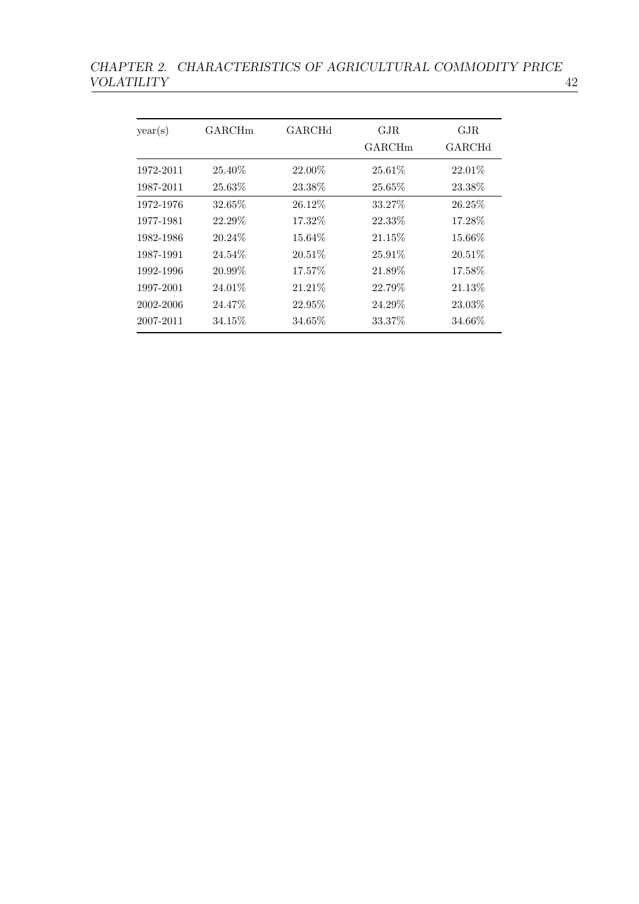| year(s) | GARCHm | GARCHd | GJR GARCHm | GJR GARCHd |
|---|---|---|---|---|
| 1972-2011 | 25.40% | 22.00% | 25.61% | 22.01% |
| 1987-2011 | 25.63% | 23.38% | 25.65% | 23.38% |
| 1972-1976 | 32.65% | 26.12% | 33.27% | 26.25% |
| 1977-1981 | 22.29% | 17.32% | 22.33% | 17.28% |
| 1982-1986 | 20.24% | 15.64% | 21.15% | 15.66% |
| 1987-1991 | 24.54% | 20.51% | 25.91% | 20.51% |
| 1992-1996 | 20.99% | 17.57% | 21.89% | 17.58% |
| 1997-2001 | 24.01% | 21.21% | 22.79% | 21.13% |
| 2002-2006 | 24.47% | 22.95% | 24.29% | 23.03% |
| 2007-2011 | 34.15% | 34.65% | 33.37% | 34.66% |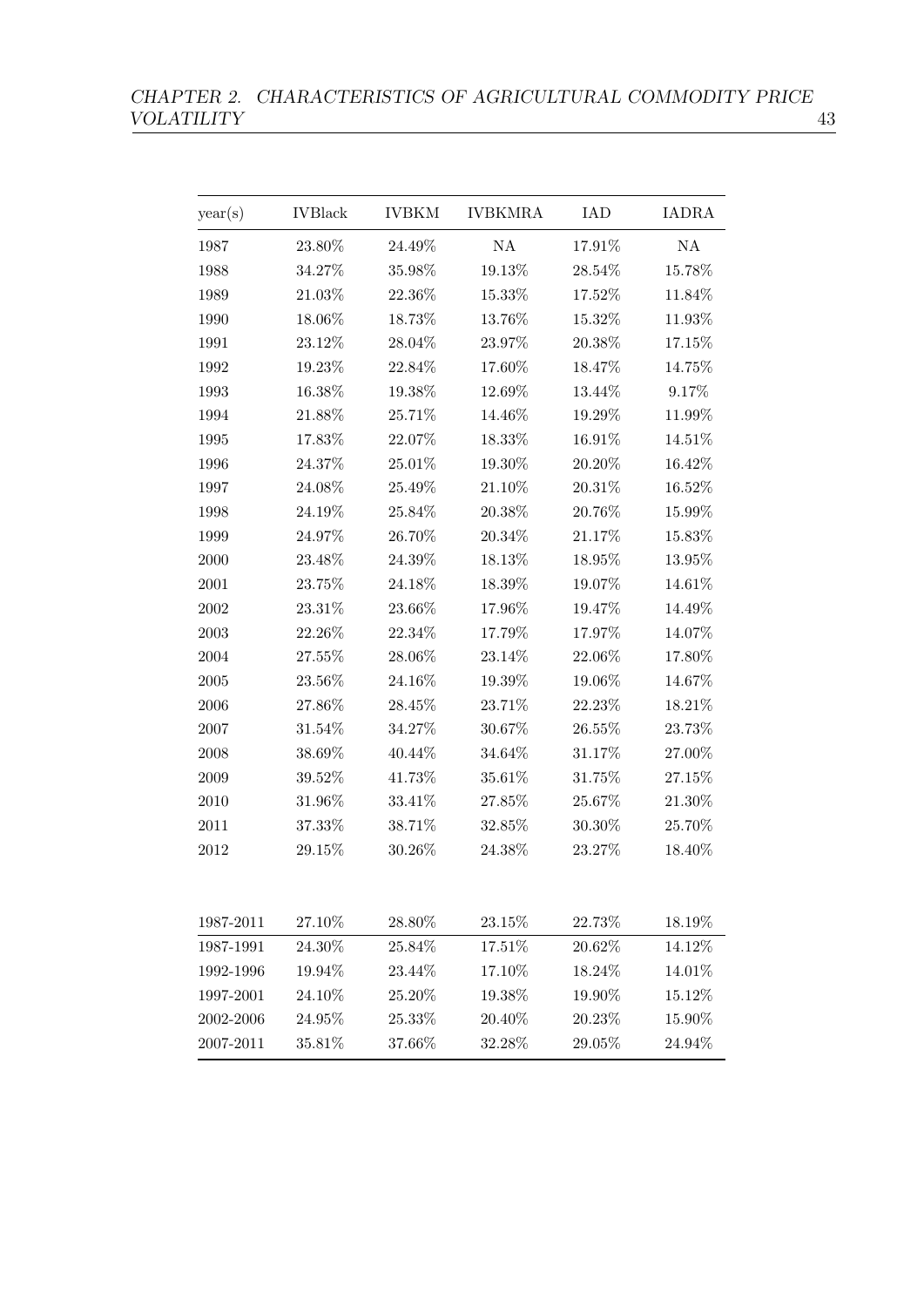| year(s) | IVBlack | IVBKM | IVBKMRA | IAD | IADRA |
|---|---|---|---|---|---|
| 1987 | 23.80% | 24.49% | NA | 17.91% | NA |
| 1988 | 34.27% | 35.98% | 19.13% | 28.54% | 15.78% |
| 1989 | 21.03% | 22.36% | 15.33% | 17.52% | 11.84% |
| 1990 | 18.06% | 18.73% | 13.76% | 15.32% | 11.93% |
| 1991 | 23.12% | 28.04% | 23.97% | 20.38% | 17.15% |
| 1992 | 19.23% | 22.84% | 17.60% | 18.47% | 14.75% |
| 1993 | 16.38% | 19.38% | 12.69% | 13.44% | 9.17% |
| 1994 | 21.88% | 25.71% | 14.46% | 19.29% | 11.99% |
| 1995 | 17.83% | 22.07% | 18.33% | 16.91% | 14.51% |
| 1996 | 24.37% | 25.01% | 19.30% | 20.20% | 16.42% |
| 1997 | 24.08% | 25.49% | 21.10% | 20.31% | 16.52% |
| 1998 | 24.19% | 25.84% | 20.38% | 20.76% | 15.99% |
| 1999 | 24.97% | 26.70% | 20.34% | 21.17% | 15.83% |
| 2000 | 23.48% | 24.39% | 18.13% | 18.95% | 13.95% |
| 2001 | 23.75% | 24.18% | 18.39% | 19.07% | 14.61% |
| 2002 | 23.31% | 23.66% | 17.96% | 19.47% | 14.49% |
| 2003 | 22.26% | 22.34% | 17.79% | 17.97% | 14.07% |
| 2004 | 27.55% | 28.06% | 23.14% | 22.06% | 17.80% |
| 2005 | 23.56% | 24.16% | 19.39% | 19.06% | 14.67% |
| 2006 | 27.86% | 28.45% | 23.71% | 22.23% | 18.21% |
| 2007 | 31.54% | 34.27% | 30.67% | 26.55% | 23.73% |
| 2008 | 38.69% | 40.44% | 34.64% | 31.17% | 27.00% |
| 2009 | 39.52% | 41.73% | 35.61% | 31.75% | 27.15% |
| 2010 | 31.96% | 33.41% | 27.85% | 25.67% | 21.30% |
| 2011 | 37.33% | 38.71% | 32.85% | 30.30% | 25.70% |
| 2012 | 29.15% | 30.26% | 24.38% | 23.27% | 18.40% |
| | | | | | |
| 1987-2011 | 27.10% | 28.80% | 23.15% | 22.73% | 18.19% |
| 1987-1991 | 24.30% | 25.84% | 17.51% | 20.62% | 14.12% |
| 1992-1996 | 19.94% | 23.44% | 17.10% | 18.24% | 14.01% |
| 1997-2001 | 24.10% | 25.20% | 19.38% | 19.90% | 15.12% |
| 2002-2006 | 24.95% | 25.33% | 20.40% | 20.23% | 15.90% |
| 2007-2011 | 35.81% | 37.66% | 32.28% | 29.05% | 24.94% |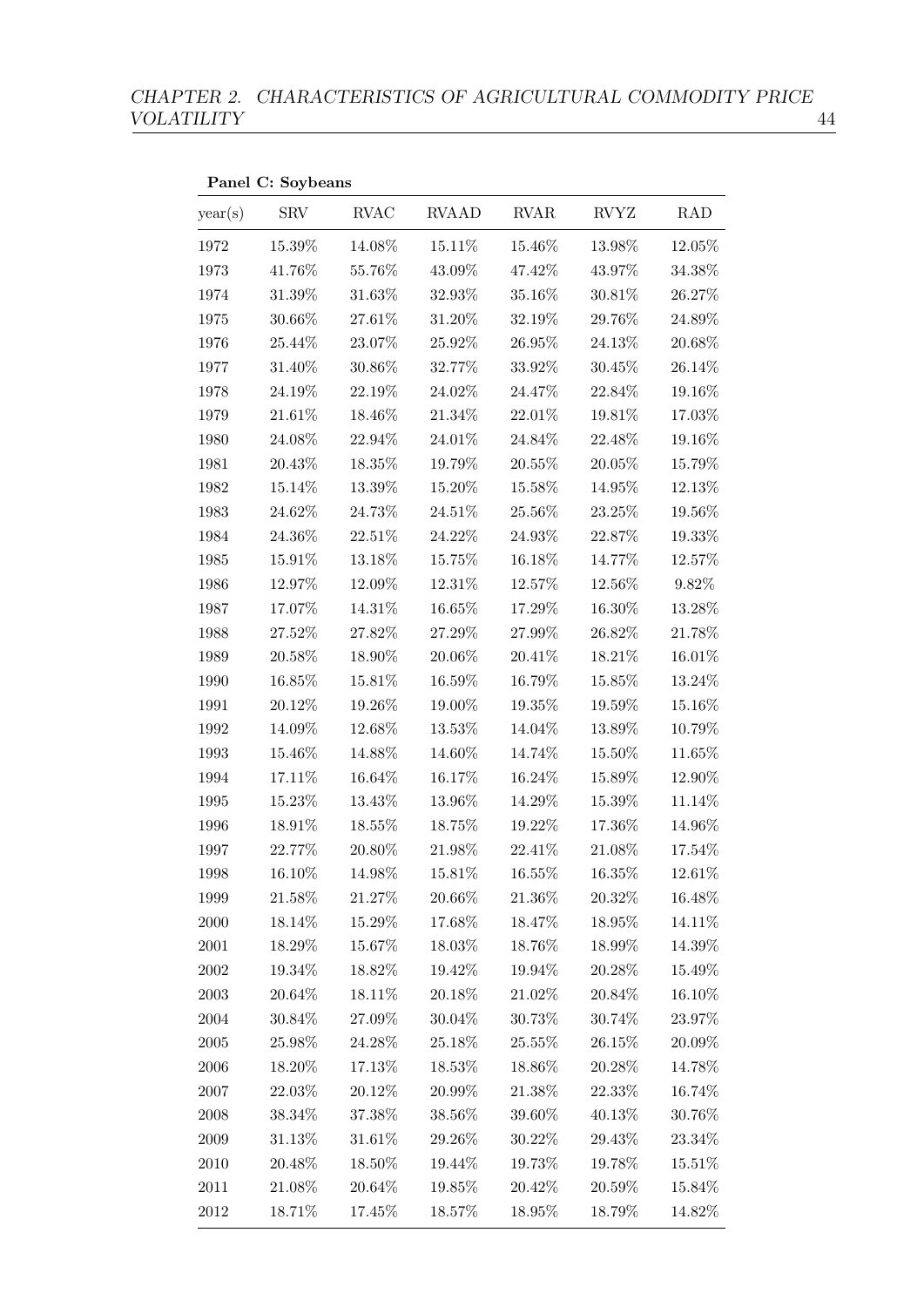**Panel C: Soybeans**

| year(s) | SRV | RVAC | RVAAD | RVAR | RVYZ | RAD |
|---|---|---|---|---|---|---|
| 1972 | 15.39% | 14.08% | 15.11% | 15.46% | 13.98% | 12.05% |
| 1973 | 41.76% | 55.76% | 43.09% | 47.42% | 43.97% | 34.38% |
| 1974 | 31.39% | 31.63% | 32.93% | 35.16% | 30.81% | 26.27% |
| 1975 | 30.66% | 27.61% | 31.20% | 32.19% | 29.76% | 24.89% |
| 1976 | 25.44% | 23.07% | 25.92% | 26.95% | 24.13% | 20.68% |
| 1977 | 31.40% | 30.86% | 32.77% | 33.92% | 30.45% | 26.14% |
| 1978 | 24.19% | 22.19% | 24.02% | 24.47% | 22.84% | 19.16% |
| 1979 | 21.61% | 18.46% | 21.34% | 22.01% | 19.81% | 17.03% |
| 1980 | 24.08% | 22.94% | 24.01% | 24.84% | 22.48% | 19.16% |
| 1981 | 20.43% | 18.35% | 19.79% | 20.55% | 20.05% | 15.79% |
| 1982 | 15.14% | 13.39% | 15.20% | 15.58% | 14.95% | 12.13% |
| 1983 | 24.62% | 24.73% | 24.51% | 25.56% | 23.25% | 19.56% |
| 1984 | 24.36% | 22.51% | 24.22% | 24.93% | 22.87% | 19.33% |
| 1985 | 15.91% | 13.18% | 15.75% | 16.18% | 14.77% | 12.57% |
| 1986 | 12.97% | 12.09% | 12.31% | 12.57% | 12.56% | 9.82% |
| 1987 | 17.07% | 14.31% | 16.65% | 17.29% | 16.30% | 13.28% |
| 1988 | 27.52% | 27.82% | 27.29% | 27.99% | 26.82% | 21.78% |
| 1989 | 20.58% | 18.90% | 20.06% | 20.41% | 18.21% | 16.01% |
| 1990 | 16.85% | 15.81% | 16.59% | 16.79% | 15.85% | 13.24% |
| 1991 | 20.12% | 19.26% | 19.00% | 19.35% | 19.59% | 15.16% |
| 1992 | 14.09% | 12.68% | 13.53% | 14.04% | 13.89% | 10.79% |
| 1993 | 15.46% | 14.88% | 14.60% | 14.74% | 15.50% | 11.65% |
| 1994 | 17.11% | 16.64% | 16.17% | 16.24% | 15.89% | 12.90% |
| 1995 | 15.23% | 13.43% | 13.96% | 14.29% | 15.39% | 11.14% |
| 1996 | 18.91% | 18.55% | 18.75% | 19.22% | 17.36% | 14.96% |
| 1997 | 22.77% | 20.80% | 21.98% | 22.41% | 21.08% | 17.54% |
| 1998 | 16.10% | 14.98% | 15.81% | 16.55% | 16.35% | 12.61% |
| 1999 | 21.58% | 21.27% | 20.66% | 21.36% | 20.32% | 16.48% |
| 2000 | 18.14% | 15.29% | 17.68% | 18.47% | 18.95% | 14.11% |
| 2001 | 18.29% | 15.67% | 18.03% | 18.76% | 18.99% | 14.39% |
| 2002 | 19.34% | 18.82% | 19.42% | 19.94% | 20.28% | 15.49% |
| 2003 | 20.64% | 18.11% | 20.18% | 21.02% | 20.84% | 16.10% |
| 2004 | 30.84% | 27.09% | 30.04% | 30.73% | 30.74% | 23.97% |
| 2005 | 25.98% | 24.28% | 25.18% | 25.55% | 26.15% | 20.09% |
| 2006 | 18.20% | 17.13% | 18.53% | 18.86% | 20.28% | 14.78% |
| 2007 | 22.03% | 20.12% | 20.99% | 21.38% | 22.33% | 16.74% |
| 2008 | 38.34% | 37.38% | 38.56% | 39.60% | 40.13% | 30.76% |
| 2009 | 31.13% | 31.61% | 29.26% | 30.22% | 29.43% | 23.34% |
| 2010 | 20.48% | 18.50% | 19.44% | 19.73% | 19.78% | 15.51% |
| 2011 | 21.08% | 20.64% | 19.85% | 20.42% | 20.59% | 15.84% |
| 2012 | 18.71% | 17.45% | 18.57% | 18.95% | 18.79% | 14.82% |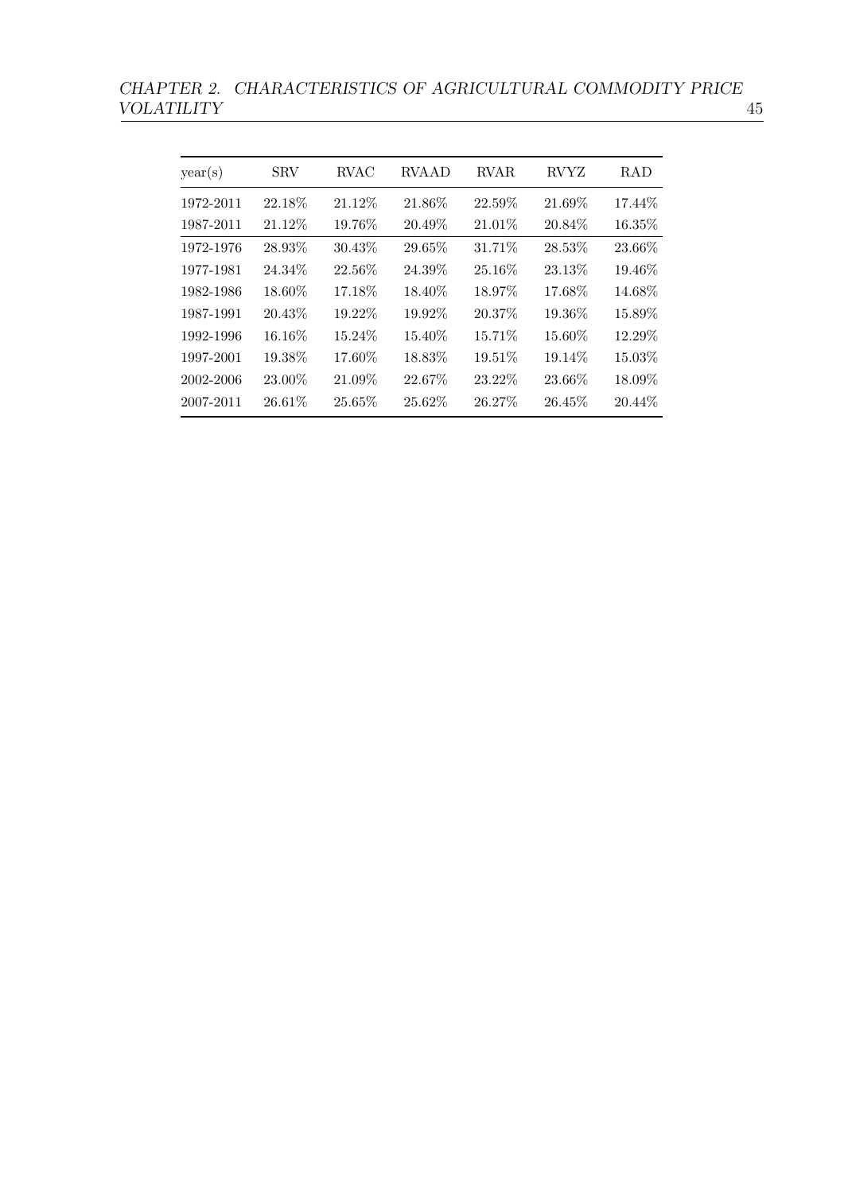| year(s) | SRV | RVAC | RVAAD | RVAR | RVYZ | RAD |
|---|---|---|---|---|---|---|
| 1972-2011 | 22.18% | 21.12% | 21.86% | 22.59% | 21.69% | 17.44% |
| 1987-2011 | 21.12% | 19.76% | 20.49% | 21.01% | 20.84% | 16.35% |
| 1972-1976 | 28.93% | 30.43% | 29.65% | 31.71% | 28.53% | 23.66% |
| 1977-1981 | 24.34% | 22.56% | 24.39% | 25.16% | 23.13% | 19.46% |
| 1982-1986 | 18.60% | 17.18% | 18.40% | 18.97% | 17.68% | 14.68% |
| 1987-1991 | 20.43% | 19.22% | 19.92% | 20.37% | 19.36% | 15.89% |
| 1992-1996 | 16.16% | 15.24% | 15.40% | 15.71% | 15.60% | 12.29% |
| 1997-2001 | 19.38% | 17.60% | 18.83% | 19.51% | 19.14% | 15.03% |
| 2002-2006 | 23.00% | 21.09% | 22.67% | 23.22% | 23.66% | 18.09% |
| 2007-2011 | 26.61% | 25.65% | 25.62% | 26.27% | 26.45% | 20.44% |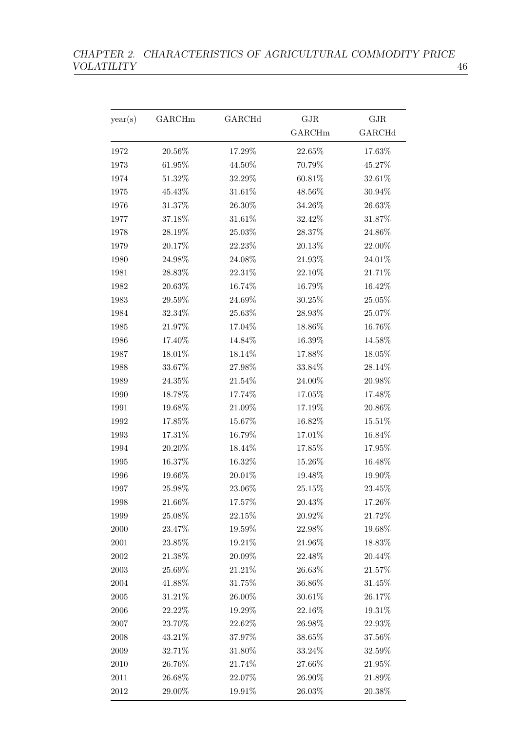| year(s) | GARCHm | GARCHd | GJR GARCHm | GJR GARCHd |
|---|---|---|---|---|
| 1972 | 20.56% | 17.29% | 22.65% | 17.63% |
| 1973 | 61.95% | 44.50% | 70.79% | 45.27% |
| 1974 | 51.32% | 32.29% | 60.81% | 32.61% |
| 1975 | 45.43% | 31.61% | 48.56% | 30.94% |
| 1976 | 31.37% | 26.30% | 34.26% | 26.63% |
| 1977 | 37.18% | 31.61% | 32.42% | 31.87% |
| 1978 | 28.19% | 25.03% | 28.37% | 24.86% |
| 1979 | 20.17% | 22.23% | 20.13% | 22.00% |
| 1980 | 24.98% | 24.08% | 21.93% | 24.01% |
| 1981 | 28.83% | 22.31% | 22.10% | 21.71% |
| 1982 | 20.63% | 16.74% | 16.79% | 16.42% |
| 1983 | 29.59% | 24.69% | 30.25% | 25.05% |
| 1984 | 32.34% | 25.63% | 28.93% | 25.07% |
| 1985 | 21.97% | 17.04% | 18.86% | 16.76% |
| 1986 | 17.40% | 14.84% | 16.39% | 14.58% |
| 1987 | 18.01% | 18.14% | 17.88% | 18.05% |
| 1988 | 33.67% | 27.98% | 33.84% | 28.14% |
| 1989 | 24.35% | 21.54% | 24.00% | 20.98% |
| 1990 | 18.78% | 17.74% | 17.05% | 17.48% |
| 1991 | 19.68% | 21.09% | 17.19% | 20.86% |
| 1992 | 17.85% | 15.67% | 16.82% | 15.51% |
| 1993 | 17.31% | 16.79% | 17.01% | 16.84% |
| 1994 | 20.20% | 18.44% | 17.85% | 17.95% |
| 1995 | 16.37% | 16.32% | 15.26% | 16.48% |
| 1996 | 19.66% | 20.01% | 19.48% | 19.90% |
| 1997 | 25.98% | 23.06% | 25.15% | 23.45% |
| 1998 | 21.66% | 17.57% | 20.43% | 17.26% |
| 1999 | 25.08% | 22.15% | 20.92% | 21.72% |
| 2000 | 23.47% | 19.59% | 22.98% | 19.68% |
| 2001 | 23.85% | 19.21% | 21.96% | 18.83% |
| 2002 | 21.38% | 20.09% | 22.48% | 20.44% |
| 2003 | 25.69% | 21.21% | 26.63% | 21.57% |
| 2004 | 41.88% | 31.75% | 36.86% | 31.45% |
| 2005 | 31.21% | 26.00% | 30.61% | 26.17% |
| 2006 | 22.22% | 19.29% | 22.16% | 19.31% |
| 2007 | 23.70% | 22.62% | 26.98% | 22.93% |
| 2008 | 43.21% | 37.97% | 38.65% | 37.56% |
| 2009 | 32.71% | 31.80% | 33.24% | 32.59% |
| 2010 | 26.76% | 21.74% | 27.66% | 21.95% |
| 2011 | 26.68% | 22.07% | 26.90% | 21.89% |
| 2012 | 29.00% | 19.91% | 26.03% | 20.38% |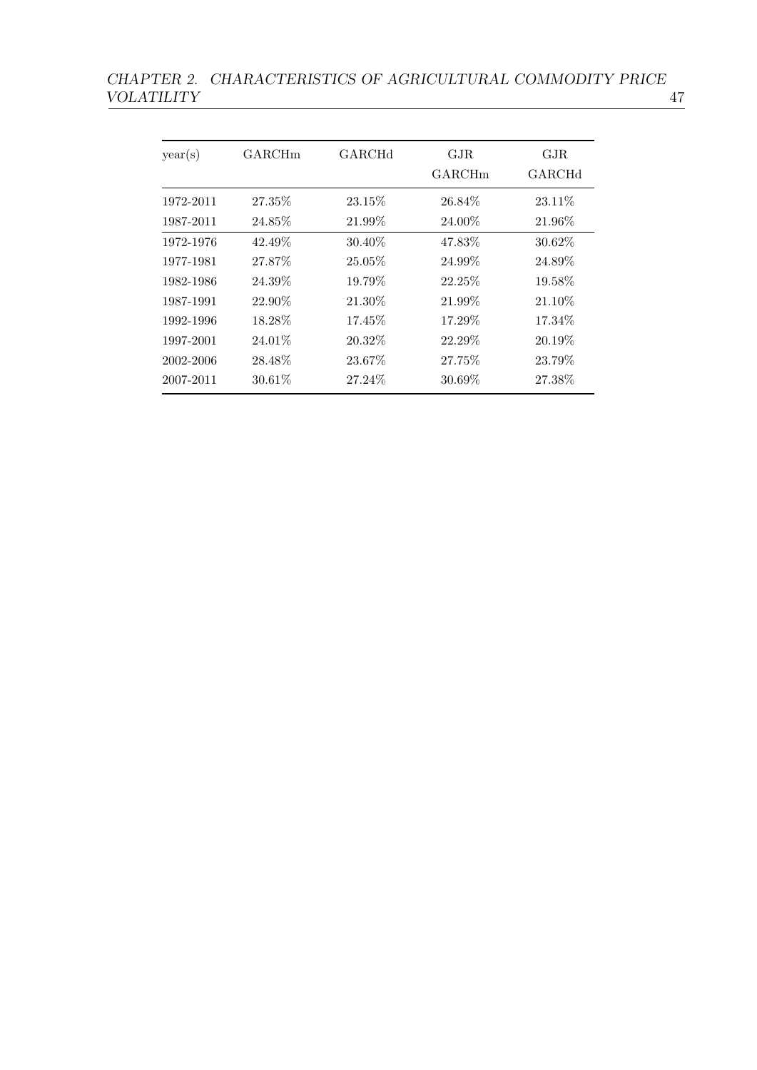| year(s) | GARCHm | GARCHd | GJR GARCHm | GJR GARCHd |
|---|---|---|---|---|
| 1972-2011 | 27.35% | 23.15% | 26.84% | 23.11% |
| 1987-2011 | 24.85% | 21.99% | 24.00% | 21.96% |
| 1972-1976 | 42.49% | 30.40% | 47.83% | 30.62% |
| 1977-1981 | 27.87% | 25.05% | 24.99% | 24.89% |
| 1982-1986 | 24.39% | 19.79% | 22.25% | 19.58% |
| 1987-1991 | 22.90% | 21.30% | 21.99% | 21.10% |
| 1992-1996 | 18.28% | 17.45% | 17.29% | 17.34% |
| 1997-2001 | 24.01% | 20.32% | 22.29% | 20.19% |
| 2002-2006 | 28.48% | 23.67% | 27.75% | 23.79% |
| 2007-2011 | 30.61% | 27.24% | 30.69% | 27.38% |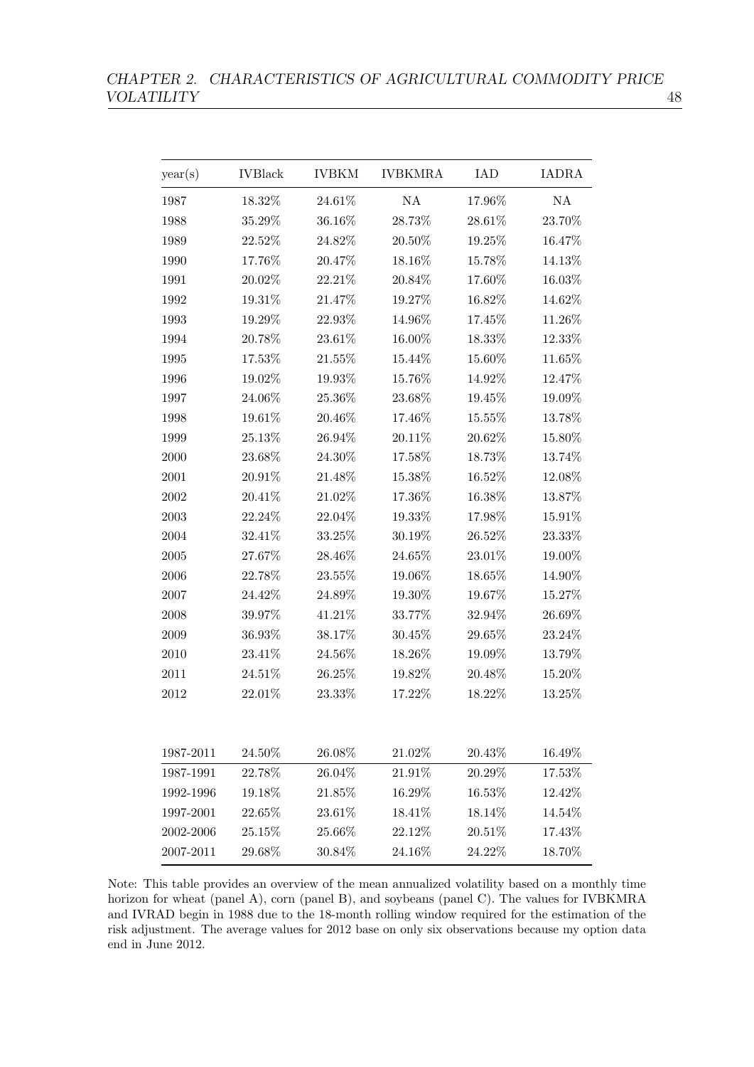| year(s) | IVBlack | IVBKM | IVBKMRA | IAD | IADRA |
|---|---|---|---|---|---|
| 1987 | 18.32% | 24.61% | NA | 17.96% | NA |
| 1988 | 35.29% | 36.16% | 28.73% | 28.61% | 23.70% |
| 1989 | 22.52% | 24.82% | 20.50% | 19.25% | 16.47% |
| 1990 | 17.76% | 20.47% | 18.16% | 15.78% | 14.13% |
| 1991 | 20.02% | 22.21% | 20.84% | 17.60% | 16.03% |
| 1992 | 19.31% | 21.47% | 19.27% | 16.82% | 14.62% |
| 1993 | 19.29% | 22.93% | 14.96% | 17.45% | 11.26% |
| 1994 | 20.78% | 23.61% | 16.00% | 18.33% | 12.33% |
| 1995 | 17.53% | 21.55% | 15.44% | 15.60% | 11.65% |
| 1996 | 19.02% | 19.93% | 15.76% | 14.92% | 12.47% |
| 1997 | 24.06% | 25.36% | 23.68% | 19.45% | 19.09% |
| 1998 | 19.61% | 20.46% | 17.46% | 15.55% | 13.78% |
| 1999 | 25.13% | 26.94% | 20.11% | 20.62% | 15.80% |
| 2000 | 23.68% | 24.30% | 17.58% | 18.73% | 13.74% |
| 2001 | 20.91% | 21.48% | 15.38% | 16.52% | 12.08% |
| 2002 | 20.41% | 21.02% | 17.36% | 16.38% | 13.87% |
| 2003 | 22.24% | 22.04% | 19.33% | 17.98% | 15.91% |
| 2004 | 32.41% | 33.25% | 30.19% | 26.52% | 23.33% |
| 2005 | 27.67% | 28.46% | 24.65% | 23.01% | 19.00% |
| 2006 | 22.78% | 23.55% | 19.06% | 18.65% | 14.90% |
| 2007 | 24.42% | 24.89% | 19.30% | 19.67% | 15.27% |
| 2008 | 39.97% | 41.21% | 33.77% | 32.94% | 26.69% |
| 2009 | 36.93% | 38.17% | 30.45% | 29.65% | 23.24% |
| 2010 | 23.41% | 24.56% | 18.26% | 19.09% | 13.79% |
| 2011 | 24.51% | 26.25% | 19.82% | 20.48% | 15.20% |
| 2012 | 22.01% | 23.33% | 17.22% | 18.22% | 13.25% |
| | | | | | |
| 1987-2011 | 24.50% | 26.08% | 21.02% | 20.43% | 16.49% |
| 1987-1991 | 22.78% | 26.04% | 21.91% | 20.29% | 17.53% |
| 1992-1996 | 19.18% | 21.85% | 16.29% | 16.53% | 12.42% |
| 1997-2001 | 22.65% | 23.61% | 18.41% | 18.14% | 14.54% |
| 2002-2006 | 25.15% | 25.66% | 22.12% | 20.51% | 17.43% |
| 2007-2011 | 29.68% | 30.84% | 24.16% | 24.22% | 18.70% |

Note: This table provides an overview of the mean annualized volatility based on a monthly time horizon for wheat (panel A), corn (panel B), and soybeans (panel C). The values for IVBKMRA and IVRAD begin in 1988 due to the 18-month rolling window required for the estimation of the risk adjustment. The average values for 2012 base on only six observations because my option data end in June 2012.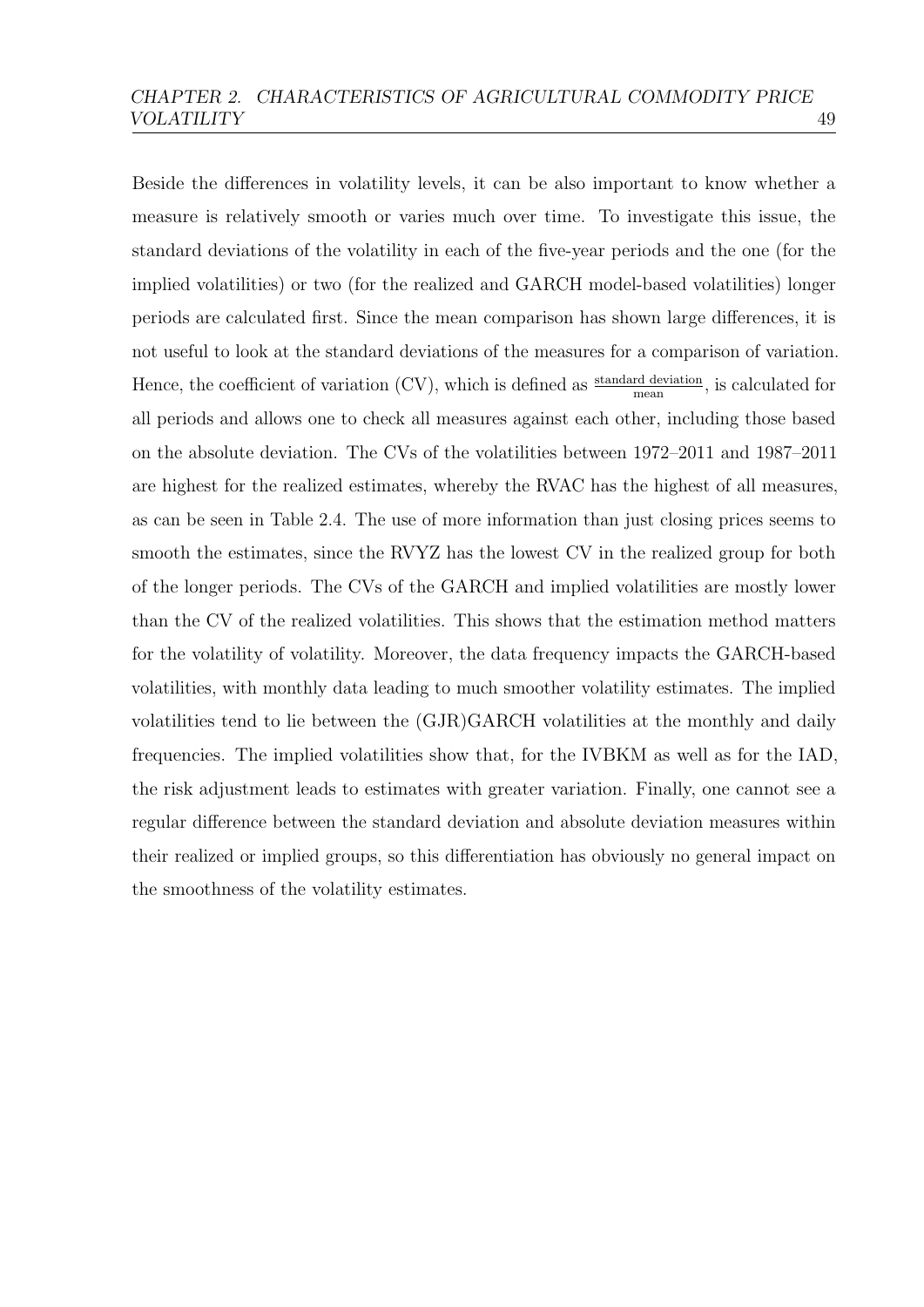Beside the differences in volatility levels, it can be also important to know whether a measure is relatively smooth or varies much over time. To investigate this issue, the standard deviations of the volatility in each of the five-year periods and the one (for the implied volatilities) or two (for the realized and GARCH model-based volatilities) longer periods are calculated first. Since the mean comparison has shown large differences, it is not useful to look at the standard deviations of the measures for a comparison of variation. Hence, the coefficient of variation (CV), which is defined as $\frac{\text{standard deviation}}{\text{mean}}$, is calculated for all periods and allows one to check all measures against each other, including those based on the absolute deviation. The CVs of the volatilities between 1972–2011 and 1987–2011 are highest for the realized estimates, whereby the RVAC has the highest of all measures, as can be seen in Table 2.4. The use of more information than just closing prices seems to smooth the estimates, since the RVYZ has the lowest CV in the realized group for both of the longer periods. The CVs of the GARCH and implied volatilities are mostly lower than the CV of the realized volatilities. This shows that the estimation method matters for the volatility of volatility. Moreover, the data frequency impacts the GARCH-based volatilities, with monthly data leading to much smoother volatility estimates. The implied volatilities tend to lie between the (GJR)GARCH volatilities at the monthly and daily frequencies. The implied volatilities show that, for the IVBKM as well as for the IAD, the risk adjustment leads to estimates with greater variation. Finally, one cannot see a regular difference between the standard deviation and absolute deviation measures within their realized or implied groups, so this differentiation has obviously no general impact on the smoothness of the volatility estimates.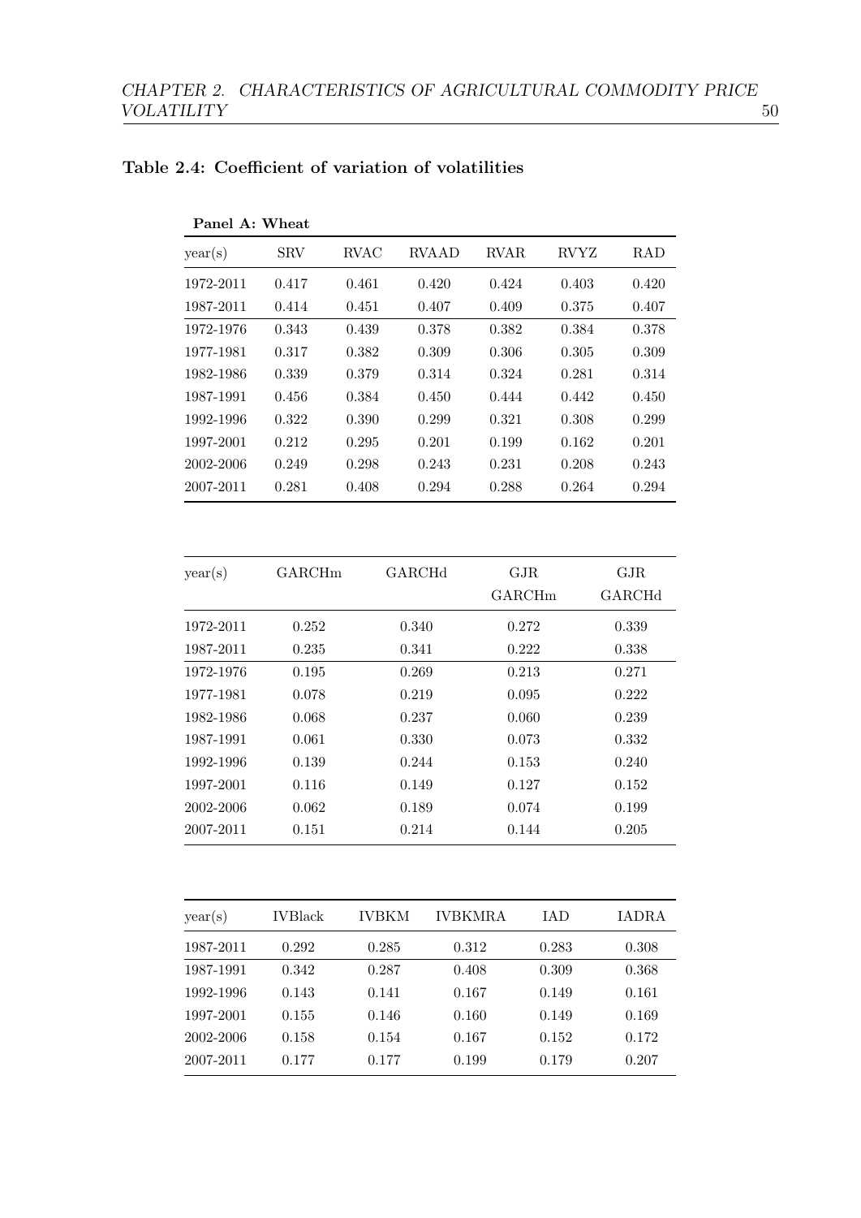### Table 2.4: Coefficient of variation of volatilities

**Panel A: Wheat**

| year(s) | SRV | RVAC | RVAAD | RVAR | RVYZ | RAD |
|---|---|---|---|---|---|---|
| 1972-2011 | 0.417 | 0.461 | 0.420 | 0.424 | 0.403 | 0.420 |
| 1987-2011 | 0.414 | 0.451 | 0.407 | 0.409 | 0.375 | 0.407 |
| 1972-1976 | 0.343 | 0.439 | 0.378 | 0.382 | 0.384 | 0.378 |
| 1977-1981 | 0.317 | 0.382 | 0.309 | 0.306 | 0.305 | 0.309 |
| 1982-1986 | 0.339 | 0.379 | 0.314 | 0.324 | 0.281 | 0.314 |
| 1987-1991 | 0.456 | 0.384 | 0.450 | 0.444 | 0.442 | 0.450 |
| 1992-1996 | 0.322 | 0.390 | 0.299 | 0.321 | 0.308 | 0.299 |
| 1997-2001 | 0.212 | 0.295 | 0.201 | 0.199 | 0.162 | 0.201 |
| 2002-2006 | 0.249 | 0.298 | 0.243 | 0.231 | 0.208 | 0.243 |
| 2007-2011 | 0.281 | 0.408 | 0.294 | 0.288 | 0.264 | 0.294 |

| year(s) | GARCHm | GARCHd | GJR GARCHm | GJR GARCHd |
|---|---|---|---|---|
| 1972-2011 | 0.252 | 0.340 | 0.272 | 0.339 |
| 1987-2011 | 0.235 | 0.341 | 0.222 | 0.338 |
| 1972-1976 | 0.195 | 0.269 | 0.213 | 0.271 |
| 1977-1981 | 0.078 | 0.219 | 0.095 | 0.222 |
| 1982-1986 | 0.068 | 0.237 | 0.060 | 0.239 |
| 1987-1991 | 0.061 | 0.330 | 0.073 | 0.332 |
| 1992-1996 | 0.139 | 0.244 | 0.153 | 0.240 |
| 1997-2001 | 0.116 | 0.149 | 0.127 | 0.152 |
| 2002-2006 | 0.062 | 0.189 | 0.074 | 0.199 |
| 2007-2011 | 0.151 | 0.214 | 0.144 | 0.205 |

| year(s) | IVBlack | IVBKM | IVBKMRA | IAD | IADRA |
|---|---|---|---|---|---|
| 1987-2011 | 0.292 | 0.285 | 0.312 | 0.283 | 0.308 |
| 1987-1991 | 0.342 | 0.287 | 0.408 | 0.309 | 0.368 |
| 1992-1996 | 0.143 | 0.141 | 0.167 | 0.149 | 0.161 |
| 1997-2001 | 0.155 | 0.146 | 0.160 | 0.149 | 0.169 |
| 2002-2006 | 0.158 | 0.154 | 0.167 | 0.152 | 0.172 |
| 2007-2011 | 0.177 | 0.177 | 0.199 | 0.179 | 0.207 |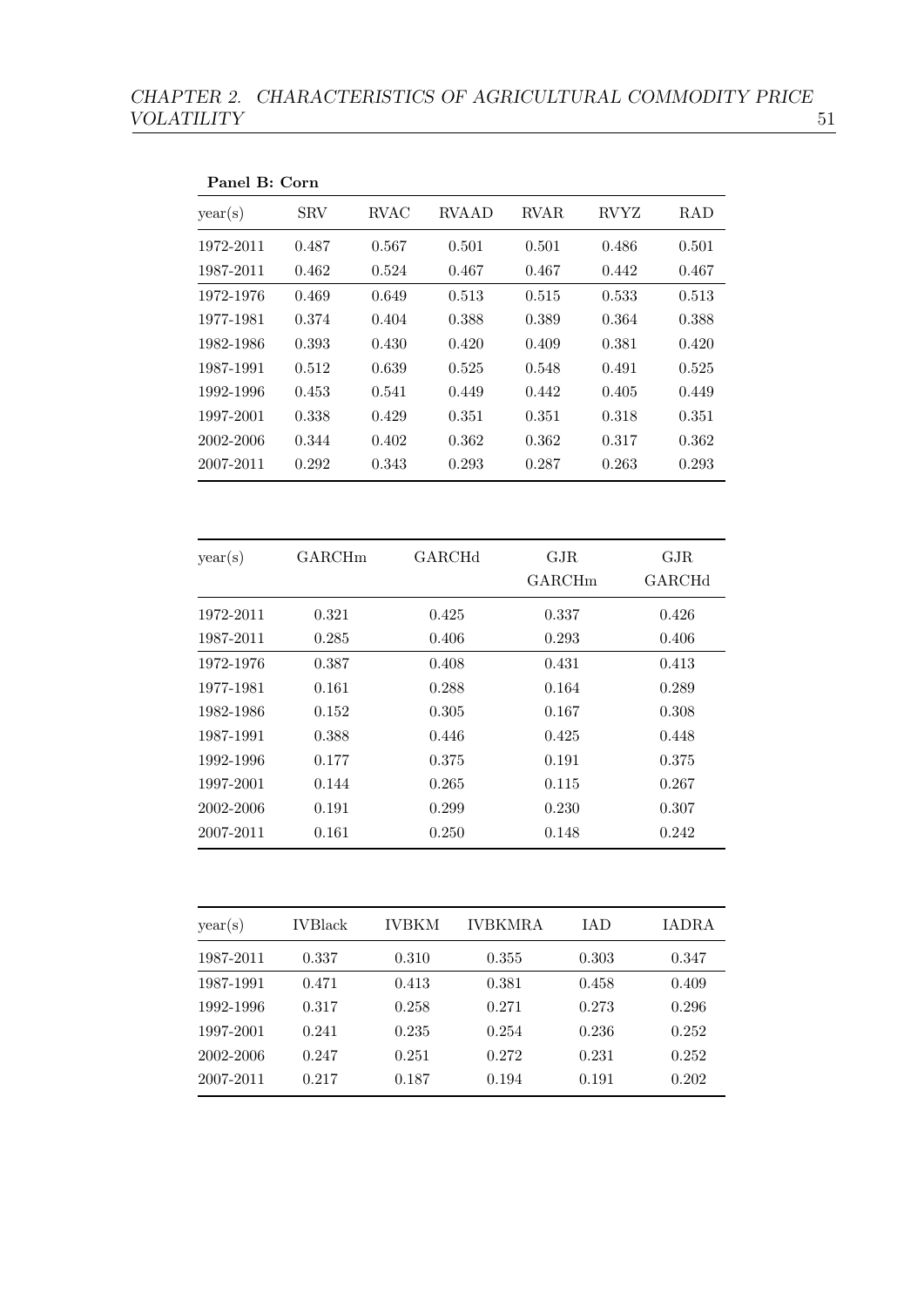**Panel B: Corn**

| year(s) | SRV | RVAC | RVAAD | RVAR | RVYZ | RAD |
|---|---|---|---|---|---|---|
| 1972-2011 | 0.487 | 0.567 | 0.501 | 0.501 | 0.486 | 0.501 |
| 1987-2011 | 0.462 | 0.524 | 0.467 | 0.467 | 0.442 | 0.467 |
| 1972-1976 | 0.469 | 0.649 | 0.513 | 0.515 | 0.533 | 0.513 |
| 1977-1981 | 0.374 | 0.404 | 0.388 | 0.389 | 0.364 | 0.388 |
| 1982-1986 | 0.393 | 0.430 | 0.420 | 0.409 | 0.381 | 0.420 |
| 1987-1991 | 0.512 | 0.639 | 0.525 | 0.548 | 0.491 | 0.525 |
| 1992-1996 | 0.453 | 0.541 | 0.449 | 0.442 | 0.405 | 0.449 |
| 1997-2001 | 0.338 | 0.429 | 0.351 | 0.351 | 0.318 | 0.351 |
| 2002-2006 | 0.344 | 0.402 | 0.362 | 0.362 | 0.317 | 0.362 |
| 2007-2011 | 0.292 | 0.343 | 0.293 | 0.287 | 0.263 | 0.293 |

| year(s) | GARCHm | GARCHd | GJR GARCHm | GJR GARCHd |
|---|---|---|---|---|
| 1972-2011 | 0.321 | 0.425 | 0.337 | 0.426 |
| 1987-2011 | 0.285 | 0.406 | 0.293 | 0.406 |
| 1972-1976 | 0.387 | 0.408 | 0.431 | 0.413 |
| 1977-1981 | 0.161 | 0.288 | 0.164 | 0.289 |
| 1982-1986 | 0.152 | 0.305 | 0.167 | 0.308 |
| 1987-1991 | 0.388 | 0.446 | 0.425 | 0.448 |
| 1992-1996 | 0.177 | 0.375 | 0.191 | 0.375 |
| 1997-2001 | 0.144 | 0.265 | 0.115 | 0.267 |
| 2002-2006 | 0.191 | 0.299 | 0.230 | 0.307 |
| 2007-2011 | 0.161 | 0.250 | 0.148 | 0.242 |

| year(s) | IVBlack | IVBKM | IVBKMRA | IAD | IADRA |
|---|---|---|---|---|---|
| 1987-2011 | 0.337 | 0.310 | 0.355 | 0.303 | 0.347 |
| 1987-1991 | 0.471 | 0.413 | 0.381 | 0.458 | 0.409 |
| 1992-1996 | 0.317 | 0.258 | 0.271 | 0.273 | 0.296 |
| 1997-2001 | 0.241 | 0.235 | 0.254 | 0.236 | 0.252 |
| 2002-2006 | 0.247 | 0.251 | 0.272 | 0.231 | 0.252 |
| 2007-2011 | 0.217 | 0.187 | 0.194 | 0.191 | 0.202 |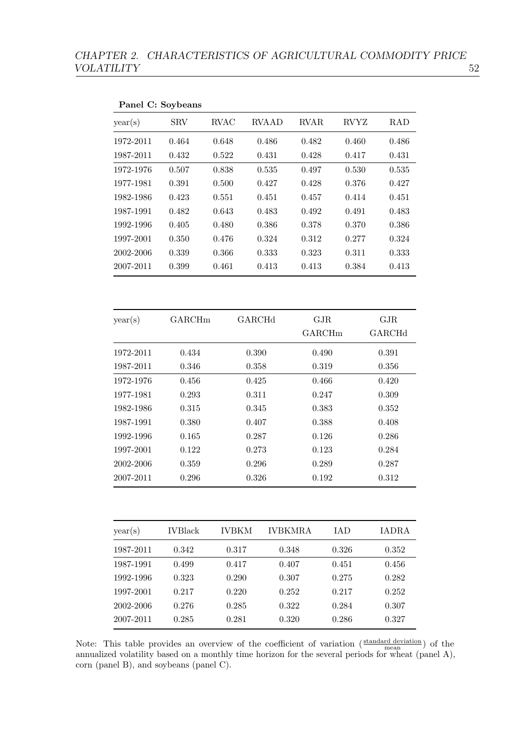**Panel C: Soybeans**

| year(s) | SRV | RVAC | RVAAD | RVAR | RVYZ | RAD |
|---|---|---|---|---|---|---|
| 1972-2011 | 0.464 | 0.648 | 0.486 | 0.482 | 0.460 | 0.486 |
| 1987-2011 | 0.432 | 0.522 | 0.431 | 0.428 | 0.417 | 0.431 |
| 1972-1976 | 0.507 | 0.838 | 0.535 | 0.497 | 0.530 | 0.535 |
| 1977-1981 | 0.391 | 0.500 | 0.427 | 0.428 | 0.376 | 0.427 |
| 1982-1986 | 0.423 | 0.551 | 0.451 | 0.457 | 0.414 | 0.451 |
| 1987-1991 | 0.482 | 0.643 | 0.483 | 0.492 | 0.491 | 0.483 |
| 1992-1996 | 0.405 | 0.480 | 0.386 | 0.378 | 0.370 | 0.386 |
| 1997-2001 | 0.350 | 0.476 | 0.324 | 0.312 | 0.277 | 0.324 |
| 2002-2006 | 0.339 | 0.366 | 0.333 | 0.323 | 0.311 | 0.333 |
| 2007-2011 | 0.399 | 0.461 | 0.413 | 0.413 | 0.384 | 0.413 |

| year(s) | GARCHm | GARCHd | GJR GARCHm | GJR GARCHd |
|---|---|---|---|---|
| 1972-2011 | 0.434 | 0.390 | 0.490 | 0.391 |
| 1987-2011 | 0.346 | 0.358 | 0.319 | 0.356 |
| 1972-1976 | 0.456 | 0.425 | 0.466 | 0.420 |
| 1977-1981 | 0.293 | 0.311 | 0.247 | 0.309 |
| 1982-1986 | 0.315 | 0.345 | 0.383 | 0.352 |
| 1987-1991 | 0.380 | 0.407 | 0.388 | 0.408 |
| 1992-1996 | 0.165 | 0.287 | 0.126 | 0.286 |
| 1997-2001 | 0.122 | 0.273 | 0.123 | 0.284 |
| 2002-2006 | 0.359 | 0.296 | 0.289 | 0.287 |
| 2007-2011 | 0.296 | 0.326 | 0.192 | 0.312 |

| year(s) | IVBlack | IVBKM | IVBKMRA | IAD | IADRA |
|---|---|---|---|---|---|
| 1987-2011 | 0.342 | 0.317 | 0.348 | 0.326 | 0.352 |
| 1987-1991 | 0.499 | 0.417 | 0.407 | 0.451 | 0.456 |
| 1992-1996 | 0.323 | 0.290 | 0.307 | 0.275 | 0.282 |
| 1997-2001 | 0.217 | 0.220 | 0.252 | 0.217 | 0.252 |
| 2002-2006 | 0.276 | 0.285 | 0.322 | 0.284 | 0.307 |
| 2007-2011 | 0.285 | 0.281 | 0.320 | 0.286 | 0.327 |

Note: This table provides an overview of the coefficient of variation ($\frac{\text{standard deviation}}{\text{mean}}$) of the annualized volatility based on a monthly time horizon for the several periods for wheat (panel A), corn (panel B), and soybeans (panel C).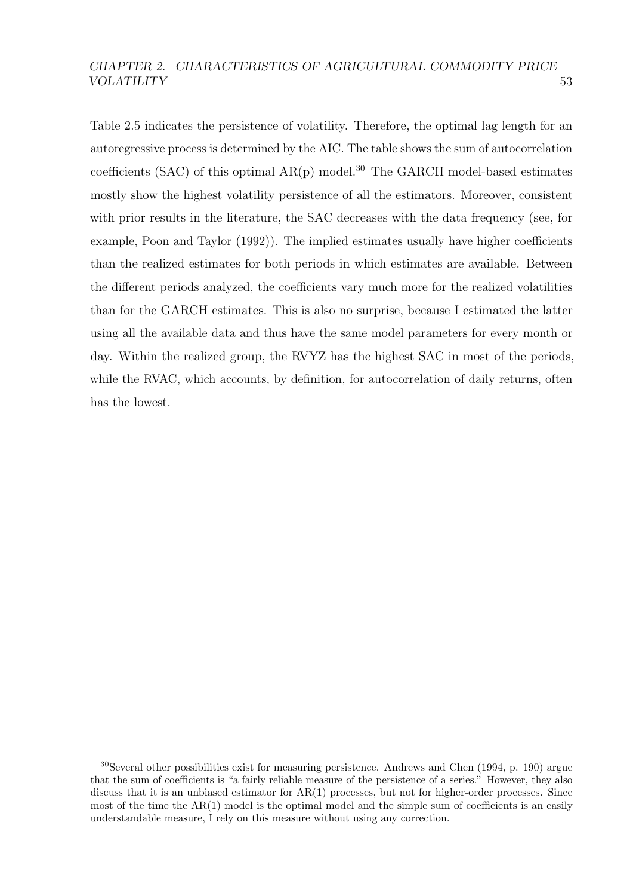Table 2.5 indicates the persistence of volatility. Therefore, the optimal lag length for an autoregressive process is determined by the AIC. The table shows the sum of autocorrelation coefficients (SAC) of this optimal AR(p) model.[30] The GARCH model-based estimates mostly show the highest volatility persistence of all the estimators. Moreover, consistent with prior results in the literature, the SAC decreases with the data frequency (see, for example, Poon and Taylor (1992)). The implied estimates usually have higher coefficients than the realized estimates for both periods in which estimates are available. Between the different periods analyzed, the coefficients vary much more for the realized volatilities than for the GARCH estimates. This is also no surprise, because I estimated the latter using all the available data and thus have the same model parameters for every month or day. Within the realized group, the RVYZ has the highest SAC in most of the periods, while the RVAC, which accounts, by definition, for autocorrelation of daily returns, often has the lowest.

---

[30] Several other possibilities exist for measuring persistence. Andrews and Chen (1994, p. 190) argue that the sum of coefficients is "a fairly reliable measure of the persistence of a series." However, they also discuss that it is an unbiased estimator for AR(1) processes, but not for higher-order processes. Since most of the time the AR(1) model is the optimal model and the simple sum of coefficients is an easily understandable measure, I rely on this measure without using any correction.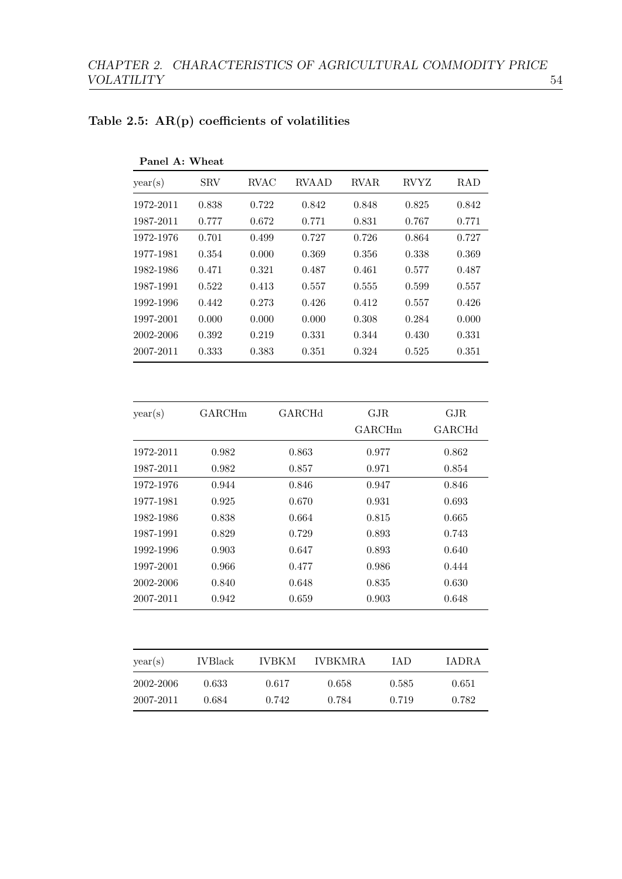### Table 2.5: AR(p) coefficients of volatilities

**Panel A: Wheat**

| year(s) | SRV | RVAC | RVAAD | RVAR | RVYZ | RAD |
|---|---|---|---|---|---|---|
| 1972-2011 | 0.838 | 0.722 | 0.842 | 0.848 | 0.825 | 0.842 |
| 1987-2011 | 0.777 | 0.672 | 0.771 | 0.831 | 0.767 | 0.771 |
| 1972-1976 | 0.701 | 0.499 | 0.727 | 0.726 | 0.864 | 0.727 |
| 1977-1981 | 0.354 | 0.000 | 0.369 | 0.356 | 0.338 | 0.369 |
| 1982-1986 | 0.471 | 0.321 | 0.487 | 0.461 | 0.577 | 0.487 |
| 1987-1991 | 0.522 | 0.413 | 0.557 | 0.555 | 0.599 | 0.557 |
| 1992-1996 | 0.442 | 0.273 | 0.426 | 0.412 | 0.557 | 0.426 |
| 1997-2001 | 0.000 | 0.000 | 0.000 | 0.308 | 0.284 | 0.000 |
| 2002-2006 | 0.392 | 0.219 | 0.331 | 0.344 | 0.430 | 0.331 |
| 2007-2011 | 0.333 | 0.383 | 0.351 | 0.324 | 0.525 | 0.351 |

| year(s) | GARCHm | GARCHd | GJR GARCHm | GJR GARCHd |
|---|---|---|---|---|
| 1972-2011 | 0.982 | 0.863 | 0.977 | 0.862 |
| 1987-2011 | 0.982 | 0.857 | 0.971 | 0.854 |
| 1972-1976 | 0.944 | 0.846 | 0.947 | 0.846 |
| 1977-1981 | 0.925 | 0.670 | 0.931 | 0.693 |
| 1982-1986 | 0.838 | 0.664 | 0.815 | 0.665 |
| 1987-1991 | 0.829 | 0.729 | 0.893 | 0.743 |
| 1992-1996 | 0.903 | 0.647 | 0.893 | 0.640 |
| 1997-2001 | 0.966 | 0.477 | 0.986 | 0.444 |
| 2002-2006 | 0.840 | 0.648 | 0.835 | 0.630 |
| 2007-2011 | 0.942 | 0.659 | 0.903 | 0.648 |

| year(s) | IVBlack | IVBKM | IVBKMRA | IAD | IADRA |
|---|---|---|---|---|---|
| 2002-2006 | 0.633 | 0.617 | 0.658 | 0.585 | 0.651 |
| 2007-2011 | 0.684 | 0.742 | 0.784 | 0.719 | 0.782 |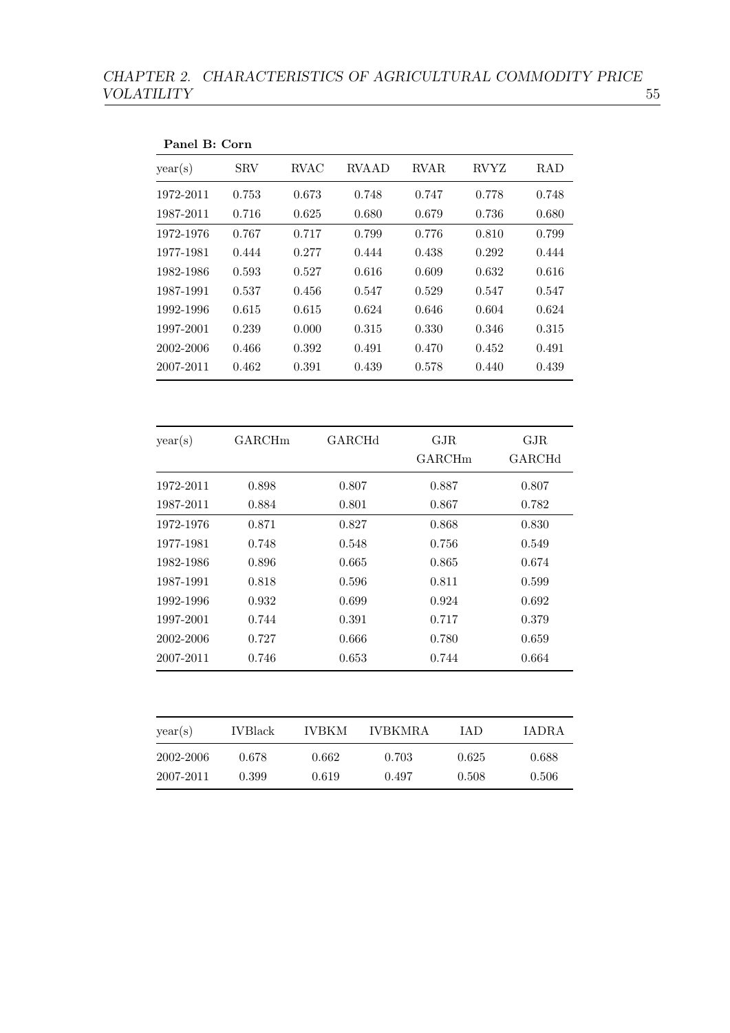**Panel B: Corn**

| year(s) | SRV | RVAC | RVAAD | RVAR | RVYZ | RAD |
|---|---|---|---|---|---|---|
| 1972-2011 | 0.753 | 0.673 | 0.748 | 0.747 | 0.778 | 0.748 |
| 1987-2011 | 0.716 | 0.625 | 0.680 | 0.679 | 0.736 | 0.680 |
| 1972-1976 | 0.767 | 0.717 | 0.799 | 0.776 | 0.810 | 0.799 |
| 1977-1981 | 0.444 | 0.277 | 0.444 | 0.438 | 0.292 | 0.444 |
| 1982-1986 | 0.593 | 0.527 | 0.616 | 0.609 | 0.632 | 0.616 |
| 1987-1991 | 0.537 | 0.456 | 0.547 | 0.529 | 0.547 | 0.547 |
| 1992-1996 | 0.615 | 0.615 | 0.624 | 0.646 | 0.604 | 0.624 |
| 1997-2001 | 0.239 | 0.000 | 0.315 | 0.330 | 0.346 | 0.315 |
| 2002-2006 | 0.466 | 0.392 | 0.491 | 0.470 | 0.452 | 0.491 |
| 2007-2011 | 0.462 | 0.391 | 0.439 | 0.578 | 0.440 | 0.439 |

| year(s) | GARCHm | GARCHd | GJR GARCHm | GJR GARCHd |
|---|---|---|---|---|
| 1972-2011 | 0.898 | 0.807 | 0.887 | 0.807 |
| 1987-2011 | 0.884 | 0.801 | 0.867 | 0.782 |
| 1972-1976 | 0.871 | 0.827 | 0.868 | 0.830 |
| 1977-1981 | 0.748 | 0.548 | 0.756 | 0.549 |
| 1982-1986 | 0.896 | 0.665 | 0.865 | 0.674 |
| 1987-1991 | 0.818 | 0.596 | 0.811 | 0.599 |
| 1992-1996 | 0.932 | 0.699 | 0.924 | 0.692 |
| 1997-2001 | 0.744 | 0.391 | 0.717 | 0.379 |
| 2002-2006 | 0.727 | 0.666 | 0.780 | 0.659 |
| 2007-2011 | 0.746 | 0.653 | 0.744 | 0.664 |

| year(s) | IVBlack | IVBKM | IVBKMRA | IAD | IADRA |
|---|---|---|---|---|---|
| 2002-2006 | 0.678 | 0.662 | 0.703 | 0.625 | 0.688 |
| 2007-2011 | 0.399 | 0.619 | 0.497 | 0.508 | 0.506 |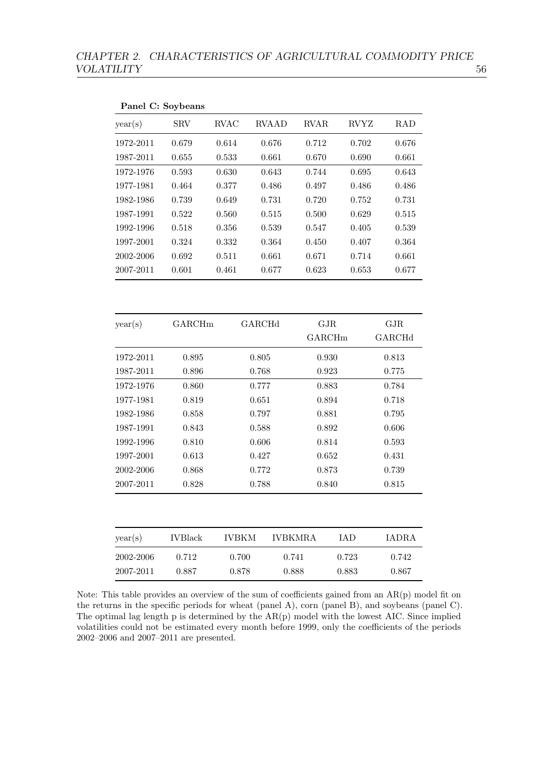**Panel C: Soybeans**

| year(s) | SRV | RVAC | RVAAD | RVAR | RVYZ | RAD |
|---|---|---|---|---|---|---|
| 1972-2011 | 0.679 | 0.614 | 0.676 | 0.712 | 0.702 | 0.676 |
| 1987-2011 | 0.655 | 0.533 | 0.661 | 0.670 | 0.690 | 0.661 |
| 1972-1976 | 0.593 | 0.630 | 0.643 | 0.744 | 0.695 | 0.643 |
| 1977-1981 | 0.464 | 0.377 | 0.486 | 0.497 | 0.486 | 0.486 |
| 1982-1986 | 0.739 | 0.649 | 0.731 | 0.720 | 0.752 | 0.731 |
| 1987-1991 | 0.522 | 0.560 | 0.515 | 0.500 | 0.629 | 0.515 |
| 1992-1996 | 0.518 | 0.356 | 0.539 | 0.547 | 0.405 | 0.539 |
| 1997-2001 | 0.324 | 0.332 | 0.364 | 0.450 | 0.407 | 0.364 |
| 2002-2006 | 0.692 | 0.511 | 0.661 | 0.671 | 0.714 | 0.661 |
| 2007-2011 | 0.601 | 0.461 | 0.677 | 0.623 | 0.653 | 0.677 |

| year(s) | GARCHm | GARCHd | GJR GARCHm | GJR GARCHd |
|---|---|---|---|---|
| 1972-2011 | 0.895 | 0.805 | 0.930 | 0.813 |
| 1987-2011 | 0.896 | 0.768 | 0.923 | 0.775 |
| 1972-1976 | 0.860 | 0.777 | 0.883 | 0.784 |
| 1977-1981 | 0.819 | 0.651 | 0.894 | 0.718 |
| 1982-1986 | 0.858 | 0.797 | 0.881 | 0.795 |
| 1987-1991 | 0.843 | 0.588 | 0.892 | 0.606 |
| 1992-1996 | 0.810 | 0.606 | 0.814 | 0.593 |
| 1997-2001 | 0.613 | 0.427 | 0.652 | 0.431 |
| 2002-2006 | 0.868 | 0.772 | 0.873 | 0.739 |
| 2007-2011 | 0.828 | 0.788 | 0.840 | 0.815 |

| year(s) | IVBlack | IVBKM | IVBKMRA | IAD | IADRA |
|---|---|---|---|---|---|
| 2002-2006 | 0.712 | 0.700 | 0.741 | 0.723 | 0.742 |
| 2007-2011 | 0.887 | 0.878 | 0.888 | 0.883 | 0.867 |

Note: This table provides an overview of the sum of coefficients gained from an AR(p) model fit on the returns in the specific periods for wheat (panel A), corn (panel B), and soybeans (panel C). The optimal lag length p is determined by the AR(p) model with the lowest AIC. Since implied volatilities could not be estimated every month before 1999, only the coefficients of the periods 2002–2006 and 2007–2011 are presented.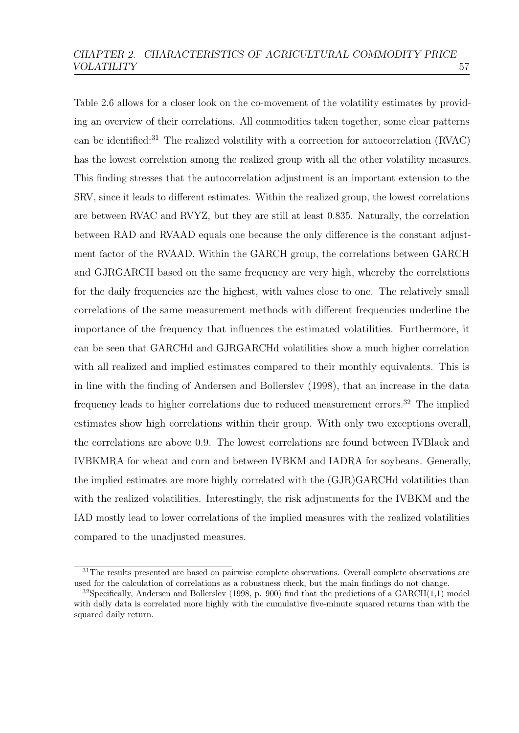Table 2.6 allows for a closer look on the co-movement of the volatility estimates by providing an overview of their correlations. All commodities taken together, some clear patterns can be identified:[31] The realized volatility with a correction for autocorrelation (RVAC) has the lowest correlation among the realized group with all the other volatility measures. This finding stresses that the autocorrelation adjustment is an important extension to the SRV, since it leads to different estimates. Within the realized group, the lowest correlations are between RVAC and RVYZ, but they are still at least 0.835. Naturally, the correlation between RAD and RVAAD equals one because the only difference is the constant adjustment factor of the RVAAD. Within the GARCH group, the correlations between GARCH and GJRGARCH based on the same frequency are very high, whereby the correlations for the daily frequencies are the highest, with values close to one. The relatively small correlations of the same measurement methods with different frequencies underline the importance of the frequency that influences the estimated volatilities. Furthermore, it can be seen that GARCHd and GJRGARCHd volatilities show a much higher correlation with all realized and implied estimates compared to their monthly equivalents. This is in line with the finding of Andersen and Bollerslev (1998), that an increase in the data frequency leads to higher correlations due to reduced measurement errors.[32] The implied estimates show high correlations within their group. With only two exceptions overall, the correlations are above 0.9. The lowest correlations are found between IVBlack and IVBKMRA for wheat and corn and between IVBKM and IADRA for soybeans. Generally, the implied estimates are more highly correlated with the (GJR)GARCHd volatilities than with the realized volatilities. Interestingly, the risk adjustments for the IVBKM and the IAD mostly lead to lower correlations of the implied measures with the realized volatilities compared to the unadjusted measures.

[31] The results presented are based on pairwise complete observations. Overall complete observations are used for the calculation of correlations as a robustness check, but the main findings do not change.

[32] Specifically, Andersen and Bollerslev (1998, p. 900) find that the predictions of a GARCH(1,1) model with daily data is correlated more highly with the cumulative five-minute squared returns than with the squared daily return.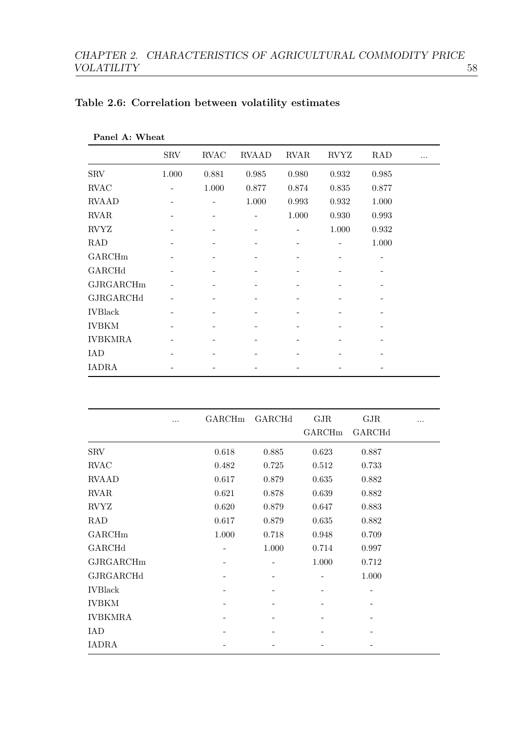**Table 2.6: Correlation between volatility estimates**

**Panel A: Wheat**

| | SRV | RVAC | RVAAD | RVAR | RVYZ | RAD | ... |
|---|---|---|---|---|---|---|---|
| SRV | 1.000 | 0.881 | 0.985 | 0.980 | 0.932 | 0.985 | |
| RVAC | - | 1.000 | 0.877 | 0.874 | 0.835 | 0.877 | |
| RVAAD | - | - | 1.000 | 0.993 | 0.932 | 1.000 | |
| RVAR | - | - | - | 1.000 | 0.930 | 0.993 | |
| RVYZ | - | - | - | - | 1.000 | 0.932 | |
| RAD | - | - | - | - | - | 1.000 | |
| GARCHm | - | - | - | - | - | - | |
| GARCHd | - | - | - | - | - | - | |
| GJRGARCHm | - | - | - | - | - | - | |
| GJRGARCHd | - | - | - | - | - | - | |
| IVBlack | - | - | - | - | - | - | |
| IVBKM | - | - | - | - | - | - | |
| IVBKMRA | - | - | - | - | - | - | |
| IAD | - | - | - | - | - | - | |
| IADRA | - | - | - | - | - | - | |

| | ... | GARCHm | GARCHd | GJR GARCHm | GJR GARCHd | ... |
|---|---|---|---|---|---|---|
| SRV | | 0.618 | 0.885 | 0.623 | 0.887 | |
| RVAC | | 0.482 | 0.725 | 0.512 | 0.733 | |
| RVAAD | | 0.617 | 0.879 | 0.635 | 0.882 | |
| RVAR | | 0.621 | 0.878 | 0.639 | 0.882 | |
| RVYZ | | 0.620 | 0.879 | 0.647 | 0.883 | |
| RAD | | 0.617 | 0.879 | 0.635 | 0.882 | |
| GARCHm | | 1.000 | 0.718 | 0.948 | 0.709 | |
| GARCHd | | - | 1.000 | 0.714 | 0.997 | |
| GJRGARCHm | | - | - | 1.000 | 0.712 | |
| GJRGARCHd | | - | - | - | 1.000 | |
| IVBlack | | - | - | - | - | |
| IVBKM | | - | - | - | - | |
| IVBKMRA | | - | - | - | - | |
| IAD | | - | - | - | - | |
| IADRA | | - | - | - | - | |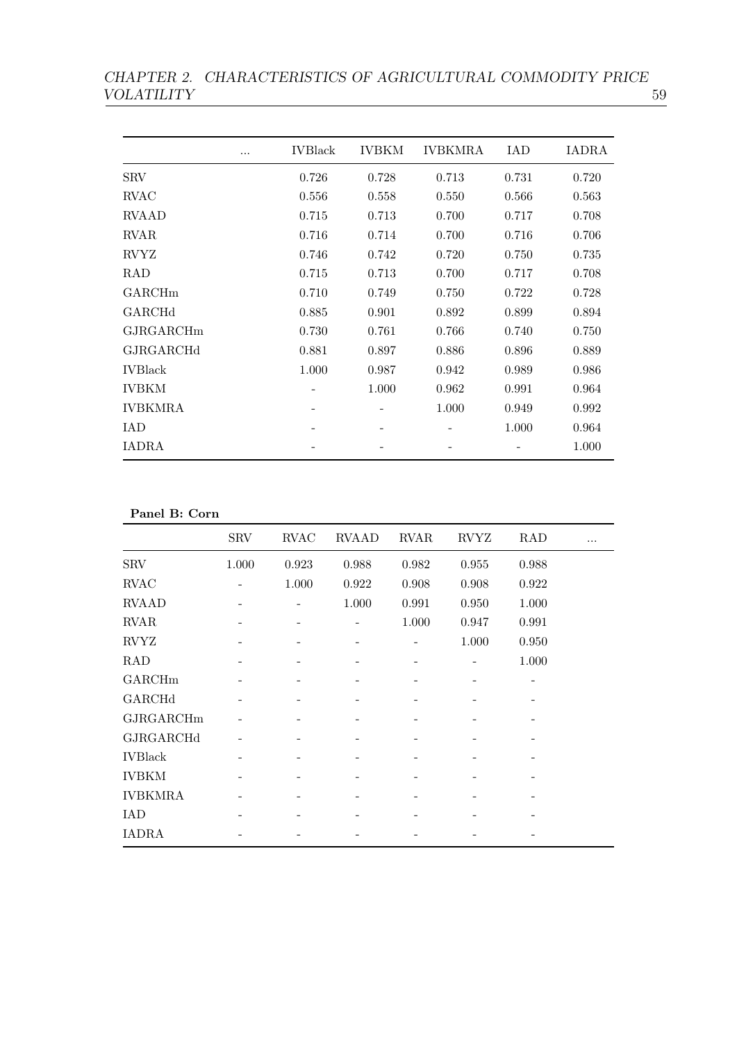| | ... | IVBlack | IVBKM | IVBKMRA | IAD | IADRA |
|---|---|---|---|---|---|---|
| SRV | | 0.726 | 0.728 | 0.713 | 0.731 | 0.720 |
| RVAC | | 0.556 | 0.558 | 0.550 | 0.566 | 0.563 |
| RVAAD | | 0.715 | 0.713 | 0.700 | 0.717 | 0.708 |
| RVAR | | 0.716 | 0.714 | 0.700 | 0.716 | 0.706 |
| RVYZ | | 0.746 | 0.742 | 0.720 | 0.750 | 0.735 |
| RAD | | 0.715 | 0.713 | 0.700 | 0.717 | 0.708 |
| GARCHm | | 0.710 | 0.749 | 0.750 | 0.722 | 0.728 |
| GARCHd | | 0.885 | 0.901 | 0.892 | 0.899 | 0.894 |
| GJRGARCHm | | 0.730 | 0.761 | 0.766 | 0.740 | 0.750 |
| GJRGARCHd | | 0.881 | 0.897 | 0.886 | 0.896 | 0.889 |
| IVBlack | | 1.000 | 0.987 | 0.942 | 0.989 | 0.986 |
| IVBKM | | - | 1.000 | 0.962 | 0.991 | 0.964 |
| IVBKMRA | | - | - | 1.000 | 0.949 | 0.992 |
| IAD | | - | - | - | 1.000 | 0.964 |
| IADRA | | - | - | - | - | 1.000 |

**Panel B: Corn**

| | SRV | RVAC | RVAAD | RVAR | RVYZ | RAD | ... |
|---|---|---|---|---|---|---|---|
| SRV | 1.000 | 0.923 | 0.988 | 0.982 | 0.955 | 0.988 | |
| RVAC | - | 1.000 | 0.922 | 0.908 | 0.908 | 0.922 | |
| RVAAD | - | - | 1.000 | 0.991 | 0.950 | 1.000 | |
| RVAR | - | - | - | 1.000 | 0.947 | 0.991 | |
| RVYZ | - | - | - | - | 1.000 | 0.950 | |
| RAD | - | - | - | - | - | 1.000 | |
| GARCHm | - | - | - | - | - | - | |
| GARCHd | - | - | - | - | - | - | |
| GJRGARCHm | - | - | - | - | - | - | |
| GJRGARCHd | - | - | - | - | - | - | |
| IVBlack | - | - | - | - | - | - | |
| IVBKM | - | - | - | - | - | - | |
| IVBKMRA | - | - | - | - | - | - | |
| IAD | - | - | - | - | - | - | |
| IADRA | - | - | - | - | - | - | |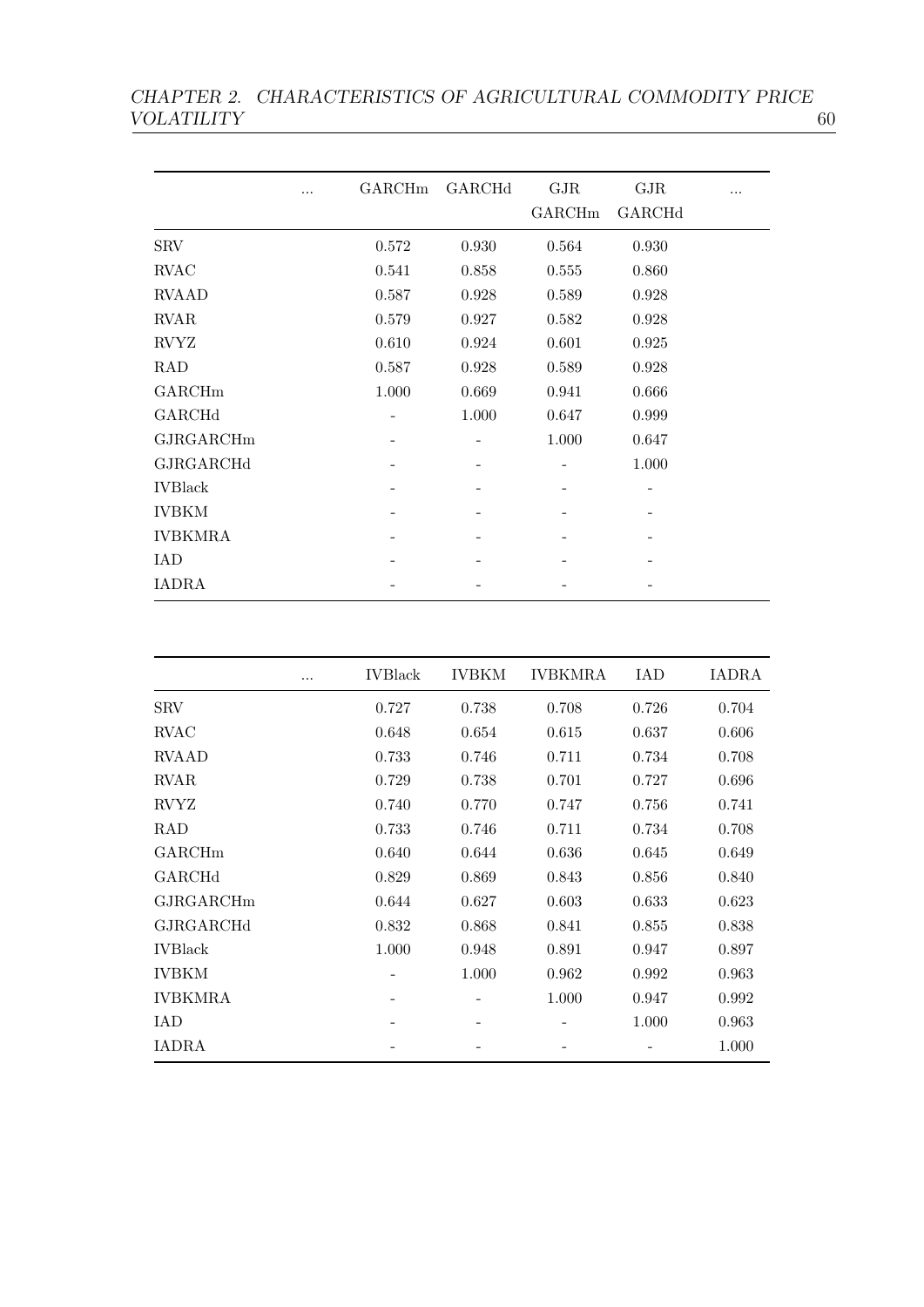| | ... | GARCHm | GARCHd | GJR GARCHm | GJR GARCHd | ... |
|---|---|---|---|---|---|---|
| SRV | | 0.572 | 0.930 | 0.564 | 0.930 | |
| RVAC | | 0.541 | 0.858 | 0.555 | 0.860 | |
| RVAAD | | 0.587 | 0.928 | 0.589 | 0.928 | |
| RVAR | | 0.579 | 0.927 | 0.582 | 0.928 | |
| RVYZ | | 0.610 | 0.924 | 0.601 | 0.925 | |
| RAD | | 0.587 | 0.928 | 0.589 | 0.928 | |
| GARCHm | | 1.000 | 0.669 | 0.941 | 0.666 | |
| GARCHd | | - | 1.000 | 0.647 | 0.999 | |
| GJRGARCHm | | - | - | 1.000 | 0.647 | |
| GJRGARCHd | | - | - | - | 1.000 | |
| IVBlack | | - | - | - | - | |
| IVBKM | | - | - | - | - | |
| IVBKMRA | | - | - | - | - | |
| IAD | | - | - | - | - | |
| IADRA | | - | - | - | - | |

| | ... | IVBlack | IVBKM | IVBKMRA | IAD | IADRA |
|---|---|---|---|---|---|---|
| SRV | | 0.727 | 0.738 | 0.708 | 0.726 | 0.704 |
| RVAC | | 0.648 | 0.654 | 0.615 | 0.637 | 0.606 |
| RVAAD | | 0.733 | 0.746 | 0.711 | 0.734 | 0.708 |
| RVAR | | 0.729 | 0.738 | 0.701 | 0.727 | 0.696 |
| RVYZ | | 0.740 | 0.770 | 0.747 | 0.756 | 0.741 |
| RAD | | 0.733 | 0.746 | 0.711 | 0.734 | 0.708 |
| GARCHm | | 0.640 | 0.644 | 0.636 | 0.645 | 0.649 |
| GARCHd | | 0.829 | 0.869 | 0.843 | 0.856 | 0.840 |
| GJRGARCHm | | 0.644 | 0.627 | 0.603 | 0.633 | 0.623 |
| GJRGARCHd | | 0.832 | 0.868 | 0.841 | 0.855 | 0.838 |
| IVBlack | | 1.000 | 0.948 | 0.891 | 0.947 | 0.897 |
| IVBKM | | - | 1.000 | 0.962 | 0.992 | 0.963 |
| IVBKMRA | | - | - | 1.000 | 0.947 | 0.992 |
| IAD | | - | - | - | 1.000 | 0.963 |
| IADRA | | - | - | - | - | 1.000 |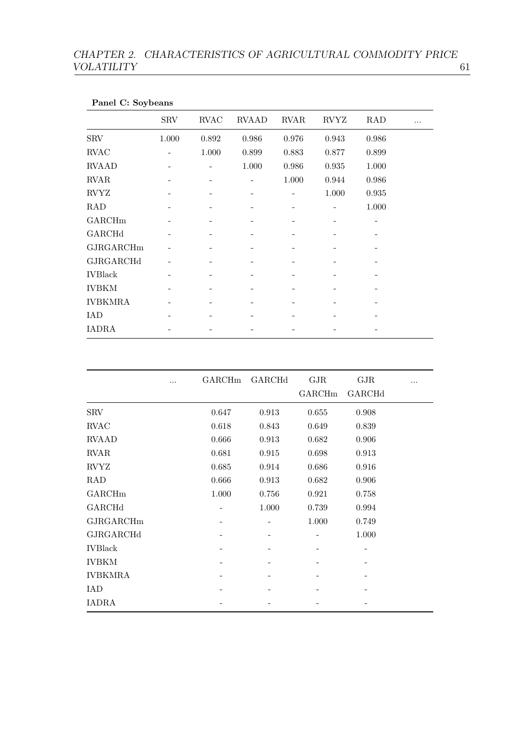**Panel C: Soybeans**

| | SRV | RVAC | RVAAD | RVAR | RVYZ | RAD | ... |
|---|---|---|---|---|---|---|---|
| SRV | 1.000 | 0.892 | 0.986 | 0.976 | 0.943 | 0.986 | |
| RVAC | - | 1.000 | 0.899 | 0.883 | 0.877 | 0.899 | |
| RVAAD | - | - | 1.000 | 0.986 | 0.935 | 1.000 | |
| RVAR | - | - | - | 1.000 | 0.944 | 0.986 | |
| RVYZ | - | - | - | - | 1.000 | 0.935 | |
| RAD | - | - | - | - | - | 1.000 | |
| GARCHm | - | - | - | - | - | - | |
| GARCHd | - | - | - | - | - | - | |
| GJRGARCHm | - | - | - | - | - | - | |
| GJRGARCHd | - | - | - | - | - | - | |
| IVBlack | - | - | - | - | - | - | |
| IVBKM | - | - | - | - | - | - | |
| IVBKMRA | - | - | - | - | - | - | |
| IAD | - | - | - | - | - | - | |
| IADRA | - | - | - | - | - | - | |

| | ... | GARCHm | GARCHd | GJR GARCHm | GJR GARCHd | ... |
|---|---|---|---|---|---|---|
| SRV | | 0.647 | 0.913 | 0.655 | 0.908 | |
| RVAC | | 0.618 | 0.843 | 0.649 | 0.839 | |
| RVAAD | | 0.666 | 0.913 | 0.682 | 0.906 | |
| RVAR | | 0.681 | 0.915 | 0.698 | 0.913 | |
| RVYZ | | 0.685 | 0.914 | 0.686 | 0.916 | |
| RAD | | 0.666 | 0.913 | 0.682 | 0.906 | |
| GARCHm | | 1.000 | 0.756 | 0.921 | 0.758 | |
| GARCHd | | - | 1.000 | 0.739 | 0.994 | |
| GJRGARCHm | | - | - | 1.000 | 0.749 | |
| GJRGARCHd | | - | - | - | 1.000 | |
| IVBlack | | - | - | - | - | |
| IVBKM | | - | - | - | - | |
| IVBKMRA | | - | - | - | - | |
| IAD | | - | - | - | - | |
| IADRA | | - | - | - | - | |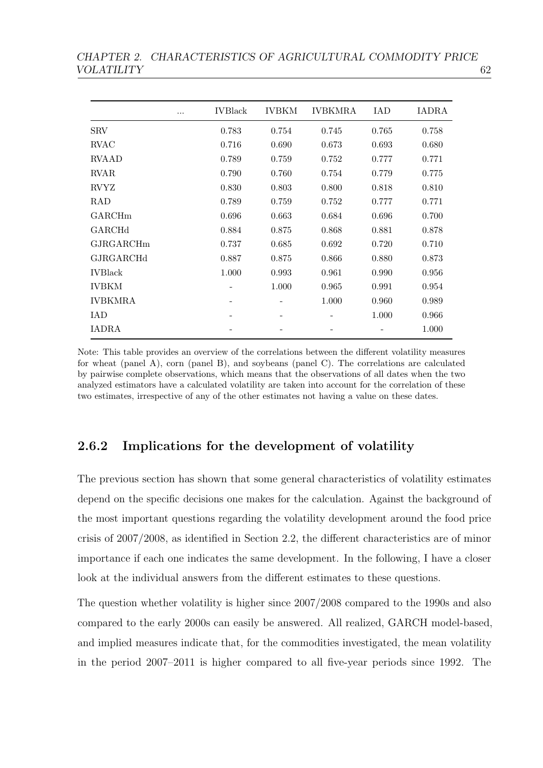| | ... | IVBlack | IVBKM | IVBKMRA | IAD | IADRA |
|---|---|---|---|---|---|---|
| SRV | | 0.783 | 0.754 | 0.745 | 0.765 | 0.758 |
| RVAC | | 0.716 | 0.690 | 0.673 | 0.693 | 0.680 |
| RVAAD | | 0.789 | 0.759 | 0.752 | 0.777 | 0.771 |
| RVAR | | 0.790 | 0.760 | 0.754 | 0.779 | 0.775 |
| RVYZ | | 0.830 | 0.803 | 0.800 | 0.818 | 0.810 |
| RAD | | 0.789 | 0.759 | 0.752 | 0.777 | 0.771 |
| GARCHm | | 0.696 | 0.663 | 0.684 | 0.696 | 0.700 |
| GARCHd | | 0.884 | 0.875 | 0.868 | 0.881 | 0.878 |
| GJRGARCHm | | 0.737 | 0.685 | 0.692 | 0.720 | 0.710 |
| GJRGARCHd | | 0.887 | 0.875 | 0.866 | 0.880 | 0.873 |
| IVBlack | | 1.000 | 0.993 | 0.961 | 0.990 | 0.956 |
| IVBKM | | - | 1.000 | 0.965 | 0.991 | 0.954 |
| IVBKMRA | | - | - | 1.000 | 0.960 | 0.989 |
| IAD | | - | - | - | 1.000 | 0.966 |
| IADRA | | - | - | - | - | 1.000 |

Note: This table provides an overview of the correlations between the different volatility measures for wheat (panel A), corn (panel B), and soybeans (panel C). The correlations are calculated by pairwise complete observations, which means that the observations of all dates when the two analyzed estimators have a calculated volatility are taken into account for the correlation of these two estimates, irrespective of any of the other estimates not having a value on these dates.

### 2.6.2 Implications for the development of volatility

The previous section has shown that some general characteristics of volatility estimates depend on the specific decisions one makes for the calculation. Against the background of the most important questions regarding the volatility development around the food price crisis of 2007/2008, as identified in Section 2.2, the different characteristics are of minor importance if each one indicates the same development. In the following, I have a closer look at the individual answers from the different estimates to these questions.

The question whether volatility is higher since 2007/2008 compared to the 1990s and also compared to the early 2000s can easily be answered. All realized, GARCH model-based, and implied measures indicate that, for the commodities investigated, the mean volatility in the period 2007–2011 is higher compared to all five-year periods since 1992. The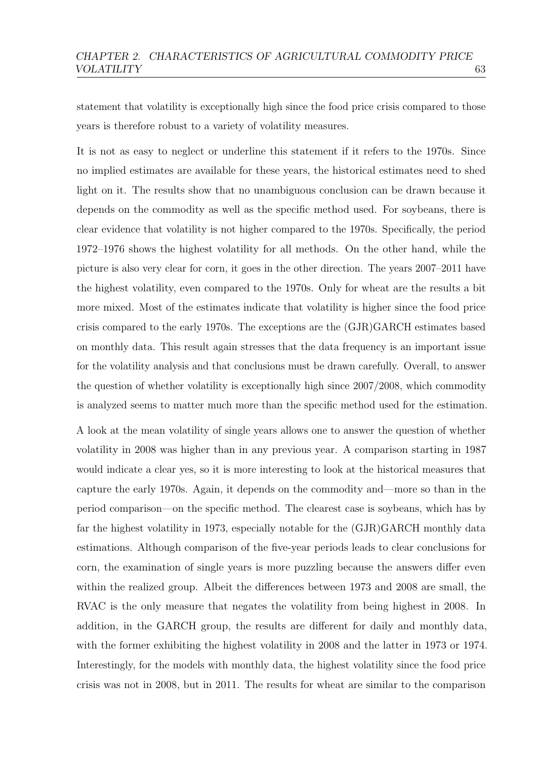statement that volatility is exceptionally high since the food price crisis compared to those years is therefore robust to a variety of volatility measures.

It is not as easy to neglect or underline this statement if it refers to the 1970s. Since no implied estimates are available for these years, the historical estimates need to shed light on it. The results show that no unambiguous conclusion can be drawn because it depends on the commodity as well as the specific method used. For soybeans, there is clear evidence that volatility is not higher compared to the 1970s. Specifically, the period 1972–1976 shows the highest volatility for all methods. On the other hand, while the picture is also very clear for corn, it goes in the other direction. The years 2007–2011 have the highest volatility, even compared to the 1970s. Only for wheat are the results a bit more mixed. Most of the estimates indicate that volatility is higher since the food price crisis compared to the early 1970s. The exceptions are the (GJR)GARCH estimates based on monthly data. This result again stresses that the data frequency is an important issue for the volatility analysis and that conclusions must be drawn carefully. Overall, to answer the question of whether volatility is exceptionally high since 2007/2008, which commodity is analyzed seems to matter much more than the specific method used for the estimation.

A look at the mean volatility of single years allows one to answer the question of whether volatility in 2008 was higher than in any previous year. A comparison starting in 1987 would indicate a clear yes, so it is more interesting to look at the historical measures that capture the early 1970s. Again, it depends on the commodity and—more so than in the period comparison—on the specific method. The clearest case is soybeans, which has by far the highest volatility in 1973, especially notable for the (GJR)GARCH monthly data estimations. Although comparison of the five-year periods leads to clear conclusions for corn, the examination of single years is more puzzling because the answers differ even within the realized group. Albeit the differences between 1973 and 2008 are small, the RVAC is the only measure that negates the volatility from being highest in 2008. In addition, in the GARCH group, the results are different for daily and monthly data, with the former exhibiting the highest volatility in 2008 and the latter in 1973 or 1974. Interestingly, for the models with monthly data, the highest volatility since the food price crisis was not in 2008, but in 2011. The results for wheat are similar to the comparison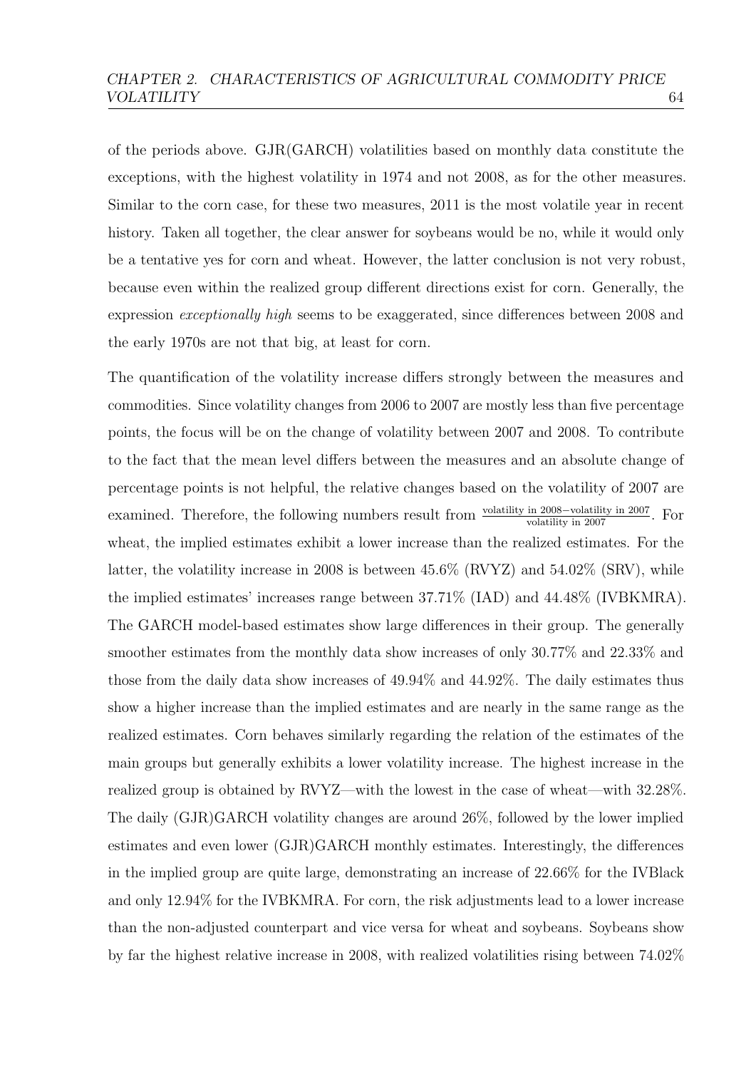of the periods above. GJR(GARCH) volatilities based on monthly data constitute the exceptions, with the highest volatility in 1974 and not 2008, as for the other measures. Similar to the corn case, for these two measures, 2011 is the most volatile year in recent history. Taken all together, the clear answer for soybeans would be no, while it would only be a tentative yes for corn and wheat. However, the latter conclusion is not very robust, because even within the realized group different directions exist for corn. Generally, the expression *exceptionally high* seems to be exaggerated, since differences between 2008 and the early 1970s are not that big, at least for corn.

The quantification of the volatility increase differs strongly between the measures and commodities. Since volatility changes from 2006 to 2007 are mostly less than five percentage points, the focus will be on the change of volatility between 2007 and 2008. To contribute to the fact that the mean level differs between the measures and an absolute change of percentage points is not helpful, the relative changes based on the volatility of 2007 are examined. Therefore, the following numbers result from $\frac{\text{volatility in 2008}-\text{volatility in 2007}}{\text{volatility in 2007}}$. For wheat, the implied estimates exhibit a lower increase than the realized estimates. For the latter, the volatility increase in 2008 is between 45.6% (RVYZ) and 54.02% (SRV), while the implied estimates' increases range between 37.71% (IAD) and 44.48% (IVBKMRA). The GARCH model-based estimates show large differences in their group. The generally smoother estimates from the monthly data show increases of only 30.77% and 22.33% and those from the daily data show increases of 49.94% and 44.92%. The daily estimates thus show a higher increase than the implied estimates and are nearly in the same range as the realized estimates. Corn behaves similarly regarding the relation of the estimates of the main groups but generally exhibits a lower volatility increase. The highest increase in the realized group is obtained by RVYZ—with the lowest in the case of wheat—with 32.28%. The daily (GJR)GARCH volatility changes are around 26%, followed by the lower implied estimates and even lower (GJR)GARCH monthly estimates. Interestingly, the differences in the implied group are quite large, demonstrating an increase of 22.66% for the IVBlack and only 12.94% for the IVBKMRA. For corn, the risk adjustments lead to a lower increase than the non-adjusted counterpart and vice versa for wheat and soybeans. Soybeans show by far the highest relative increase in 2008, with realized volatilities rising between 74.02%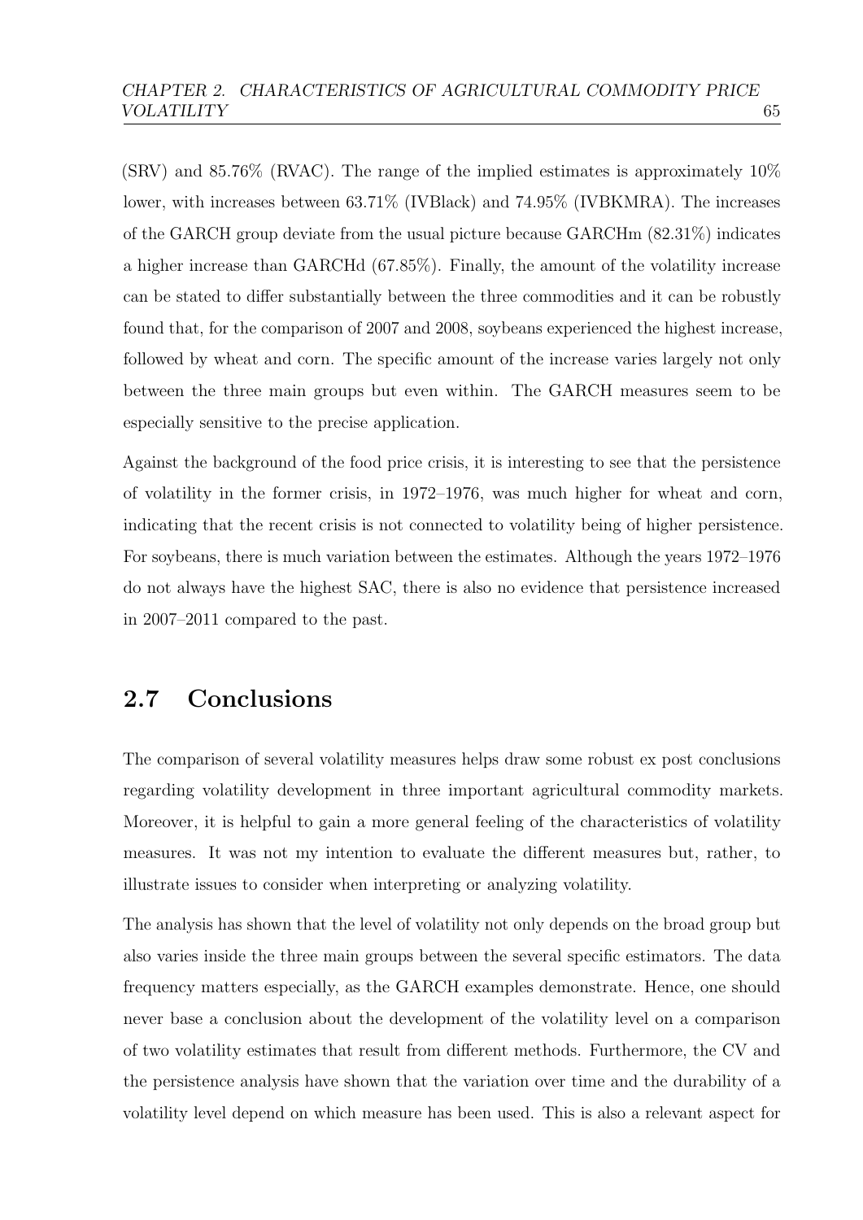(SRV) and 85.76% (RVAC). The range of the implied estimates is approximately 10% lower, with increases between 63.71% (IVBlack) and 74.95% (IVBKMRA). The increases of the GARCH group deviate from the usual picture because GARCHm (82.31%) indicates a higher increase than GARCHd (67.85%). Finally, the amount of the volatility increase can be stated to differ substantially between the three commodities and it can be robustly found that, for the comparison of 2007 and 2008, soybeans experienced the highest increase, followed by wheat and corn. The specific amount of the increase varies largely not only between the three main groups but even within. The GARCH measures seem to be especially sensitive to the precise application.

Against the background of the food price crisis, it is interesting to see that the persistence of volatility in the former crisis, in 1972–1976, was much higher for wheat and corn, indicating that the recent crisis is not connected to volatility being of higher persistence. For soybeans, there is much variation between the estimates. Although the years 1972–1976 do not always have the highest SAC, there is also no evidence that persistence increased in 2007–2011 compared to the past.

## 2.7 Conclusions

The comparison of several volatility measures helps draw some robust ex post conclusions regarding volatility development in three important agricultural commodity markets. Moreover, it is helpful to gain a more general feeling of the characteristics of volatility measures. It was not my intention to evaluate the different measures but, rather, to illustrate issues to consider when interpreting or analyzing volatility.

The analysis has shown that the level of volatility not only depends on the broad group but also varies inside the three main groups between the several specific estimators. The data frequency matters especially, as the GARCH examples demonstrate. Hence, one should never base a conclusion about the development of the volatility level on a comparison of two volatility estimates that result from different methods. Furthermore, the CV and the persistence analysis have shown that the variation over time and the durability of a volatility level depend on which measure has been used. This is also a relevant aspect for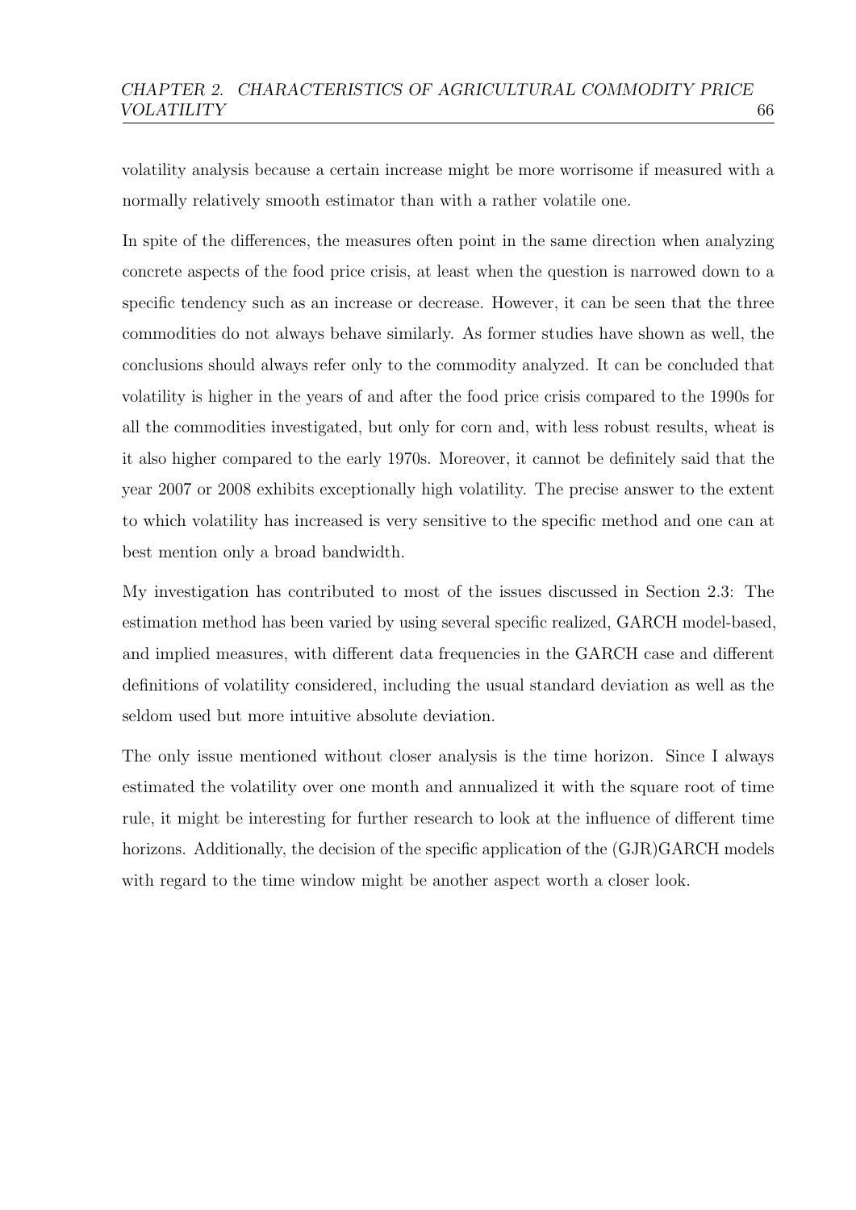volatility analysis because a certain increase might be more worrisome if measured with a normally relatively smooth estimator than with a rather volatile one.

In spite of the differences, the measures often point in the same direction when analyzing concrete aspects of the food price crisis, at least when the question is narrowed down to a specific tendency such as an increase or decrease. However, it can be seen that the three commodities do not always behave similarly. As former studies have shown as well, the conclusions should always refer only to the commodity analyzed. It can be concluded that volatility is higher in the years of and after the food price crisis compared to the 1990s for all the commodities investigated, but only for corn and, with less robust results, wheat is it also higher compared to the early 1970s. Moreover, it cannot be definitely said that the year 2007 or 2008 exhibits exceptionally high volatility. The precise answer to the extent to which volatility has increased is very sensitive to the specific method and one can at best mention only a broad bandwidth.

My investigation has contributed to most of the issues discussed in Section 2.3: The estimation method has been varied by using several specific realized, GARCH model-based, and implied measures, with different data frequencies in the GARCH case and different definitions of volatility considered, including the usual standard deviation as well as the seldom used but more intuitive absolute deviation.

The only issue mentioned without closer analysis is the time horizon. Since I always estimated the volatility over one month and annualized it with the square root of time rule, it might be interesting for further research to look at the influence of different time horizons. Additionally, the decision of the specific application of the (GJR)GARCH models with regard to the time window might be another aspect worth a closer look.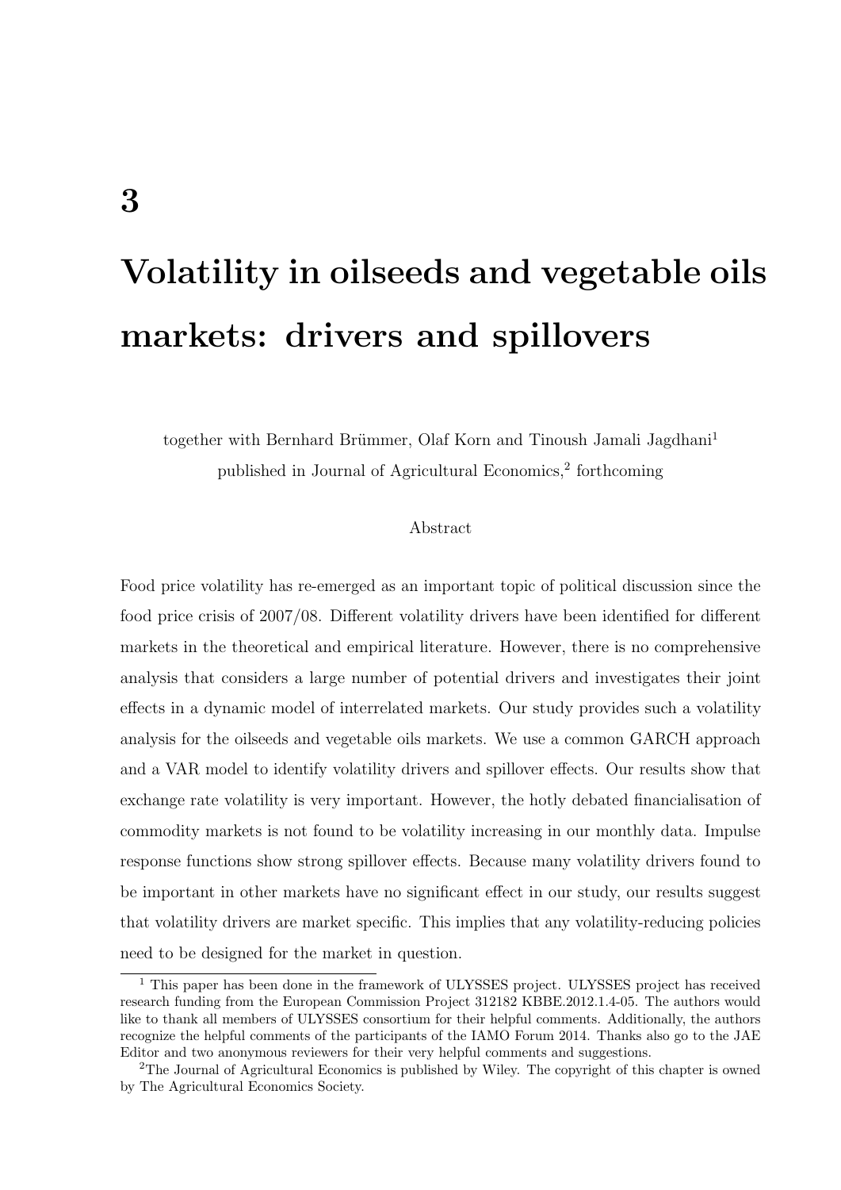# 3

# Volatility in oilseeds and vegetable oils markets: drivers and spillovers

together with Bernhard Brümmer, Olaf Korn and Tinoush Jamali Jagdhani[1]
published in Journal of Agricultural Economics,[2] forthcoming

Abstract

Food price volatility has re-emerged as an important topic of political discussion since the food price crisis of 2007/08. Different volatility drivers have been identified for different markets in the theoretical and empirical literature. However, there is no comprehensive analysis that considers a large number of potential drivers and investigates their joint effects in a dynamic model of interrelated markets. Our study provides such a volatility analysis for the oilseeds and vegetable oils markets. We use a common GARCH approach and a VAR model to identify volatility drivers and spillover effects. Our results show that exchange rate volatility is very important. However, the hotly debated financialisation of commodity markets is not found to be volatility increasing in our monthly data. Impulse response functions show strong spillover effects. Because many volatility drivers found to be important in other markets have no significant effect in our study, our results suggest that volatility drivers are market specific. This implies that any volatility-reducing policies need to be designed for the market in question.

[1] This paper has been done in the framework of ULYSSES project. ULYSSES project has received research funding from the European Commission Project 312182 KBBE.2012.1.4-05. The authors would like to thank all members of ULYSSES consortium for their helpful comments. Additionally, the authors recognize the helpful comments of the participants of the IAMO Forum 2014. Thanks also go to the JAE Editor and two anonymous reviewers for their very helpful comments and suggestions.

[2] The Journal of Agricultural Economics is published by Wiley. The copyright of this chapter is owned by The Agricultural Economics Society.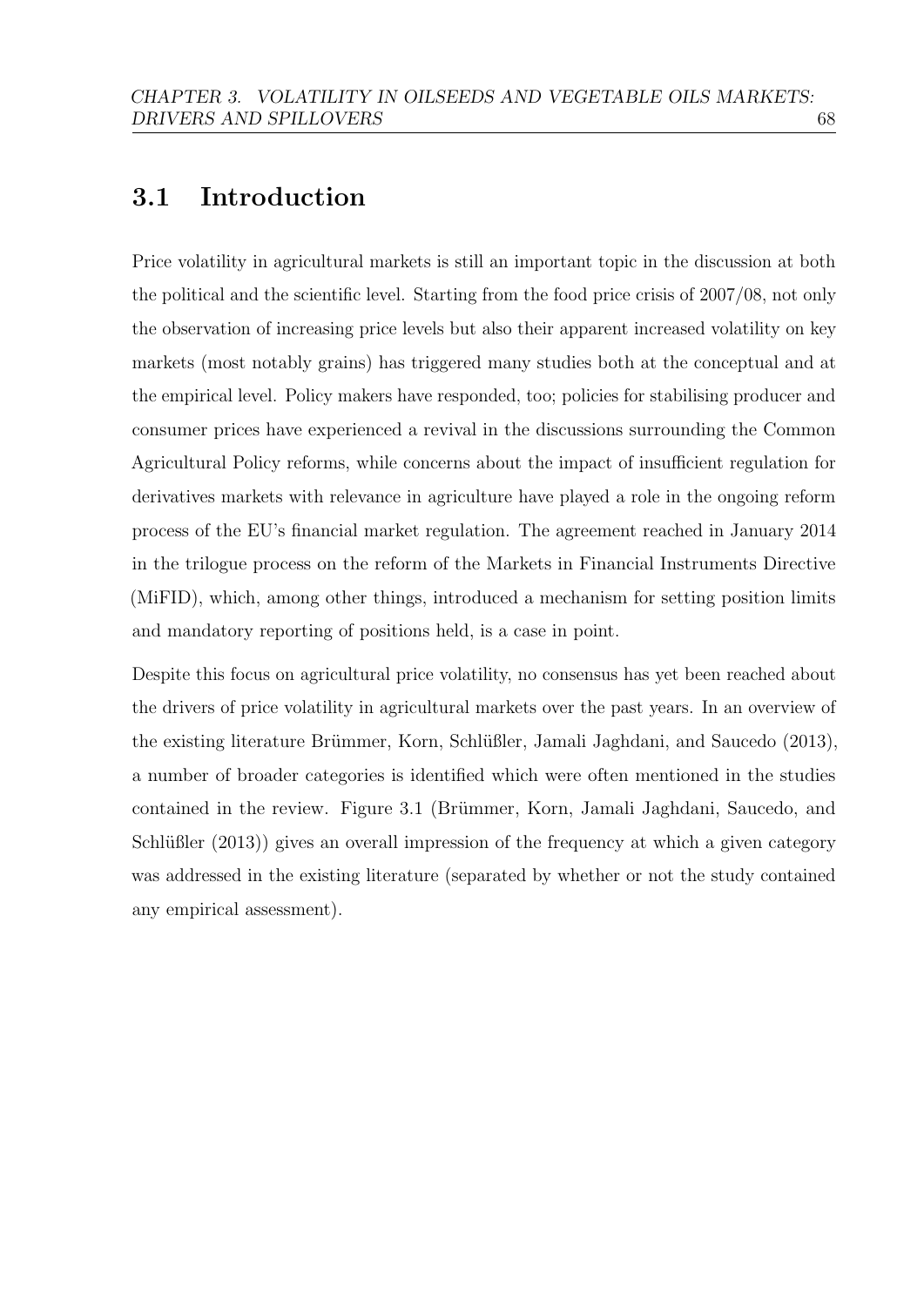## 3.1 Introduction

Price volatility in agricultural markets is still an important topic in the discussion at both the political and the scientific level. Starting from the food price crisis of 2007/08, not only the observation of increasing price levels but also their apparent increased volatility on key markets (most notably grains) has triggered many studies both at the conceptual and at the empirical level. Policy makers have responded, too; policies for stabilising producer and consumer prices have experienced a revival in the discussions surrounding the Common Agricultural Policy reforms, while concerns about the impact of insufficient regulation for derivatives markets with relevance in agriculture have played a role in the ongoing reform process of the EU's financial market regulation. The agreement reached in January 2014 in the trilogue process on the reform of the Markets in Financial Instruments Directive (MiFID), which, among other things, introduced a mechanism for setting position limits and mandatory reporting of positions held, is a case in point.

Despite this focus on agricultural price volatility, no consensus has yet been reached about the drivers of price volatility in agricultural markets over the past years. In an overview of the existing literature Brümmer, Korn, Schlüßler, Jamali Jaghdani, and Saucedo (2013), a number of broader categories is identified which were often mentioned in the studies contained in the review. Figure 3.1 (Brümmer, Korn, Jamali Jaghdani, Saucedo, and Schlüßler (2013)) gives an overall impression of the frequency at which a given category was addressed in the existing literature (separated by whether or not the study contained any empirical assessment).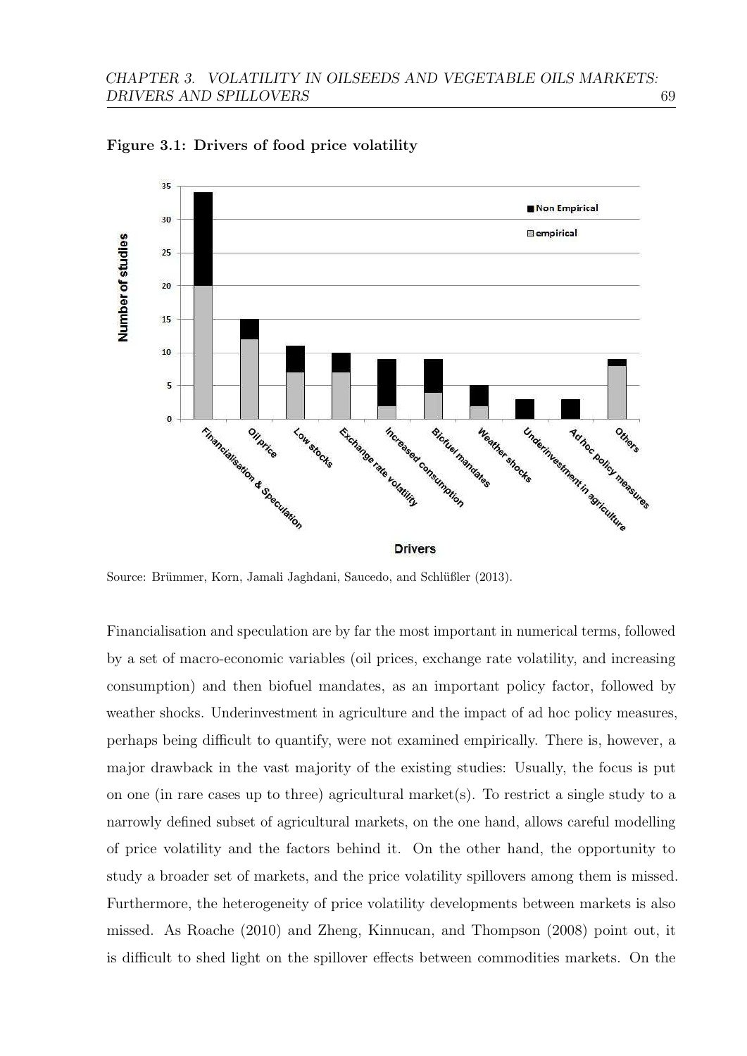**Figure 3.1: Drivers of food price volatility**

Source: Brümmer, Korn, Jamali Jaghdani, Saucedo, and Schlüßler (2013).

Financialisation and speculation are by far the most important in numerical terms, followed by a set of macro-economic variables (oil prices, exchange rate volatility, and increasing consumption) and then biofuel mandates, as an important policy factor, followed by weather shocks. Underinvestment in agriculture and the impact of ad hoc policy measures, perhaps being difficult to quantify, were not examined empirically. There is, however, a major drawback in the vast majority of the existing studies: Usually, the focus is put on one (in rare cases up to three) agricultural market(s). To restrict a single study to a narrowly defined subset of agricultural markets, on the one hand, allows careful modelling of price volatility and the factors behind it. On the other hand, the opportunity to study a broader set of markets, and the price volatility spillovers among them is missed. Furthermore, the heterogeneity of price volatility developments between markets is also missed. As Roache (2010) and Zheng, Kinnucan, and Thompson (2008) point out, it is difficult to shed light on the spillover effects between commodities markets. On the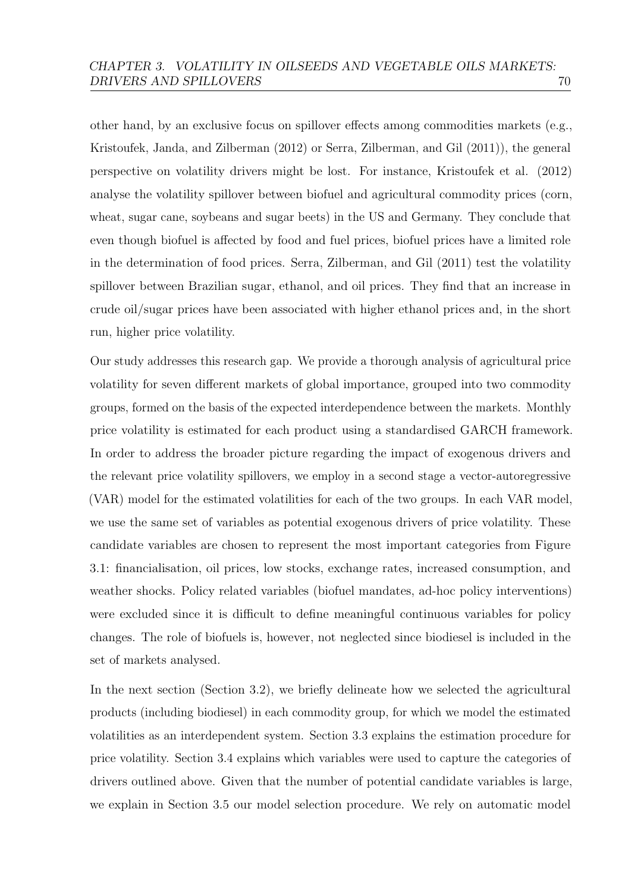other hand, by an exclusive focus on spillover effects among commodities markets (e.g., Kristoufek, Janda, and Zilberman (2012) or Serra, Zilberman, and Gil (2011)), the general perspective on volatility drivers might be lost. For instance, Kristoufek et al. (2012) analyse the volatility spillover between biofuel and agricultural commodity prices (corn, wheat, sugar cane, soybeans and sugar beets) in the US and Germany. They conclude that even though biofuel is affected by food and fuel prices, biofuel prices have a limited role in the determination of food prices. Serra, Zilberman, and Gil (2011) test the volatility spillover between Brazilian sugar, ethanol, and oil prices. They find that an increase in crude oil/sugar prices have been associated with higher ethanol prices and, in the short run, higher price volatility.

Our study addresses this research gap. We provide a thorough analysis of agricultural price volatility for seven different markets of global importance, grouped into two commodity groups, formed on the basis of the expected interdependence between the markets. Monthly price volatility is estimated for each product using a standardised GARCH framework. In order to address the broader picture regarding the impact of exogenous drivers and the relevant price volatility spillovers, we employ in a second stage a vector-autoregressive (VAR) model for the estimated volatilities for each of the two groups. In each VAR model, we use the same set of variables as potential exogenous drivers of price volatility. These candidate variables are chosen to represent the most important categories from Figure 3.1: financialisation, oil prices, low stocks, exchange rates, increased consumption, and weather shocks. Policy related variables (biofuel mandates, ad-hoc policy interventions) were excluded since it is difficult to define meaningful continuous variables for policy changes. The role of biofuels is, however, not neglected since biodiesel is included in the set of markets analysed.

In the next section (Section 3.2), we briefly delineate how we selected the agricultural products (including biodiesel) in each commodity group, for which we model the estimated volatilities as an interdependent system. Section 3.3 explains the estimation procedure for price volatility. Section 3.4 explains which variables were used to capture the categories of drivers outlined above. Given that the number of potential candidate variables is large, we explain in Section 3.5 our model selection procedure. We rely on automatic model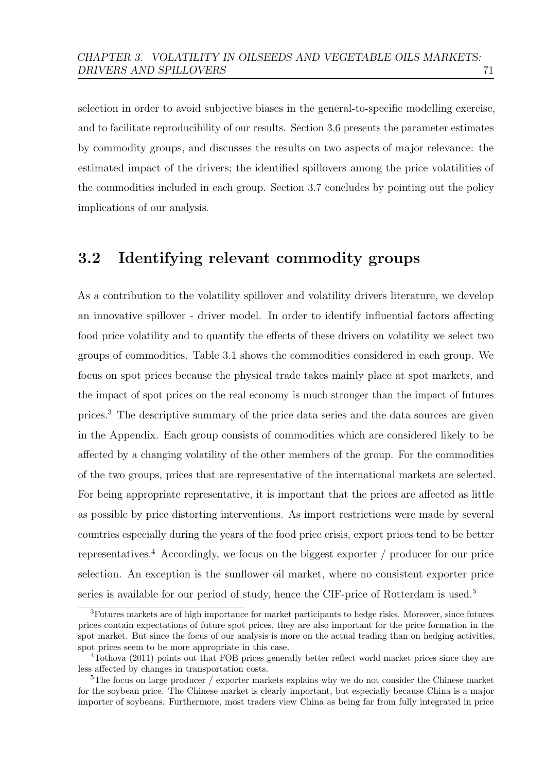selection in order to avoid subjective biases in the general-to-specific modelling exercise, and to facilitate reproducibility of our results. Section 3.6 presents the parameter estimates by commodity groups, and discusses the results on two aspects of major relevance: the estimated impact of the drivers; the identified spillovers among the price volatilities of the commodities included in each group. Section 3.7 concludes by pointing out the policy implications of our analysis.

## 3.2 Identifying relevant commodity groups

As a contribution to the volatility spillover and volatility drivers literature, we develop an innovative spillover - driver model. In order to identify influential factors affecting food price volatility and to quantify the effects of these drivers on volatility we select two groups of commodities. Table 3.1 shows the commodities considered in each group. We focus on spot prices because the physical trade takes mainly place at spot markets, and the impact of spot prices on the real economy is much stronger than the impact of futures prices.[3] The descriptive summary of the price data series and the data sources are given in the Appendix. Each group consists of commodities which are considered likely to be affected by a changing volatility of the other members of the group. For the commodities of the two groups, prices that are representative of the international markets are selected. For being appropriate representative, it is important that the prices are affected as little as possible by price distorting interventions. As import restrictions were made by several countries especially during the years of the food price crisis, export prices tend to be better representatives.[4] Accordingly, we focus on the biggest exporter / producer for our price selection. An exception is the sunflower oil market, where no consistent exporter price series is available for our period of study, hence the CIF-price of Rotterdam is used.[5]

[3] Futures markets are of high importance for market participants to hedge risks. Moreover, since futures prices contain expectations of future spot prices, they are also important for the price formation in the spot market. But since the focus of our analysis is more on the actual trading than on hedging activities, spot prices seem to be more appropriate in this case.

[4] Tothova (2011) points out that FOB prices generally better reflect world market prices since they are less affected by changes in transportation costs.

[5] The focus on large producer / exporter markets explains why we do not consider the Chinese market for the soybean price. The Chinese market is clearly important, but especially because China is a major importer of soybeans. Furthermore, most traders view China as being far from fully integrated in price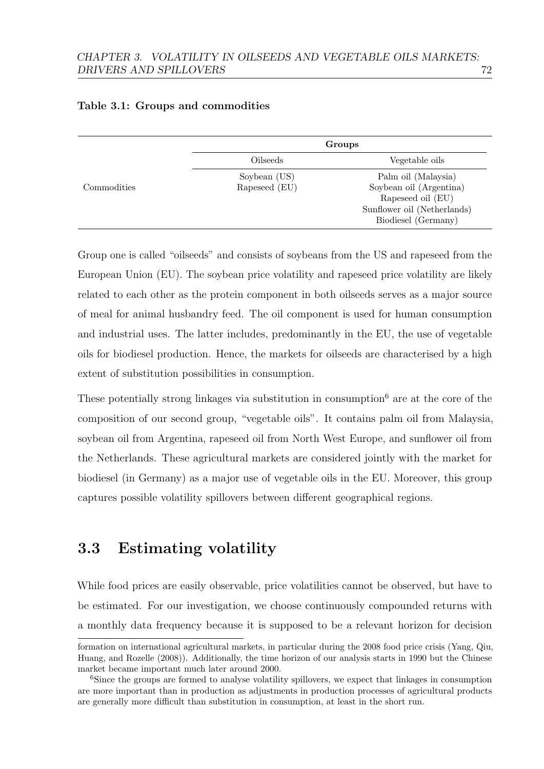**Table 3.1: Groups and commodities**

| | Groups | |
|---|---|---|
| | Oilseeds | Vegetable oils |
| Commodities | Soybean (US)<br>Rapeseed (EU) | Palm oil (Malaysia)<br>Soybean oil (Argentina)<br>Rapeseed oil (EU)<br>Sunflower oil (Netherlands)<br>Biodiesel (Germany) |

Group one is called "oilseeds" and consists of soybeans from the US and rapeseed from the European Union (EU). The soybean price volatility and rapeseed price volatility are likely related to each other as the protein component in both oilseeds serves as a major source of meal for animal husbandry feed. The oil component is used for human consumption and industrial uses. The latter includes, predominantly in the EU, the use of vegetable oils for biodiesel production. Hence, the markets for oilseeds are characterised by a high extent of substitution possibilities in consumption.

These potentially strong linkages via substitution in consumption[6] are at the core of the composition of our second group, "vegetable oils". It contains palm oil from Malaysia, soybean oil from Argentina, rapeseed oil from North West Europe, and sunflower oil from the Netherlands. These agricultural markets are considered jointly with the market for biodiesel (in Germany) as a major use of vegetable oils in the EU. Moreover, this group captures possible volatility spillovers between different geographical regions.

## 3.3 Estimating volatility

While food prices are easily observable, price volatilities cannot be observed, but have to be estimated. For our investigation, we choose continuously compounded returns with a monthly data frequency because it is supposed to be a relevant horizon for decision

formation on international agricultural markets, in particular during the 2008 food price crisis (Yang, Qiu, Huang, and Rozelle (2008)). Additionally, the time horizon of our analysis starts in 1990 but the Chinese market became important much later around 2000.

[6] Since the groups are formed to analyse volatility spillovers, we expect that linkages in consumption are more important than in production as adjustments in production processes of agricultural products are generally more difficult than substitution in consumption, at least in the short run.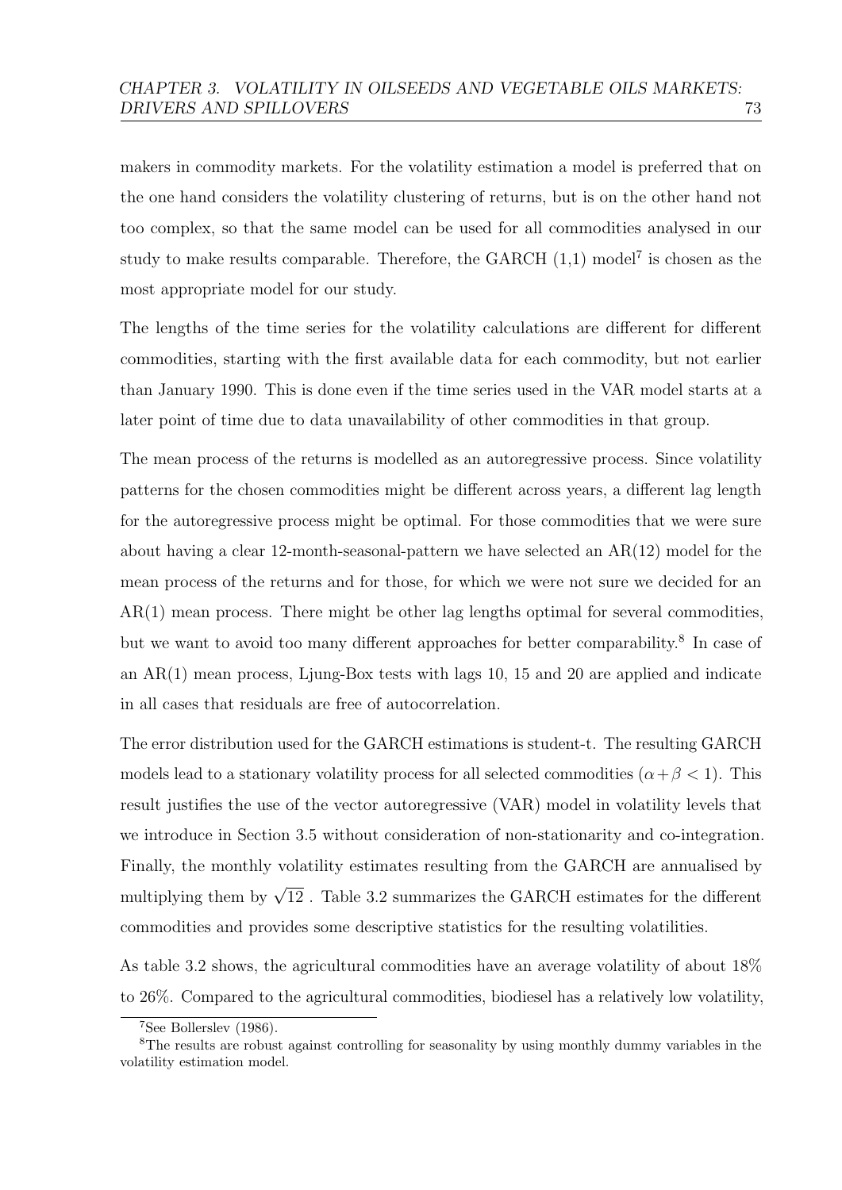makers in commodity markets. For the volatility estimation a model is preferred that on the one hand considers the volatility clustering of returns, but is on the other hand not too complex, so that the same model can be used for all commodities analysed in our study to make results comparable. Therefore, the GARCH (1,1) model[7] is chosen as the most appropriate model for our study.

The lengths of the time series for the volatility calculations are different for different commodities, starting with the first available data for each commodity, but not earlier than January 1990. This is done even if the time series used in the VAR model starts at a later point of time due to data unavailability of other commodities in that group.

The mean process of the returns is modelled as an autoregressive process. Since volatility patterns for the chosen commodities might be different across years, a different lag length for the autoregressive process might be optimal. For those commodities that we were sure about having a clear 12-month-seasonal-pattern we have selected an AR(12) model for the mean process of the returns and for those, for which we were not sure we decided for an AR(1) mean process. There might be other lag lengths optimal for several commodities, but we want to avoid too many different approaches for better comparability.[8] In case of an AR(1) mean process, Ljung-Box tests with lags 10, 15 and 20 are applied and indicate in all cases that residuals are free of autocorrelation.

The error distribution used for the GARCH estimations is student-t. The resulting GARCH models lead to a stationary volatility process for all selected commodities ($\alpha + \beta < 1$). This result justifies the use of the vector autoregressive (VAR) model in volatility levels that we introduce in Section 3.5 without consideration of non-stationarity and co-integration. Finally, the monthly volatility estimates resulting from the GARCH are annualised by multiplying them by $\sqrt{12}$ . Table 3.2 summarizes the GARCH estimates for the different commodities and provides some descriptive statistics for the resulting volatilities.

As table 3.2 shows, the agricultural commodities have an average volatility of about 18% to 26%. Compared to the agricultural commodities, biodiesel has a relatively low volatility,

[7] See Bollerslev (1986).

[8] The results are robust against controlling for seasonality by using monthly dummy variables in the volatility estimation model.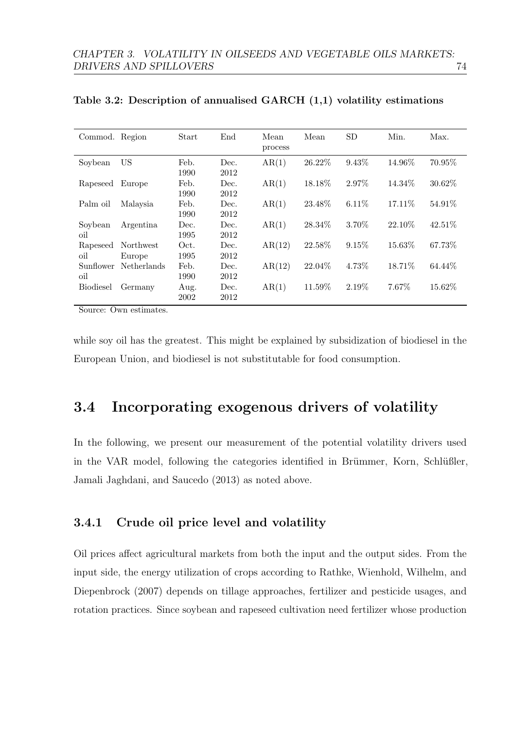**Table 3.2: Description of annualised GARCH (1,1) volatility estimations**

| Commod. | Region | Start | End | Mean process | Mean | SD | Min. | Max. |
|---|---|---|---|---|---|---|---|---|
| Soybean | US | Feb. 1990 | Dec. 2012 | AR(1) | 26.22% | 9.43% | 14.96% | 70.95% |
| Rapeseed | Europe | Feb. 1990 | Dec. 2012 | AR(1) | 18.18% | 2.97% | 14.34% | 30.62% |
| Palm oil | Malaysia | Feb. 1990 | Dec. 2012 | AR(1) | 23.48% | 6.11% | 17.11% | 54.91% |
| Soybean oil | Argentina | Dec. 1995 | Dec. 2012 | AR(1) | 28.34% | 3.70% | 22.10% | 42.51% |
| Rapeseed oil | Northwest Europe | Oct. 1995 | Dec. 2012 | AR(12) | 22.58% | 9.15% | 15.63% | 67.73% |
| Sunflower oil | Netherlands | Feb. 1990 | Dec. 2012 | AR(12) | 22.04% | 4.73% | 18.71% | 64.44% |
| Biodiesel | Germany | Aug. 2002 | Dec. 2012 | AR(1) | 11.59% | 2.19% | 7.67% | 15.62% |

Source: Own estimates.

while soy oil has the greatest. This might be explained by subsidization of biodiesel in the European Union, and biodiesel is not substitutable for food consumption.

## 3.4 Incorporating exogenous drivers of volatility

In the following, we present our measurement of the potential volatility drivers used in the VAR model, following the categories identified in Brümmer, Korn, Schlüßler, Jamali Jaghdani, and Saucedo (2013) as noted above.

### 3.4.1 Crude oil price level and volatility

Oil prices affect agricultural markets from both the input and the output sides. From the input side, the energy utilization of crops according to Rathke, Wienhold, Wilhelm, and Diepenbrock (2007) depends on tillage approaches, fertilizer and pesticide usages, and rotation practices. Since soybean and rapeseed cultivation need fertilizer whose production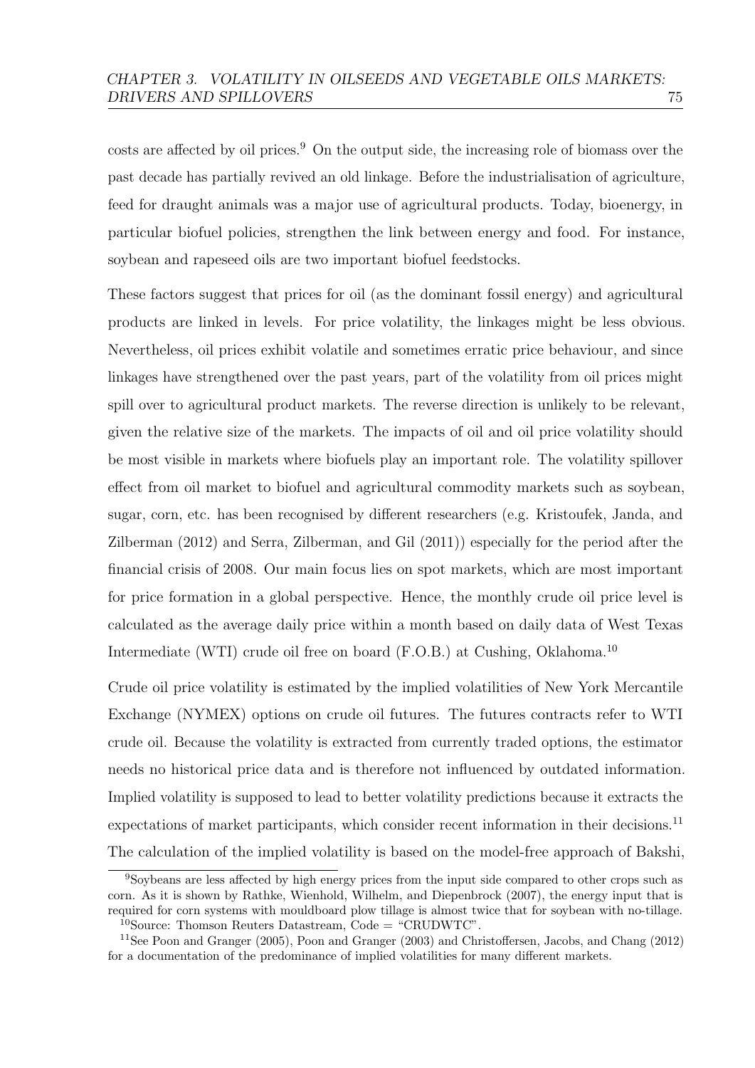costs are affected by oil prices.[9] On the output side, the increasing role of biomass over the past decade has partially revived an old linkage. Before the industrialisation of agriculture, feed for draught animals was a major use of agricultural products. Today, bioenergy, in particular biofuel policies, strengthen the link between energy and food. For instance, soybean and rapeseed oils are two important biofuel feedstocks.

These factors suggest that prices for oil (as the dominant fossil energy) and agricultural products are linked in levels. For price volatility, the linkages might be less obvious. Nevertheless, oil prices exhibit volatile and sometimes erratic price behaviour, and since linkages have strengthened over the past years, part of the volatility from oil prices might spill over to agricultural product markets. The reverse direction is unlikely to be relevant, given the relative size of the markets. The impacts of oil and oil price volatility should be most visible in markets where biofuels play an important role. The volatility spillover effect from oil market to biofuel and agricultural commodity markets such as soybean, sugar, corn, etc. has been recognised by different researchers (e.g. Kristoufek, Janda, and Zilberman (2012) and Serra, Zilberman, and Gil (2011)) especially for the period after the financial crisis of 2008. Our main focus lies on spot markets, which are most important for price formation in a global perspective. Hence, the monthly crude oil price level is calculated as the average daily price within a month based on daily data of West Texas Intermediate (WTI) crude oil free on board (F.O.B.) at Cushing, Oklahoma.[10]

Crude oil price volatility is estimated by the implied volatilities of New York Mercantile Exchange (NYMEX) options on crude oil futures. The futures contracts refer to WTI crude oil. Because the volatility is extracted from currently traded options, the estimator needs no historical price data and is therefore not influenced by outdated information. Implied volatility is supposed to lead to better volatility predictions because it extracts the expectations of market participants, which consider recent information in their decisions.[11] The calculation of the implied volatility is based on the model-free approach of Bakshi,

[9] Soybeans are less affected by high energy prices from the input side compared to other crops such as corn. As it is shown by Rathke, Wienhold, Wilhelm, and Diepenbrock (2007), the energy input that is required for corn systems with mouldboard plow tillage is almost twice that for soybean with no-tillage.

[10] Source: Thomson Reuters Datastream, Code = "CRUDWTC".

[11] See Poon and Granger (2005), Poon and Granger (2003) and Christoffersen, Jacobs, and Chang (2012) for a documentation of the predominance of implied volatilities for many different markets.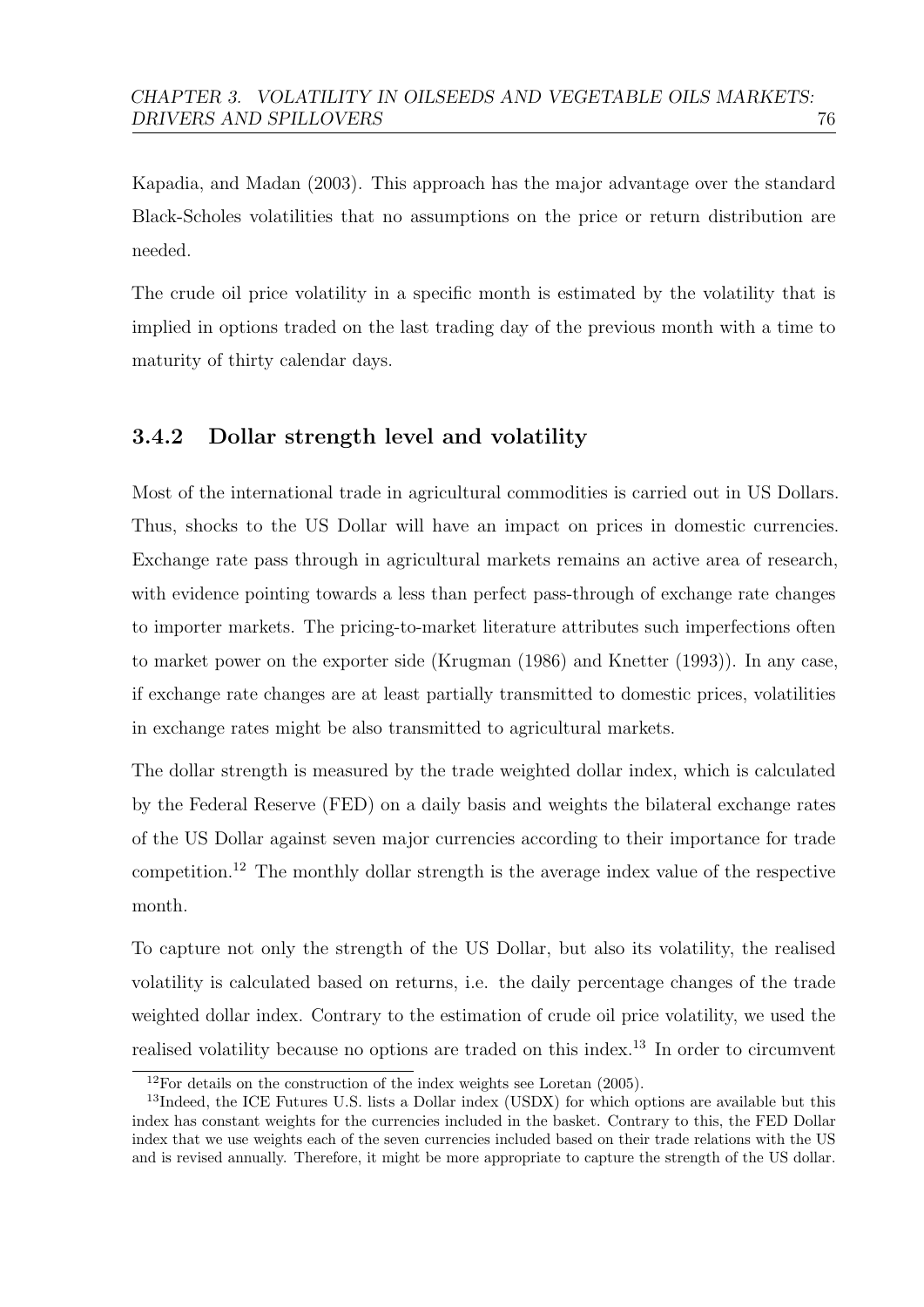Kapadia, and Madan (2003). This approach has the major advantage over the standard Black-Scholes volatilities that no assumptions on the price or return distribution are needed.

The crude oil price volatility in a specific month is estimated by the volatility that is implied in options traded on the last trading day of the previous month with a time to maturity of thirty calendar days.

### 3.4.2 Dollar strength level and volatility

Most of the international trade in agricultural commodities is carried out in US Dollars. Thus, shocks to the US Dollar will have an impact on prices in domestic currencies. Exchange rate pass through in agricultural markets remains an active area of research, with evidence pointing towards a less than perfect pass-through of exchange rate changes to importer markets. The pricing-to-market literature attributes such imperfections often to market power on the exporter side (Krugman (1986) and Knetter (1993)). In any case, if exchange rate changes are at least partially transmitted to domestic prices, volatilities in exchange rates might be also transmitted to agricultural markets.

The dollar strength is measured by the trade weighted dollar index, which is calculated by the Federal Reserve (FED) on a daily basis and weights the bilateral exchange rates of the US Dollar against seven major currencies according to their importance for trade competition.[12] The monthly dollar strength is the average index value of the respective month.

To capture not only the strength of the US Dollar, but also its volatility, the realised volatility is calculated based on returns, i.e. the daily percentage changes of the trade weighted dollar index. Contrary to the estimation of crude oil price volatility, we used the realised volatility because no options are traded on this index.[13] In order to circumvent

[12] For details on the construction of the index weights see Loretan (2005).

[13] Indeed, the ICE Futures U.S. lists a Dollar index (USDX) for which options are available but this index has constant weights for the currencies included in the basket. Contrary to this, the FED Dollar index that we use weights each of the seven currencies included based on their trade relations with the US and is revised annually. Therefore, it might be more appropriate to capture the strength of the US dollar.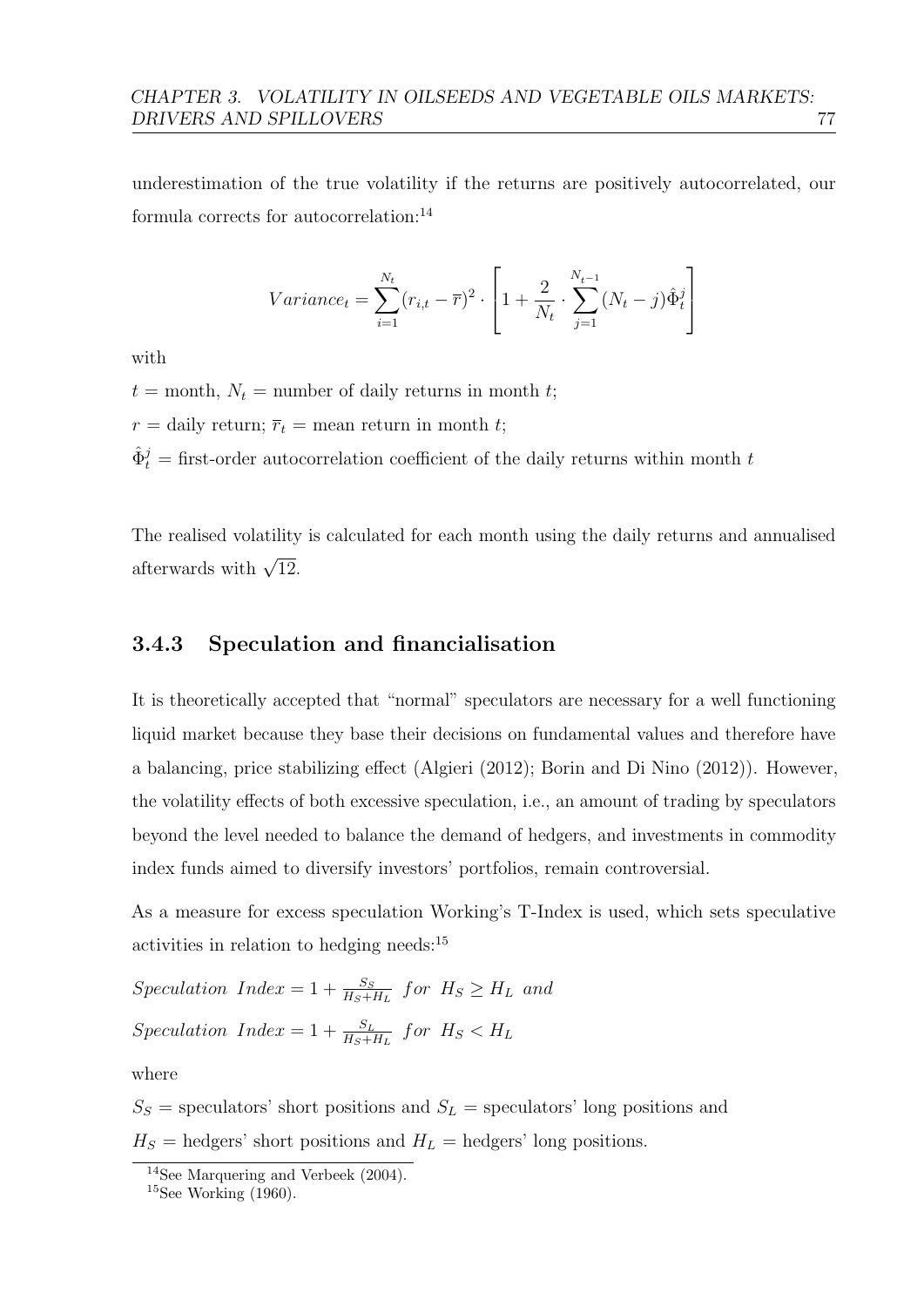underestimation of the true volatility if the returns are positively autocorrelated, our formula corrects for autocorrelation:[14]

$$Variance_t = \sum_{i=1}^{N_t} (r_{i,t} - \overline{r})^2 \cdot \left[ 1 + \frac{2}{N_t} \cdot \sum_{j=1}^{N_{t-1}} (N_t - j) \hat{\Phi}_t^j \right]$$

with

$t$ = month, $N_t$ = number of daily returns in month $t$;

$r$ = daily return; $\overline{r}_t$ = mean return in month $t$;

$\hat{\Phi}_t^j$ = first-order autocorrelation coefficient of the daily returns within month $t$

The realised volatility is calculated for each month using the daily returns and annualised afterwards with $\sqrt{12}$.

### 3.4.3 Speculation and financialisation

It is theoretically accepted that "normal" speculators are necessary for a well functioning liquid market because they base their decisions on fundamental values and therefore have a balancing, price stabilizing effect (Algieri (2012); Borin and Di Nino (2012)). However, the volatility effects of both excessive speculation, i.e., an amount of trading by speculators beyond the level needed to balance the demand of hedgers, and investments in commodity index funds aimed to diversify investors' portfolios, remain controversial.

As a measure for excess speculation Working's T-Index is used, which sets speculative activities in relation to hedging needs:[15]

$Speculation\ Index = 1 + \frac{S_S}{H_S + H_L}\ \ for\ \ H_S \geq H_L\ \ and$

$Speculation\ Index = 1 + \frac{S_L}{H_S + H_L}\ \ for\ \ H_S < H_L$

where

$S_S$ = speculators' short positions and $S_L$ = speculators' long positions and

$H_S$ = hedgers' short positions and $H_L$ = hedgers' long positions.

[14] See Marquering and Verbeek (2004).

[15] See Working (1960).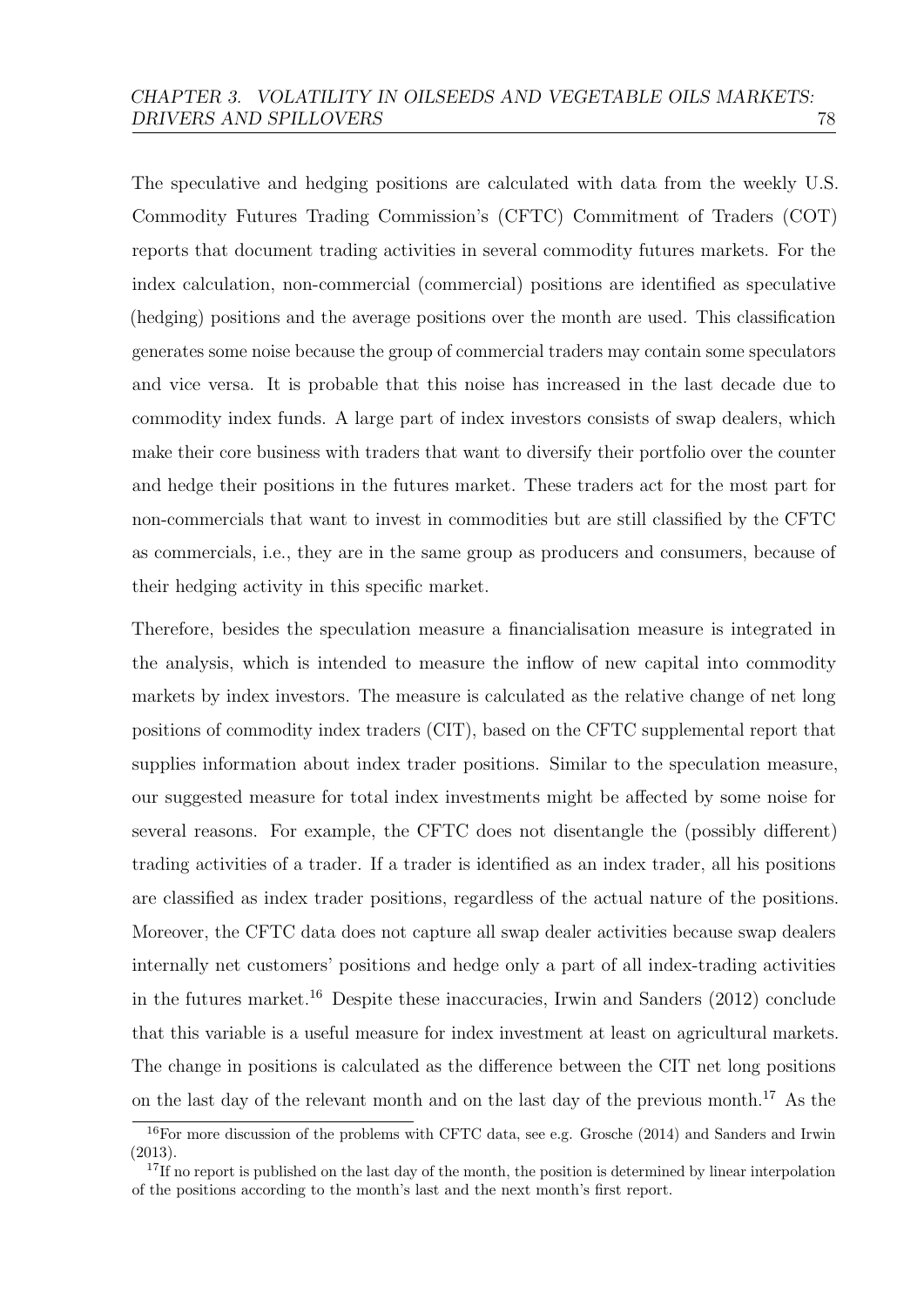The speculative and hedging positions are calculated with data from the weekly U.S. Commodity Futures Trading Commission's (CFTC) Commitment of Traders (COT) reports that document trading activities in several commodity futures markets. For the index calculation, non-commercial (commercial) positions are identified as speculative (hedging) positions and the average positions over the month are used. This classification generates some noise because the group of commercial traders may contain some speculators and vice versa. It is probable that this noise has increased in the last decade due to commodity index funds. A large part of index investors consists of swap dealers, which make their core business with traders that want to diversify their portfolio over the counter and hedge their positions in the futures market. These traders act for the most part for non-commercials that want to invest in commodities but are still classified by the CFTC as commercials, i.e., they are in the same group as producers and consumers, because of their hedging activity in this specific market.

Therefore, besides the speculation measure a financialisation measure is integrated in the analysis, which is intended to measure the inflow of new capital into commodity markets by index investors. The measure is calculated as the relative change of net long positions of commodity index traders (CIT), based on the CFTC supplemental report that supplies information about index trader positions. Similar to the speculation measure, our suggested measure for total index investments might be affected by some noise for several reasons. For example, the CFTC does not disentangle the (possibly different) trading activities of a trader. If a trader is identified as an index trader, all his positions are classified as index trader positions, regardless of the actual nature of the positions. Moreover, the CFTC data does not capture all swap dealer activities because swap dealers internally net customers' positions and hedge only a part of all index-trading activities in the futures market.[16] Despite these inaccuracies, Irwin and Sanders (2012) conclude that this variable is a useful measure for index investment at least on agricultural markets. The change in positions is calculated as the difference between the CIT net long positions on the last day of the relevant month and on the last day of the previous month.[17] As the

[16]For more discussion of the problems with CFTC data, see e.g. Grosche (2014) and Sanders and Irwin (2013).

[17]If no report is published on the last day of the month, the position is determined by linear interpolation of the positions according to the month's last and the next month's first report.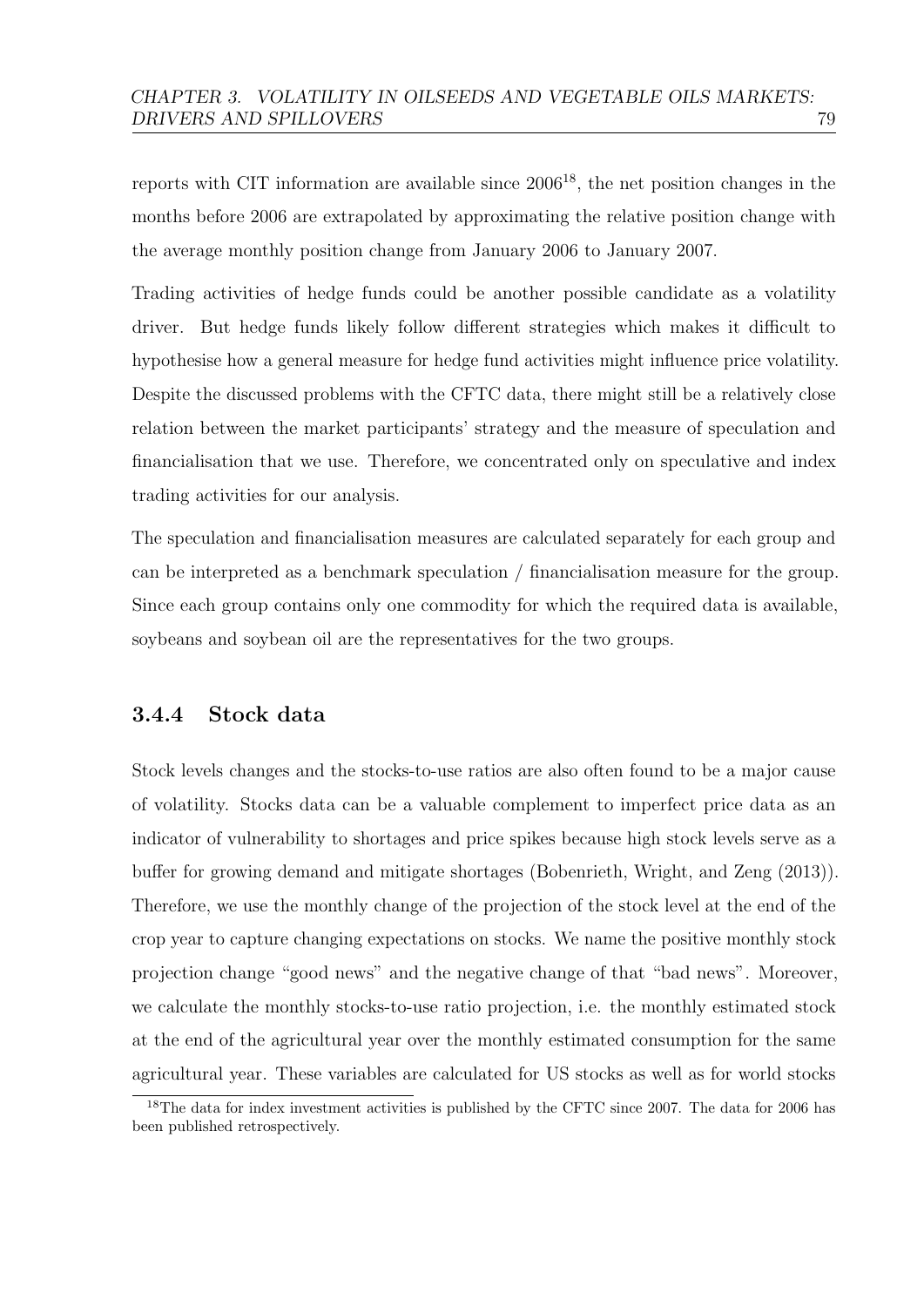reports with CIT information are available since 2006[18], the net position changes in the months before 2006 are extrapolated by approximating the relative position change with the average monthly position change from January 2006 to January 2007.

Trading activities of hedge funds could be another possible candidate as a volatility driver. But hedge funds likely follow different strategies which makes it difficult to hypothesise how a general measure for hedge fund activities might influence price volatility. Despite the discussed problems with the CFTC data, there might still be a relatively close relation between the market participants' strategy and the measure of speculation and financialisation that we use. Therefore, we concentrated only on speculative and index trading activities for our analysis.

The speculation and financialisation measures are calculated separately for each group and can be interpreted as a benchmark speculation / financialisation measure for the group. Since each group contains only one commodity for which the required data is available, soybeans and soybean oil are the representatives for the two groups.

### 3.4.4 Stock data

Stock levels changes and the stocks-to-use ratios are also often found to be a major cause of volatility. Stocks data can be a valuable complement to imperfect price data as an indicator of vulnerability to shortages and price spikes because high stock levels serve as a buffer for growing demand and mitigate shortages (Bobenrieth, Wright, and Zeng (2013)). Therefore, we use the monthly change of the projection of the stock level at the end of the crop year to capture changing expectations on stocks. We name the positive monthly stock projection change "good news" and the negative change of that "bad news". Moreover, we calculate the monthly stocks-to-use ratio projection, i.e. the monthly estimated stock at the end of the agricultural year over the monthly estimated consumption for the same agricultural year. These variables are calculated for US stocks as well as for world stocks

[18]The data for index investment activities is published by the CFTC since 2007. The data for 2006 has been published retrospectively.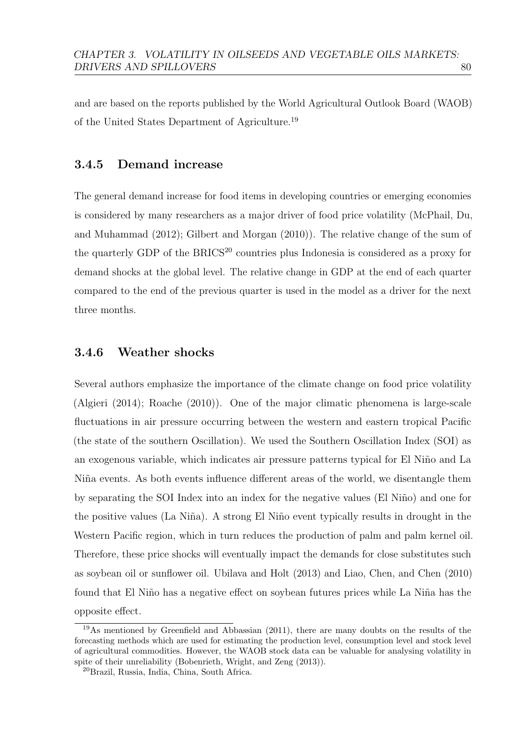and are based on the reports published by the World Agricultural Outlook Board (WAOB) of the United States Department of Agriculture.[19]

### 3.4.5 Demand increase

The general demand increase for food items in developing countries or emerging economies is considered by many researchers as a major driver of food price volatility (McPhail, Du, and Muhammad (2012); Gilbert and Morgan (2010)). The relative change of the sum of the quarterly GDP of the BRICS[20] countries plus Indonesia is considered as a proxy for demand shocks at the global level. The relative change in GDP at the end of each quarter compared to the end of the previous quarter is used in the model as a driver for the next three months.

### 3.4.6 Weather shocks

Several authors emphasize the importance of the climate change on food price volatility (Algieri (2014); Roache (2010)). One of the major climatic phenomena is large-scale fluctuations in air pressure occurring between the western and eastern tropical Pacific (the state of the southern Oscillation). We used the Southern Oscillation Index (SOI) as an exogenous variable, which indicates air pressure patterns typical for El Niño and La Niña events. As both events influence different areas of the world, we disentangle them by separating the SOI Index into an index for the negative values (El Niño) and one for the positive values (La Niña). A strong El Niño event typically results in drought in the Western Pacific region, which in turn reduces the production of palm and palm kernel oil. Therefore, these price shocks will eventually impact the demands for close substitutes such as soybean oil or sunflower oil. Ubilava and Holt (2013) and Liao, Chen, and Chen (2010) found that El Niño has a negative effect on soybean futures prices while La Niña has the opposite effect.

[19] As mentioned by Greenfield and Abbassian (2011), there are many doubts on the results of the forecasting methods which are used for estimating the production level, consumption level and stock level of agricultural commodities. However, the WAOB stock data can be valuable for analysing volatility in spite of their unreliability (Bobenrieth, Wright, and Zeng (2013)).

[20] Brazil, Russia, India, China, South Africa.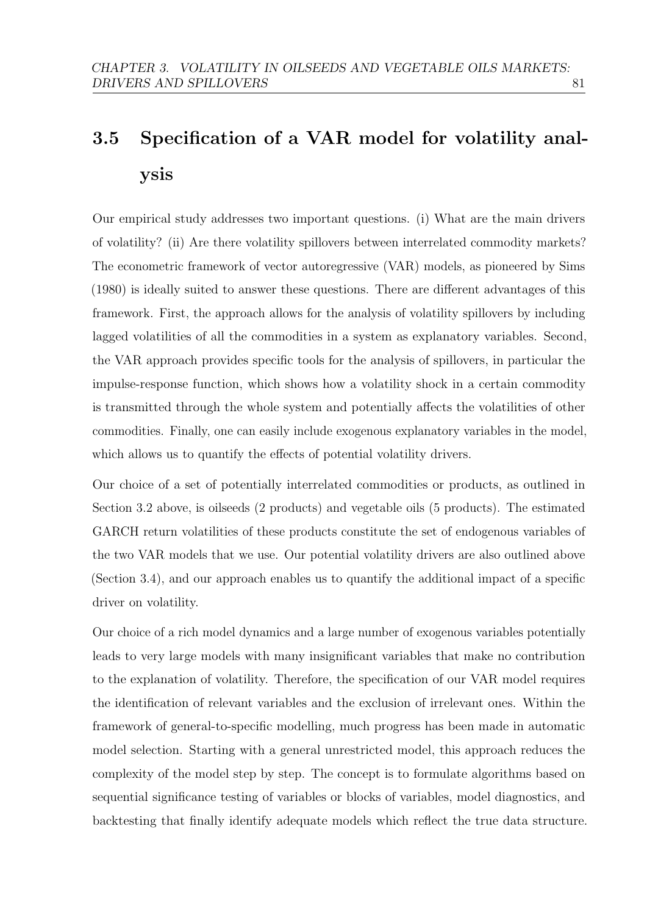## 3.5 Specification of a VAR model for volatility analysis

Our empirical study addresses two important questions. (i) What are the main drivers of volatility? (ii) Are there volatility spillovers between interrelated commodity markets? The econometric framework of vector autoregressive (VAR) models, as pioneered by Sims (1980) is ideally suited to answer these questions. There are different advantages of this framework. First, the approach allows for the analysis of volatility spillovers by including lagged volatilities of all the commodities in a system as explanatory variables. Second, the VAR approach provides specific tools for the analysis of spillovers, in particular the impulse-response function, which shows how a volatility shock in a certain commodity is transmitted through the whole system and potentially affects the volatilities of other commodities. Finally, one can easily include exogenous explanatory variables in the model, which allows us to quantify the effects of potential volatility drivers.

Our choice of a set of potentially interrelated commodities or products, as outlined in Section 3.2 above, is oilseeds (2 products) and vegetable oils (5 products). The estimated GARCH return volatilities of these products constitute the set of endogenous variables of the two VAR models that we use. Our potential volatility drivers are also outlined above (Section 3.4), and our approach enables us to quantify the additional impact of a specific driver on volatility.

Our choice of a rich model dynamics and a large number of exogenous variables potentially leads to very large models with many insignificant variables that make no contribution to the explanation of volatility. Therefore, the specification of our VAR model requires the identification of relevant variables and the exclusion of irrelevant ones. Within the framework of general-to-specific modelling, much progress has been made in automatic model selection. Starting with a general unrestricted model, this approach reduces the complexity of the model step by step. The concept is to formulate algorithms based on sequential significance testing of variables or blocks of variables, model diagnostics, and backtesting that finally identify adequate models which reflect the true data structure.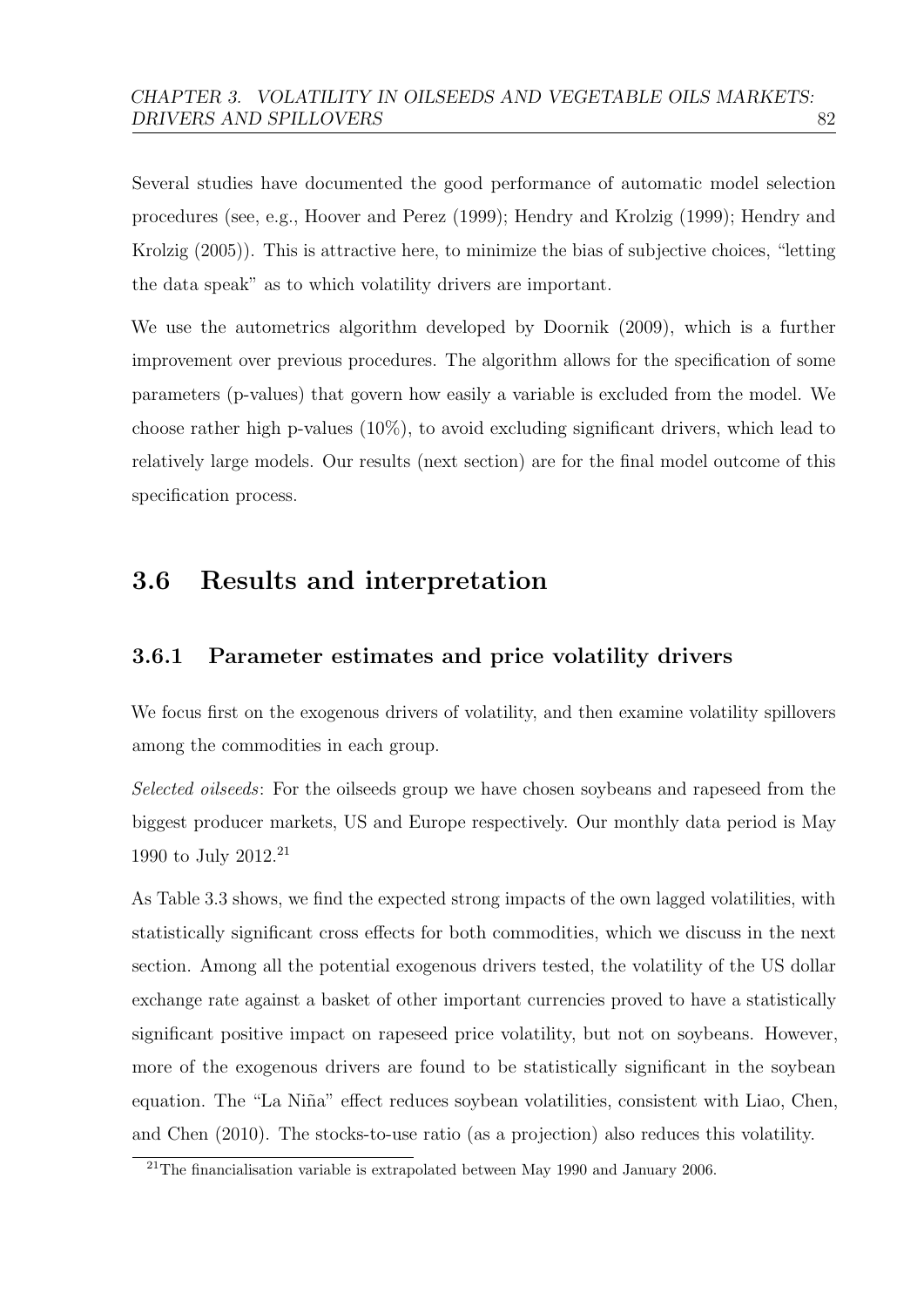Several studies have documented the good performance of automatic model selection procedures (see, e.g., Hoover and Perez (1999); Hendry and Krolzig (1999); Hendry and Krolzig (2005)). This is attractive here, to minimize the bias of subjective choices, "letting the data speak" as to which volatility drivers are important.

We use the autometrics algorithm developed by Doornik (2009), which is a further improvement over previous procedures. The algorithm allows for the specification of some parameters (p-values) that govern how easily a variable is excluded from the model. We choose rather high p-values (10%), to avoid excluding significant drivers, which lead to relatively large models. Our results (next section) are for the final model outcome of this specification process.

## 3.6 Results and interpretation

### 3.6.1 Parameter estimates and price volatility drivers

We focus first on the exogenous drivers of volatility, and then examine volatility spillovers among the commodities in each group.

*Selected oilseeds*: For the oilseeds group we have chosen soybeans and rapeseed from the biggest producer markets, US and Europe respectively. Our monthly data period is May 1990 to July 2012.[21]

As Table 3.3 shows, we find the expected strong impacts of the own lagged volatilities, with statistically significant cross effects for both commodities, which we discuss in the next section. Among all the potential exogenous drivers tested, the volatility of the US dollar exchange rate against a basket of other important currencies proved to have a statistically significant positive impact on rapeseed price volatility, but not on soybeans. However, more of the exogenous drivers are found to be statistically significant in the soybean equation. The "La Niña" effect reduces soybean volatilities, consistent with Liao, Chen, and Chen (2010). The stocks-to-use ratio (as a projection) also reduces this volatility.

[21] The financialisation variable is extrapolated between May 1990 and January 2006.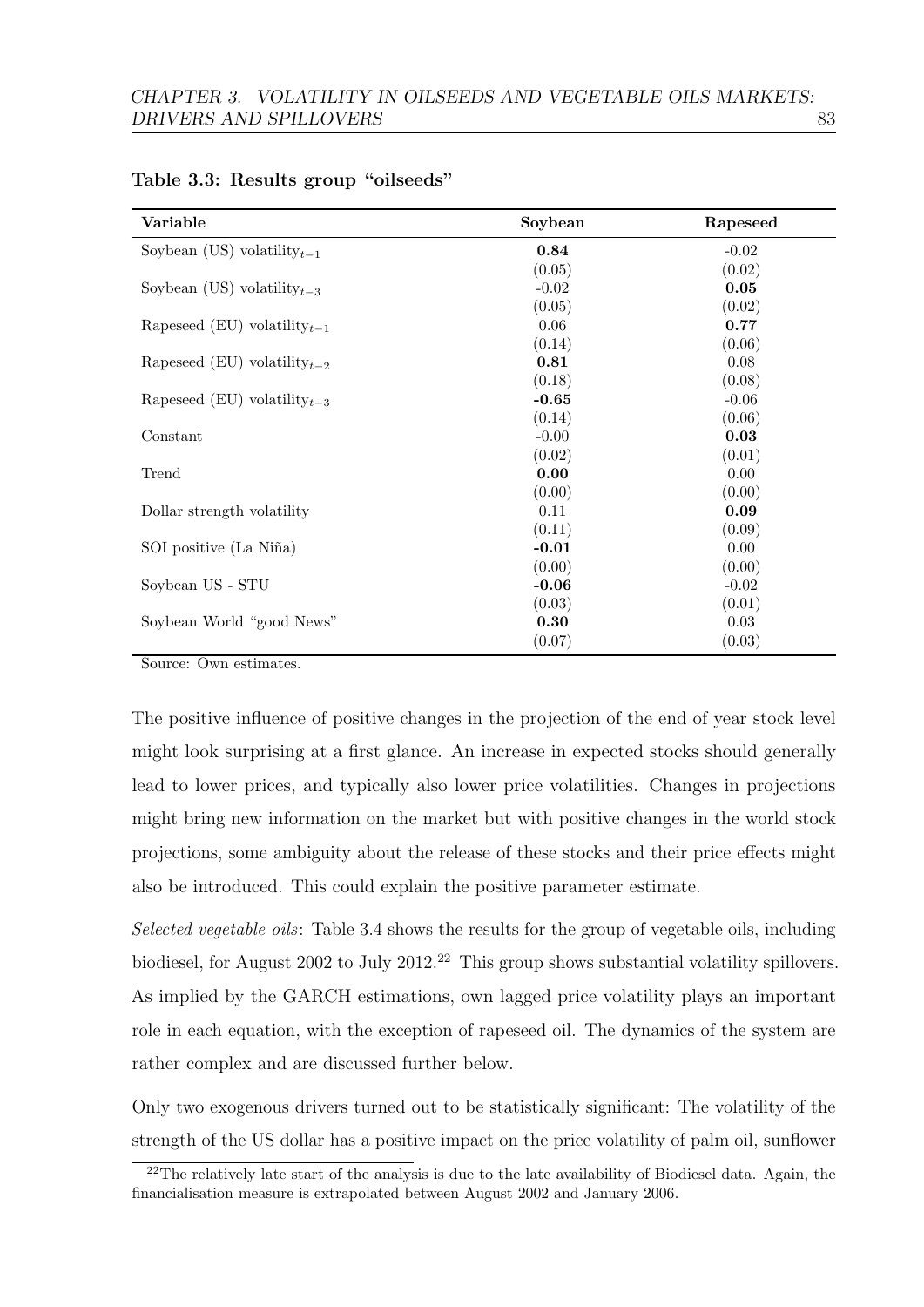**Table 3.3: Results group “oilseeds”**

| Variable | Soybean | Rapeseed |
|---|---|---|
| Soybean (US) volatility$_{t-1}$ | **0.84** | -0.02 |
| | (0.05) | (0.02) |
| Soybean (US) volatility$_{t-3}$ | -0.02 | **0.05** |
| | (0.05) | (0.02) |
| Rapeseed (EU) volatility$_{t-1}$ | 0.06 | **0.77** |
| | (0.14) | (0.06) |
| Rapeseed (EU) volatility$_{t-2}$ | **0.81** | 0.08 |
| | (0.18) | (0.08) |
| Rapeseed (EU) volatility$_{t-3}$ | **-0.65** | -0.06 |
| | (0.14) | (0.06) |
| Constant | -0.00 | **0.03** |
| | (0.02) | (0.01) |
| Trend | **0.00** | 0.00 |
| | (0.00) | (0.00) |
| Dollar strength volatility | 0.11 | **0.09** |
| | (0.11) | (0.09) |
| SOI positive (La Niña) | **-0.01** | 0.00 |
| | (0.00) | (0.00) |
| Soybean US - STU | **-0.06** | -0.02 |
| | (0.03) | (0.01) |
| Soybean World “good News” | **0.30** | 0.03 |
| | (0.07) | (0.03) |

Source: Own estimates.

The positive influence of positive changes in the projection of the end of year stock level might look surprising at a first glance. An increase in expected stocks should generally lead to lower prices, and typically also lower price volatilities. Changes in projections might bring new information on the market but with positive changes in the world stock projections, some ambiguity about the release of these stocks and their price effects might also be introduced. This could explain the positive parameter estimate.

*Selected vegetable oils*: Table 3.4 shows the results for the group of vegetable oils, including biodiesel, for August 2002 to July 2012.[22] This group shows substantial volatility spillovers. As implied by the GARCH estimations, own lagged price volatility plays an important role in each equation, with the exception of rapeseed oil. The dynamics of the system are rather complex and are discussed further below.

Only two exogenous drivers turned out to be statistically significant: The volatility of the strength of the US dollar has a positive impact on the price volatility of palm oil, sunflower

[22]The relatively late start of the analysis is due to the late availability of Biodiesel data. Again, the financialisation measure is extrapolated between August 2002 and January 2006.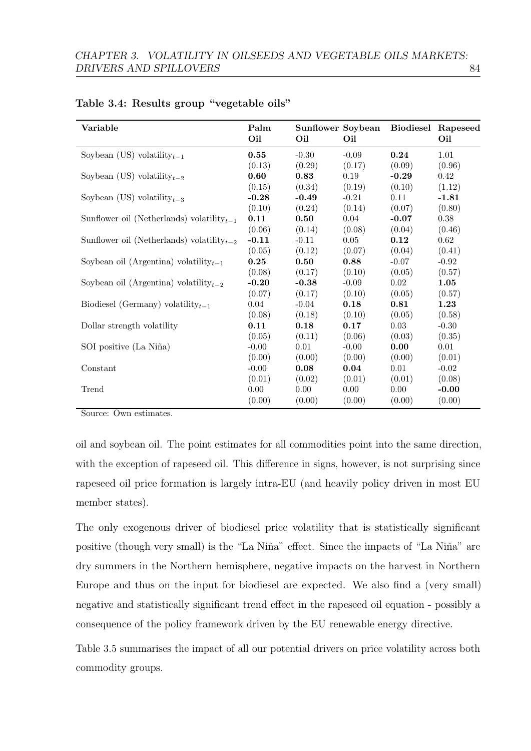**Table 3.4: Results group "vegetable oils"**

| Variable | Palm Oil | Sunflower Oil | Soybean Oil | Biodiesel | Rapeseed Oil |
|---|---|---|---|---|---|
| Soybean (US) volatility$_{t-1}$ | **0.55** | -0.30 | -0.09 | **0.24** | 1.01 |
| | (0.13) | (0.29) | (0.17) | (0.09) | (0.96) |
| Soybean (US) volatility$_{t-2}$ | **0.60** | **0.83** | 0.19 | **-0.29** | 0.42 |
| | (0.15) | (0.34) | (0.19) | (0.10) | (1.12) |
| Soybean (US) volatility$_{t-3}$ | **-0.28** | **-0.49** | -0.21 | 0.11 | **-1.81** |
| | (0.10) | (0.24) | (0.14) | (0.07) | (0.80) |
| Sunflower oil (Netherlands) volatility$_{t-1}$ | **0.11** | **0.50** | 0.04 | **-0.07** | 0.38 |
| | (0.06) | (0.14) | (0.08) | (0.04) | (0.46) |
| Sunflower oil (Netherlands) volatility$_{t-2}$ | **-0.11** | -0.11 | 0.05 | **0.12** | 0.62 |
| | (0.05) | (0.12) | (0.07) | (0.04) | (0.41) |
| Soybean oil (Argentina) volatility$_{t-1}$ | **0.25** | **0.50** | **0.88** | -0.07 | -0.92 |
| | (0.08) | (0.17) | (0.10) | (0.05) | (0.57) |
| Soybean oil (Argentina) volatility$_{t-2}$ | **-0.20** | **-0.38** | -0.09 | 0.02 | **1.05** |
| | (0.07) | (0.17) | (0.10) | (0.05) | (0.57) |
| Biodiesel (Germany) volatility$_{t-1}$ | 0.04 | -0.04 | **0.18** | **0.81** | **1.23** |
| | (0.08) | (0.18) | (0.10) | (0.05) | (0.58) |
| Dollar strength volatility | **0.11** | **0.18** | **0.17** | 0.03 | -0.30 |
| | (0.05) | (0.11) | (0.06) | (0.03) | (0.35) |
| SOI positive (La Niña) | -0.00 | 0.01 | -0.00 | **0.00** | 0.01 |
| | (0.00) | (0.00) | (0.00) | (0.00) | (0.01) |
| Constant | -0.00 | **0.08** | **0.04** | 0.01 | -0.02 |
| | (0.01) | (0.02) | (0.01) | (0.01) | (0.08) |
| Trend | 0.00 | 0.00 | 0.00 | 0.00 | **-0.00** |
| | (0.00) | (0.00) | (0.00) | (0.00) | (0.00) |

Source: Own estimates.

oil and soybean oil. The point estimates for all commodities point into the same direction, with the exception of rapeseed oil. This difference in signs, however, is not surprising since rapeseed oil price formation is largely intra-EU (and heavily policy driven in most EU member states).

The only exogenous driver of biodiesel price volatility that is statistically significant positive (though very small) is the "La Niña" effect. Since the impacts of "La Niña" are dry summers in the Northern hemisphere, negative impacts on the harvest in Northern Europe and thus on the input for biodiesel are expected. We also find a (very small) negative and statistically significant trend effect in the rapeseed oil equation - possibly a consequence of the policy framework driven by the EU renewable energy directive.

Table 3.5 summarises the impact of all our potential drivers on price volatility across both commodity groups.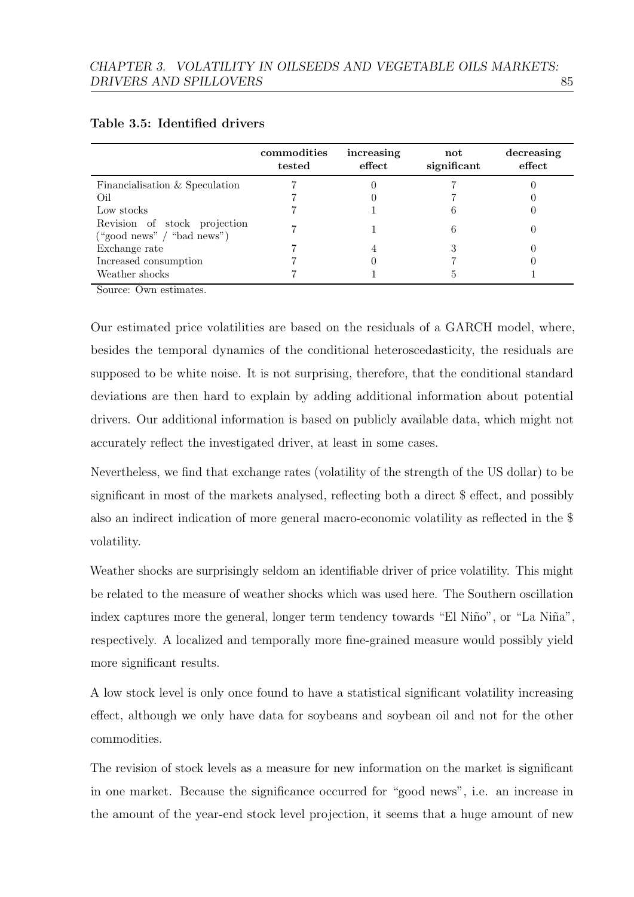**Table 3.5: Identified drivers**

| | commodities tested | increasing effect | not significant | decreasing effect |
|---|---|---|---|---|
| Financialisation & Speculation | 7 | 0 | 7 | 0 |
| Oil | 7 | 0 | 7 | 0 |
| Low stocks | 7 | 1 | 6 | 0 |
| Revision of stock projection ("good news" / "bad news") | 7 | 1 | 6 | 0 |
| Exchange rate | 7 | 4 | 3 | 0 |
| Increased consumption | 7 | 0 | 7 | 0 |
| Weather shocks | 7 | 1 | 5 | 1 |

Source: Own estimates.

Our estimated price volatilities are based on the residuals of a GARCH model, where, besides the temporal dynamics of the conditional heteroscedasticity, the residuals are supposed to be white noise. It is not surprising, therefore, that the conditional standard deviations are then hard to explain by adding additional information about potential drivers. Our additional information is based on publicly available data, which might not accurately reflect the investigated driver, at least in some cases.

Nevertheless, we find that exchange rates (volatility of the strength of the US dollar) to be significant in most of the markets analysed, reflecting both a direct $ effect, and possibly also an indirect indication of more general macro-economic volatility as reflected in the $ volatility.

Weather shocks are surprisingly seldom an identifiable driver of price volatility. This might be related to the measure of weather shocks which was used here. The Southern oscillation index captures more the general, longer term tendency towards "El Niño", or "La Niña", respectively. A localized and temporally more fine-grained measure would possibly yield more significant results.

A low stock level is only once found to have a statistical significant volatility increasing effect, although we only have data for soybeans and soybean oil and not for the other commodities.

The revision of stock levels as a measure for new information on the market is significant in one market. Because the significance occurred for "good news", i.e. an increase in the amount of the year-end stock level projection, it seems that a huge amount of new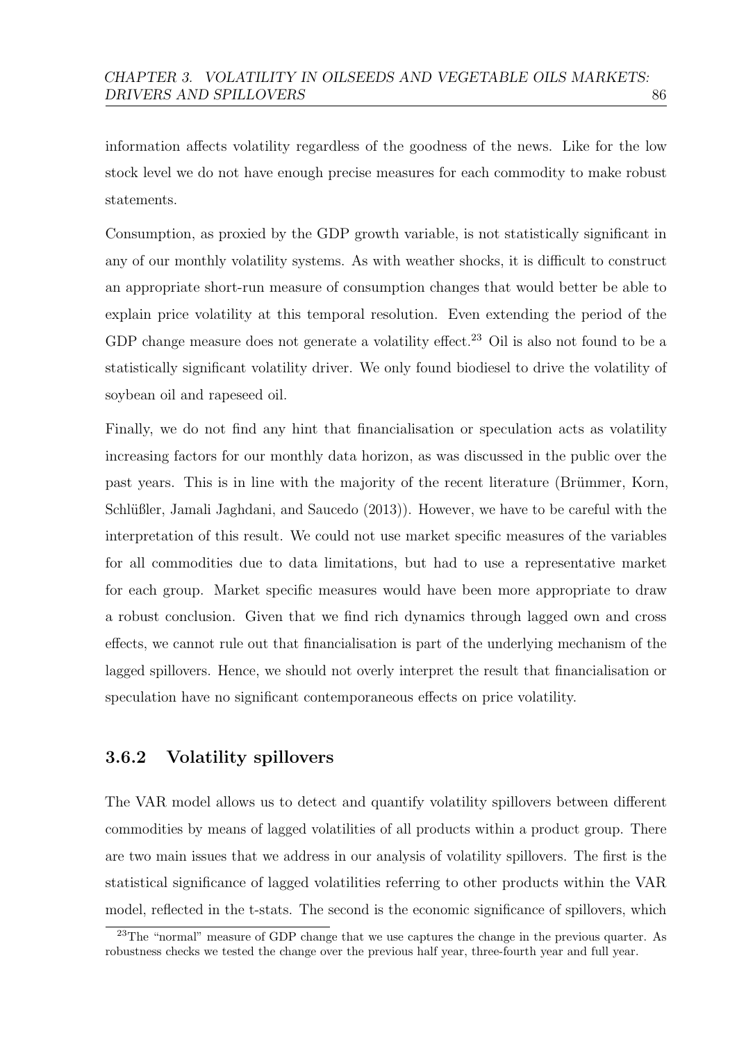information affects volatility regardless of the goodness of the news. Like for the low stock level we do not have enough precise measures for each commodity to make robust statements.

Consumption, as proxied by the GDP growth variable, is not statistically significant in any of our monthly volatility systems. As with weather shocks, it is difficult to construct an appropriate short-run measure of consumption changes that would better be able to explain price volatility at this temporal resolution. Even extending the period of the GDP change measure does not generate a volatility effect.[23] Oil is also not found to be a statistically significant volatility driver. We only found biodiesel to drive the volatility of soybean oil and rapeseed oil.

Finally, we do not find any hint that financialisation or speculation acts as volatility increasing factors for our monthly data horizon, as was discussed in the public over the past years. This is in line with the majority of the recent literature (Brümmer, Korn, Schlüßler, Jamali Jaghdani, and Saucedo (2013)). However, we have to be careful with the interpretation of this result. We could not use market specific measures of the variables for all commodities due to data limitations, but had to use a representative market for each group. Market specific measures would have been more appropriate to draw a robust conclusion. Given that we find rich dynamics through lagged own and cross effects, we cannot rule out that financialisation is part of the underlying mechanism of the lagged spillovers. Hence, we should not overly interpret the result that financialisation or speculation have no significant contemporaneous effects on price volatility.

### 3.6.2 Volatility spillovers

The VAR model allows us to detect and quantify volatility spillovers between different commodities by means of lagged volatilities of all products within a product group. There are two main issues that we address in our analysis of volatility spillovers. The first is the statistical significance of lagged volatilities referring to other products within the VAR model, reflected in the t-stats. The second is the economic significance of spillovers, which

[23] The "normal" measure of GDP change that we use captures the change in the previous quarter. As robustness checks we tested the change over the previous half year, three-fourth year and full year.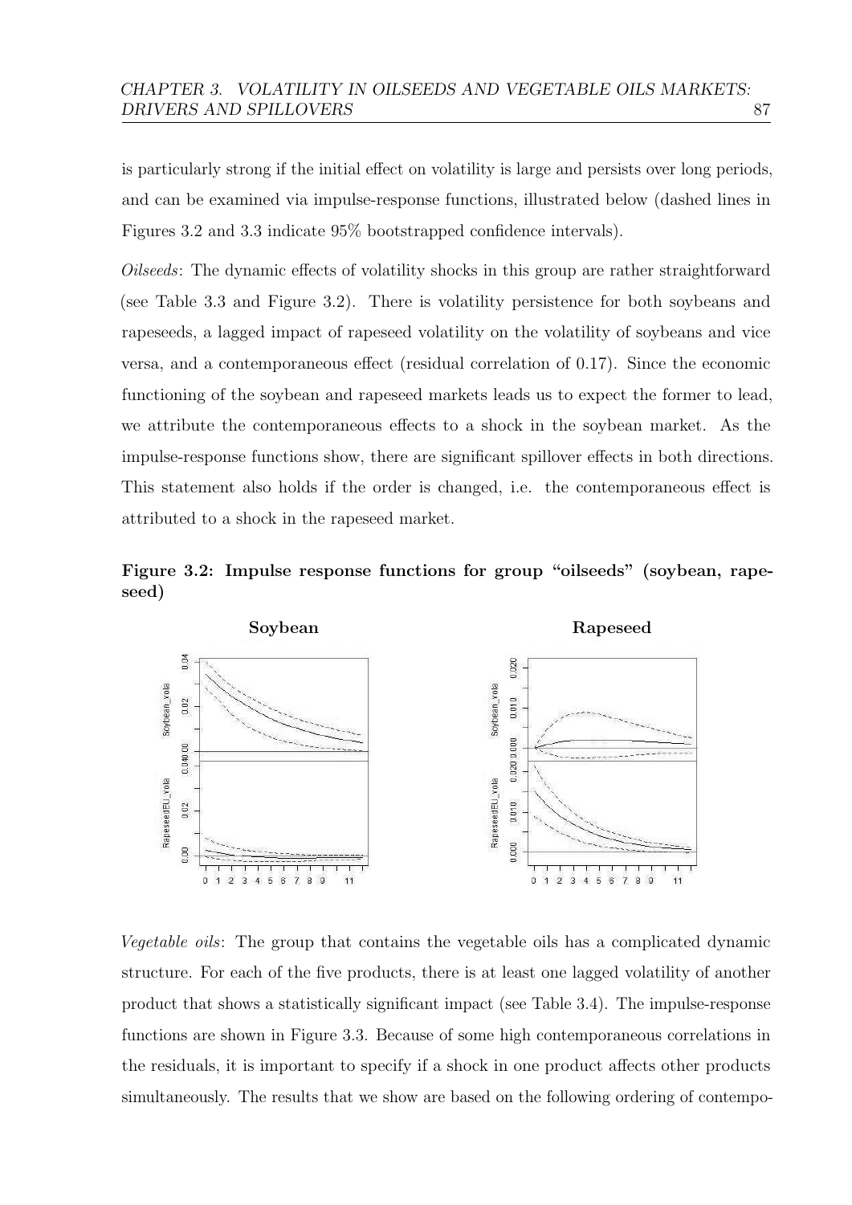is particularly strong if the initial effect on volatility is large and persists over long periods, and can be examined via impulse-response functions, illustrated below (dashed lines in Figures 3.2 and 3.3 indicate 95% bootstrapped confidence intervals).

*Oilseeds*: The dynamic effects of volatility shocks in this group are rather straightforward (see Table 3.3 and Figure 3.2). There is volatility persistence for both soybeans and rapeseeds, a lagged impact of rapeseed volatility on the volatility of soybeans and vice versa, and a contemporaneous effect (residual correlation of 0.17). Since the economic functioning of the soybean and rapeseed markets leads us to expect the former to lead, we attribute the contemporaneous effects to a shock in the soybean market. As the impulse-response functions show, there are significant spillover effects in both directions. This statement also holds if the order is changed, i.e. the contemporaneous effect is attributed to a shock in the rapeseed market.

**Figure 3.2: Impulse response functions for group "oilseeds" (soybean, rapeseed)**

*Vegetable oils*: The group that contains the vegetable oils has a complicated dynamic structure. For each of the five products, there is at least one lagged volatility of another product that shows a statistically significant impact (see Table 3.4). The impulse-response functions are shown in Figure 3.3. Because of some high contemporaneous correlations in the residuals, it is important to specify if a shock in one product affects other products simultaneously. The results that we show are based on the following ordering of contempo-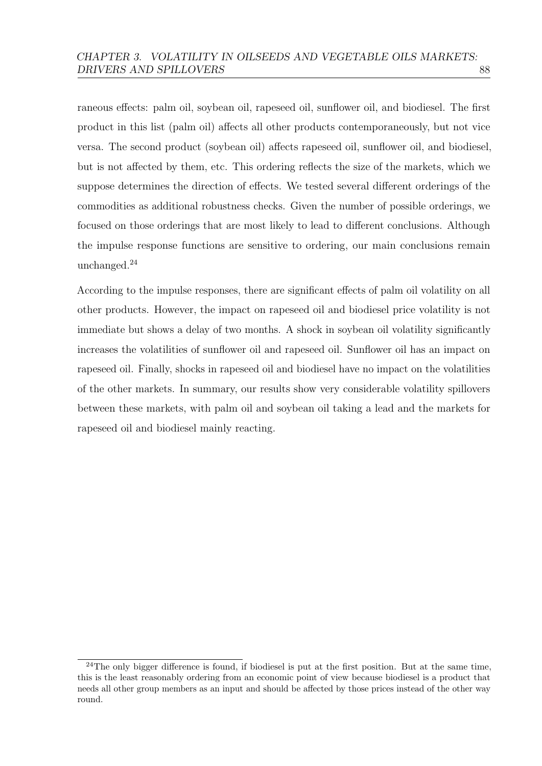raneous effects: palm oil, soybean oil, rapeseed oil, sunflower oil, and biodiesel. The first product in this list (palm oil) affects all other products contemporaneously, but not vice versa. The second product (soybean oil) affects rapeseed oil, sunflower oil, and biodiesel, but is not affected by them, etc. This ordering reflects the size of the markets, which we suppose determines the direction of effects. We tested several different orderings of the commodities as additional robustness checks. Given the number of possible orderings, we focused on those orderings that are most likely to lead to different conclusions. Although the impulse response functions are sensitive to ordering, our main conclusions remain unchanged.[24]

According to the impulse responses, there are significant effects of palm oil volatility on all other products. However, the impact on rapeseed oil and biodiesel price volatility is not immediate but shows a delay of two months. A shock in soybean oil volatility significantly increases the volatilities of sunflower oil and rapeseed oil. Sunflower oil has an impact on rapeseed oil. Finally, shocks in rapeseed oil and biodiesel have no impact on the volatilities of the other markets. In summary, our results show very considerable volatility spillovers between these markets, with palm oil and soybean oil taking a lead and the markets for rapeseed oil and biodiesel mainly reacting.

[24] The only bigger difference is found, if biodiesel is put at the first position. But at the same time, this is the least reasonably ordering from an economic point of view because biodiesel is a product that needs all other group members as an input and should be affected by those prices instead of the other way round.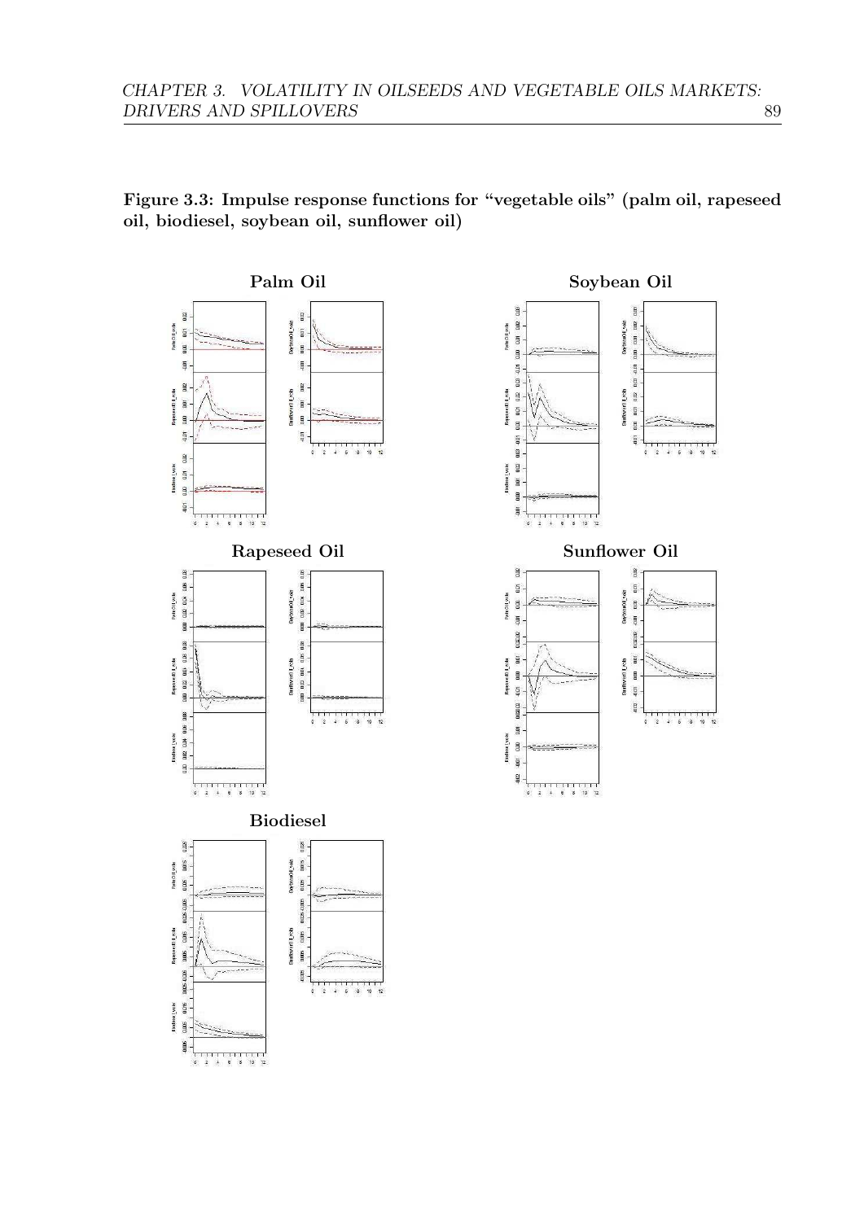**Figure 3.3: Impulse response functions for "vegetable oils" (palm oil, rapeseed oil, biodiesel, soybean oil, sunflower oil)**

**Palm Oil**

**Soybean Oil**

**Rapeseed Oil**

**Sunflower Oil**

**Biodiesel**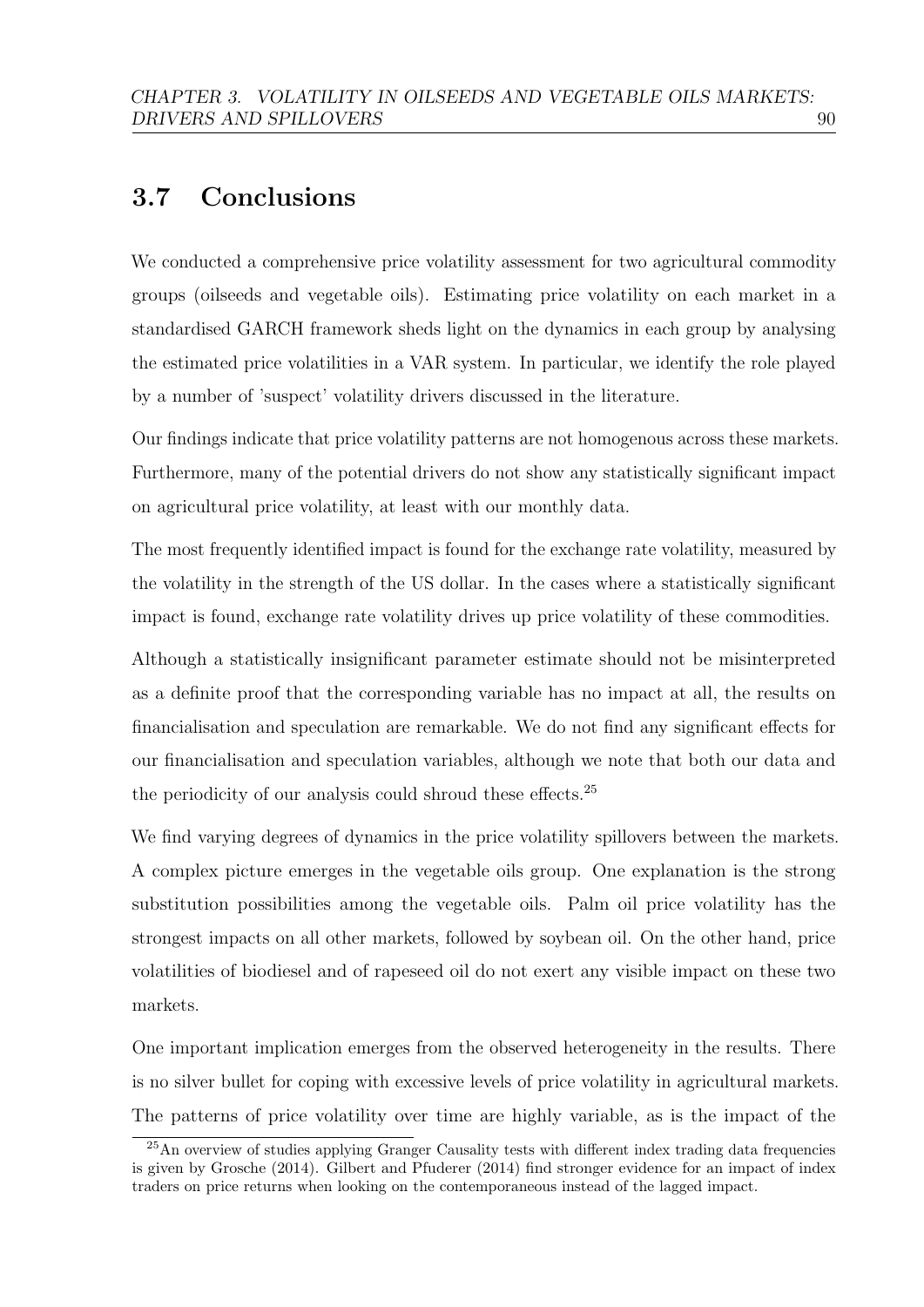## 3.7 Conclusions

We conducted a comprehensive price volatility assessment for two agricultural commodity groups (oilseeds and vegetable oils). Estimating price volatility on each market in a standardised GARCH framework sheds light on the dynamics in each group by analysing the estimated price volatilities in a VAR system. In particular, we identify the role played by a number of 'suspect' volatility drivers discussed in the literature.

Our findings indicate that price volatility patterns are not homogenous across these markets. Furthermore, many of the potential drivers do not show any statistically significant impact on agricultural price volatility, at least with our monthly data.

The most frequently identified impact is found for the exchange rate volatility, measured by the volatility in the strength of the US dollar. In the cases where a statistically significant impact is found, exchange rate volatility drives up price volatility of these commodities.

Although a statistically insignificant parameter estimate should not be misinterpreted as a definite proof that the corresponding variable has no impact at all, the results on financialisation and speculation are remarkable. We do not find any significant effects for our financialisation and speculation variables, although we note that both our data and the periodicity of our analysis could shroud these effects.[25]

We find varying degrees of dynamics in the price volatility spillovers between the markets. A complex picture emerges in the vegetable oils group. One explanation is the strong substitution possibilities among the vegetable oils. Palm oil price volatility has the strongest impacts on all other markets, followed by soybean oil. On the other hand, price volatilities of biodiesel and of rapeseed oil do not exert any visible impact on these two markets.

One important implication emerges from the observed heterogeneity in the results. There is no silver bullet for coping with excessive levels of price volatility in agricultural markets. The patterns of price volatility over time are highly variable, as is the impact of the

[25] An overview of studies applying Granger Causality tests with different index trading data frequencies is given by Grosche (2014). Gilbert and Pfuderer (2014) find stronger evidence for an impact of index traders on price returns when looking on the contemporaneous instead of the lagged impact.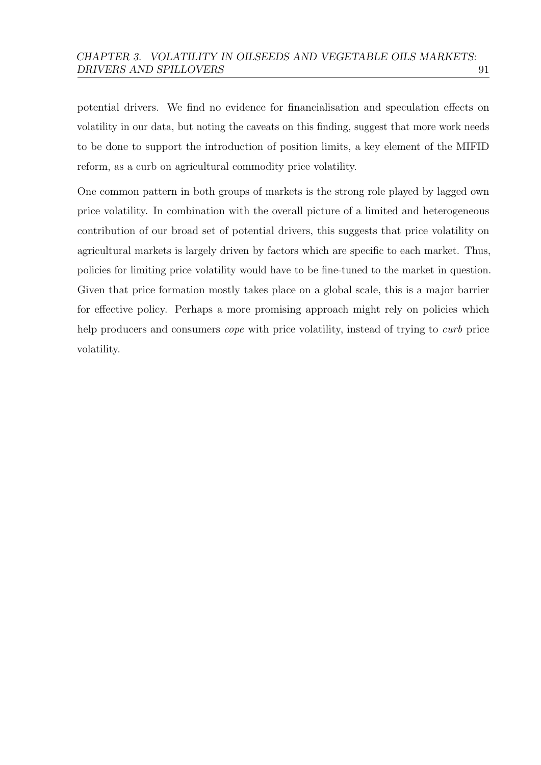potential drivers. We find no evidence for financialisation and speculation effects on volatility in our data, but noting the caveats on this finding, suggest that more work needs to be done to support the introduction of position limits, a key element of the MIFID reform, as a curb on agricultural commodity price volatility.

One common pattern in both groups of markets is the strong role played by lagged own price volatility. In combination with the overall picture of a limited and heterogeneous contribution of our broad set of potential drivers, this suggests that price volatility on agricultural markets is largely driven by factors which are specific to each market. Thus, policies for limiting price volatility would have to be fine-tuned to the market in question. Given that price formation mostly takes place on a global scale, this is a major barrier for effective policy. Perhaps a more promising approach might rely on policies which help producers and consumers *cope* with price volatility, instead of trying to *curb* price volatility.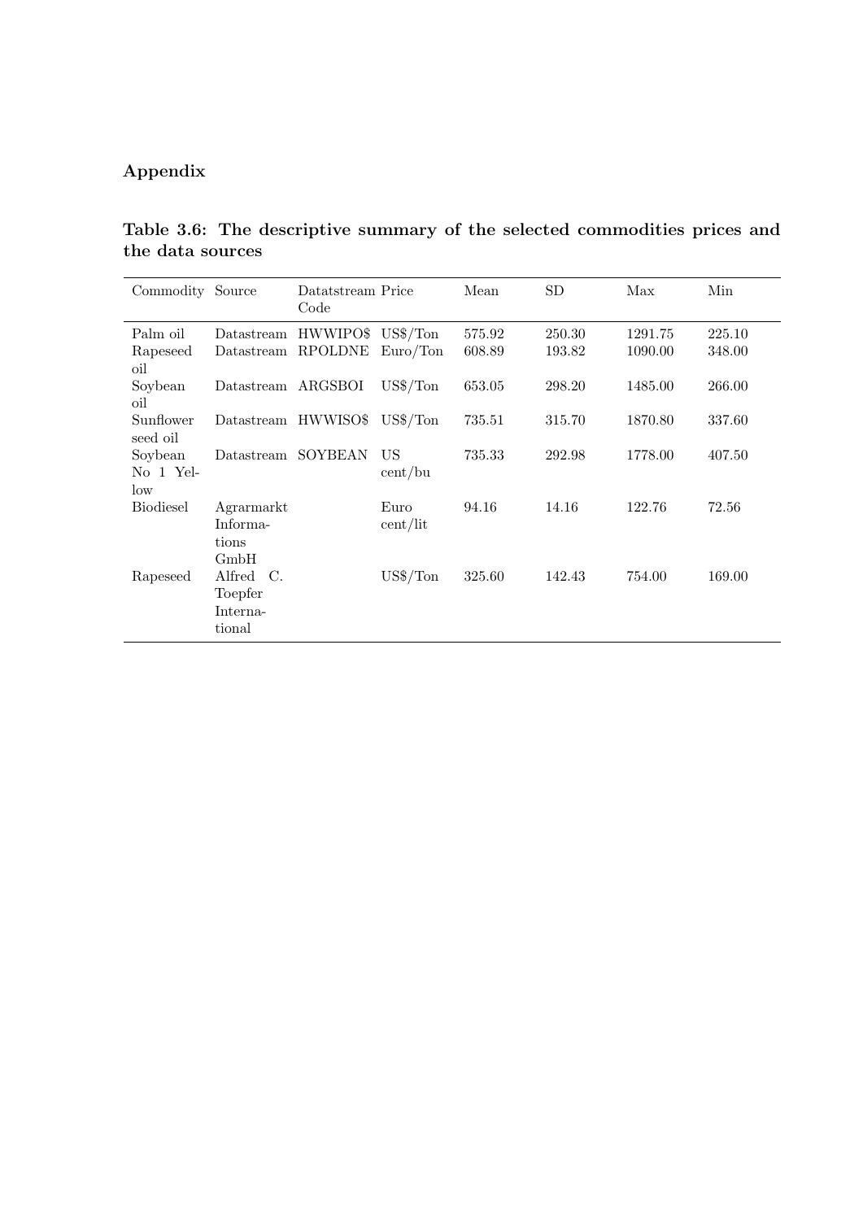## Appendix

**Table 3.6: The descriptive summary of the selected commodities prices and the data sources**

| Commodity | Source | Datatstream Code | Price | Mean | SD | Max | Min |
|---|---|---|---|---|---|---|---|
| Palm oil | Datastream | HWWIPO$ | US$/Ton | 575.92 | 250.30 | 1291.75 | 225.10 |
| Rapeseed oil | Datastream | RPOLDNE | Euro/Ton | 608.89 | 193.82 | 1090.00 | 348.00 |
| Soybean oil | Datastream | ARGSBOI | US$/Ton | 653.05 | 298.20 | 1485.00 | 266.00 |
| Sunflower seed oil | Datastream | HWWISO$ | US$/Ton | 735.51 | 315.70 | 1870.80 | 337.60 |
| Soybean No 1 Yellow | Datastream | SOYBEAN | US cent/bu | 735.33 | 292.98 | 1778.00 | 407.50 |
| Biodiesel | Agrarmarkt Informations GmbH | | Euro cent/lit | 94.16 | 14.16 | 122.76 | 72.56 |
| Rapeseed | Alfred C. Toepfer International | | US$/Ton | 325.60 | 142.43 | 754.00 | 169.00 |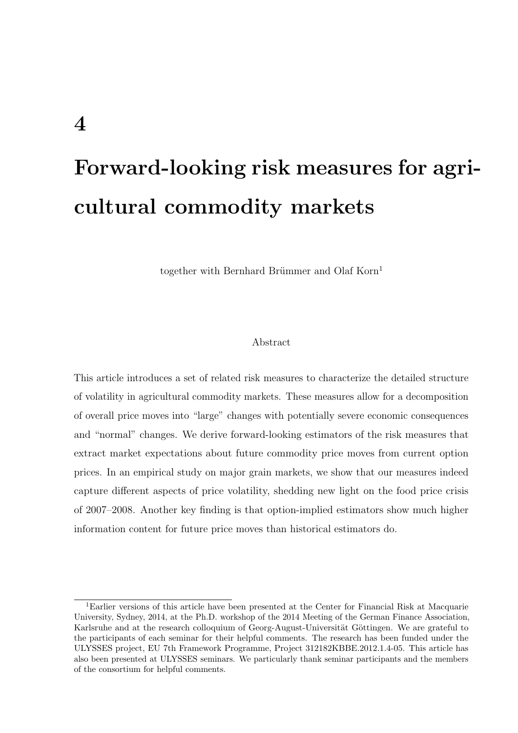# 4

# Forward-looking risk measures for agricultural commodity markets

together with Bernhard Brümmer and Olaf Korn[1]

Abstract

This article introduces a set of related risk measures to characterize the detailed structure of volatility in agricultural commodity markets. These measures allow for a decomposition of overall price moves into "large" changes with potentially severe economic consequences and "normal" changes. We derive forward-looking estimators of the risk measures that extract market expectations about future commodity price moves from current option prices. In an empirical study on major grain markets, we show that our measures indeed capture different aspects of price volatility, shedding new light on the food price crisis of 2007–2008. Another key finding is that option-implied estimators show much higher information content for future price moves than historical estimators do.

---

[1] Earlier versions of this article have been presented at the Center for Financial Risk at Macquarie University, Sydney, 2014, at the Ph.D. workshop of the 2014 Meeting of the German Finance Association, Karlsruhe and at the research colloquium of Georg-August-Universität Göttingen. We are grateful to the participants of each seminar for their helpful comments. The research has been funded under the ULYSSES project, EU 7th Framework Programme, Project 312182KBBE.2012.1.4-05. This article has also been presented at ULYSSES seminars. We particularly thank seminar participants and the members of the consortium for helpful comments.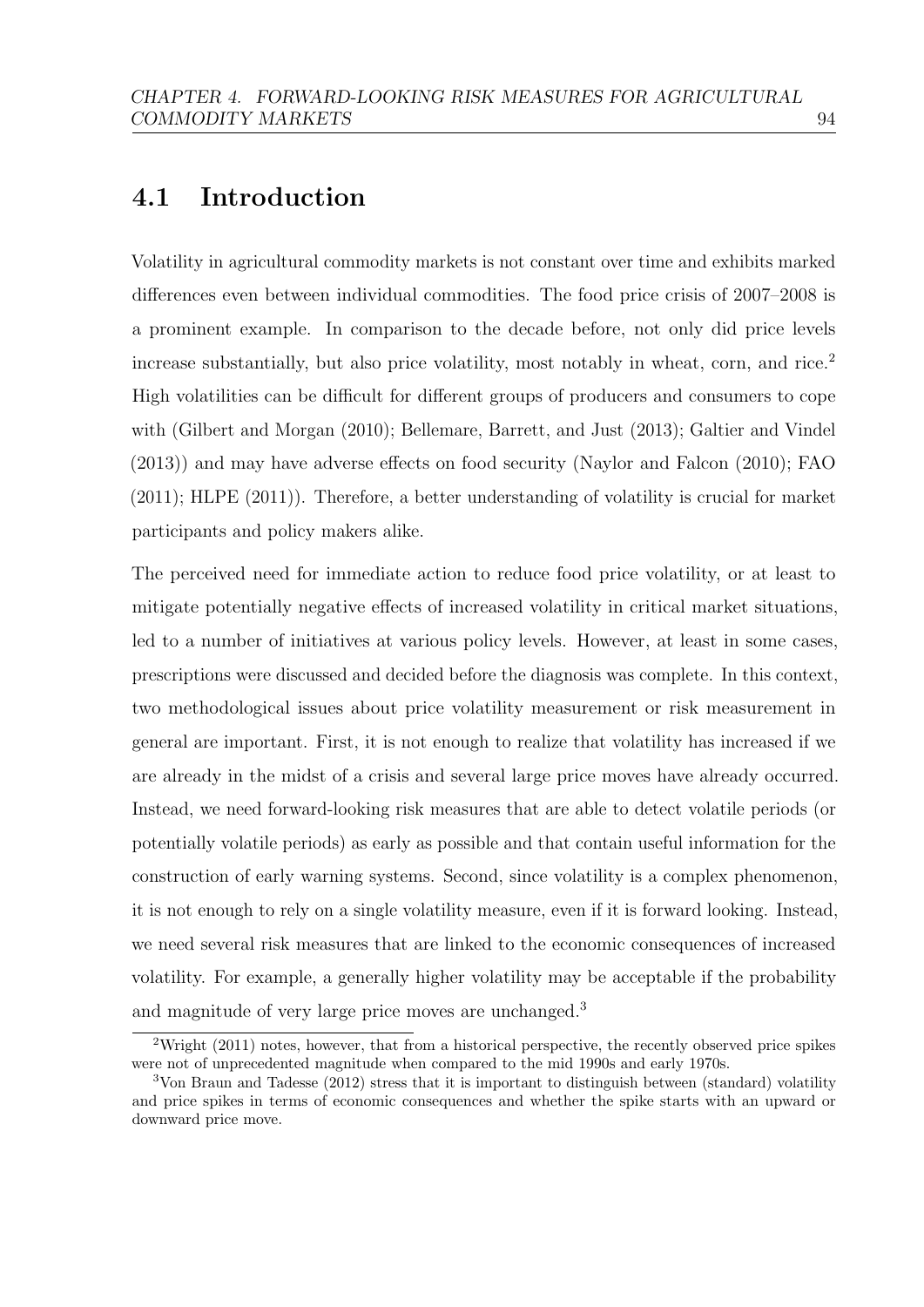## 4.1 Introduction

Volatility in agricultural commodity markets is not constant over time and exhibits marked differences even between individual commodities. The food price crisis of 2007–2008 is a prominent example. In comparison to the decade before, not only did price levels increase substantially, but also price volatility, most notably in wheat, corn, and rice.[2] High volatilities can be difficult for different groups of producers and consumers to cope with (Gilbert and Morgan (2010); Bellemare, Barrett, and Just (2013); Galtier and Vindel (2013)) and may have adverse effects on food security (Naylor and Falcon (2010); FAO (2011); HLPE (2011)). Therefore, a better understanding of volatility is crucial for market participants and policy makers alike.

The perceived need for immediate action to reduce food price volatility, or at least to mitigate potentially negative effects of increased volatility in critical market situations, led to a number of initiatives at various policy levels. However, at least in some cases, prescriptions were discussed and decided before the diagnosis was complete. In this context, two methodological issues about price volatility measurement or risk measurement in general are important. First, it is not enough to realize that volatility has increased if we are already in the midst of a crisis and several large price moves have already occurred. Instead, we need forward-looking risk measures that are able to detect volatile periods (or potentially volatile periods) as early as possible and that contain useful information for the construction of early warning systems. Second, since volatility is a complex phenomenon, it is not enough to rely on a single volatility measure, even if it is forward looking. Instead, we need several risk measures that are linked to the economic consequences of increased volatility. For example, a generally higher volatility may be acceptable if the probability and magnitude of very large price moves are unchanged.[3]

---

[2] Wright (2011) notes, however, that from a historical perspective, the recently observed price spikes were not of unprecedented magnitude when compared to the mid 1990s and early 1970s.

[3] Von Braun and Tadesse (2012) stress that it is important to distinguish between (standard) volatility and price spikes in terms of economic consequences and whether the spike starts with an upward or downward price move.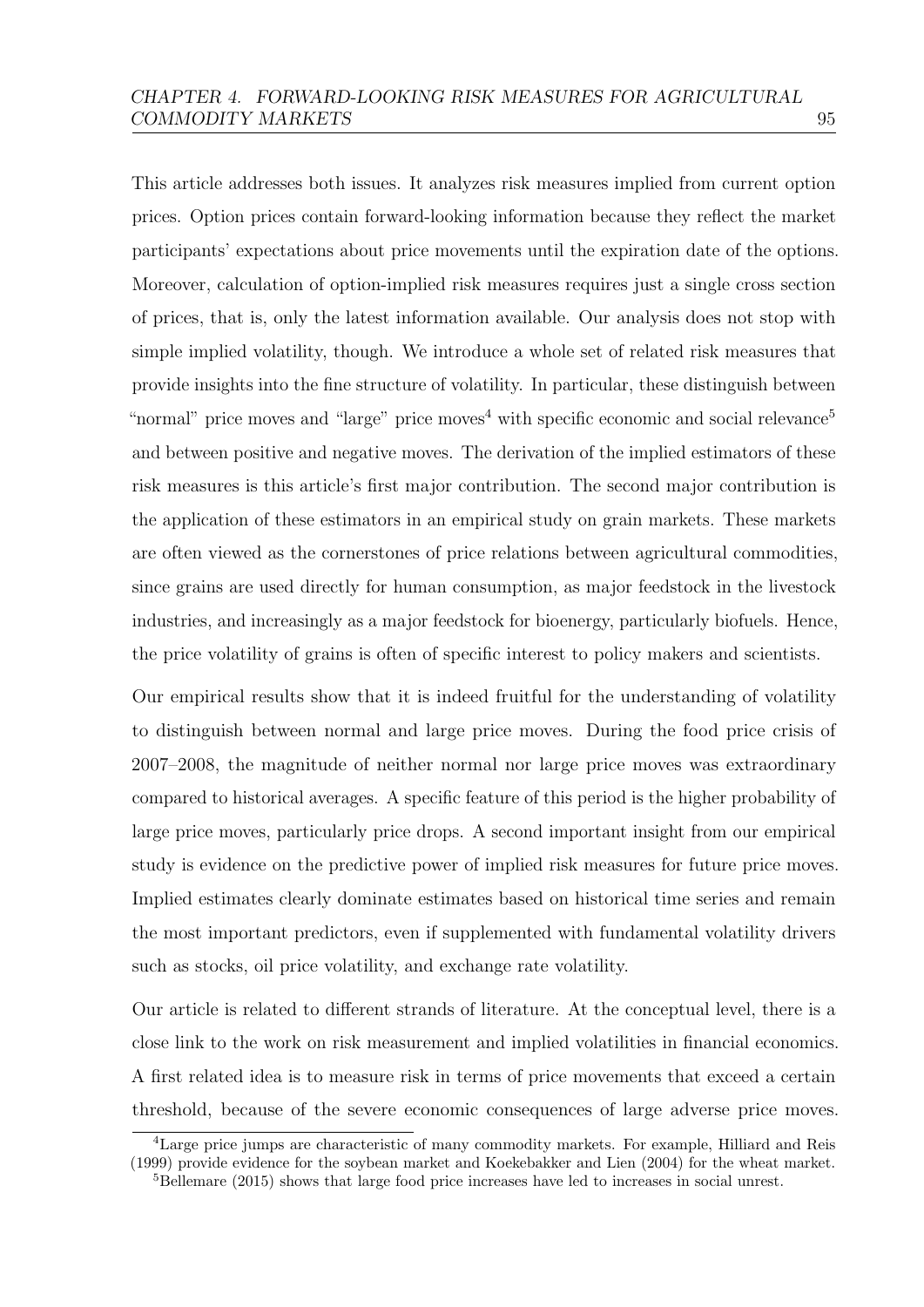This article addresses both issues. It analyzes risk measures implied from current option prices. Option prices contain forward-looking information because they reflect the market participants' expectations about price movements until the expiration date of the options. Moreover, calculation of option-implied risk measures requires just a single cross section of prices, that is, only the latest information available. Our analysis does not stop with simple implied volatility, though. We introduce a whole set of related risk measures that provide insights into the fine structure of volatility. In particular, these distinguish between "normal" price moves and "large" price moves[4] with specific economic and social relevance[5] and between positive and negative moves. The derivation of the implied estimators of these risk measures is this article's first major contribution. The second major contribution is the application of these estimators in an empirical study on grain markets. These markets are often viewed as the cornerstones of price relations between agricultural commodities, since grains are used directly for human consumption, as major feedstock in the livestock industries, and increasingly as a major feedstock for bioenergy, particularly biofuels. Hence, the price volatility of grains is often of specific interest to policy makers and scientists.

Our empirical results show that it is indeed fruitful for the understanding of volatility to distinguish between normal and large price moves. During the food price crisis of 2007–2008, the magnitude of neither normal nor large price moves was extraordinary compared to historical averages. A specific feature of this period is the higher probability of large price moves, particularly price drops. A second important insight from our empirical study is evidence on the predictive power of implied risk measures for future price moves. Implied estimates clearly dominate estimates based on historical time series and remain the most important predictors, even if supplemented with fundamental volatility drivers such as stocks, oil price volatility, and exchange rate volatility.

Our article is related to different strands of literature. At the conceptual level, there is a close link to the work on risk measurement and implied volatilities in financial economics. A first related idea is to measure risk in terms of price movements that exceed a certain threshold, because of the severe economic consequences of large adverse price moves.

[4] Large price jumps are characteristic of many commodity markets. For example, Hilliard and Reis (1999) provide evidence for the soybean market and Koekebakker and Lien (2004) for the wheat market.

[5] Bellemare (2015) shows that large food price increases have led to increases in social unrest.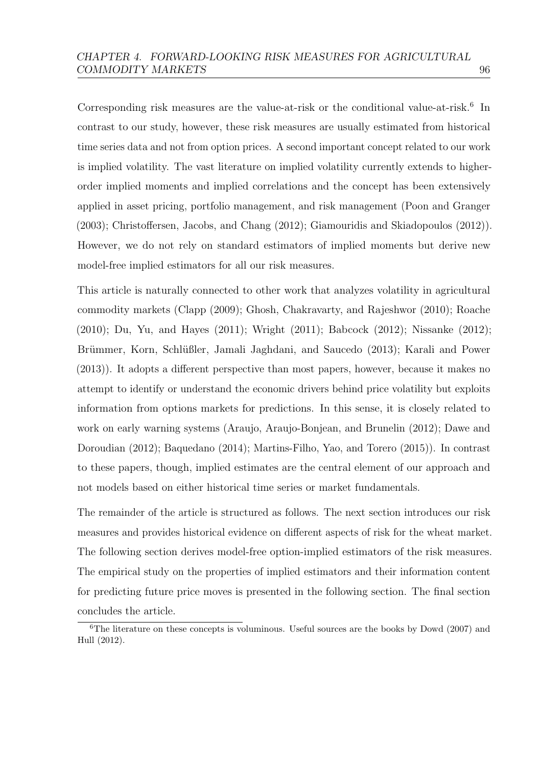Corresponding risk measures are the value-at-risk or the conditional value-at-risk.[6] In contrast to our study, however, these risk measures are usually estimated from historical time series data and not from option prices. A second important concept related to our work is implied volatility. The vast literature on implied volatility currently extends to higher-order implied moments and implied correlations and the concept has been extensively applied in asset pricing, portfolio management, and risk management (Poon and Granger (2003); Christoffersen, Jacobs, and Chang (2012); Giamouridis and Skiadopoulos (2012)). However, we do not rely on standard estimators of implied moments but derive new model-free implied estimators for all our risk measures.

This article is naturally connected to other work that analyzes volatility in agricultural commodity markets (Clapp (2009); Ghosh, Chakravarty, and Rajeshwor (2010); Roache (2010); Du, Yu, and Hayes (2011); Wright (2011); Babcock (2012); Nissanke (2012); Brümmer, Korn, Schlüßler, Jamali Jaghdani, and Saucedo (2013); Karali and Power (2013)). It adopts a different perspective than most papers, however, because it makes no attempt to identify or understand the economic drivers behind price volatility but exploits information from options markets for predictions. In this sense, it is closely related to work on early warning systems (Araujo, Araujo-Bonjean, and Brunelin (2012); Dawe and Doroudian (2012); Baquedano (2014); Martins-Filho, Yao, and Torero (2015)). In contrast to these papers, though, implied estimates are the central element of our approach and not models based on either historical time series or market fundamentals.

The remainder of the article is structured as follows. The next section introduces our risk measures and provides historical evidence on different aspects of risk for the wheat market. The following section derives model-free option-implied estimators of the risk measures. The empirical study on the properties of implied estimators and their information content for predicting future price moves is presented in the following section. The final section concludes the article.

[6] The literature on these concepts is voluminous. Useful sources are the books by Dowd (2007) and Hull (2012).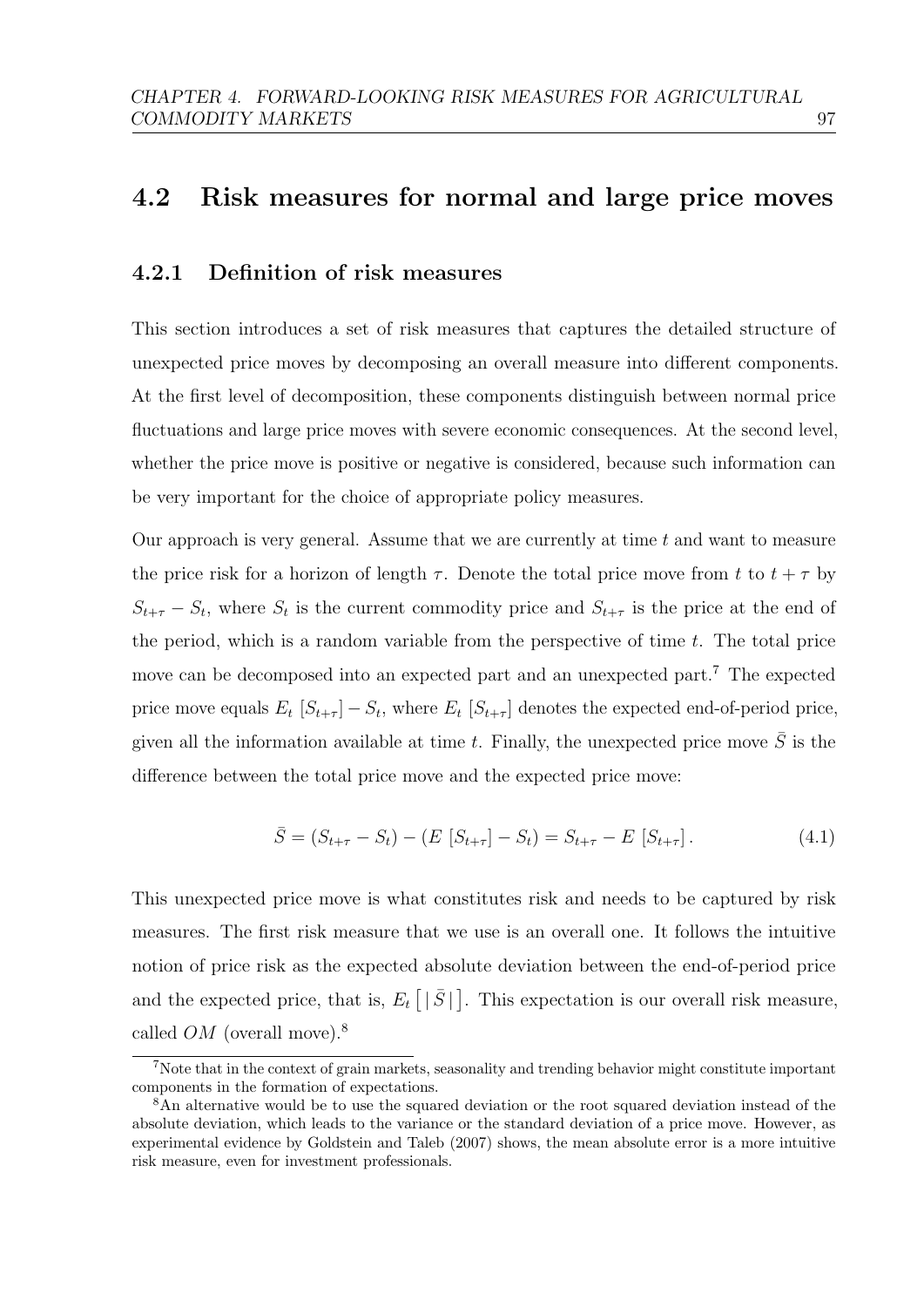## 4.2 Risk measures for normal and large price moves

### 4.2.1 Definition of risk measures

This section introduces a set of risk measures that captures the detailed structure of unexpected price moves by decomposing an overall measure into different components. At the first level of decomposition, these components distinguish between normal price fluctuations and large price moves with severe economic consequences. At the second level, whether the price move is positive or negative is considered, because such information can be very important for the choice of appropriate policy measures.

Our approach is very general. Assume that we are currently at time $t$ and want to measure the price risk for a horizon of length $\tau$. Denote the total price move from $t$ to $t+\tau$ by $S_{t+\tau} - S_t$, where $S_t$ is the current commodity price and $S_{t+\tau}$ is the price at the end of the period, which is a random variable from the perspective of time $t$. The total price move can be decomposed into an expected part and an unexpected part.[7] The expected price move equals $E_t\,[S_{t+\tau}] - S_t$, where $E_t\,[S_{t+\tau}]$ denotes the expected end-of-period price, given all the information available at time $t$. Finally, the unexpected price move $\bar{S}$ is the difference between the total price move and the expected price move:

$$\bar{S} = (S_{t+\tau} - S_t) - (E\,[S_{t+\tau}] - S_t) = S_{t+\tau} - E\,[S_{t+\tau}]\,. \tag{4.1}$$

This unexpected price move is what constitutes risk and needs to be captured by risk measures. The first risk measure that we use is an overall one. It follows the intuitive notion of price risk as the expected absolute deviation between the end-of-period price and the expected price, that is, $E_t\left[\,|\,\bar{S}\,|\,\right]$. This expectation is our overall risk measure, called $OM$ (overall move).[8]

---

[7] Note that in the context of grain markets, seasonality and trending behavior might constitute important components in the formation of expectations.

[8] An alternative would be to use the squared deviation or the root squared deviation instead of the absolute deviation, which leads to the variance or the standard deviation of a price move. However, as experimental evidence by Goldstein and Taleb (2007) shows, the mean absolute error is a more intuitive risk measure, even for investment professionals.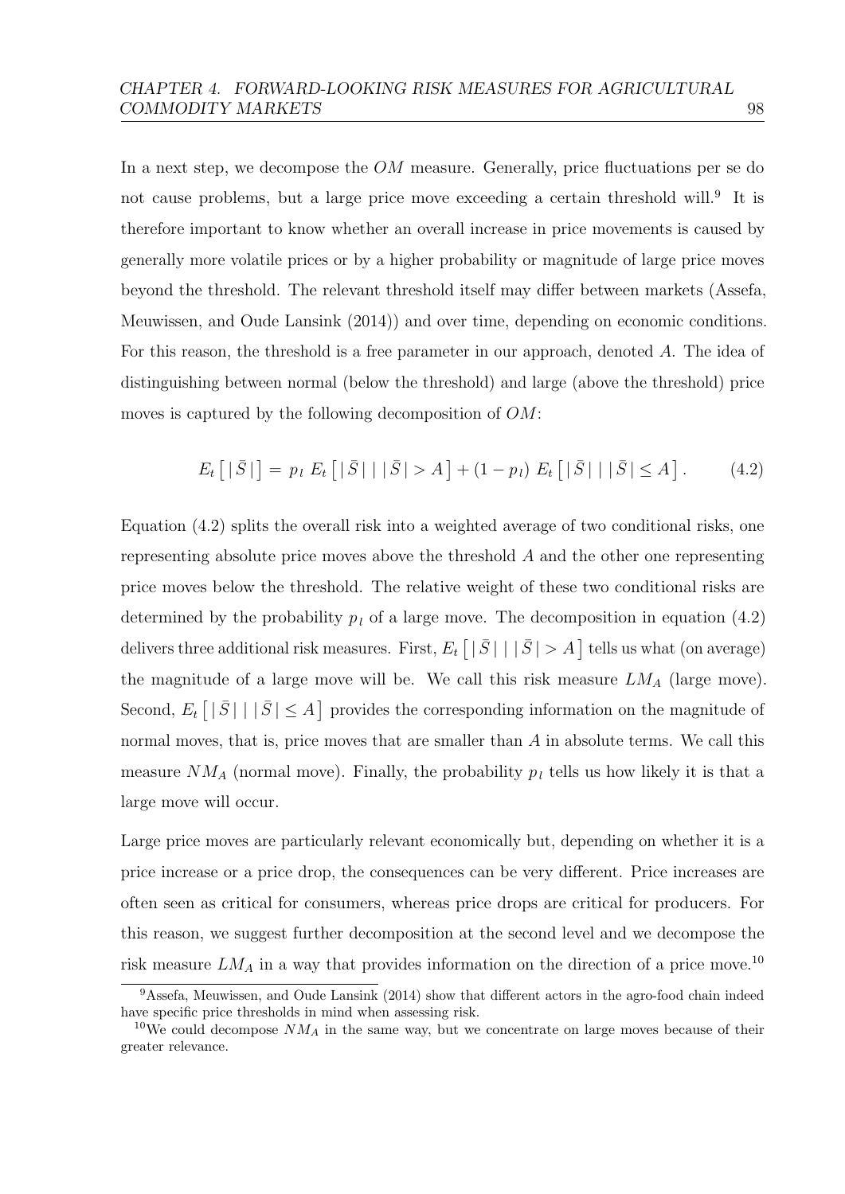In a next step, we decompose the $OM$ measure. Generally, price fluctuations per se do not cause problems, but a large price move exceeding a certain threshold will.[9] It is therefore important to know whether an overall increase in price movements is caused by generally more volatile prices or by a higher probability or magnitude of large price moves beyond the threshold. The relevant threshold itself may differ between markets (Assefa, Meuwissen, and Oude Lansink (2014)) and over time, depending on economic conditions. For this reason, the threshold is a free parameter in our approach, denoted $A$. The idea of distinguishing between normal (below the threshold) and large (above the threshold) price moves is captured by the following decomposition of $OM$:

$$E_t\left[\,|\bar{S}\,|\right] = p_l\; E_t\left[\,|\bar{S}\,|\;|\;|\bar{S}\,| > A\right] + (1-p_l)\; E_t\left[\,|\bar{S}\,|\;|\;|\bar{S}\,| \leq A\right]. \tag{4.2}$$

Equation (4.2) splits the overall risk into a weighted average of two conditional risks, one representing absolute price moves above the threshold $A$ and the other one representing price moves below the threshold. The relative weight of these two conditional risks are determined by the probability $p_l$ of a large move. The decomposition in equation (4.2) delivers three additional risk measures. First, $E_t\left[\,|\bar{S}\,|\;|\;|\bar{S}\,| > A\right]$ tells us what (on average) the magnitude of a large move will be. We call this risk measure $LM_A$ (large move). Second, $E_t\left[\,|\bar{S}\,|\;|\;|\bar{S}\,| \leq A\right]$ provides the corresponding information on the magnitude of normal moves, that is, price moves that are smaller than $A$ in absolute terms. We call this measure $NM_A$ (normal move). Finally, the probability $p_l$ tells us how likely it is that a large move will occur.

Large price moves are particularly relevant economically but, depending on whether it is a price increase or a price drop, the consequences can be very different. Price increases are often seen as critical for consumers, whereas price drops are critical for producers. For this reason, we suggest further decomposition at the second level and we decompose the risk measure $LM_A$ in a way that provides information on the direction of a price move.[10]

[9] Assefa, Meuwissen, and Oude Lansink (2014) show that different actors in the agro-food chain indeed have specific price thresholds in mind when assessing risk.

[10] We could decompose $NM_A$ in the same way, but we concentrate on large moves because of their greater relevance.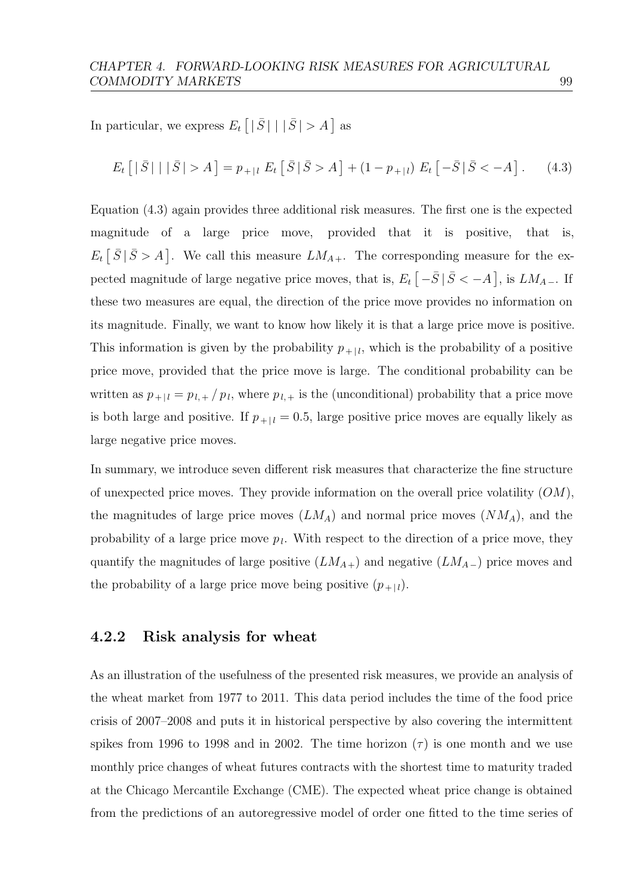In particular, we express $E_t\left[\,|\bar{S}|\,|\,|\bar{S}|>A\,\right]$ as

$$E_t\left[\,|\bar{S}|\,|\,|\bar{S}|>A\,\right] = p_{+|l}\;E_t\left[\,\bar{S}\,|\,\bar{S}>A\,\right] + (1-p_{+|l})\;E_t\left[\,-\bar{S}\,|\,\bar{S}<-A\,\right]. \qquad (4.3)$$

Equation (4.3) again provides three additional risk measures. The first one is the expected magnitude of a large price move, provided that it is positive, that is, $E_t\left[\,\bar{S}\,|\,\bar{S}>A\,\right]$. We call this measure $LM_{A+}$. The corresponding measure for the expected magnitude of large negative price moves, that is, $E_t\left[\,-\bar{S}\,|\,\bar{S}<-A\,\right]$, is $LM_{A-}$. If these two measures are equal, the direction of the price move provides no information on its magnitude. Finally, we want to know how likely it is that a large price move is positive. This information is given by the probability $p_{+|l}$, which is the probability of a positive price move, provided that the price move is large. The conditional probability can be written as $p_{+|l} = p_{l,+}\,/\,p_l$, where $p_{l,+}$ is the (unconditional) probability that a price move is both large and positive. If $p_{+|l} = 0.5$, large positive price moves are equally likely as large negative price moves.

In summary, we introduce seven different risk measures that characterize the fine structure of unexpected price moves. They provide information on the overall price volatility ($OM$), the magnitudes of large price moves ($LM_A$) and normal price moves ($NM_A$), and the probability of a large price move $p_l$. With respect to the direction of a price move, they quantify the magnitudes of large positive ($LM_{A+}$) and negative ($LM_{A-}$) price moves and the probability of a large price move being positive ($p_{+|l}$).

### 4.2.2 Risk analysis for wheat

As an illustration of the usefulness of the presented risk measures, we provide an analysis of the wheat market from 1977 to 2011. This data period includes the time of the food price crisis of 2007–2008 and puts it in historical perspective by also covering the intermittent spikes from 1996 to 1998 and in 2002. The time horizon ($\tau$) is one month and we use monthly price changes of wheat futures contracts with the shortest time to maturity traded at the Chicago Mercantile Exchange (CME). The expected wheat price change is obtained from the predictions of an autoregressive model of order one fitted to the time series of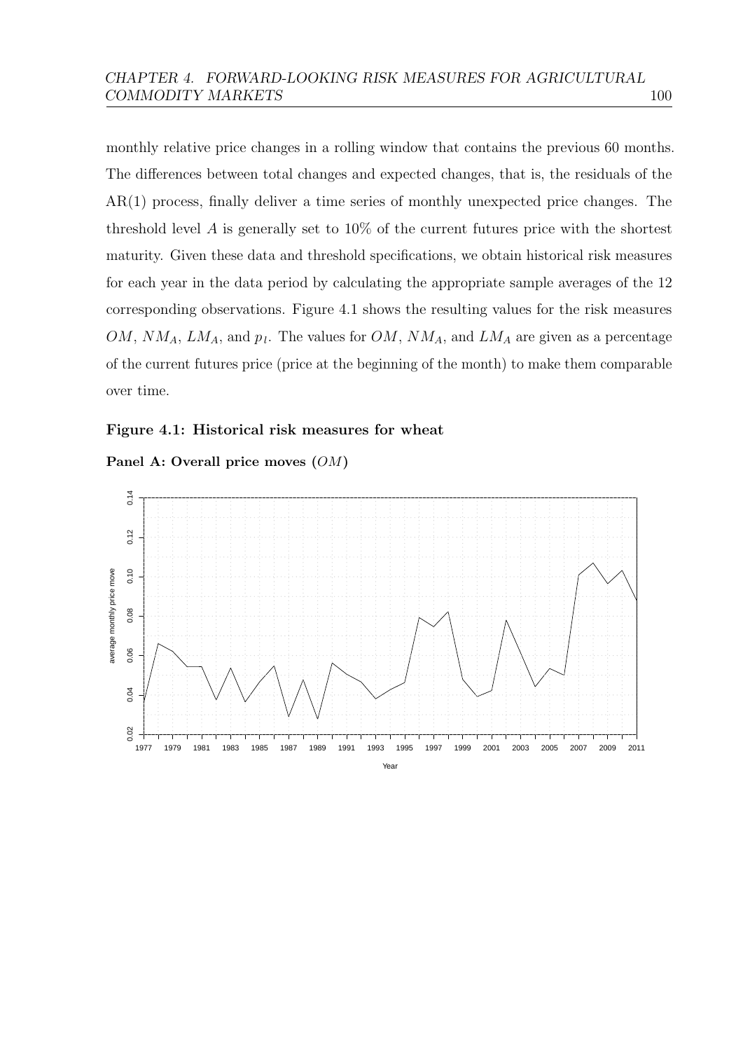monthly relative price changes in a rolling window that contains the previous 60 months. The differences between total changes and expected changes, that is, the residuals of the AR(1) process, finally deliver a time series of monthly unexpected price changes. The threshold level $A$ is generally set to 10% of the current futures price with the shortest maturity. Given these data and threshold specifications, we obtain historical risk measures for each year in the data period by calculating the appropriate sample averages of the 12 corresponding observations. Figure 4.1 shows the resulting values for the risk measures $OM$, $NM_A$, $LM_A$, and $p_l$. The values for $OM$, $NM_A$, and $LM_A$ are given as a percentage of the current futures price (price at the beginning of the month) to make them comparable over time.

**Figure 4.1: Historical risk measures for wheat**

**Panel A: Overall price moves ($OM$)**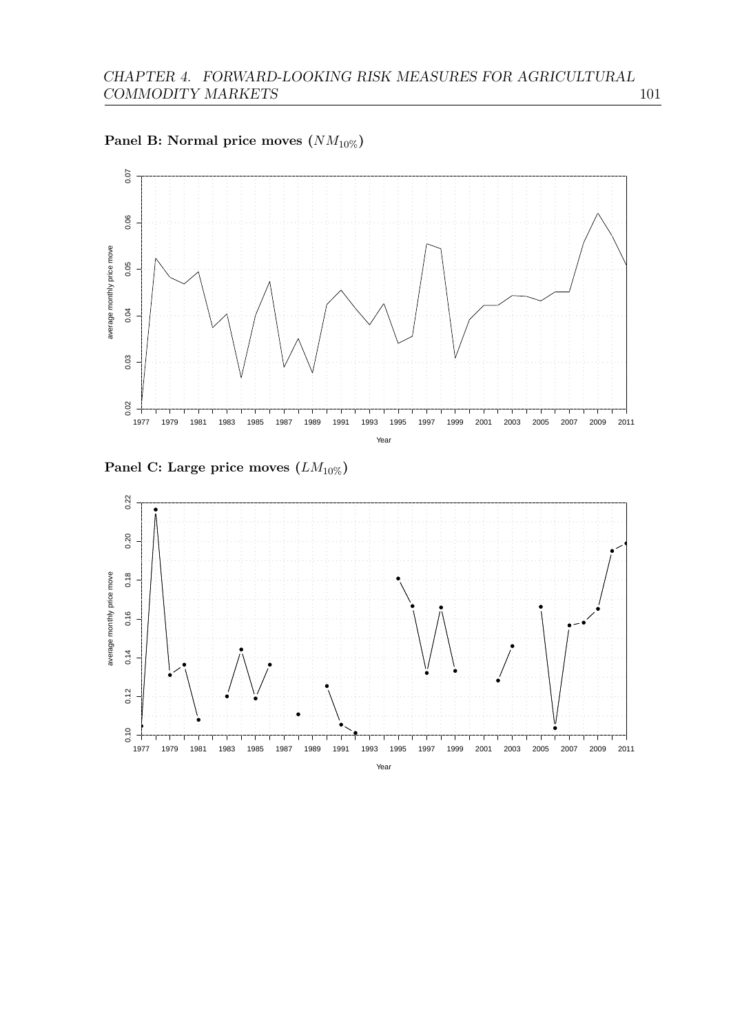**Panel B: Normal price moves ($NM_{10\%}$)**

**Panel C: Large price moves ($LM_{10\%}$)**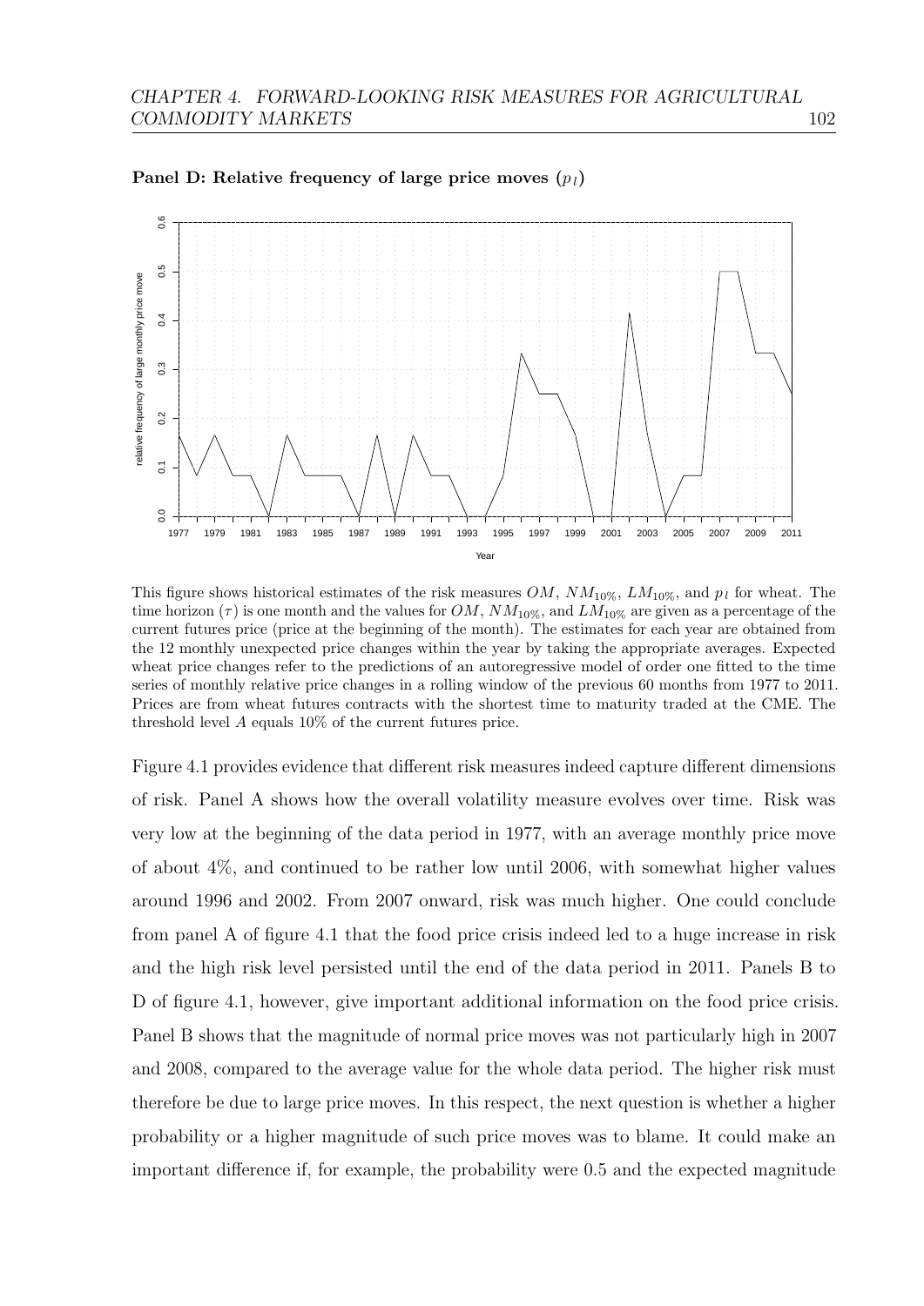**Panel D: Relative frequency of large price moves ($p_l$)**

This figure shows historical estimates of the risk measures $OM$, $NM_{10\%}$, $LM_{10\%}$, and $p_l$ for wheat. The time horizon ($\tau$) is one month and the values for $OM$, $NM_{10\%}$, and $LM_{10\%}$ are given as a percentage of the current futures price (price at the beginning of the month). The estimates for each year are obtained from the 12 monthly unexpected price changes within the year by taking the appropriate averages. Expected wheat price changes refer to the predictions of an autoregressive model of order one fitted to the time series of monthly relative price changes in a rolling window of the previous 60 months from 1977 to 2011. Prices are from wheat futures contracts with the shortest time to maturity traded at the CME. The threshold level $A$ equals 10% of the current futures price.

Figure 4.1 provides evidence that different risk measures indeed capture different dimensions of risk. Panel A shows how the overall volatility measure evolves over time. Risk was very low at the beginning of the data period in 1977, with an average monthly price move of about 4%, and continued to be rather low until 2006, with somewhat higher values around 1996 and 2002. From 2007 onward, risk was much higher. One could conclude from panel A of figure 4.1 that the food price crisis indeed led to a huge increase in risk and the high risk level persisted until the end of the data period in 2011. Panels B to D of figure 4.1, however, give important additional information on the food price crisis. Panel B shows that the magnitude of normal price moves was not particularly high in 2007 and 2008, compared to the average value for the whole data period. The higher risk must therefore be due to large price moves. In this respect, the next question is whether a higher probability or a higher magnitude of such price moves was to blame. It could make an important difference if, for example, the probability were 0.5 and the expected magnitude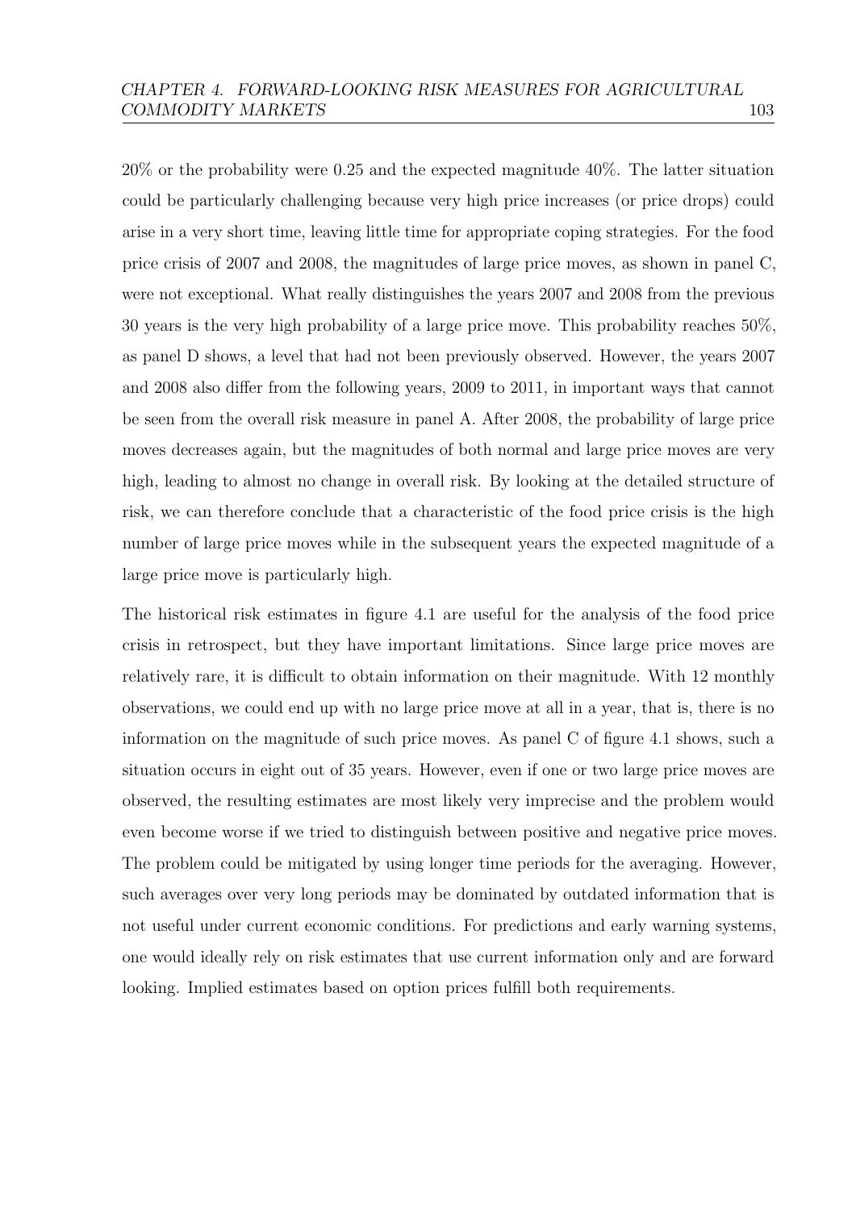20% or the probability were 0.25 and the expected magnitude 40%. The latter situation could be particularly challenging because very high price increases (or price drops) could arise in a very short time, leaving little time for appropriate coping strategies. For the food price crisis of 2007 and 2008, the magnitudes of large price moves, as shown in panel C, were not exceptional. What really distinguishes the years 2007 and 2008 from the previous 30 years is the very high probability of a large price move. This probability reaches 50%, as panel D shows, a level that had not been previously observed. However, the years 2007 and 2008 also differ from the following years, 2009 to 2011, in important ways that cannot be seen from the overall risk measure in panel A. After 2008, the probability of large price moves decreases again, but the magnitudes of both normal and large price moves are very high, leading to almost no change in overall risk. By looking at the detailed structure of risk, we can therefore conclude that a characteristic of the food price crisis is the high number of large price moves while in the subsequent years the expected magnitude of a large price move is particularly high.

The historical risk estimates in figure 4.1 are useful for the analysis of the food price crisis in retrospect, but they have important limitations. Since large price moves are relatively rare, it is difficult to obtain information on their magnitude. With 12 monthly observations, we could end up with no large price move at all in a year, that is, there is no information on the magnitude of such price moves. As panel C of figure 4.1 shows, such a situation occurs in eight out of 35 years. However, even if one or two large price moves are observed, the resulting estimates are most likely very imprecise and the problem would even become worse if we tried to distinguish between positive and negative price moves. The problem could be mitigated by using longer time periods for the averaging. However, such averages over very long periods may be dominated by outdated information that is not useful under current economic conditions. For predictions and early warning systems, one would ideally rely on risk estimates that use current information only and are forward looking. Implied estimates based on option prices fulfill both requirements.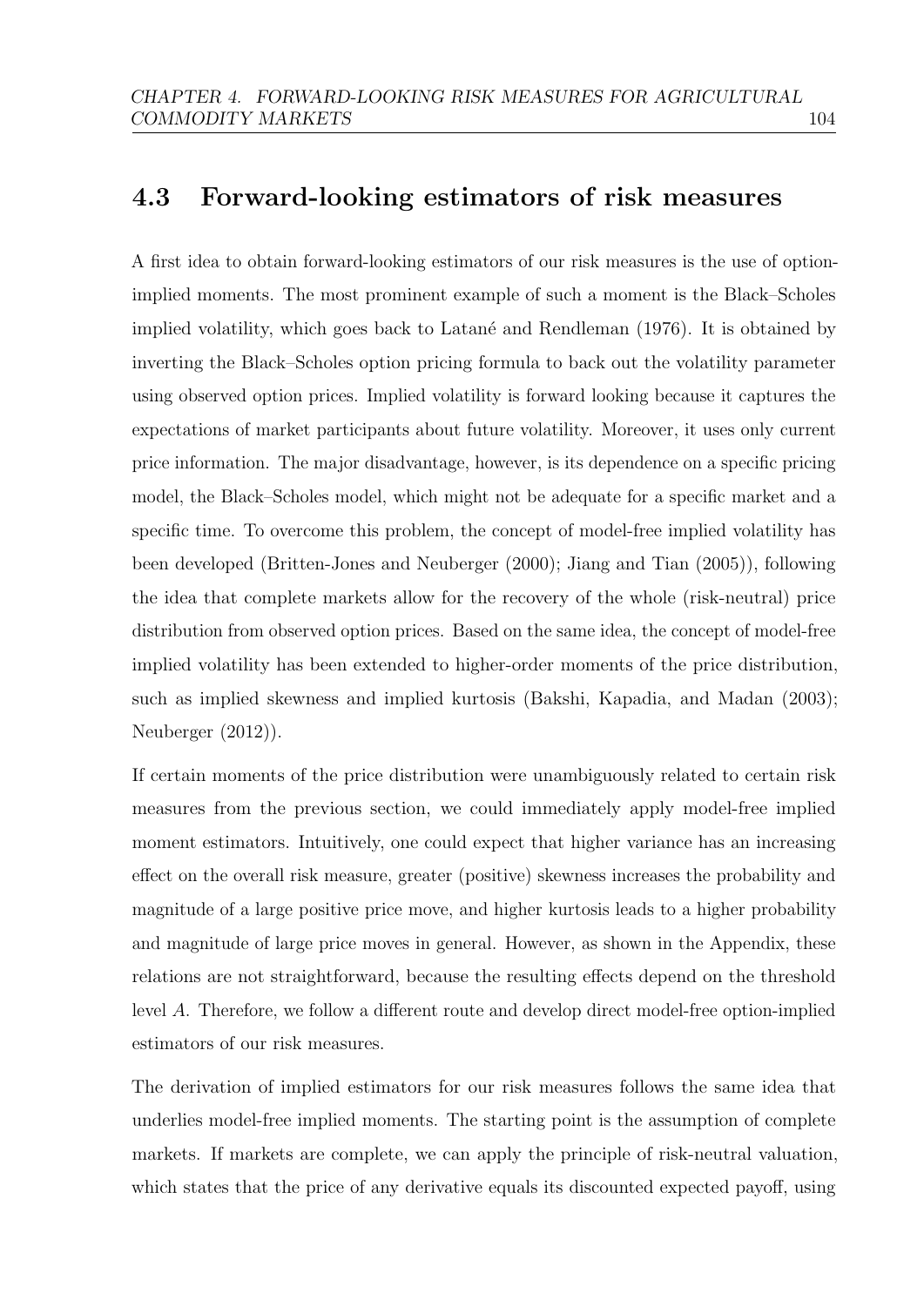## 4.3 Forward-looking estimators of risk measures

A first idea to obtain forward-looking estimators of our risk measures is the use of option-implied moments. The most prominent example of such a moment is the Black–Scholes implied volatility, which goes back to Latané and Rendleman (1976). It is obtained by inverting the Black–Scholes option pricing formula to back out the volatility parameter using observed option prices. Implied volatility is forward looking because it captures the expectations of market participants about future volatility. Moreover, it uses only current price information. The major disadvantage, however, is its dependence on a specific pricing model, the Black–Scholes model, which might not be adequate for a specific market and a specific time. To overcome this problem, the concept of model-free implied volatility has been developed (Britten-Jones and Neuberger (2000); Jiang and Tian (2005)), following the idea that complete markets allow for the recovery of the whole (risk-neutral) price distribution from observed option prices. Based on the same idea, the concept of model-free implied volatility has been extended to higher-order moments of the price distribution, such as implied skewness and implied kurtosis (Bakshi, Kapadia, and Madan (2003); Neuberger (2012)).

If certain moments of the price distribution were unambiguously related to certain risk measures from the previous section, we could immediately apply model-free implied moment estimators. Intuitively, one could expect that higher variance has an increasing effect on the overall risk measure, greater (positive) skewness increases the probability and magnitude of a large positive price move, and higher kurtosis leads to a higher probability and magnitude of large price moves in general. However, as shown in the Appendix, these relations are not straightforward, because the resulting effects depend on the threshold level $A$. Therefore, we follow a different route and develop direct model-free option-implied estimators of our risk measures.

The derivation of implied estimators for our risk measures follows the same idea that underlies model-free implied moments. The starting point is the assumption of complete markets. If markets are complete, we can apply the principle of risk-neutral valuation, which states that the price of any derivative equals its discounted expected payoff, using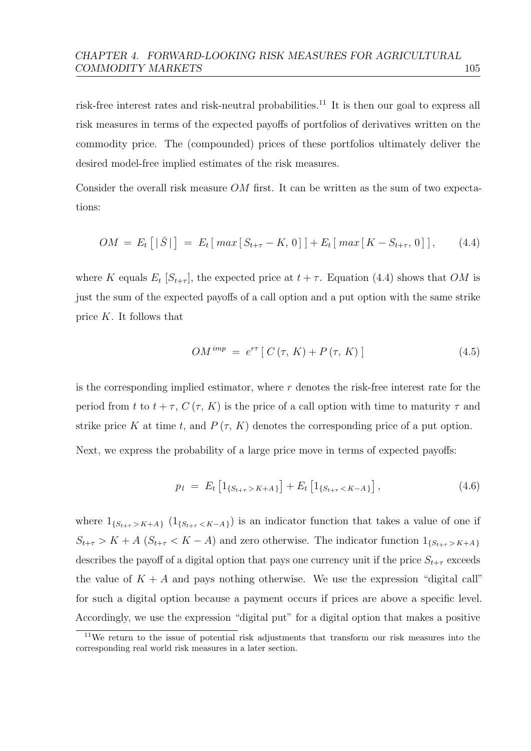risk-free interest rates and risk-neutral probabilities.[11] It is then our goal to express all risk measures in terms of the expected payoffs of portfolios of derivatives written on the commodity price. The (compounded) prices of these portfolios ultimately deliver the desired model-free implied estimates of the risk measures.

Consider the overall risk measure $OM$ first. It can be written as the sum of two expectations:

$$OM \;=\; E_t\left[\,|\,\bar{S}\,|\,\right] \;=\; E_t\left[\,max\left[\,S_{t+\tau} - K,\, 0\,\right]\,\right] + E_t\left[\,max\left[\,K - S_{t+\tau},\, 0\,\right]\,\right], \qquad (4.4)$$

where $K$ equals $E_t\,[S_{t+\tau}]$, the expected price at $t+\tau$. Equation (4.4) shows that $OM$ is just the sum of the expected payoffs of a call option and a put option with the same strike price $K$. It follows that

$$OM^{\,imp} \;=\; e^{r\tau}\left[\,C\,(\tau,\,K) + P\,(\tau,\,K)\,\right] \qquad (4.5)$$

is the corresponding implied estimator, where $r$ denotes the risk-free interest rate for the period from $t$ to $t+\tau$, $C\,(\tau,\,K)$ is the price of a call option with time to maturity $\tau$ and strike price $K$ at time $t$, and $P\,(\tau,\,K)$ denotes the corresponding price of a put option.

Next, we express the probability of a large price move in terms of expected payoffs:

$$p_l \;=\; E_t\left[1_{\{S_{t+\tau} > K+A\}}\right] + E_t\left[1_{\{S_{t+\tau} < K-A\}}\right], \qquad (4.6)$$

where $1_{\{S_{t+\tau} > K+A\}}$ ($1_{\{S_{t+\tau} < K-A\}}$) is an indicator function that takes a value of one if $S_{t+\tau} > K + A$ ($S_{t+\tau} < K - A$) and zero otherwise. The indicator function $1_{\{S_{t+\tau} > K+A\}}$ describes the payoff of a digital option that pays one currency unit if the price $S_{t+\tau}$ exceeds the value of $K + A$ and pays nothing otherwise. We use the expression "digital call" for such a digital option because a payment occurs if prices are above a specific level. Accordingly, we use the expression "digital put" for a digital option that makes a positive

[11] We return to the issue of potential risk adjustments that transform our risk measures into the corresponding real world risk measures in a later section.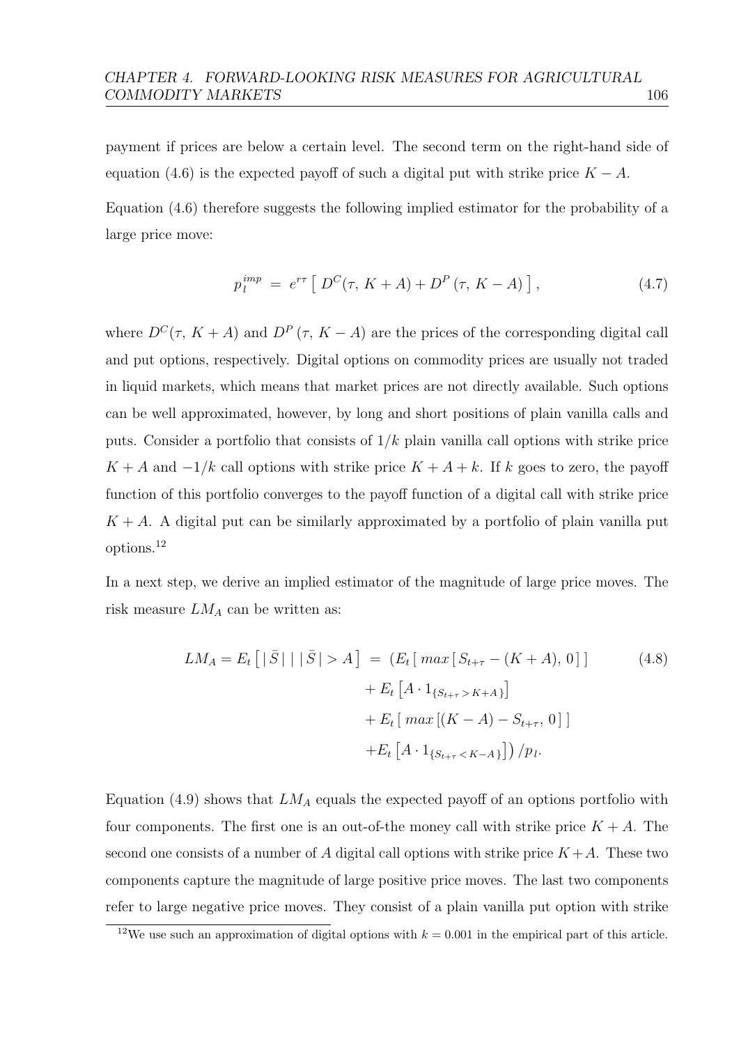payment if prices are below a certain level. The second term on the right-hand side of equation (4.6) is the expected payoff of such a digital put with strike price $K - A$.

Equation (4.6) therefore suggests the following implied estimator for the probability of a large price move:

$$p_l^{imp} \; = \; e^{r\tau} \left[ \; D^C(\tau, \, K+A) + D^P \, (\tau, \, K-A) \; \right], \tag{4.7}$$

where $D^C(\tau, \, K+A)$ and $D^P \, (\tau, \, K-A)$ are the prices of the corresponding digital call and put options, respectively. Digital options on commodity prices are usually not traded in liquid markets, which means that market prices are not directly available. Such options can be well approximated, however, by long and short positions of plain vanilla calls and puts. Consider a portfolio that consists of $1/k$ plain vanilla call options with strike price $K + A$ and $-1/k$ call options with strike price $K + A + k$. If $k$ goes to zero, the payoff function of this portfolio converges to the payoff function of a digital call with strike price $K + A$. A digital put can be similarly approximated by a portfolio of plain vanilla put options.[12]

In a next step, we derive an implied estimator of the magnitude of large price moves. The risk measure $LM_A$ can be written as:

$$\begin{aligned} LM_A = E_t \left[ \, | \, \bar{S} \, | \; | \; | \, \bar{S} \, | > A \right] \; = \; & (E_t \left[ \, max \left[ \, S_{t+\tau} - (K+A), \, 0 \, \right] \, \right] \\ & + E_t \left[ A \cdot 1_{\{S_{t+\tau} > K+A\}} \right] \\ & + E_t \left[ \, max \left[ (K-A) - S_{t+\tau}, \, 0 \, \right] \, \right] \\ & + E_t \left[ A \cdot 1_{\{S_{t+\tau} < K-A\}} \right] ) \, / p_l. \end{aligned} \tag{4.8}$$

Equation (4.9) shows that $LM_A$ equals the expected payoff of an options portfolio with four components. The first one is an out-of-the money call with strike price $K + A$. The second one consists of a number of $A$ digital call options with strike price $K + A$. These two components capture the magnitude of large positive price moves. The last two components refer to large negative price moves. They consist of a plain vanilla put option with strike

[12] We use such an approximation of digital options with $k = 0.001$ in the empirical part of this article.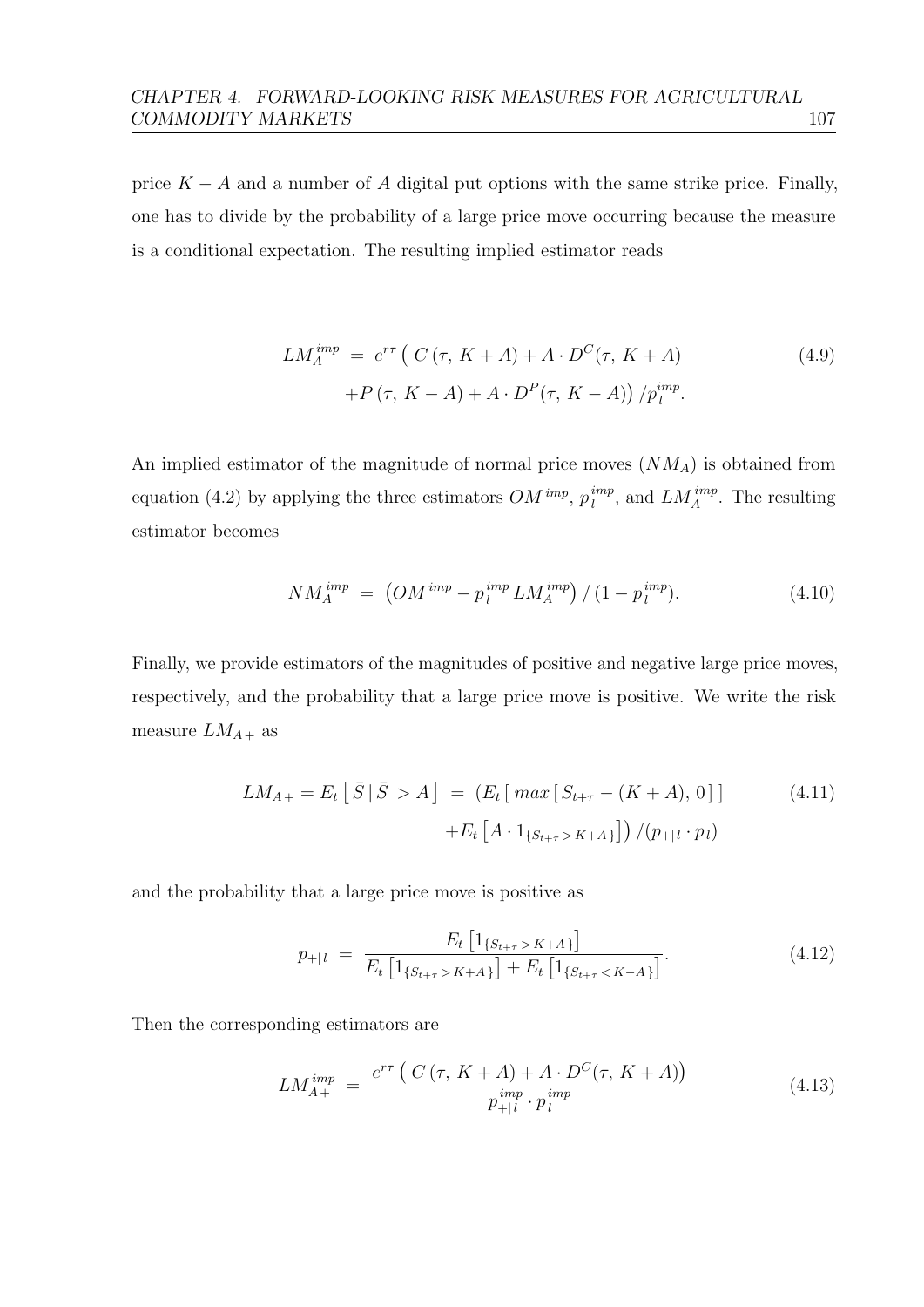price $K - A$ and a number of $A$ digital put options with the same strike price. Finally, one has to divide by the probability of a large price move occurring because the measure is a conditional expectation. The resulting implied estimator reads

$$
\begin{aligned}
LM_A^{imp} \;=\; & e^{r\tau}\,\big(\,C\,(\tau,\,K+A) + A\cdot D^C(\tau,\,K+A) \\
& + P\,(\tau,\,K-A) + A\cdot D^P(\tau,\,K-A)\big)\,/p_l^{imp}.
\end{aligned} \tag{4.9}
$$

An implied estimator of the magnitude of normal price moves ($NM_A$) is obtained from equation (4.2) by applying the three estimators $OM^{imp}$, $p_l^{imp}$, and $LM_A^{imp}$. The resulting estimator becomes

$$
NM_A^{imp} \;=\; \big(OM^{imp} - p_l^{imp}\,LM_A^{imp}\big)\,/\,(1-p_l^{imp}). \tag{4.10}
$$

Finally, we provide estimators of the magnitudes of positive and negative large price moves, respectively, and the probability that a large price move is positive. We write the risk measure $LM_{A+}$ as

$$
\begin{aligned}
LM_{A+} = E_t\left[\,\bar{S}\,|\,\bar{S} > A\right] \;=\; & \big(E_t\left[\,max\left[\,S_{t+\tau} - (K+A),\,0\,\right]\,\right] \\
& + E_t\left[A\cdot 1_{\{S_{t+\tau} > K+A\}}\right]\big)\,/(p_{+|l}\cdot p_l)
\end{aligned} \tag{4.11}
$$

and the probability that a large price move is positive as

$$
p_{+|l} \;=\; \frac{E_t\left[1_{\{S_{t+\tau} > K+A\}}\right]}{E_t\left[1_{\{S_{t+\tau} > K+A\}}\right] + E_t\left[1_{\{S_{t+\tau} < K-A\}}\right]}. \tag{4.12}
$$

Then the corresponding estimators are

$$
LM_{A+}^{imp} \;=\; \frac{e^{r\tau}\,\big(\,C\,(\tau,\,K+A) + A\cdot D^C(\tau,\,K+A)\big)}{p_{+|l}^{imp}\cdot p_l^{imp}} \tag{4.13}
$$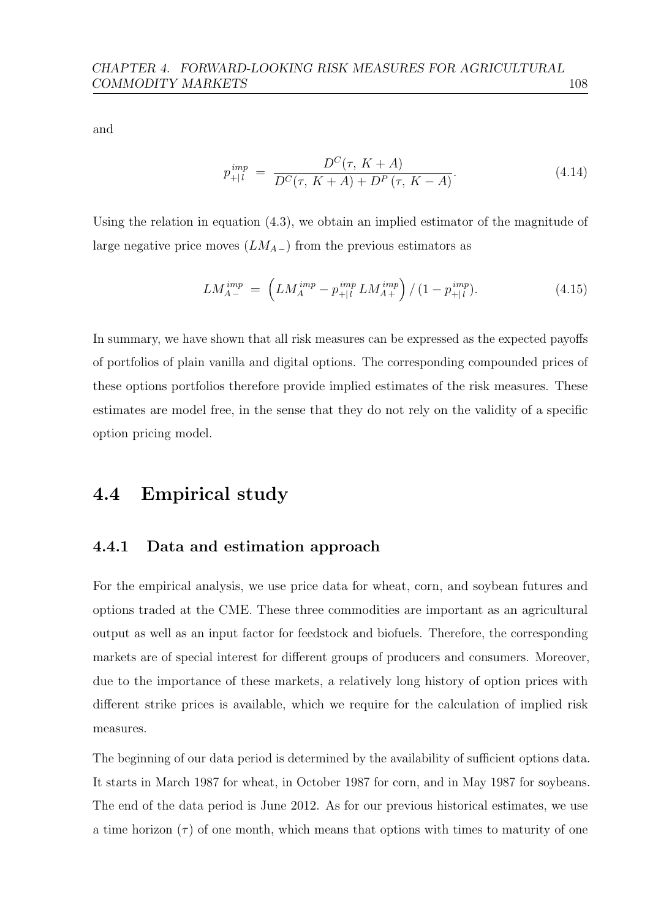and

$$
p_{+|l}^{imp} \;=\; \frac{D^{C}(\tau,\, K+A)}{D^{C}(\tau,\, K+A) + D^{P}\,(\tau,\, K-A)}. \tag{4.14}
$$

Using the relation in equation (4.3), we obtain an implied estimator of the magnitude of large negative price moves ($LM_{A-}$) from the previous estimators as

$$
LM_{A-}^{imp} \;=\; \left(LM_{A}^{imp} - p_{+|l}^{imp}\, LM_{A+}^{imp}\right) / \, (1 - p_{+|l}^{imp}). \tag{4.15}
$$

In summary, we have shown that all risk measures can be expressed as the expected payoffs of portfolios of plain vanilla and digital options. The corresponding compounded prices of these options portfolios therefore provide implied estimates of the risk measures. These estimates are model free, in the sense that they do not rely on the validity of a specific option pricing model.

## 4.4 Empirical study

### 4.4.1 Data and estimation approach

For the empirical analysis, we use price data for wheat, corn, and soybean futures and options traded at the CME. These three commodities are important as an agricultural output as well as an input factor for feedstock and biofuels. Therefore, the corresponding markets are of special interest for different groups of producers and consumers. Moreover, due to the importance of these markets, a relatively long history of option prices with different strike prices is available, which we require for the calculation of implied risk measures.

The beginning of our data period is determined by the availability of sufficient options data. It starts in March 1987 for wheat, in October 1987 for corn, and in May 1987 for soybeans. The end of the data period is June 2012. As for our previous historical estimates, we use a time horizon ($\tau$) of one month, which means that options with times to maturity of one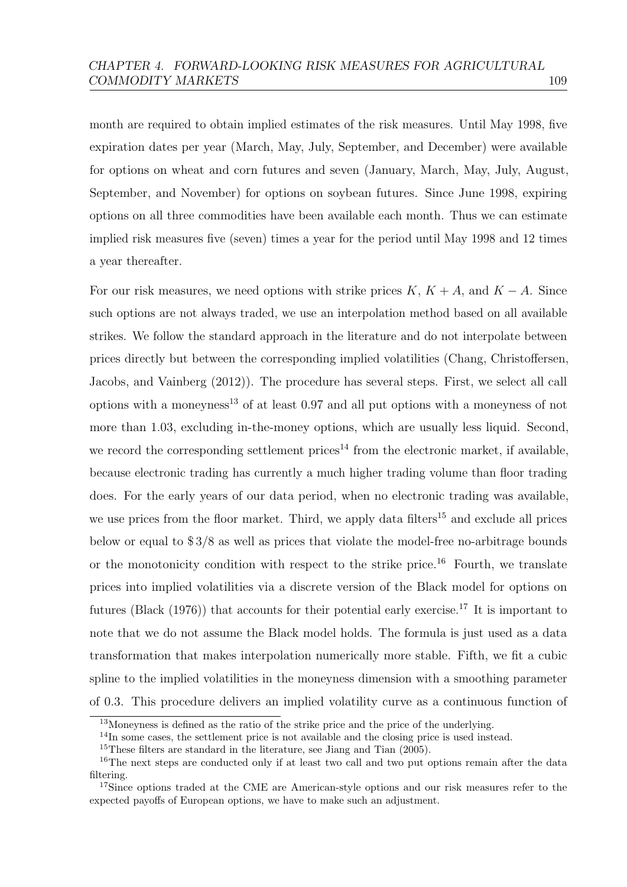month are required to obtain implied estimates of the risk measures. Until May 1998, five expiration dates per year (March, May, July, September, and December) were available for options on wheat and corn futures and seven (January, March, May, July, August, September, and November) for options on soybean futures. Since June 1998, expiring options on all three commodities have been available each month. Thus we can estimate implied risk measures five (seven) times a year for the period until May 1998 and 12 times a year thereafter.

For our risk measures, we need options with strike prices $K$, $K + A$, and $K - A$. Since such options are not always traded, we use an interpolation method based on all available strikes. We follow the standard approach in the literature and do not interpolate between prices directly but between the corresponding implied volatilities (Chang, Christoffersen, Jacobs, and Vainberg (2012)). The procedure has several steps. First, we select all call options with a moneyness[13] of at least 0.97 and all put options with a moneyness of not more than 1.03, excluding in-the-money options, which are usually less liquid. Second, we record the corresponding settlement prices[14] from the electronic market, if available, because electronic trading has currently a much higher trading volume than floor trading does. For the early years of our data period, when no electronic trading was available, we use prices from the floor market. Third, we apply data filters[15] and exclude all prices below or equal to \$ 3/8 as well as prices that violate the model-free no-arbitrage bounds or the monotonicity condition with respect to the strike price.[16] Fourth, we translate prices into implied volatilities via a discrete version of the Black model for options on futures (Black (1976)) that accounts for their potential early exercise.[17] It is important to note that we do not assume the Black model holds. The formula is just used as a data transformation that makes interpolation numerically more stable. Fifth, we fit a cubic spline to the implied volatilities in the moneyness dimension with a smoothing parameter of 0.3. This procedure delivers an implied volatility curve as a continuous function of

[13] Moneyness is defined as the ratio of the strike price and the price of the underlying.

[14] In some cases, the settlement price is not available and the closing price is used instead.

[15] These filters are standard in the literature, see Jiang and Tian (2005).

[16] The next steps are conducted only if at least two call and two put options remain after the data filtering.

[17] Since options traded at the CME are American-style options and our risk measures refer to the expected payoffs of European options, we have to make such an adjustment.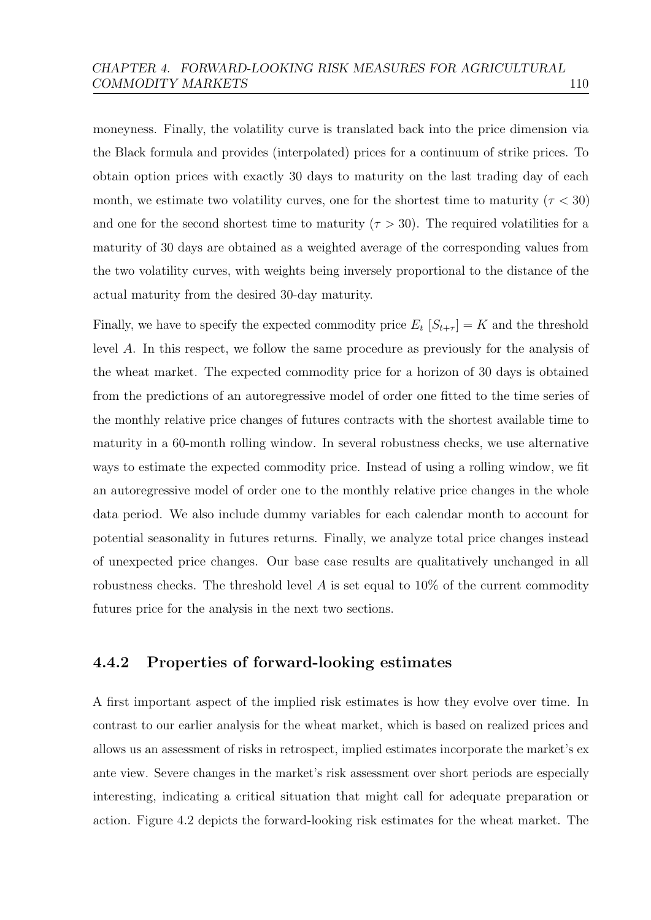moneyness. Finally, the volatility curve is translated back into the price dimension via the Black formula and provides (interpolated) prices for a continuum of strike prices. To obtain option prices with exactly 30 days to maturity on the last trading day of each month, we estimate two volatility curves, one for the shortest time to maturity ($\tau < 30$) and one for the second shortest time to maturity ($\tau > 30$). The required volatilities for a maturity of 30 days are obtained as a weighted average of the corresponding values from the two volatility curves, with weights being inversely proportional to the distance of the actual maturity from the desired 30-day maturity.

Finally, we have to specify the expected commodity price $E_t\,[S_{t+\tau}] = K$ and the threshold level $A$. In this respect, we follow the same procedure as previously for the analysis of the wheat market. The expected commodity price for a horizon of 30 days is obtained from the predictions of an autoregressive model of order one fitted to the time series of the monthly relative price changes of futures contracts with the shortest available time to maturity in a 60-month rolling window. In several robustness checks, we use alternative ways to estimate the expected commodity price. Instead of using a rolling window, we fit an autoregressive model of order one to the monthly relative price changes in the whole data period. We also include dummy variables for each calendar month to account for potential seasonality in futures returns. Finally, we analyze total price changes instead of unexpected price changes. Our base case results are qualitatively unchanged in all robustness checks. The threshold level $A$ is set equal to 10% of the current commodity futures price for the analysis in the next two sections.

### 4.4.2 Properties of forward-looking estimates

A first important aspect of the implied risk estimates is how they evolve over time. In contrast to our earlier analysis for the wheat market, which is based on realized prices and allows us an assessment of risks in retrospect, implied estimates incorporate the market's ex ante view. Severe changes in the market's risk assessment over short periods are especially interesting, indicating a critical situation that might call for adequate preparation or action. Figure 4.2 depicts the forward-looking risk estimates for the wheat market. The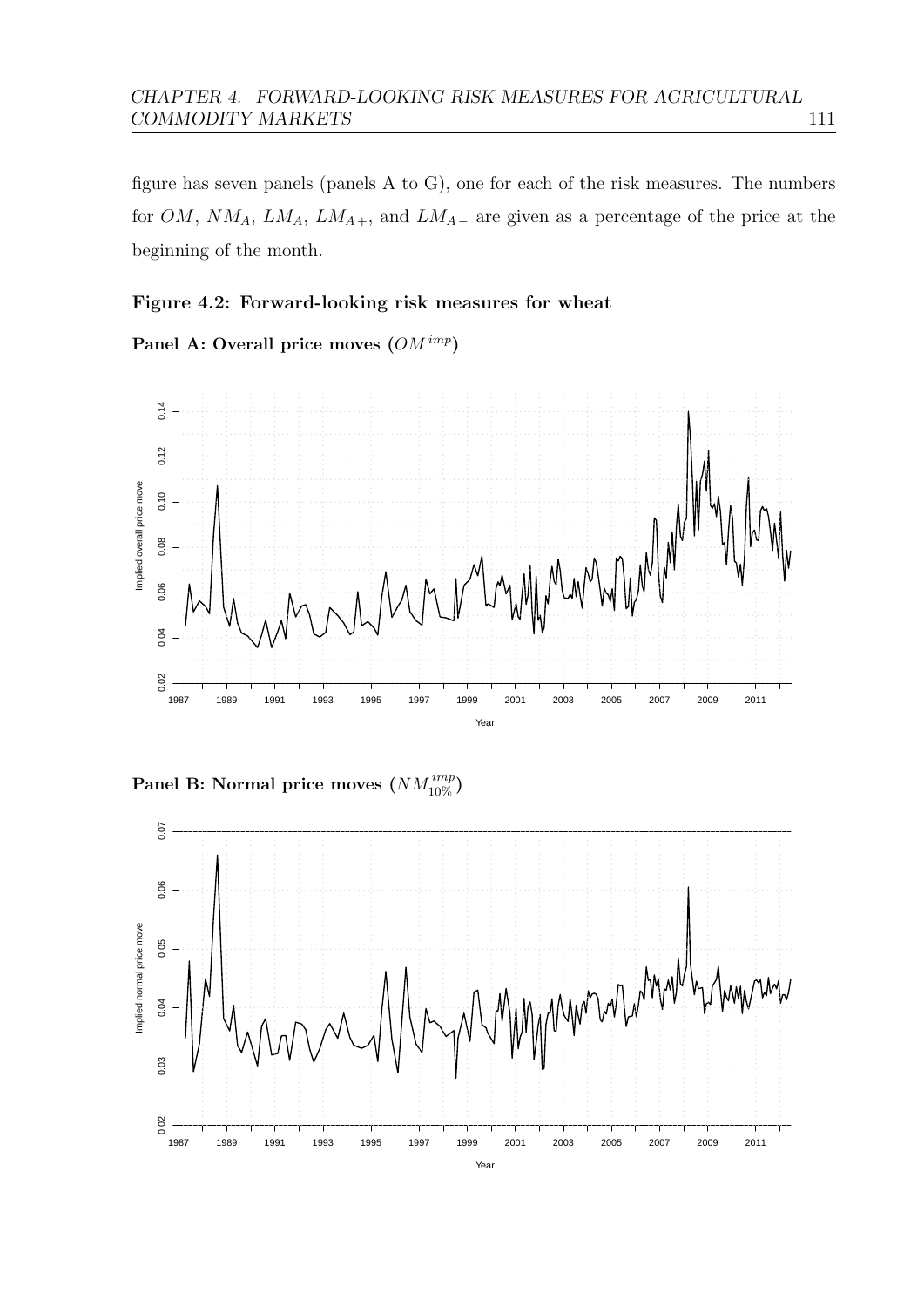figure has seven panels (panels A to G), one for each of the risk measures. The numbers for $OM$, $NM_A$, $LM_A$, $LM_{A+}$, and $LM_{A-}$ are given as a percentage of the price at the beginning of the month.

**Figure 4.2: Forward-looking risk measures for wheat**

**Panel A: Overall price moves ($OM^{imp}$)**

**Panel B: Normal price moves ($NM_{10\%}^{imp}$)**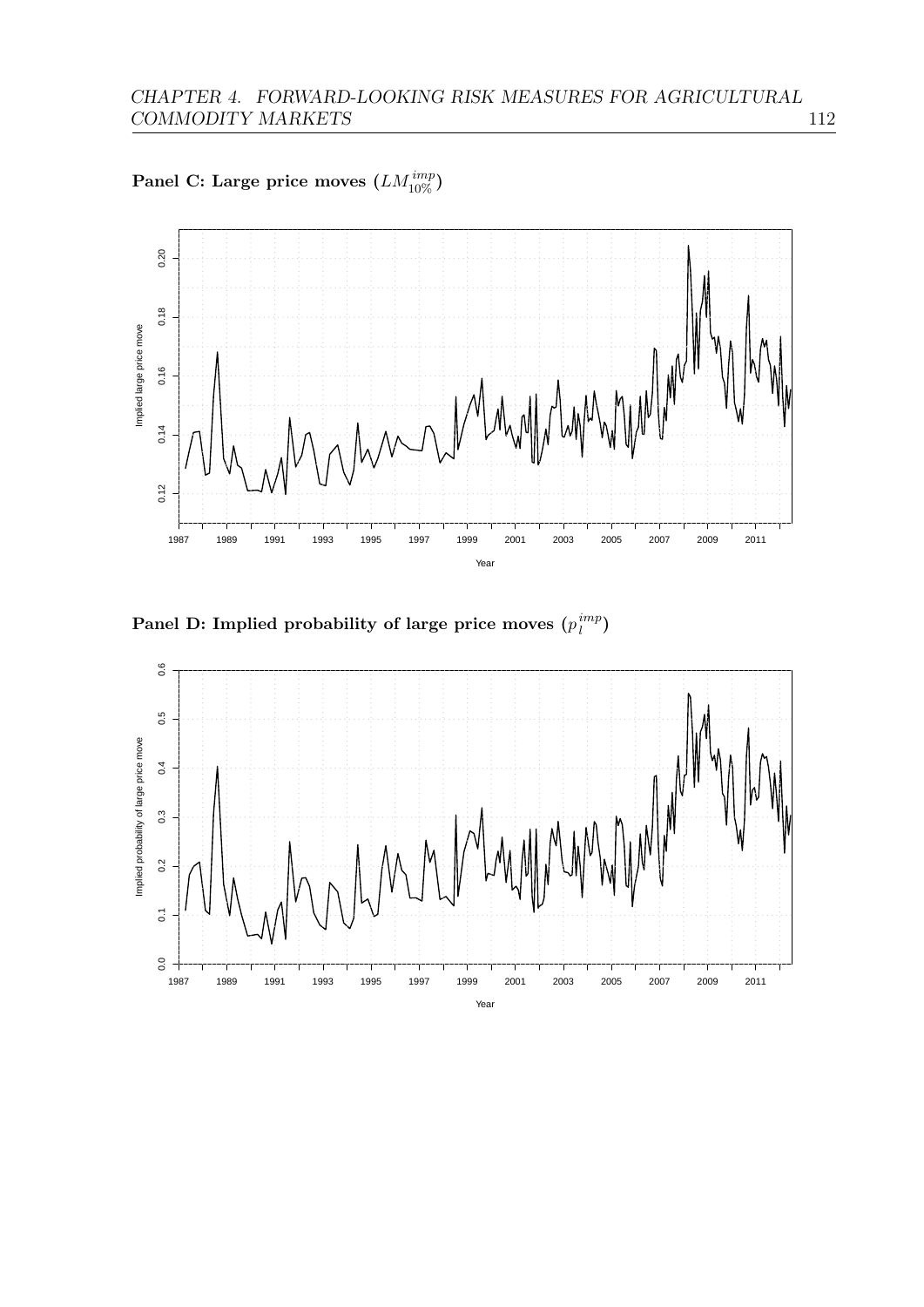**Panel C: Large price moves ($LM_{10\%}^{imp}$)**

**Panel D: Implied probability of large price moves ($p_l^{imp}$)**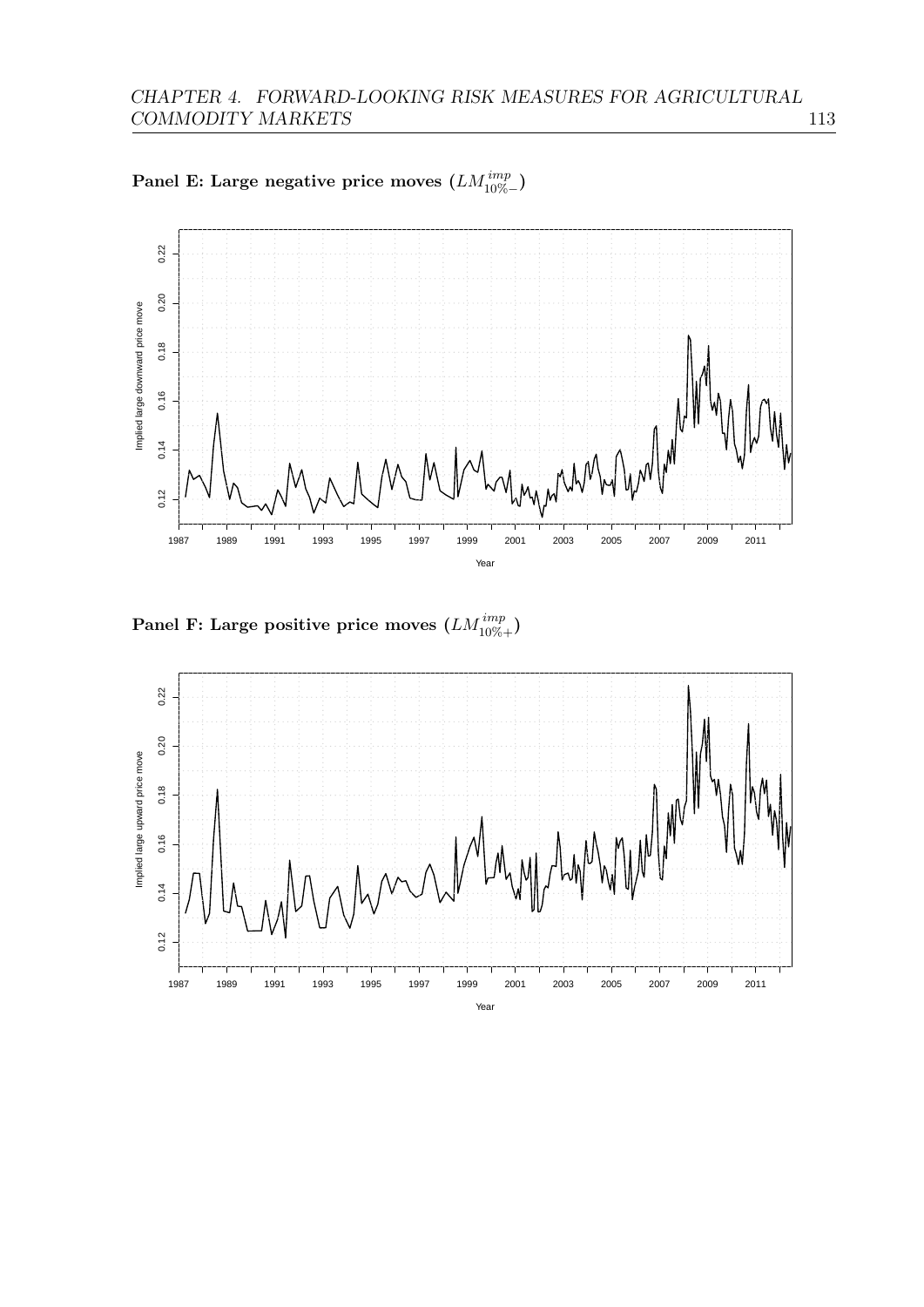**Panel E: Large negative price moves ($LM^{imp}_{10\%-}$)**

**Panel F: Large positive price moves ($LM^{imp}_{10\%+}$)**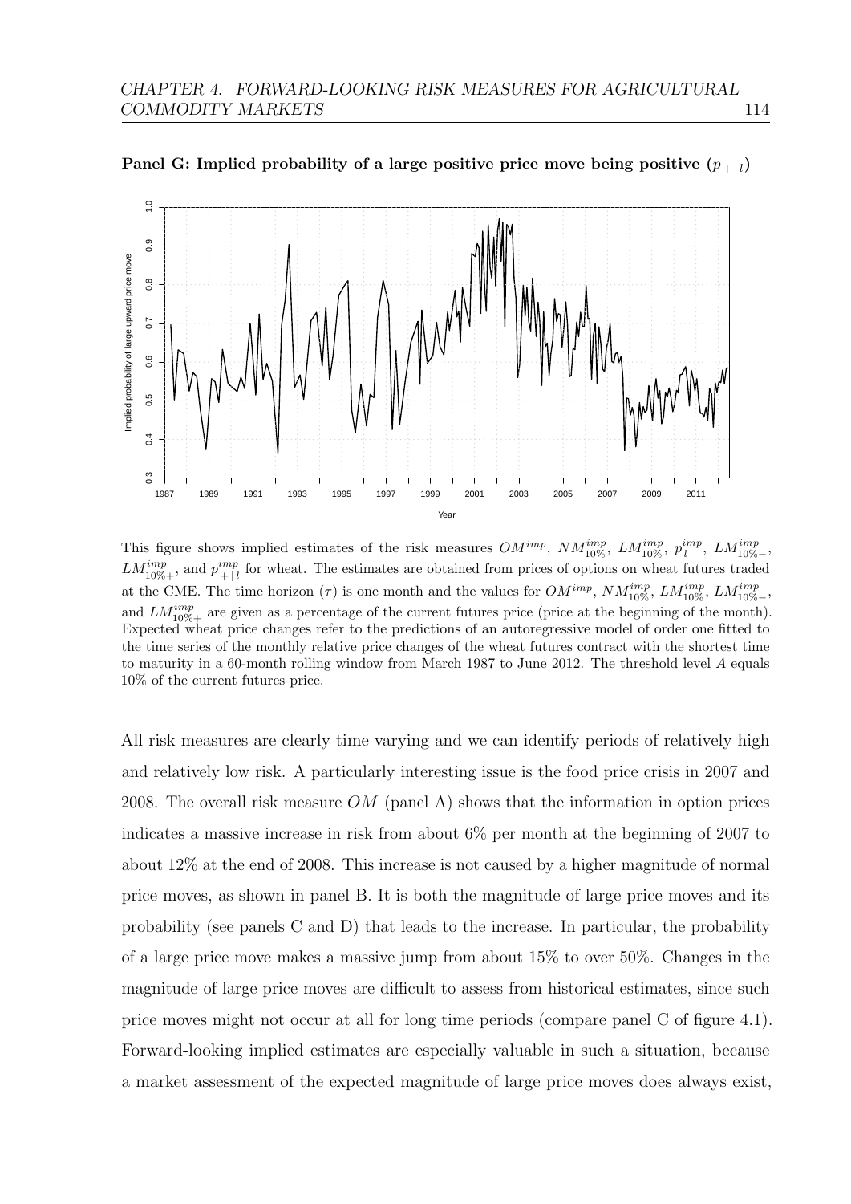**Panel G: Implied probability of a large positive price move being positive ($p_{+|l}$)**

This figure shows implied estimates of the risk measures $OM^{imp}$, $NM^{imp}_{10\%}$, $LM^{imp}_{10\%}$, $p^{imp}_{l}$, $LM^{imp}_{10\%-}$, $LM^{imp}_{10\%+}$, and $p^{imp}_{+|l}$ for wheat. The estimates are obtained from prices of options on wheat futures traded at the CME. The time horizon ($\tau$) is one month and the values for $OM^{imp}$, $NM^{imp}_{10\%}$, $LM^{imp}_{10\%}$, $LM^{imp}_{10\%-}$, and $LM^{imp}_{10\%+}$ are given as a percentage of the current futures price (price at the beginning of the month). Expected wheat price changes refer to the predictions of an autoregressive model of order one fitted to the time series of the monthly relative price changes of the wheat futures contract with the shortest time to maturity in a 60-month rolling window from March 1987 to June 2012. The threshold level $A$ equals 10% of the current futures price.

All risk measures are clearly time varying and we can identify periods of relatively high and relatively low risk. A particularly interesting issue is the food price crisis in 2007 and 2008. The overall risk measure $OM$ (panel A) shows that the information in option prices indicates a massive increase in risk from about 6% per month at the beginning of 2007 to about 12% at the end of 2008. This increase is not caused by a higher magnitude of normal price moves, as shown in panel B. It is both the magnitude of large price moves and its probability (see panels C and D) that leads to the increase. In particular, the probability of a large price move makes a massive jump from about 15% to over 50%. Changes in the magnitude of large price moves are difficult to assess from historical estimates, since such price moves might not occur at all for long time periods (compare panel C of figure 4.1). Forward-looking implied estimates are especially valuable in such a situation, because a market assessment of the expected magnitude of large price moves does always exist,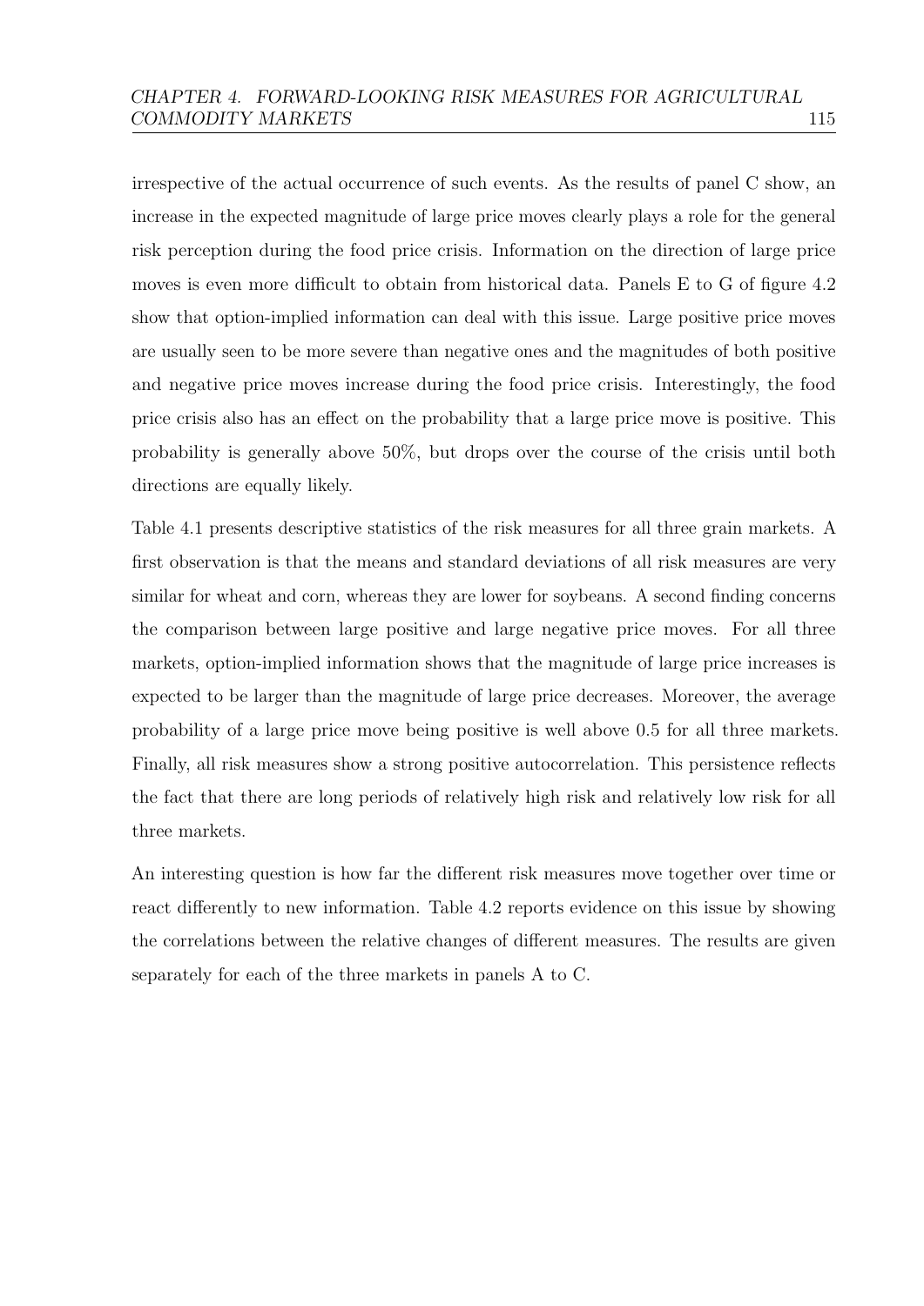irrespective of the actual occurrence of such events. As the results of panel C show, an increase in the expected magnitude of large price moves clearly plays a role for the general risk perception during the food price crisis. Information on the direction of large price moves is even more difficult to obtain from historical data. Panels E to G of figure 4.2 show that option-implied information can deal with this issue. Large positive price moves are usually seen to be more severe than negative ones and the magnitudes of both positive and negative price moves increase during the food price crisis. Interestingly, the food price crisis also has an effect on the probability that a large price move is positive. This probability is generally above 50%, but drops over the course of the crisis until both directions are equally likely.

Table 4.1 presents descriptive statistics of the risk measures for all three grain markets. A first observation is that the means and standard deviations of all risk measures are very similar for wheat and corn, whereas they are lower for soybeans. A second finding concerns the comparison between large positive and large negative price moves. For all three markets, option-implied information shows that the magnitude of large price increases is expected to be larger than the magnitude of large price decreases. Moreover, the average probability of a large price move being positive is well above 0.5 for all three markets. Finally, all risk measures show a strong positive autocorrelation. This persistence reflects the fact that there are long periods of relatively high risk and relatively low risk for all three markets.

An interesting question is how far the different risk measures move together over time or react differently to new information. Table 4.2 reports evidence on this issue by showing the correlations between the relative changes of different measures. The results are given separately for each of the three markets in panels A to C.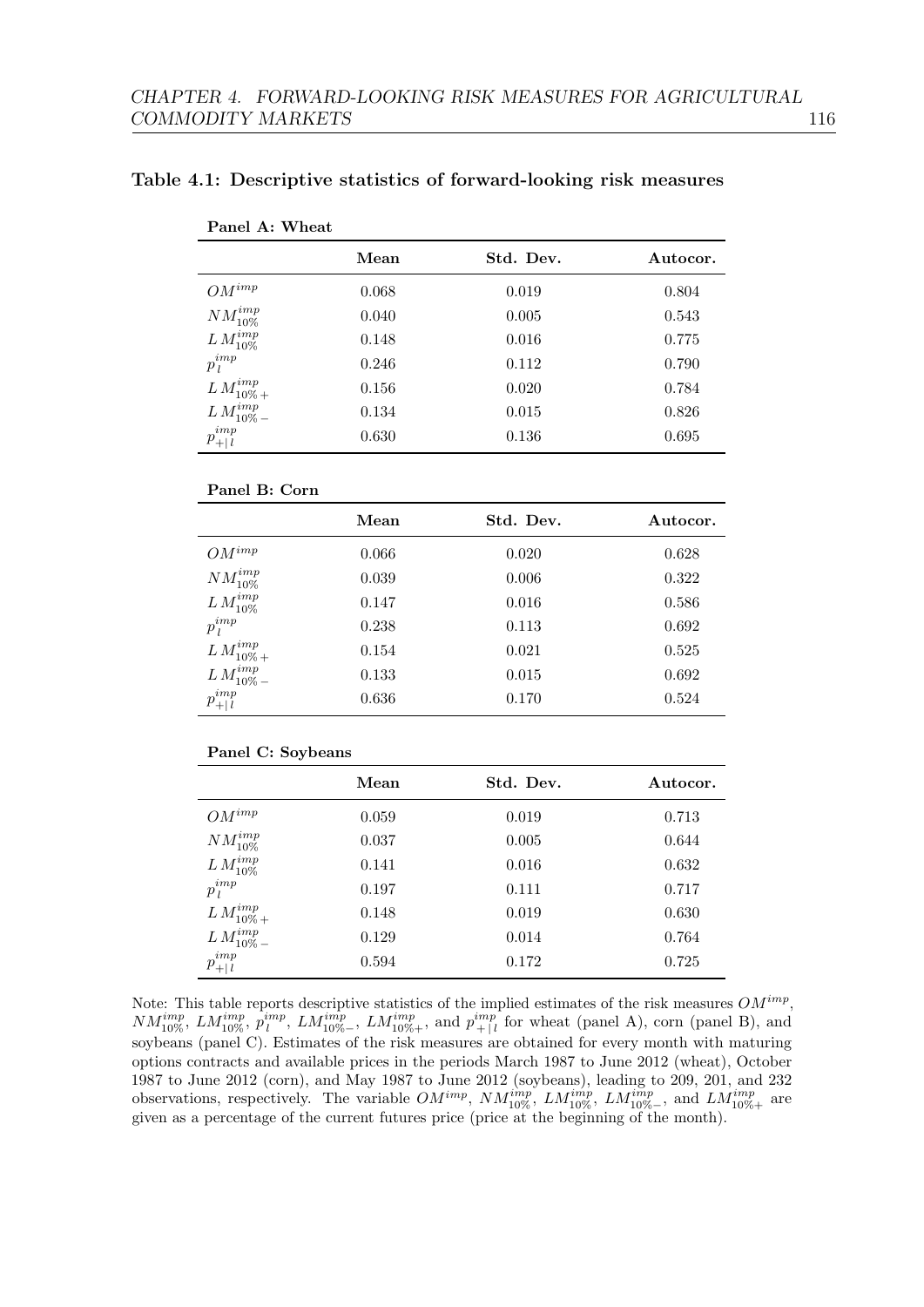**Table 4.1: Descriptive statistics of forward-looking risk measures**

**Panel A: Wheat**

| | Mean | Std. Dev. | Autocor. |
|---|---|---|---|
| $OM^{imp}$ | 0.068 | 0.019 | 0.804 |
| $NM_{10\%}^{imp}$ | 0.040 | 0.005 | 0.543 |
| $LM_{10\%}^{imp}$ | 0.148 | 0.016 | 0.775 |
| $p_{l}^{imp}$ | 0.246 | 0.112 | 0.790 |
| $LM_{10\%+}^{imp}$ | 0.156 | 0.020 | 0.784 |
| $LM_{10\%-}^{imp}$ | 0.134 | 0.015 | 0.826 |
| $p_{+\|l}^{imp}$ | 0.630 | 0.136 | 0.695 |

**Panel B: Corn**

| | Mean | Std. Dev. | Autocor. |
|---|---|---|---|
| $OM^{imp}$ | 0.066 | 0.020 | 0.628 |
| $NM_{10\%}^{imp}$ | 0.039 | 0.006 | 0.322 |
| $LM_{10\%}^{imp}$ | 0.147 | 0.016 | 0.586 |
| $p_{l}^{imp}$ | 0.238 | 0.113 | 0.692 |
| $LM_{10\%+}^{imp}$ | 0.154 | 0.021 | 0.525 |
| $LM_{10\%-}^{imp}$ | 0.133 | 0.015 | 0.692 |
| $p_{+\|l}^{imp}$ | 0.636 | 0.170 | 0.524 |

**Panel C: Soybeans**

| | Mean | Std. Dev. | Autocor. |
|---|---|---|---|
| $OM^{imp}$ | 0.059 | 0.019 | 0.713 |
| $NM_{10\%}^{imp}$ | 0.037 | 0.005 | 0.644 |
| $LM_{10\%}^{imp}$ | 0.141 | 0.016 | 0.632 |
| $p_{l}^{imp}$ | 0.197 | 0.111 | 0.717 |
| $LM_{10\%+}^{imp}$ | 0.148 | 0.019 | 0.630 |
| $LM_{10\%-}^{imp}$ | 0.129 | 0.014 | 0.764 |
| $p_{+\|l}^{imp}$ | 0.594 | 0.172 | 0.725 |

Note: This table reports descriptive statistics of the implied estimates of the risk measures $OM^{imp}$, $NM_{10\%}^{imp}$, $LM_{10\%}^{imp}$, $p_{l}^{imp}$, $LM_{10\%-}^{imp}$, $LM_{10\%+}^{imp}$, and $p_{+|l}^{imp}$ for wheat (panel A), corn (panel B), and soybeans (panel C). Estimates of the risk measures are obtained for every month with maturing options contracts and available prices in the periods March 1987 to June 2012 (wheat), October 1987 to June 2012 (corn), and May 1987 to June 2012 (soybeans), leading to 209, 201, and 232 observations, respectively. The variable $OM^{imp}$, $NM_{10\%}^{imp}$, $LM_{10\%}^{imp}$, $LM_{10\%-}^{imp}$, and $LM_{10\%+}^{imp}$ are given as a percentage of the current futures price (price at the beginning of the month).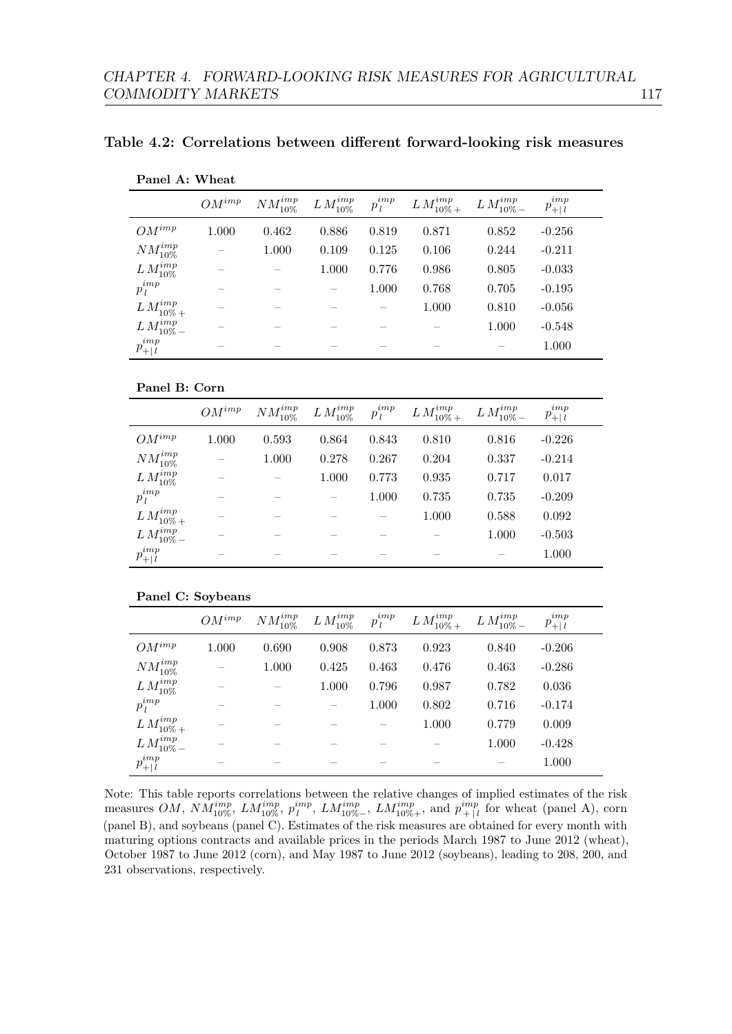**Table 4.2: Correlations between different forward-looking risk measures**

**Panel A: Wheat**

| | $OM^{imp}$ | $NM^{imp}_{10\%}$ | $LM^{imp}_{10\%}$ | $p^{imp}_{l}$ | $LM^{imp}_{10\%+}$ | $LM^{imp}_{10\%-}$ | $p^{imp}_{+\|l}$ |
|---|---|---|---|---|---|---|---|
| $OM^{imp}$ | 1.000 | 0.462 | 0.886 | 0.819 | 0.871 | 0.852 | -0.256 |
| $NM^{imp}_{10\%}$ | – | 1.000 | 0.109 | 0.125 | 0.106 | 0.244 | -0.211 |
| $LM^{imp}_{10\%}$ | – | – | 1.000 | 0.776 | 0.986 | 0.805 | -0.033 |
| $p^{imp}_{l}$ | – | – | – | 1.000 | 0.768 | 0.705 | -0.195 |
| $LM^{imp}_{10\%+}$ | – | – | – | – | 1.000 | 0.810 | -0.056 |
| $LM^{imp}_{10\%-}$ | – | – | – | – | – | 1.000 | -0.548 |
| $p^{imp}_{+\|l}$ | – | – | – | – | – | – | 1.000 |

**Panel B: Corn**

| | $OM^{imp}$ | $NM^{imp}_{10\%}$ | $LM^{imp}_{10\%}$ | $p^{imp}_{l}$ | $LM^{imp}_{10\%+}$ | $LM^{imp}_{10\%-}$ | $p^{imp}_{+\|l}$ |
|---|---|---|---|---|---|---|---|
| $OM^{imp}$ | 1.000 | 0.593 | 0.864 | 0.843 | 0.810 | 0.816 | -0.226 |
| $NM^{imp}_{10\%}$ | – | 1.000 | 0.278 | 0.267 | 0.204 | 0.337 | -0.214 |
| $LM^{imp}_{10\%}$ | – | – | 1.000 | 0.773 | 0.935 | 0.717 | 0.017 |
| $p^{imp}_{l}$ | – | – | – | 1.000 | 0.735 | 0.735 | -0.209 |
| $LM^{imp}_{10\%+}$ | – | – | – | – | 1.000 | 0.588 | 0.092 |
| $LM^{imp}_{10\%-}$ | – | – | – | – | – | 1.000 | -0.503 |
| $p^{imp}_{+\|l}$ | – | – | – | – | – | – | 1.000 |

**Panel C: Soybeans**

| | $OM^{imp}$ | $NM^{imp}_{10\%}$ | $LM^{imp}_{10\%}$ | $p^{imp}_{l}$ | $LM^{imp}_{10\%+}$ | $LM^{imp}_{10\%-}$ | $p^{imp}_{+\|l}$ |
|---|---|---|---|---|---|---|---|
| $OM^{imp}$ | 1.000 | 0.690 | 0.908 | 0.873 | 0.923 | 0.840 | -0.206 |
| $NM^{imp}_{10\%}$ | – | 1.000 | 0.425 | 0.463 | 0.476 | 0.463 | -0.286 |
| $LM^{imp}_{10\%}$ | – | – | 1.000 | 0.796 | 0.987 | 0.782 | 0.036 |
| $p^{imp}_{l}$ | – | – | – | 1.000 | 0.802 | 0.716 | -0.174 |
| $LM^{imp}_{10\%+}$ | – | – | – | – | 1.000 | 0.779 | 0.009 |
| $LM^{imp}_{10\%-}$ | – | – | – | – | – | 1.000 | -0.428 |
| $p^{imp}_{+\|l}$ | – | – | – | – | – | – | 1.000 |

Note: This table reports correlations between the relative changes of implied estimates of the risk measures $OM$, $NM^{imp}_{10\%}$, $LM^{imp}_{10\%}$, $p^{imp}_{l}$, $LM^{imp}_{10\%-}$, $LM^{imp}_{10\%+}$, and $p^{imp}_{+|l}$ for wheat (panel A), corn (panel B), and soybeans (panel C). Estimates of the risk measures are obtained for every month with maturing options contracts and available prices in the periods March 1987 to June 2012 (wheat), October 1987 to June 2012 (corn), and May 1987 to June 2012 (soybeans), leading to 208, 200, and 231 observations, respectively.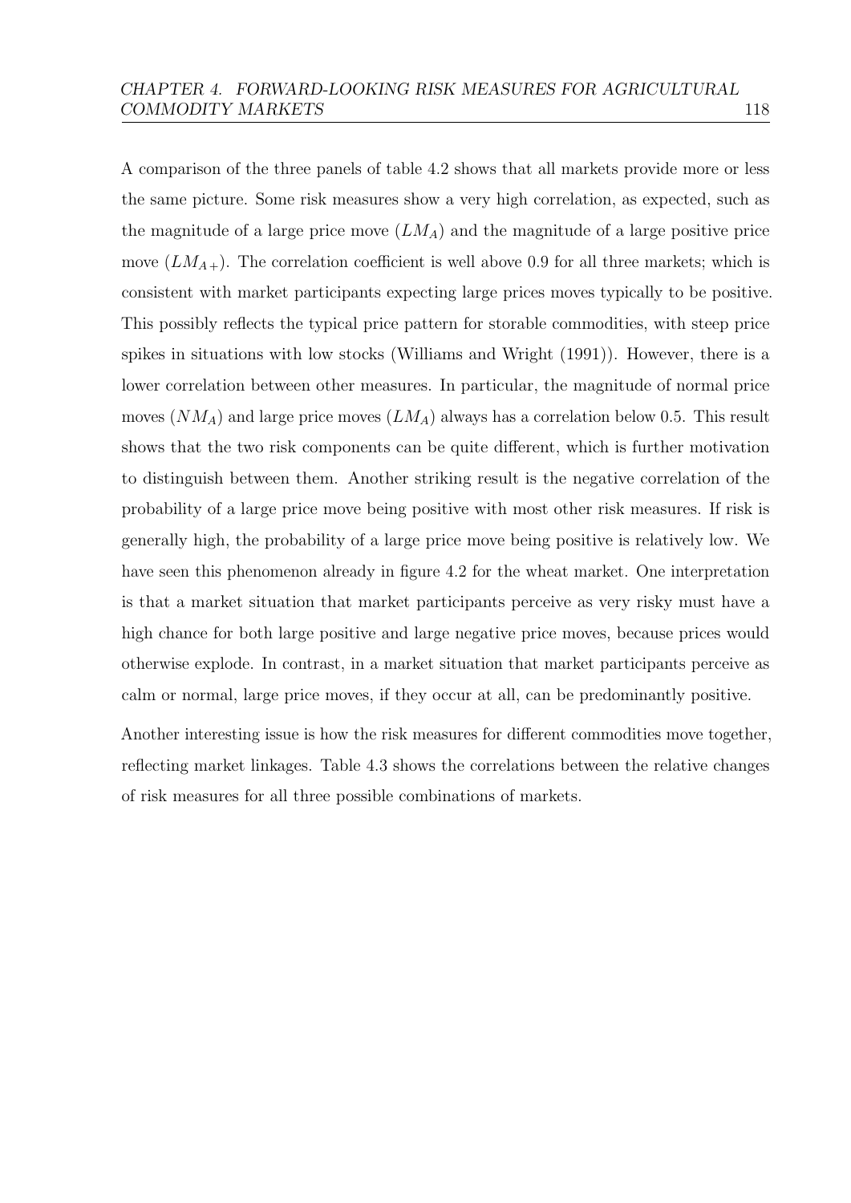A comparison of the three panels of table 4.2 shows that all markets provide more or less the same picture. Some risk measures show a very high correlation, as expected, such as the magnitude of a large price move ($LM_A$) and the magnitude of a large positive price move ($LM_{A+}$). The correlation coefficient is well above 0.9 for all three markets; which is consistent with market participants expecting large prices moves typically to be positive. This possibly reflects the typical price pattern for storable commodities, with steep price spikes in situations with low stocks (Williams and Wright (1991)). However, there is a lower correlation between other measures. In particular, the magnitude of normal price moves ($NM_A$) and large price moves ($LM_A$) always has a correlation below 0.5. This result shows that the two risk components can be quite different, which is further motivation to distinguish between them. Another striking result is the negative correlation of the probability of a large price move being positive with most other risk measures. If risk is generally high, the probability of a large price move being positive is relatively low. We have seen this phenomenon already in figure 4.2 for the wheat market. One interpretation is that a market situation that market participants perceive as very risky must have a high chance for both large positive and large negative price moves, because prices would otherwise explode. In contrast, in a market situation that market participants perceive as calm or normal, large price moves, if they occur at all, can be predominantly positive.

Another interesting issue is how the risk measures for different commodities move together, reflecting market linkages. Table 4.3 shows the correlations between the relative changes of risk measures for all three possible combinations of markets.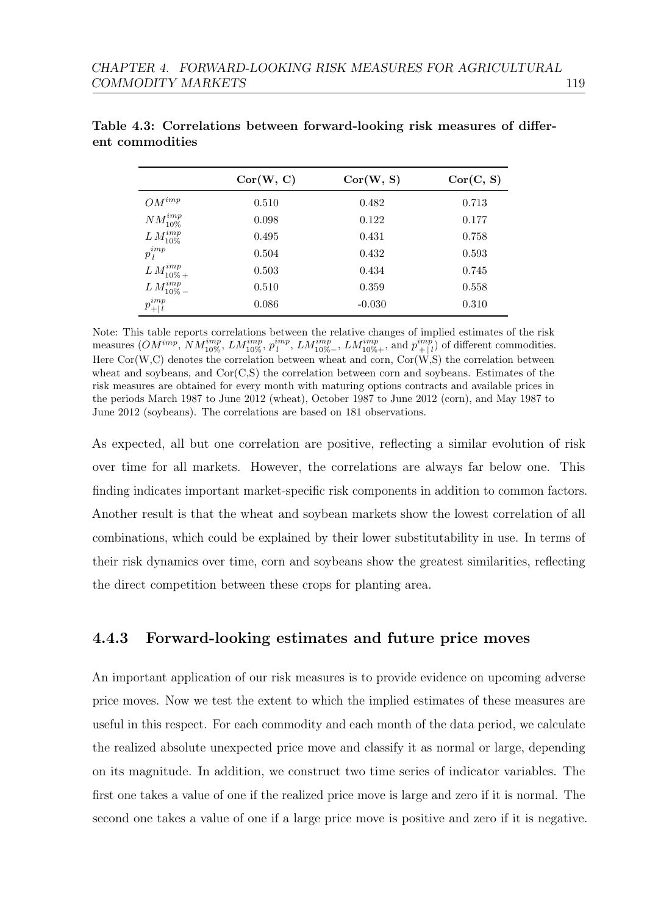**Table 4.3: Correlations between forward-looking risk measures of different commodities**

| | **Cor(W, C)** | **Cor(W, S)** | **Cor(C, S)** |
|---|---|---|---|
| $OM^{imp}$ | 0.510 | 0.482 | 0.713 |
| $NM_{10\%}^{imp}$ | 0.098 | 0.122 | 0.177 |
| $LM_{10\%}^{imp}$ | 0.495 | 0.431 | 0.758 |
| $p_l^{imp}$ | 0.504 | 0.432 | 0.593 |
| $LM_{10\%+}^{imp}$ | 0.503 | 0.434 | 0.745 |
| $LM_{10\%-}^{imp}$ | 0.510 | 0.359 | 0.558 |
| $p_{+\|l}^{imp}$ | 0.086 | -0.030 | 0.310 |

Note: This table reports correlations between the relative changes of implied estimates of the risk measures ($OM^{imp}$, $NM_{10\%}^{imp}$, $LM_{10\%}^{imp}$, $p_l^{imp}$, $LM_{10\%-}^{imp}$, $LM_{10\%+}^{imp}$, and $p_{+|l}^{imp}$) of different commodities. Here Cor(W,C) denotes the correlation between wheat and corn, Cor(W,S) the correlation between wheat and soybeans, and Cor(C,S) the correlation between corn and soybeans. Estimates of the risk measures are obtained for every month with maturing options contracts and available prices in the periods March 1987 to June 2012 (wheat), October 1987 to June 2012 (corn), and May 1987 to June 2012 (soybeans). The correlations are based on 181 observations.

As expected, all but one correlation are positive, reflecting a similar evolution of risk over time for all markets. However, the correlations are always far below one. This finding indicates important market-specific risk components in addition to common factors. Another result is that the wheat and soybean markets show the lowest correlation of all combinations, which could be explained by their lower substitutability in use. In terms of their risk dynamics over time, corn and soybeans show the greatest similarities, reflecting the direct competition between these crops for planting area.

### 4.4.3 Forward-looking estimates and future price moves

An important application of our risk measures is to provide evidence on upcoming adverse price moves. Now we test the extent to which the implied estimates of these measures are useful in this respect. For each commodity and each month of the data period, we calculate the realized absolute unexpected price move and classify it as normal or large, depending on its magnitude. In addition, we construct two time series of indicator variables. The first one takes a value of one if the realized price move is large and zero if it is normal. The second one takes a value of one if a large price move is positive and zero if it is negative.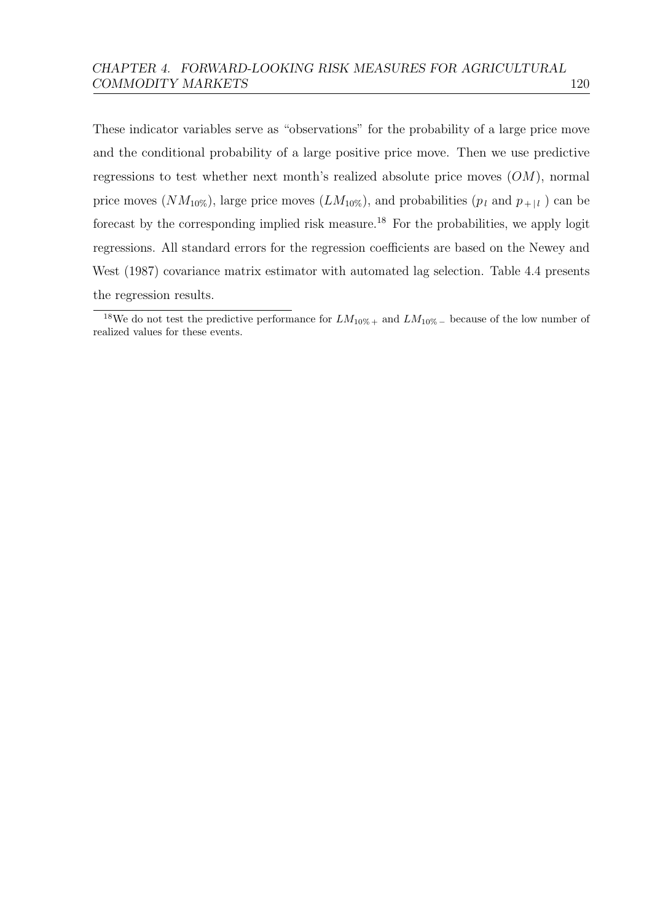These indicator variables serve as "observations" for the probability of a large price move and the conditional probability of a large positive price move. Then we use predictive regressions to test whether next month's realized absolute price moves ($OM$), normal price moves ($NM_{10\%}$), large price moves ($LM_{10\%}$), and probabilities ($p_l$ and $p_{+|l}$ ) can be forecast by the corresponding implied risk measure.[18] For the probabilities, we apply logit regressions. All standard errors for the regression coefficients are based on the Newey and West (1987) covariance matrix estimator with automated lag selection. Table 4.4 presents the regression results.

[18]We do not test the predictive performance for $LM_{10\%+}$ and $LM_{10\%-}$ because of the low number of realized values for these events.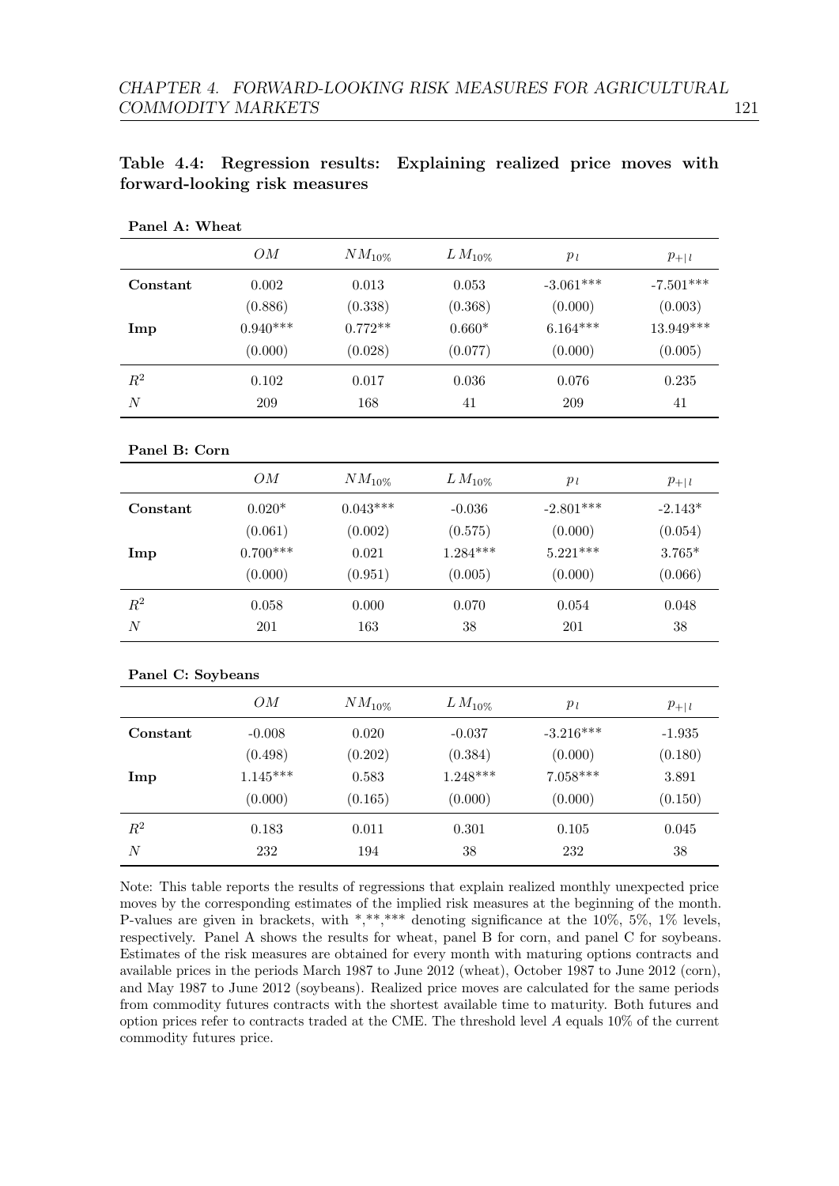**Table 4.4: Regression results: Explaining realized price moves with forward-looking risk measures**

**Panel A: Wheat**

| | $OM$ | $NM_{10\%}$ | $LM_{10\%}$ | $p_l$ | $p_{+\|l}$ |
|---|---|---|---|---|---|
| **Constant** | 0.002 | 0.013 | 0.053 | -3.061*** | -7.501*** |
| | (0.886) | (0.338) | (0.368) | (0.000) | (0.003) |
| **Imp** | 0.940*** | 0.772** | 0.660* | 6.164*** | 13.949*** |
| | (0.000) | (0.028) | (0.077) | (0.000) | (0.005) |
| $R^2$ | 0.102 | 0.017 | 0.036 | 0.076 | 0.235 |
| $N$ | 209 | 168 | 41 | 209 | 41 |

**Panel B: Corn**

| | $OM$ | $NM_{10\%}$ | $LM_{10\%}$ | $p_l$ | $p_{+\|l}$ |
|---|---|---|---|---|---|
| **Constant** | 0.020* | 0.043*** | -0.036 | -2.801*** | -2.143* |
| | (0.061) | (0.002) | (0.575) | (0.000) | (0.054) |
| **Imp** | 0.700*** | 0.021 | 1.284*** | 5.221*** | 3.765* |
| | (0.000) | (0.951) | (0.005) | (0.000) | (0.066) |
| $R^2$ | 0.058 | 0.000 | 0.070 | 0.054 | 0.048 |
| $N$ | 201 | 163 | 38 | 201 | 38 |

**Panel C: Soybeans**

| | $OM$ | $NM_{10\%}$ | $LM_{10\%}$ | $p_l$ | $p_{+\|l}$ |
|---|---|---|---|---|---|
| **Constant** | -0.008 | 0.020 | -0.037 | -3.216*** | -1.935 |
| | (0.498) | (0.202) | (0.384) | (0.000) | (0.180) |
| **Imp** | 1.145*** | 0.583 | 1.248*** | 7.058*** | 3.891 |
| | (0.000) | (0.165) | (0.000) | (0.000) | (0.150) |
| $R^2$ | 0.183 | 0.011 | 0.301 | 0.105 | 0.045 |
| $N$ | 232 | 194 | 38 | 232 | 38 |

Note: This table reports the results of regressions that explain realized monthly unexpected price moves by the corresponding estimates of the implied risk measures at the beginning of the month. P-values are given in brackets, with *,**,*** denoting significance at the 10%, 5%, 1% levels, respectively. Panel A shows the results for wheat, panel B for corn, and panel C for soybeans. Estimates of the risk measures are obtained for every month with maturing options contracts and available prices in the periods March 1987 to June 2012 (wheat), October 1987 to June 2012 (corn), and May 1987 to June 2012 (soybeans). Realized price moves are calculated for the same periods from commodity futures contracts with the shortest available time to maturity. Both futures and option prices refer to contracts traded at the CME. The threshold level $A$ equals 10% of the current commodity futures price.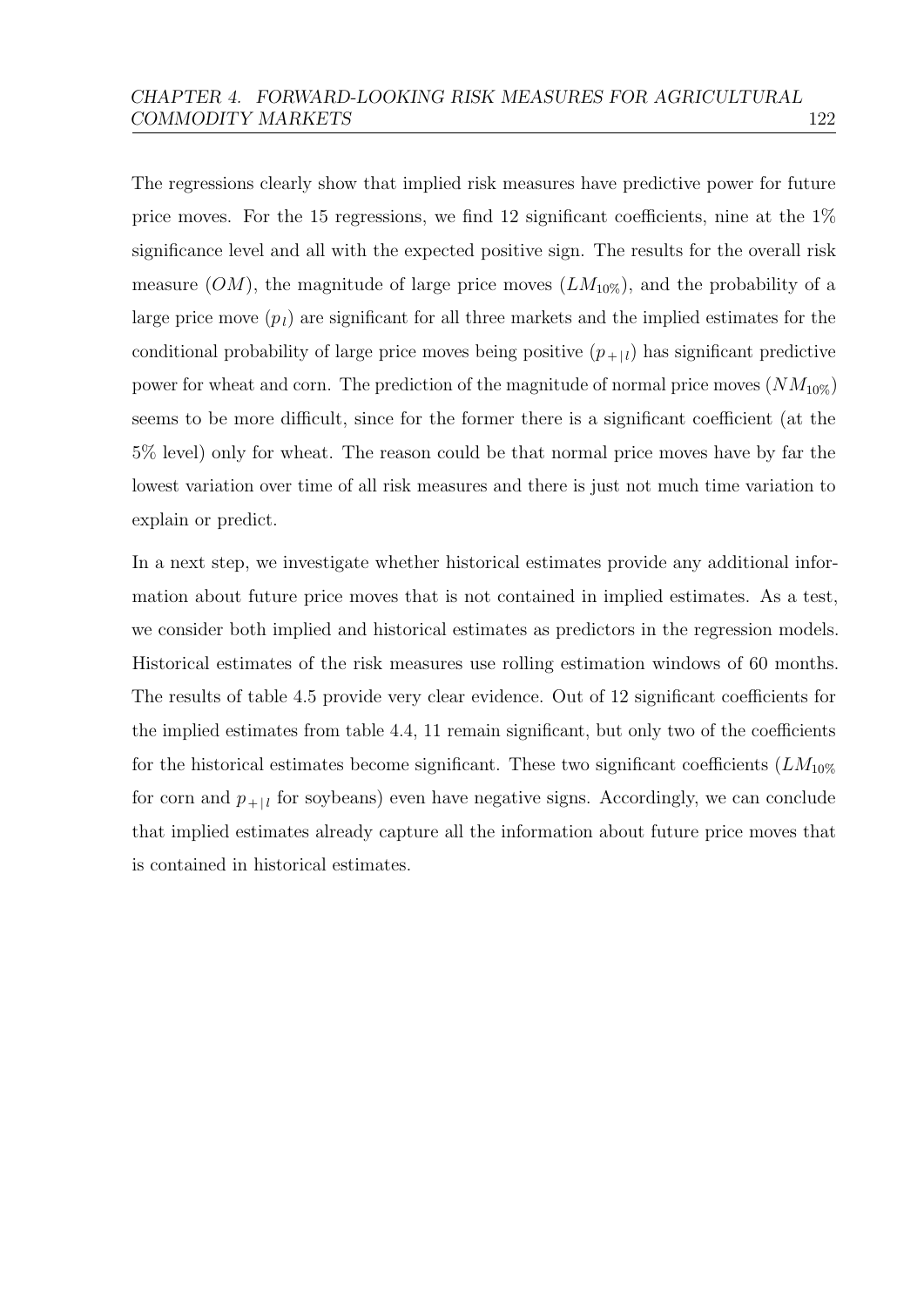The regressions clearly show that implied risk measures have predictive power for future price moves. For the 15 regressions, we find 12 significant coefficients, nine at the 1% significance level and all with the expected positive sign. The results for the overall risk measure ($OM$), the magnitude of large price moves ($LM_{10\%}$), and the probability of a large price move ($p_l$) are significant for all three markets and the implied estimates for the conditional probability of large price moves being positive ($p_{+|l}$) has significant predictive power for wheat and corn. The prediction of the magnitude of normal price moves ($NM_{10\%}$) seems to be more difficult, since for the former there is a significant coefficient (at the 5% level) only for wheat. The reason could be that normal price moves have by far the lowest variation over time of all risk measures and there is just not much time variation to explain or predict.

In a next step, we investigate whether historical estimates provide any additional information about future price moves that is not contained in implied estimates. As a test, we consider both implied and historical estimates as predictors in the regression models. Historical estimates of the risk measures use rolling estimation windows of 60 months. The results of table 4.5 provide very clear evidence. Out of 12 significant coefficients for the implied estimates from table 4.4, 11 remain significant, but only two of the coefficients for the historical estimates become significant. These two significant coefficients ($LM_{10\%}$ for corn and $p_{+|l}$ for soybeans) even have negative signs. Accordingly, we can conclude that implied estimates already capture all the information about future price moves that is contained in historical estimates.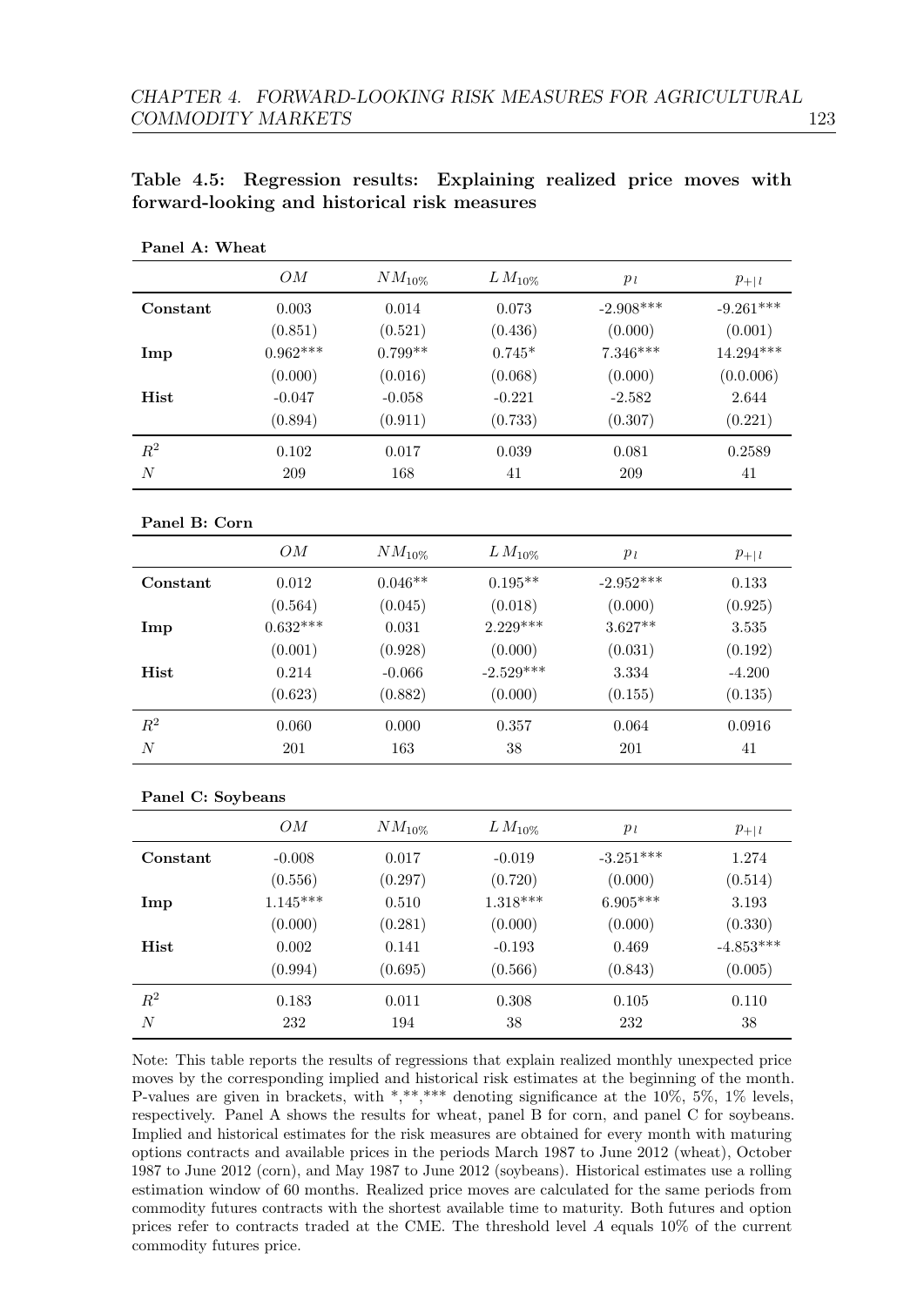**Table 4.5: Regression results: Explaining realized price moves with forward-looking and historical risk measures**

**Panel A: Wheat**

| | $OM$ | $NM_{10\%}$ | $LM_{10\%}$ | $p_l$ | $p_{+\|l}$ |
|---|---|---|---|---|---|
| **Constant** | 0.003 | 0.014 | 0.073 | -2.908*** | -9.261*** |
| | (0.851) | (0.521) | (0.436) | (0.000) | (0.001) |
| **Imp** | 0.962*** | 0.799** | 0.745* | 7.346*** | 14.294*** |
| | (0.000) | (0.016) | (0.068) | (0.000) | (0.0.006) |
| **Hist** | -0.047 | -0.058 | -0.221 | -2.582 | 2.644 |
| | (0.894) | (0.911) | (0.733) | (0.307) | (0.221) |
| $R^2$ | 0.102 | 0.017 | 0.039 | 0.081 | 0.2589 |
| $N$ | 209 | 168 | 41 | 209 | 41 |

**Panel B: Corn**

| | $OM$ | $NM_{10\%}$ | $LM_{10\%}$ | $p_l$ | $p_{+\|l}$ |
|---|---|---|---|---|---|
| **Constant** | 0.012 | 0.046** | 0.195** | -2.952*** | 0.133 |
| | (0.564) | (0.045) | (0.018) | (0.000) | (0.925) |
| **Imp** | 0.632*** | 0.031 | 2.229*** | 3.627** | 3.535 |
| | (0.001) | (0.928) | (0.000) | (0.031) | (0.192) |
| **Hist** | 0.214 | -0.066 | -2.529*** | 3.334 | -4.200 |
| | (0.623) | (0.882) | (0.000) | (0.155) | (0.135) |
| $R^2$ | 0.060 | 0.000 | 0.357 | 0.064 | 0.0916 |
| $N$ | 201 | 163 | 38 | 201 | 41 |

**Panel C: Soybeans**

| | $OM$ | $NM_{10\%}$ | $LM_{10\%}$ | $p_l$ | $p_{+\|l}$ |
|---|---|---|---|---|---|
| **Constant** | -0.008 | 0.017 | -0.019 | -3.251*** | 1.274 |
| | (0.556) | (0.297) | (0.720) | (0.000) | (0.514) |
| **Imp** | 1.145*** | 0.510 | 1.318*** | 6.905*** | 3.193 |
| | (0.000) | (0.281) | (0.000) | (0.000) | (0.330) |
| **Hist** | 0.002 | 0.141 | -0.193 | 0.469 | -4.853*** |
| | (0.994) | (0.695) | (0.566) | (0.843) | (0.005) |
| $R^2$ | 0.183 | 0.011 | 0.308 | 0.105 | 0.110 |
| $N$ | 232 | 194 | 38 | 232 | 38 |

Note: This table reports the results of regressions that explain realized monthly unexpected price moves by the corresponding implied and historical risk estimates at the beginning of the month. P-values are given in brackets, with *,**,*** denoting significance at the 10%, 5%, 1% levels, respectively. Panel A shows the results for wheat, panel B for corn, and panel C for soybeans. Implied and historical estimates for the risk measures are obtained for every month with maturing options contracts and available prices in the periods March 1987 to June 2012 (wheat), October 1987 to June 2012 (corn), and May 1987 to June 2012 (soybeans). Historical estimates use a rolling estimation window of 60 months. Realized price moves are calculated for the same periods from commodity futures contracts with the shortest available time to maturity. Both futures and option prices refer to contracts traded at the CME. The threshold level $A$ equals 10% of the current commodity futures price.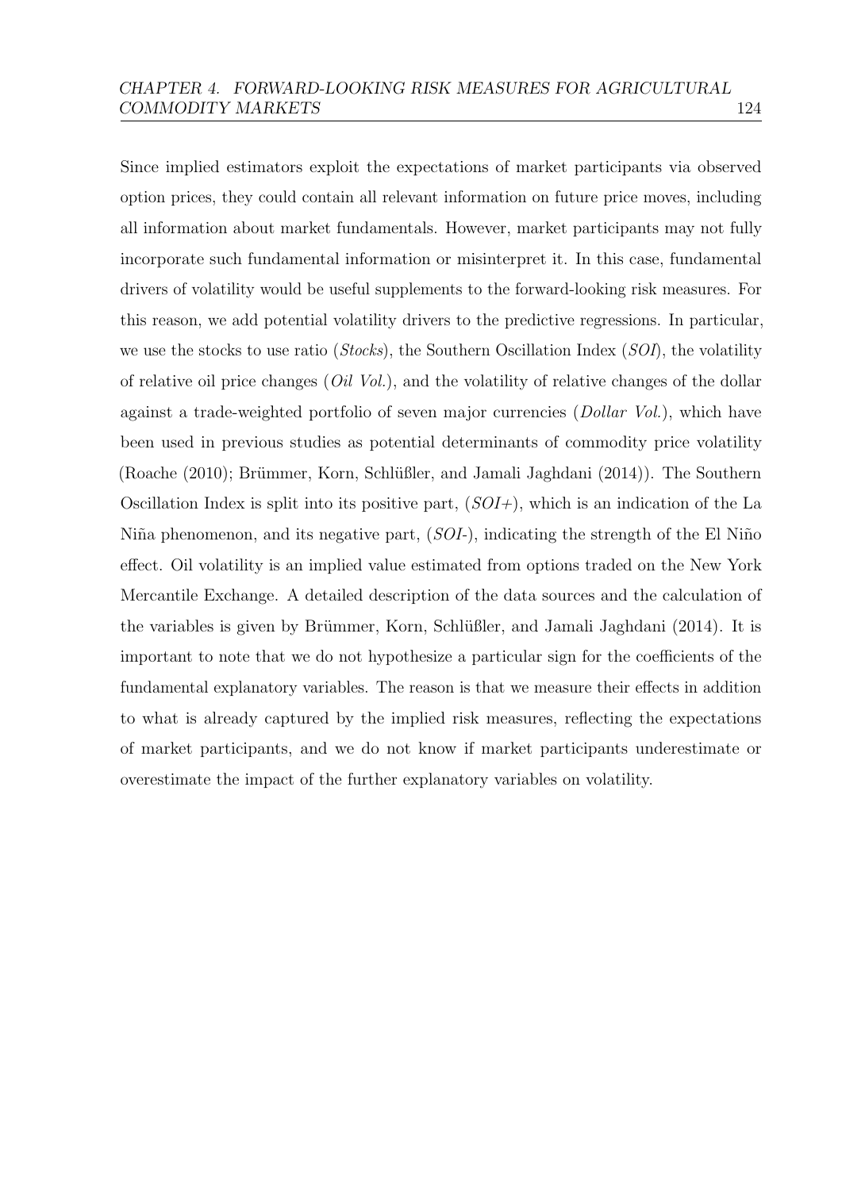Since implied estimators exploit the expectations of market participants via observed option prices, they could contain all relevant information on future price moves, including all information about market fundamentals. However, market participants may not fully incorporate such fundamental information or misinterpret it. In this case, fundamental drivers of volatility would be useful supplements to the forward-looking risk measures. For this reason, we add potential volatility drivers to the predictive regressions. In particular, we use the stocks to use ratio (*Stocks*), the Southern Oscillation Index (*SOI*), the volatility of relative oil price changes (*Oil Vol.*), and the volatility of relative changes of the dollar against a trade-weighted portfolio of seven major currencies (*Dollar Vol.*), which have been used in previous studies as potential determinants of commodity price volatility (Roache (2010); Brümmer, Korn, Schlüßler, and Jamali Jaghdani (2014)). The Southern Oscillation Index is split into its positive part, (*SOI+*), which is an indication of the La Niña phenomenon, and its negative part, (*SOI-*), indicating the strength of the El Niño effect. Oil volatility is an implied value estimated from options traded on the New York Mercantile Exchange. A detailed description of the data sources and the calculation of the variables is given by Brümmer, Korn, Schlüßler, and Jamali Jaghdani (2014). It is important to note that we do not hypothesize a particular sign for the coefficients of the fundamental explanatory variables. The reason is that we measure their effects in addition to what is already captured by the implied risk measures, reflecting the expectations of market participants, and we do not know if market participants underestimate or overestimate the impact of the further explanatory variables on volatility.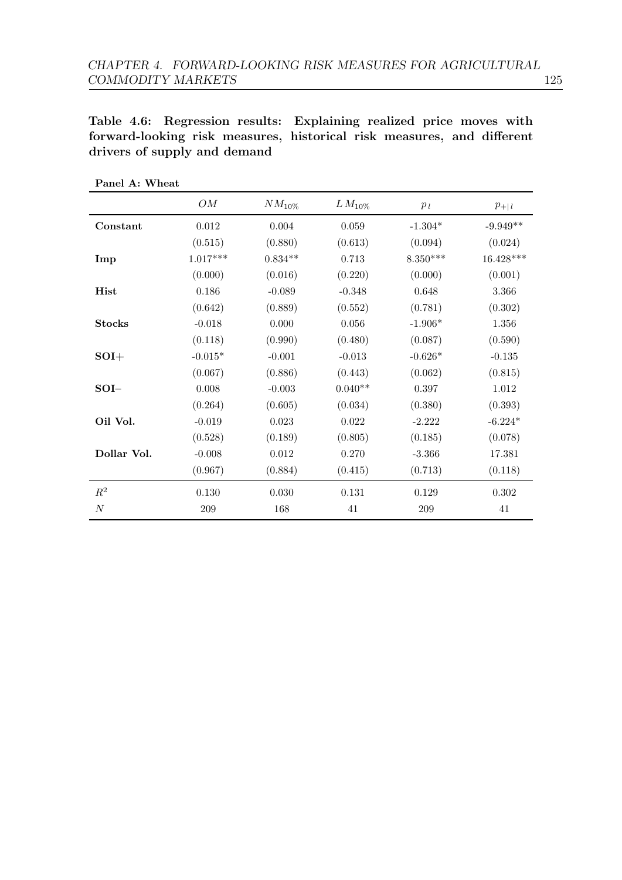**Table 4.6: Regression results: Explaining realized price moves with forward-looking risk measures, historical risk measures, and different drivers of supply and demand**

**Panel A: Wheat**

| | $OM$ | $NM_{10\%}$ | $LM_{10\%}$ | $p_l$ | $p_{+\|l}$ |
|---|---|---|---|---|---|
| **Constant** | 0.012 | 0.004 | 0.059 | -1.304* | -9.949** |
| | (0.515) | (0.880) | (0.613) | (0.094) | (0.024) |
| **Imp** | 1.017*** | 0.834** | 0.713 | 8.350*** | 16.428*** |
| | (0.000) | (0.016) | (0.220) | (0.000) | (0.001) |
| **Hist** | 0.186 | -0.089 | -0.348 | 0.648 | 3.366 |
| | (0.642) | (0.889) | (0.552) | (0.781) | (0.302) |
| **Stocks** | -0.018 | 0.000 | 0.056 | -1.906* | 1.356 |
| | (0.118) | (0.990) | (0.480) | (0.087) | (0.590) |
| **SOI+** | -0.015* | -0.001 | -0.013 | -0.626* | -0.135 |
| | (0.067) | (0.886) | (0.443) | (0.062) | (0.815) |
| **SOI–** | 0.008 | -0.003 | 0.040** | 0.397 | 1.012 |
| | (0.264) | (0.605) | (0.034) | (0.380) | (0.393) |
| **Oil Vol.** | -0.019 | 0.023 | 0.022 | -2.222 | -6.224* |
| | (0.528) | (0.189) | (0.805) | (0.185) | (0.078) |
| **Dollar Vol.** | -0.008 | 0.012 | 0.270 | -3.366 | 17.381 |
| | (0.967) | (0.884) | (0.415) | (0.713) | (0.118) |
| $R^2$ | 0.130 | 0.030 | 0.131 | 0.129 | 0.302 |
| $N$ | 209 | 168 | 41 | 209 | 41 |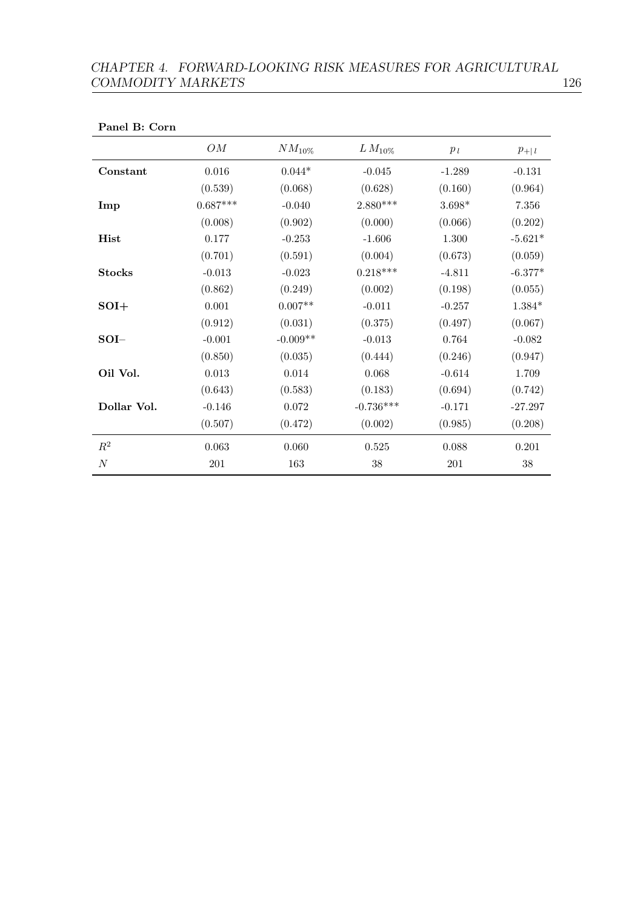**Panel B: Corn**

| | $OM$ | $NM_{10\%}$ | $LM_{10\%}$ | $p_l$ | $p_{+\|l}$ |
|---|---|---|---|---|---|
| **Constant** | 0.016 | 0.044* | -0.045 | -1.289 | -0.131 |
| | (0.539) | (0.068) | (0.628) | (0.160) | (0.964) |
| **Imp** | 0.687*** | -0.040 | 2.880*** | 3.698* | 7.356 |
| | (0.008) | (0.902) | (0.000) | (0.066) | (0.202) |
| **Hist** | 0.177 | -0.253 | -1.606 | 1.300 | -5.621* |
| | (0.701) | (0.591) | (0.004) | (0.673) | (0.059) |
| **Stocks** | -0.013 | -0.023 | 0.218*** | -4.811 | -6.377* |
| | (0.862) | (0.249) | (0.002) | (0.198) | (0.055) |
| **SOI+** | 0.001 | 0.007** | -0.011 | -0.257 | 1.384* |
| | (0.912) | (0.031) | (0.375) | (0.497) | (0.067) |
| **SOI–** | -0.001 | -0.009** | -0.013 | 0.764 | -0.082 |
| | (0.850) | (0.035) | (0.444) | (0.246) | (0.947) |
| **Oil Vol.** | 0.013 | 0.014 | 0.068 | -0.614 | 1.709 |
| | (0.643) | (0.583) | (0.183) | (0.694) | (0.742) |
| **Dollar Vol.** | -0.146 | 0.072 | -0.736*** | -0.171 | -27.297 |
| | (0.507) | (0.472) | (0.002) | (0.985) | (0.208) |
| $R^2$ | 0.063 | 0.060 | 0.525 | 0.088 | 0.201 |
| $N$ | 201 | 163 | 38 | 201 | 38 |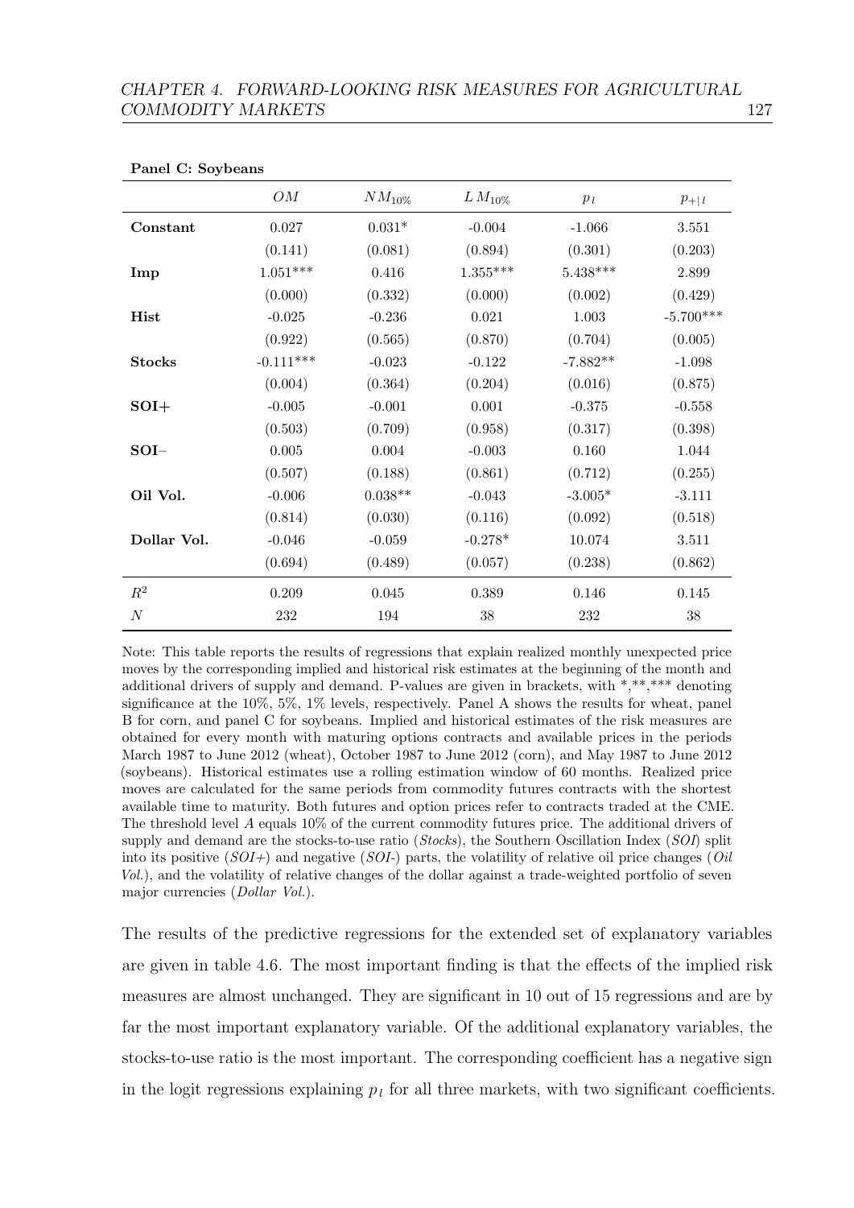**Panel C: Soybeans**

| | $OM$ | $NM_{10\%}$ | $LM_{10\%}$ | $p_l$ | $p_{+\|l}$ |
|---|---|---|---|---|---|
| **Constant** | 0.027 | 0.031* | -0.004 | -1.066 | 3.551 |
| | (0.141) | (0.081) | (0.894) | (0.301) | (0.203) |
| **Imp** | 1.051*** | 0.416 | 1.355*** | 5.438*** | 2.899 |
| | (0.000) | (0.332) | (0.000) | (0.002) | (0.429) |
| **Hist** | -0.025 | -0.236 | 0.021 | 1.003 | -5.700*** |
| | (0.922) | (0.565) | (0.870) | (0.704) | (0.005) |
| **Stocks** | -0.111*** | -0.023 | -0.122 | -7.882** | -1.098 |
| | (0.004) | (0.364) | (0.204) | (0.016) | (0.875) |
| **SOI+** | -0.005 | -0.001 | 0.001 | -0.375 | -0.558 |
| | (0.503) | (0.709) | (0.958) | (0.317) | (0.398) |
| **SOI–** | 0.005 | 0.004 | -0.003 | 0.160 | 1.044 |
| | (0.507) | (0.188) | (0.861) | (0.712) | (0.255) |
| **Oil Vol.** | -0.006 | 0.038** | -0.043 | -3.005* | -3.111 |
| | (0.814) | (0.030) | (0.116) | (0.092) | (0.518) |
| **Dollar Vol.** | -0.046 | -0.059 | -0.278* | 10.074 | 3.511 |
| | (0.694) | (0.489) | (0.057) | (0.238) | (0.862) |
| $R^2$ | 0.209 | 0.045 | 0.389 | 0.146 | 0.145 |
| $N$ | 232 | 194 | 38 | 232 | 38 |

Note: This table reports the results of regressions that explain realized monthly unexpected price moves by the corresponding implied and historical risk estimates at the beginning of the month and additional drivers of supply and demand. P-values are given in brackets, with *,**,*** denoting significance at the 10%, 5%, 1% levels, respectively. Panel A shows the results for wheat, panel B for corn, and panel C for soybeans. Implied and historical estimates of the risk measures are obtained for every month with maturing options contracts and available prices in the periods March 1987 to June 2012 (wheat), October 1987 to June 2012 (corn), and May 1987 to June 2012 (soybeans). Historical estimates use a rolling estimation window of 60 months. Realized price moves are calculated for the same periods from commodity futures contracts with the shortest available time to maturity. Both futures and option prices refer to contracts traded at the CME. The threshold level $A$ equals 10% of the current commodity futures price. The additional drivers of supply and demand are the stocks-to-use ratio (*Stocks*), the Southern Oscillation Index (*SOI*) split into its positive (*SOI+*) and negative (*SOI-*) parts, the volatility of relative oil price changes (*Oil Vol.*), and the volatility of relative changes of the dollar against a trade-weighted portfolio of seven major currencies (*Dollar Vol.*).

The results of the predictive regressions for the extended set of explanatory variables are given in table 4.6. The most important finding is that the effects of the implied risk measures are almost unchanged. They are significant in 10 out of 15 regressions and are by far the most important explanatory variable. Of the additional explanatory variables, the stocks-to-use ratio is the most important. The corresponding coefficient has a negative sign in the logit regressions explaining $p_l$ for all three markets, with two significant coefficients.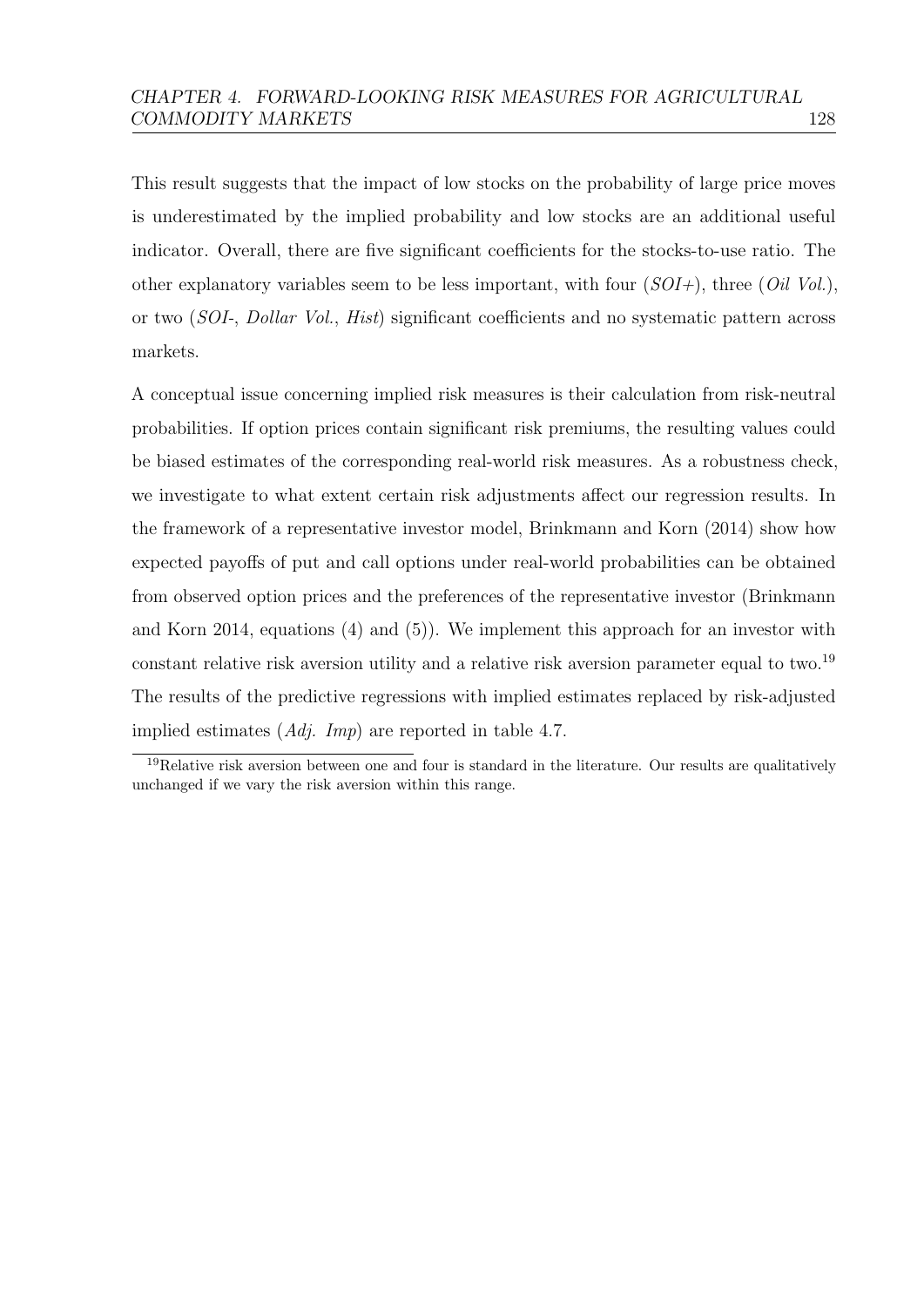This result suggests that the impact of low stocks on the probability of large price moves is underestimated by the implied probability and low stocks are an additional useful indicator. Overall, there are five significant coefficients for the stocks-to-use ratio. The other explanatory variables seem to be less important, with four (*SOI+*), three (*Oil Vol.*), or two (*SOI-*, *Dollar Vol.*, *Hist*) significant coefficients and no systematic pattern across markets.

A conceptual issue concerning implied risk measures is their calculation from risk-neutral probabilities. If option prices contain significant risk premiums, the resulting values could be biased estimates of the corresponding real-world risk measures. As a robustness check, we investigate to what extent certain risk adjustments affect our regression results. In the framework of a representative investor model, Brinkmann and Korn (2014) show how expected payoffs of put and call options under real-world probabilities can be obtained from observed option prices and the preferences of the representative investor (Brinkmann and Korn 2014, equations (4) and (5)). We implement this approach for an investor with constant relative risk aversion utility and a relative risk aversion parameter equal to two.[19] The results of the predictive regressions with implied estimates replaced by risk-adjusted implied estimates (*Adj. Imp*) are reported in table 4.7.

[19] Relative risk aversion between one and four is standard in the literature. Our results are qualitatively unchanged if we vary the risk aversion within this range.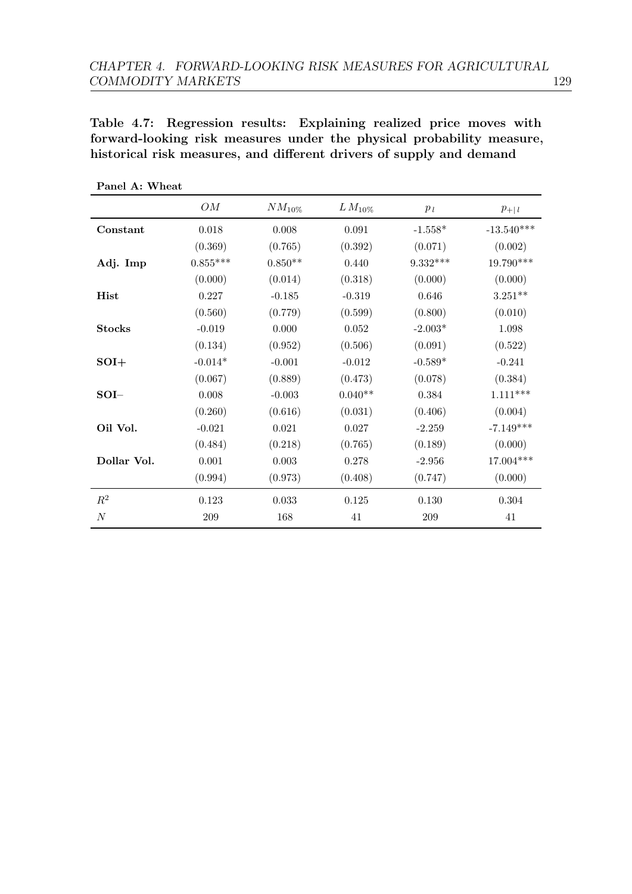**Table 4.7: Regression results: Explaining realized price moves with forward-looking risk measures under the physical probability measure, historical risk measures, and different drivers of supply and demand**

**Panel A: Wheat**

| | $OM$ | $NM_{10\%}$ | $LM_{10\%}$ | $p_l$ | $p_{+\|l}$ |
|---|---|---|---|---|---|
| **Constant** | 0.018 | 0.008 | 0.091 | -1.558* | -13.540*** |
| | (0.369) | (0.765) | (0.392) | (0.071) | (0.002) |
| **Adj. Imp** | 0.855*** | 0.850** | 0.440 | 9.332*** | 19.790*** |
| | (0.000) | (0.014) | (0.318) | (0.000) | (0.000) |
| **Hist** | 0.227 | -0.185 | -0.319 | 0.646 | 3.251** |
| | (0.560) | (0.779) | (0.599) | (0.800) | (0.010) |
| **Stocks** | -0.019 | 0.000 | 0.052 | -2.003* | 1.098 |
| | (0.134) | (0.952) | (0.506) | (0.091) | (0.522) |
| **SOI+** | -0.014* | -0.001 | -0.012 | -0.589* | -0.241 |
| | (0.067) | (0.889) | (0.473) | (0.078) | (0.384) |
| **SOI–** | 0.008 | -0.003 | 0.040** | 0.384 | 1.111*** |
| | (0.260) | (0.616) | (0.031) | (0.406) | (0.004) |
| **Oil Vol.** | -0.021 | 0.021 | 0.027 | -2.259 | -7.149*** |
| | (0.484) | (0.218) | (0.765) | (0.189) | (0.000) |
| **Dollar Vol.** | 0.001 | 0.003 | 0.278 | -2.956 | 17.004*** |
| | (0.994) | (0.973) | (0.408) | (0.747) | (0.000) |
| $R^2$ | 0.123 | 0.033 | 0.125 | 0.130 | 0.304 |
| $N$ | 209 | 168 | 41 | 209 | 41 |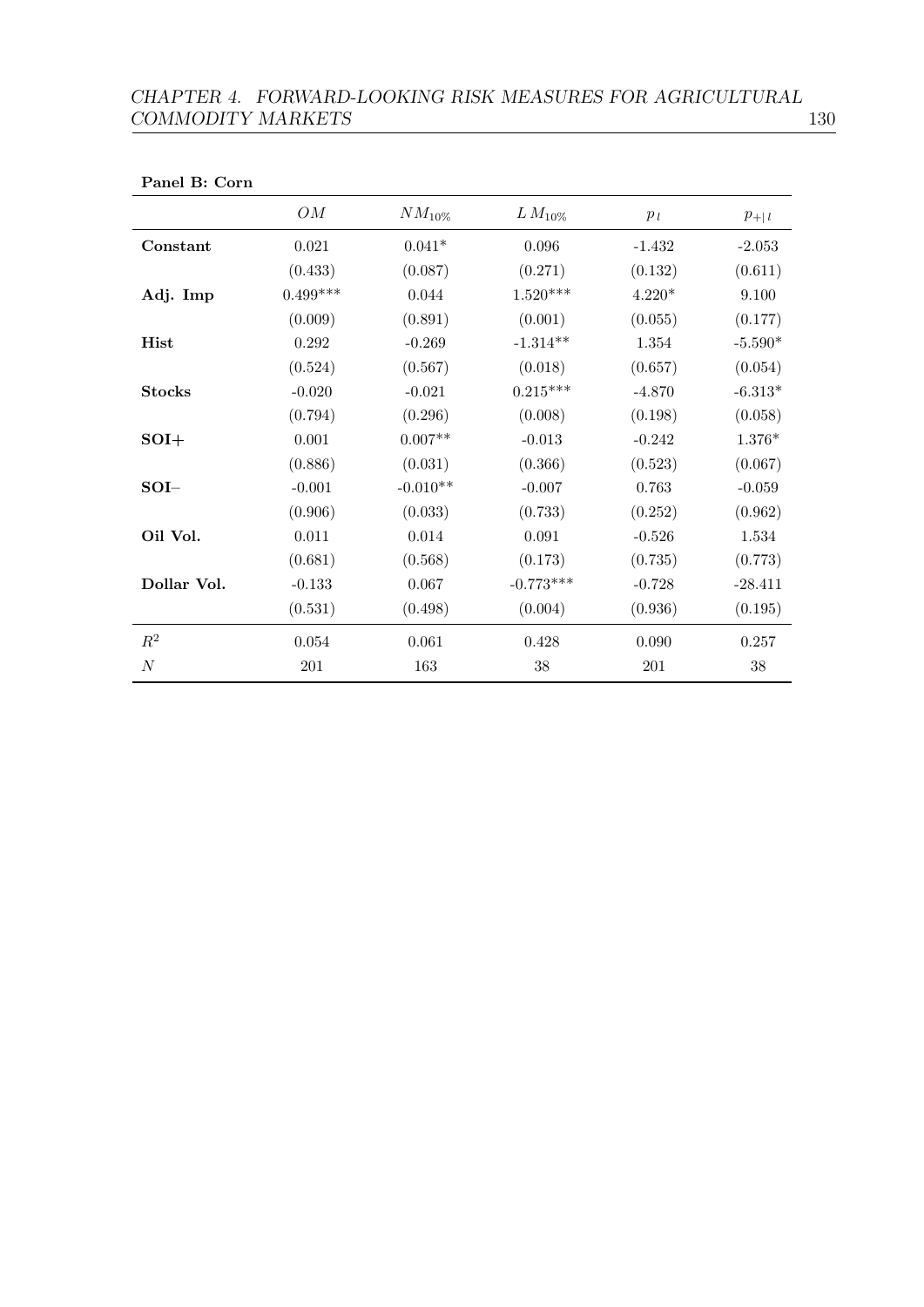**Panel B: Corn**

| | $OM$ | $NM_{10\%}$ | $LM_{10\%}$ | $p_l$ | $p_{+\|l}$ |
|---|---|---|---|---|---|
| **Constant** | 0.021 | 0.041* | 0.096 | -1.432 | -2.053 |
| | (0.433) | (0.087) | (0.271) | (0.132) | (0.611) |
| **Adj. Imp** | 0.499*** | 0.044 | 1.520*** | 4.220* | 9.100 |
| | (0.009) | (0.891) | (0.001) | (0.055) | (0.177) |
| **Hist** | 0.292 | -0.269 | -1.314** | 1.354 | -5.590* |
| | (0.524) | (0.567) | (0.018) | (0.657) | (0.054) |
| **Stocks** | -0.020 | -0.021 | 0.215*** | -4.870 | -6.313* |
| | (0.794) | (0.296) | (0.008) | (0.198) | (0.058) |
| **SOI+** | 0.001 | 0.007** | -0.013 | -0.242 | 1.376* |
| | (0.886) | (0.031) | (0.366) | (0.523) | (0.067) |
| **SOI–** | -0.001 | -0.010** | -0.007 | 0.763 | -0.059 |
| | (0.906) | (0.033) | (0.733) | (0.252) | (0.962) |
| **Oil Vol.** | 0.011 | 0.014 | 0.091 | -0.526 | 1.534 |
| | (0.681) | (0.568) | (0.173) | (0.735) | (0.773) |
| **Dollar Vol.** | -0.133 | 0.067 | -0.773*** | -0.728 | -28.411 |
| | (0.531) | (0.498) | (0.004) | (0.936) | (0.195) |
| $R^2$ | 0.054 | 0.061 | 0.428 | 0.090 | 0.257 |
| $N$ | 201 | 163 | 38 | 201 | 38 |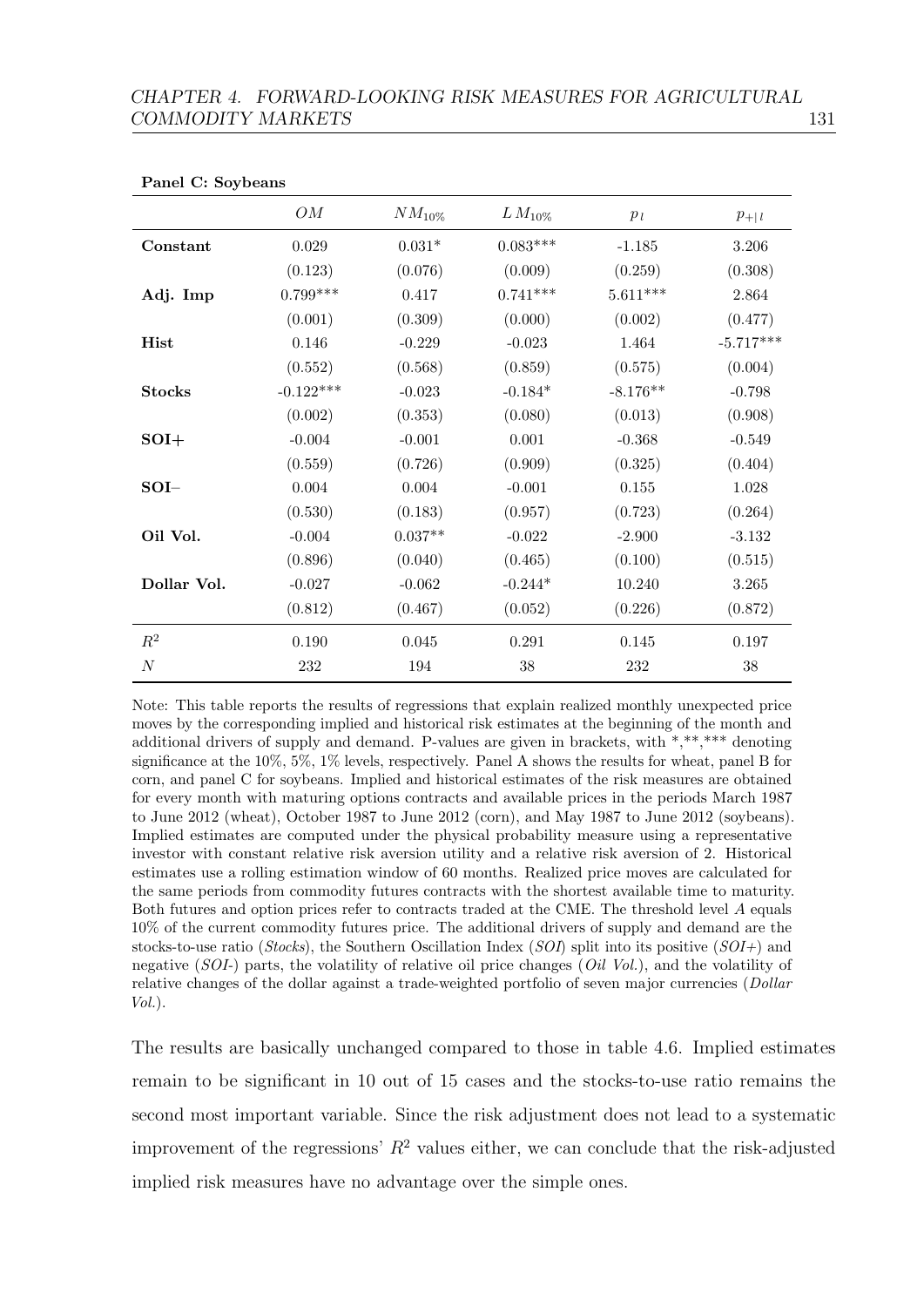**Panel C: Soybeans**

| | $OM$ | $NM_{10\%}$ | $LM_{10\%}$ | $p_l$ | $p_{+\|l}$ |
|---|---|---|---|---|---|
| **Constant** | 0.029 | 0.031* | 0.083*** | -1.185 | 3.206 |
| | (0.123) | (0.076) | (0.009) | (0.259) | (0.308) |
| **Adj. Imp** | 0.799*** | 0.417 | 0.741*** | 5.611*** | 2.864 |
| | (0.001) | (0.309) | (0.000) | (0.002) | (0.477) |
| **Hist** | 0.146 | -0.229 | -0.023 | 1.464 | -5.717*** |
| | (0.552) | (0.568) | (0.859) | (0.575) | (0.004) |
| **Stocks** | -0.122*** | -0.023 | -0.184* | -8.176** | -0.798 |
| | (0.002) | (0.353) | (0.080) | (0.013) | (0.908) |
| **SOI+** | -0.004 | -0.001 | 0.001 | -0.368 | -0.549 |
| | (0.559) | (0.726) | (0.909) | (0.325) | (0.404) |
| **SOI–** | 0.004 | 0.004 | -0.001 | 0.155 | 1.028 |
| | (0.530) | (0.183) | (0.957) | (0.723) | (0.264) |
| **Oil Vol.** | -0.004 | 0.037** | -0.022 | -2.900 | -3.132 |
| | (0.896) | (0.040) | (0.465) | (0.100) | (0.515) |
| **Dollar Vol.** | -0.027 | -0.062 | -0.244* | 10.240 | 3.265 |
| | (0.812) | (0.467) | (0.052) | (0.226) | (0.872) |
| $R^2$ | 0.190 | 0.045 | 0.291 | 0.145 | 0.197 |
| $N$ | 232 | 194 | 38 | 232 | 38 |

Note: This table reports the results of regressions that explain realized monthly unexpected price moves by the corresponding implied and historical risk estimates at the beginning of the month and additional drivers of supply and demand. P-values are given in brackets, with *,**,*** denoting significance at the 10%, 5%, 1% levels, respectively. Panel A shows the results for wheat, panel B for corn, and panel C for soybeans. Implied and historical estimates of the risk measures are obtained for every month with maturing options contracts and available prices in the periods March 1987 to June 2012 (wheat), October 1987 to June 2012 (corn), and May 1987 to June 2012 (soybeans). Implied estimates are computed under the physical probability measure using a representative investor with constant relative risk aversion utility and a relative risk aversion of 2. Historical estimates use a rolling estimation window of 60 months. Realized price moves are calculated for the same periods from commodity futures contracts with the shortest available time to maturity. Both futures and option prices refer to contracts traded at the CME. The threshold level $A$ equals 10% of the current commodity futures price. The additional drivers of supply and demand are the stocks-to-use ratio (*Stocks*), the Southern Oscillation Index (*SOI*) split into its positive (*SOI+*) and negative (*SOI-*) parts, the volatility of relative oil price changes (*Oil Vol.*), and the volatility of relative changes of the dollar against a trade-weighted portfolio of seven major currencies (*Dollar Vol.*).

The results are basically unchanged compared to those in table 4.6. Implied estimates remain to be significant in 10 out of 15 cases and the stocks-to-use ratio remains the second most important variable. Since the risk adjustment does not lead to a systematic improvement of the regressions' $R^2$ values either, we can conclude that the risk-adjusted implied risk measures have no advantage over the simple ones.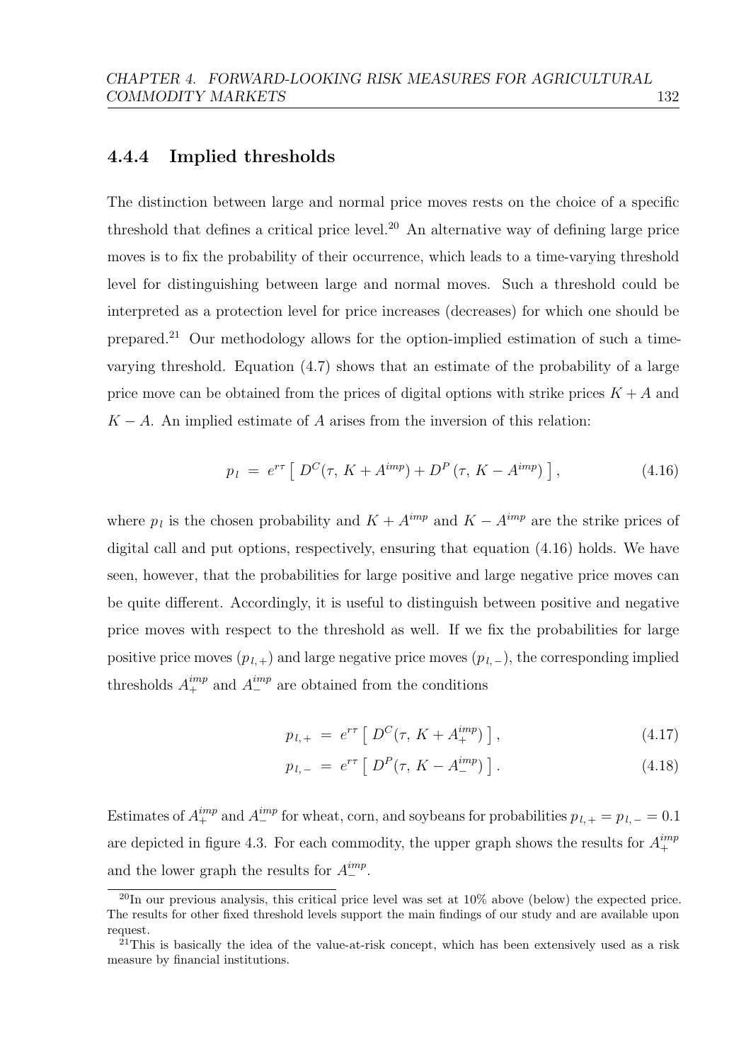### 4.4.4 Implied thresholds

The distinction between large and normal price moves rests on the choice of a specific threshold that defines a critical price level.[20] An alternative way of defining large price moves is to fix the probability of their occurrence, which leads to a time-varying threshold level for distinguishing between large and normal moves. Such a threshold could be interpreted as a protection level for price increases (decreases) for which one should be prepared.[21] Our methodology allows for the option-implied estimation of such a time-varying threshold. Equation (4.7) shows that an estimate of the probability of a large price move can be obtained from the prices of digital options with strike prices $K + A$ and $K - A$. An implied estimate of $A$ arises from the inversion of this relation:

$$p_l \;=\; e^{r\tau} \left[\, D^C(\tau,\, K + A^{imp}) + D^P\left(\tau,\, K - A^{imp}\right) \,\right], \tag{4.16}$$

where $p_l$ is the chosen probability and $K + A^{imp}$ and $K - A^{imp}$ are the strike prices of digital call and put options, respectively, ensuring that equation (4.16) holds. We have seen, however, that the probabilities for large positive and large negative price moves can be quite different. Accordingly, it is useful to distinguish between positive and negative price moves with respect to the threshold as well. If we fix the probabilities for large positive price moves ($p_{l,+}$) and large negative price moves ($p_{l,-}$), the corresponding implied thresholds $A_+^{imp}$ and $A_-^{imp}$ are obtained from the conditions

$$p_{l,+} \;=\; e^{r\tau} \left[\, D^C(\tau,\, K + A_+^{imp}) \,\right], \tag{4.17}$$

$$p_{l,-} \;=\; e^{r\tau} \left[\, D^P(\tau,\, K - A_-^{imp}) \,\right]. \tag{4.18}$$

Estimates of $A_+^{imp}$ and $A_-^{imp}$ for wheat, corn, and soybeans for probabilities $p_{l,+} = p_{l,-} = 0.1$ are depicted in figure 4.3. For each commodity, the upper graph shows the results for $A_+^{imp}$ and the lower graph the results for $A_-^{imp}$.

[20] In our previous analysis, this critical price level was set at 10% above (below) the expected price. The results for other fixed threshold levels support the main findings of our study and are available upon request.

[21] This is basically the idea of the value-at-risk concept, which has been extensively used as a risk measure by financial institutions.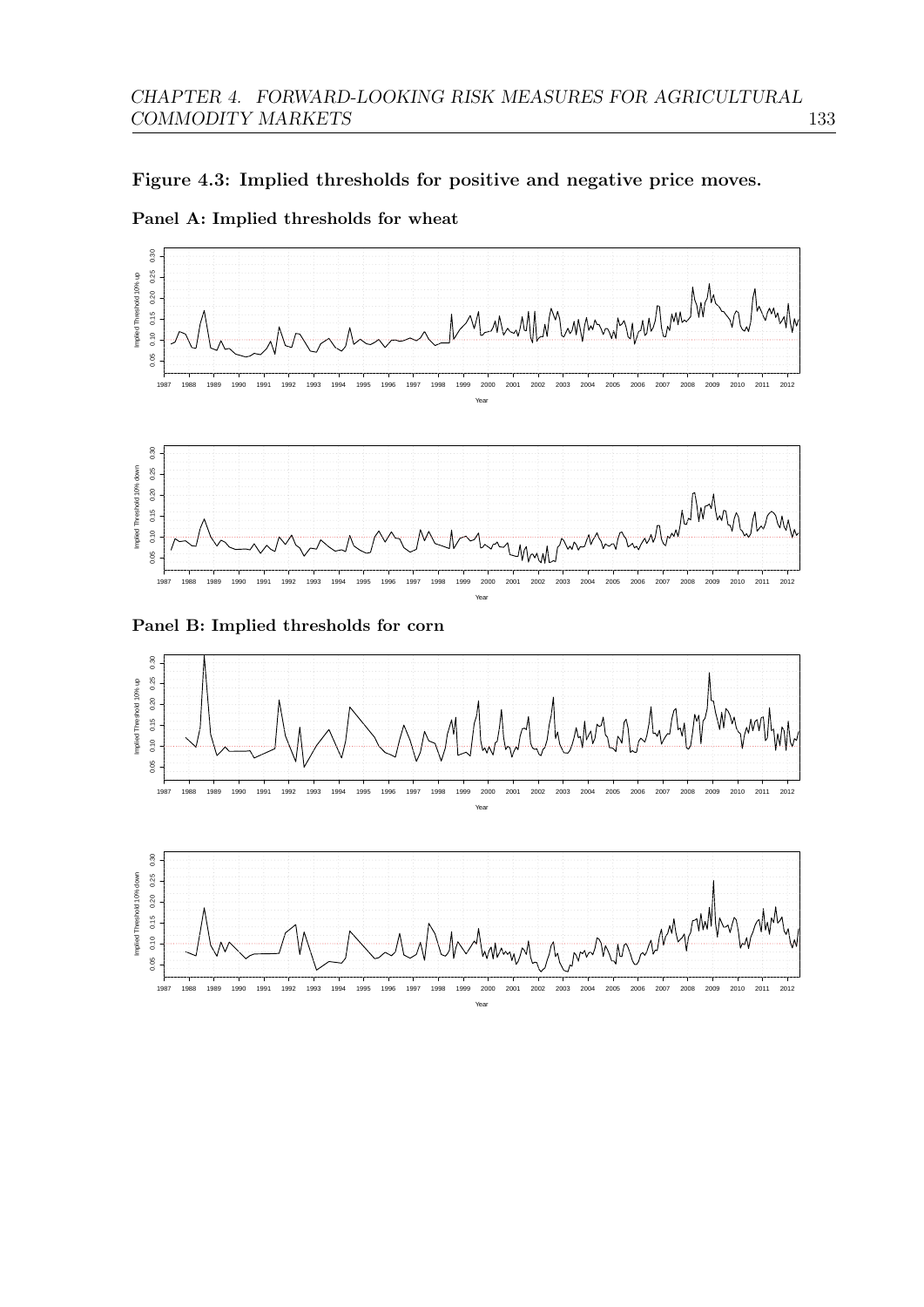**Figure 4.3: Implied thresholds for positive and negative price moves.**

**Panel A: Implied thresholds for wheat**

**Panel B: Implied thresholds for corn**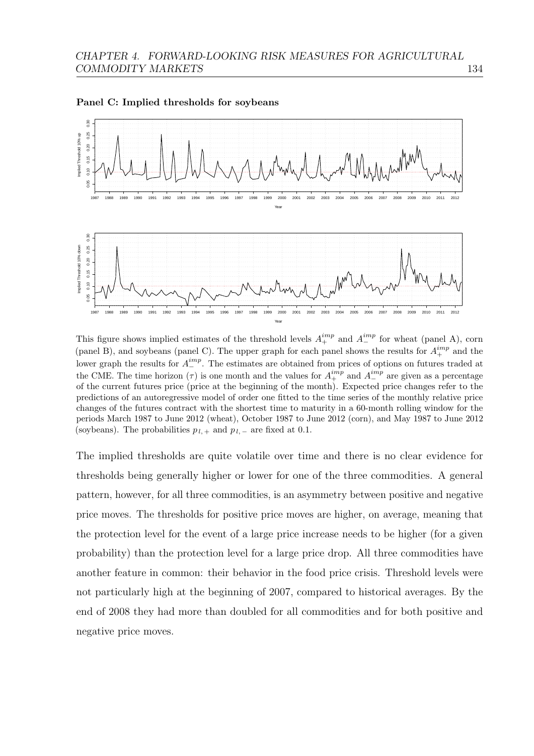**Panel C: Implied thresholds for soybeans**

This figure shows implied estimates of the threshold levels $A_{+}^{imp}$ and $A_{-}^{imp}$ for wheat (panel A), corn (panel B), and soybeans (panel C). The upper graph for each panel shows the results for $A_{+}^{imp}$ and the lower graph the results for $A_{-}^{imp}$. The estimates are obtained from prices of options on futures traded at the CME. The time horizon ($\tau$) is one month and the values for $A_{+}^{imp}$ and $A_{-}^{imp}$ are given as a percentage of the current futures price (price at the beginning of the month). Expected price changes refer to the predictions of an autoregressive model of order one fitted to the time series of the monthly relative price changes of the futures contract with the shortest time to maturity in a 60-month rolling window for the periods March 1987 to June 2012 (wheat), October 1987 to June 2012 (corn), and May 1987 to June 2012 (soybeans). The probabilities $p_{l,+}$ and $p_{l,-}$ are fixed at 0.1.

The implied thresholds are quite volatile over time and there is no clear evidence for thresholds being generally higher or lower for one of the three commodities. A general pattern, however, for all three commodities, is an asymmetry between positive and negative price moves. The thresholds for positive price moves are higher, on average, meaning that the protection level for the event of a large price increase needs to be higher (for a given probability) than the protection level for a large price drop. All three commodities have another feature in common: their behavior in the food price crisis. Threshold levels were not particularly high at the beginning of 2007, compared to historical averages. By the end of 2008 they had more than doubled for all commodities and for both positive and negative price moves.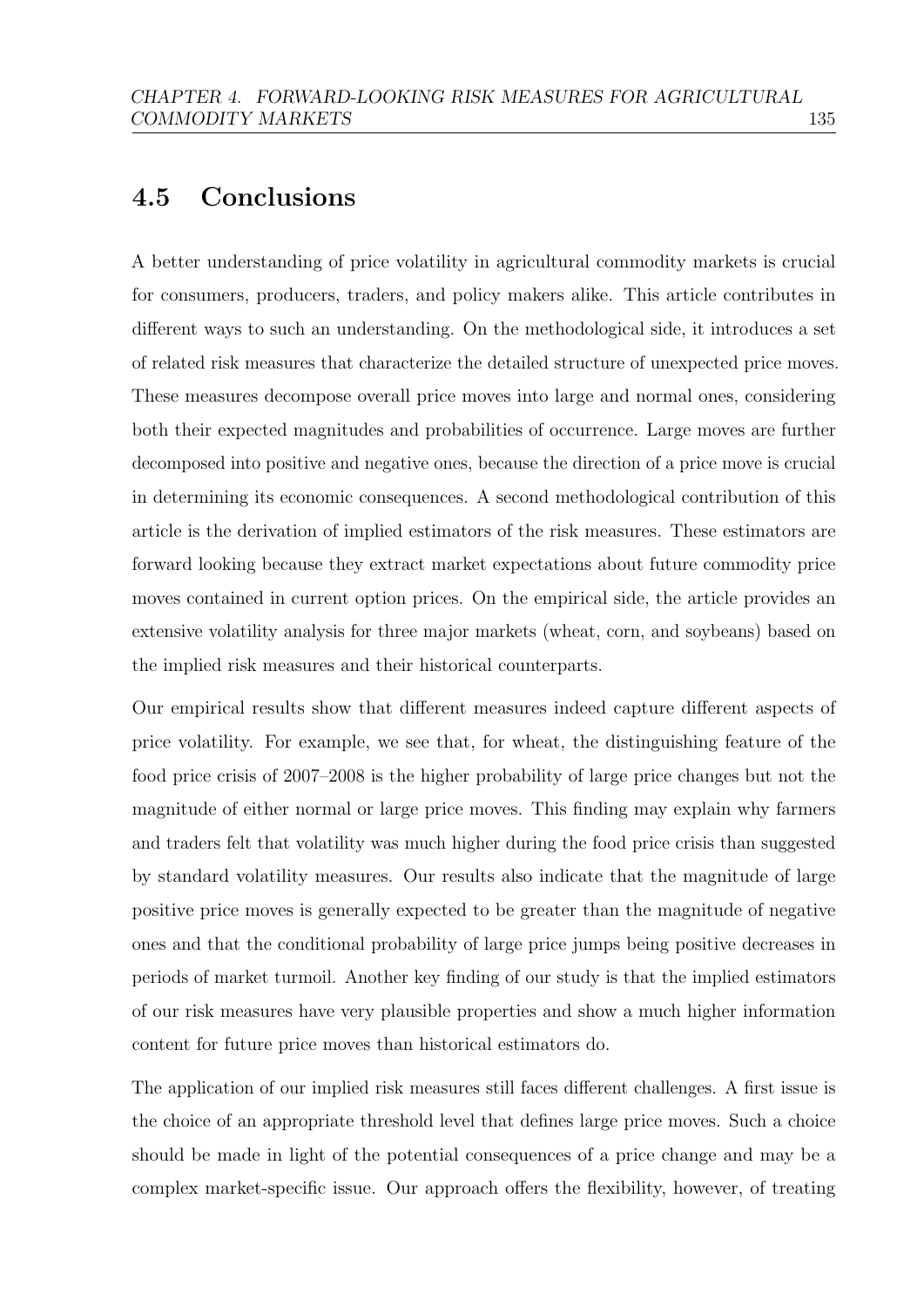## 4.5 Conclusions

A better understanding of price volatility in agricultural commodity markets is crucial for consumers, producers, traders, and policy makers alike. This article contributes in different ways to such an understanding. On the methodological side, it introduces a set of related risk measures that characterize the detailed structure of unexpected price moves. These measures decompose overall price moves into large and normal ones, considering both their expected magnitudes and probabilities of occurrence. Large moves are further decomposed into positive and negative ones, because the direction of a price move is crucial in determining its economic consequences. A second methodological contribution of this article is the derivation of implied estimators of the risk measures. These estimators are forward looking because they extract market expectations about future commodity price moves contained in current option prices. On the empirical side, the article provides an extensive volatility analysis for three major markets (wheat, corn, and soybeans) based on the implied risk measures and their historical counterparts.

Our empirical results show that different measures indeed capture different aspects of price volatility. For example, we see that, for wheat, the distinguishing feature of the food price crisis of 2007–2008 is the higher probability of large price changes but not the magnitude of either normal or large price moves. This finding may explain why farmers and traders felt that volatility was much higher during the food price crisis than suggested by standard volatility measures. Our results also indicate that the magnitude of large positive price moves is generally expected to be greater than the magnitude of negative ones and that the conditional probability of large price jumps being positive decreases in periods of market turmoil. Another key finding of our study is that the implied estimators of our risk measures have very plausible properties and show a much higher information content for future price moves than historical estimators do.

The application of our implied risk measures still faces different challenges. A first issue is the choice of an appropriate threshold level that defines large price moves. Such a choice should be made in light of the potential consequences of a price change and may be a complex market-specific issue. Our approach offers the flexibility, however, of treating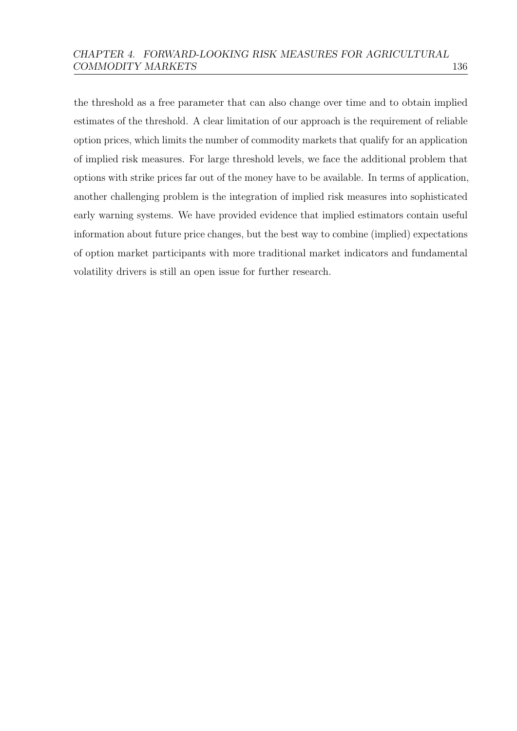the threshold as a free parameter that can also change over time and to obtain implied estimates of the threshold. A clear limitation of our approach is the requirement of reliable option prices, which limits the number of commodity markets that qualify for an application of implied risk measures. For large threshold levels, we face the additional problem that options with strike prices far out of the money have to be available. In terms of application, another challenging problem is the integration of implied risk measures into sophisticated early warning systems. We have provided evidence that implied estimators contain useful information about future price changes, but the best way to combine (implied) expectations of option market participants with more traditional market indicators and fundamental volatility drivers is still an open issue for further research.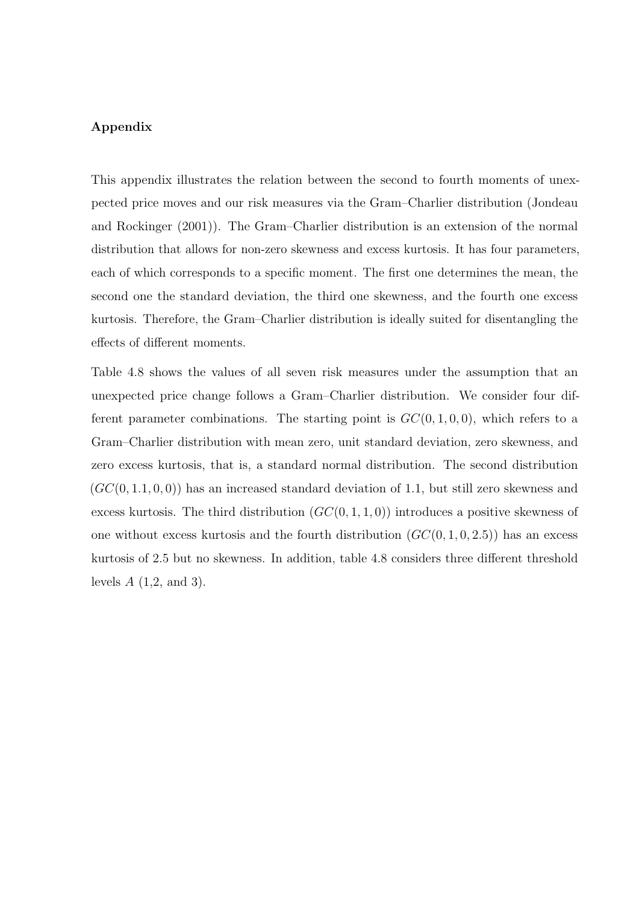**Appendix**

This appendix illustrates the relation between the second to fourth moments of unexpected price moves and our risk measures via the Gram–Charlier distribution (Jondeau and Rockinger (2001)). The Gram–Charlier distribution is an extension of the normal distribution that allows for non-zero skewness and excess kurtosis. It has four parameters, each of which corresponds to a specific moment. The first one determines the mean, the second one the standard deviation, the third one skewness, and the fourth one excess kurtosis. Therefore, the Gram–Charlier distribution is ideally suited for disentangling the effects of different moments.

Table 4.8 shows the values of all seven risk measures under the assumption that an unexpected price change follows a Gram–Charlier distribution. We consider four different parameter combinations. The starting point is $GC(0, 1, 0, 0)$, which refers to a Gram–Charlier distribution with mean zero, unit standard deviation, zero skewness, and zero excess kurtosis, that is, a standard normal distribution. The second distribution ($GC(0, 1.1, 0, 0)$) has an increased standard deviation of 1.1, but still zero skewness and excess kurtosis. The third distribution ($GC(0, 1, 1, 0)$) introduces a positive skewness of one without excess kurtosis and the fourth distribution ($GC(0, 1, 0, 2.5)$) has an excess kurtosis of 2.5 but no skewness. In addition, table 4.8 considers three different threshold levels $A$ (1,2, and 3).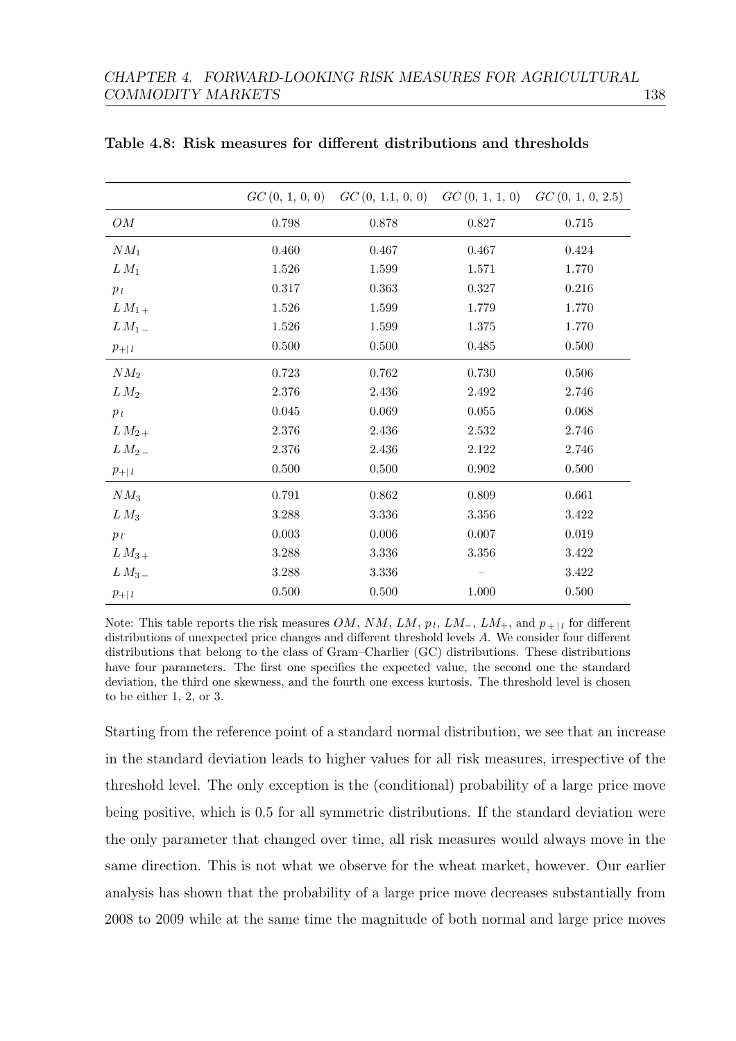**Table 4.8: Risk measures for different distributions and thresholds**

| | $GC\,(0,\,1,\,0,\,0)$ | $GC\,(0,\,1.1,\,0,\,0)$ | $GC\,(0,\,1,\,1,\,0)$ | $GC\,(0,\,1,\,0,\,2.5)$ |
|---|---|---|---|---|
| $OM$ | 0.798 | 0.878 | 0.827 | 0.715 |
| $NM_1$ | 0.460 | 0.467 | 0.467 | 0.424 |
| $LM_1$ | 1.526 | 1.599 | 1.571 | 1.770 |
| $p_l$ | 0.317 | 0.363 | 0.327 | 0.216 |
| $LM_{1+}$ | 1.526 | 1.599 | 1.779 | 1.770 |
| $LM_{1-}$ | 1.526 | 1.599 | 1.375 | 1.770 |
| $p_{+\mid l}$ | 0.500 | 0.500 | 0.485 | 0.500 |
| $NM_2$ | 0.723 | 0.762 | 0.730 | 0.506 |
| $LM_2$ | 2.376 | 2.436 | 2.492 | 2.746 |
| $p_l$ | 0.045 | 0.069 | 0.055 | 0.068 |
| $LM_{2+}$ | 2.376 | 2.436 | 2.532 | 2.746 |
| $LM_{2-}$ | 2.376 | 2.436 | 2.122 | 2.746 |
| $p_{+\mid l}$ | 0.500 | 0.500 | 0.902 | 0.500 |
| $NM_3$ | 0.791 | 0.862 | 0.809 | 0.661 |
| $LM_3$ | 3.288 | 3.336 | 3.356 | 3.422 |
| $p_l$ | 0.003 | 0.006 | 0.007 | 0.019 |
| $LM_{3+}$ | 3.288 | 3.336 | 3.356 | 3.422 |
| $LM_{3-}$ | 3.288 | 3.336 | – | 3.422 |
| $p_{+\mid l}$ | 0.500 | 0.500 | 1.000 | 0.500 |

Note: This table reports the risk measures $OM$, $NM$, $LM$, $p_l$, $LM_-$, $LM_+$, and $p_{+\mid l}$ for different distributions of unexpected price changes and different threshold levels $A$. We consider four different distributions that belong to the class of Gram–Charlier (GC) distributions. These distributions have four parameters. The first one specifies the expected value, the second one the standard deviation, the third one skewness, and the fourth one excess kurtosis. The threshold level is chosen to be either 1, 2, or 3.

Starting from the reference point of a standard normal distribution, we see that an increase in the standard deviation leads to higher values for all risk measures, irrespective of the threshold level. The only exception is the (conditional) probability of a large price move being positive, which is 0.5 for all symmetric distributions. If the standard deviation were the only parameter that changed over time, all risk measures would always move in the same direction. This is not what we observe for the wheat market, however. Our earlier analysis has shown that the probability of a large price move decreases substantially from 2008 to 2009 while at the same time the magnitude of both normal and large price moves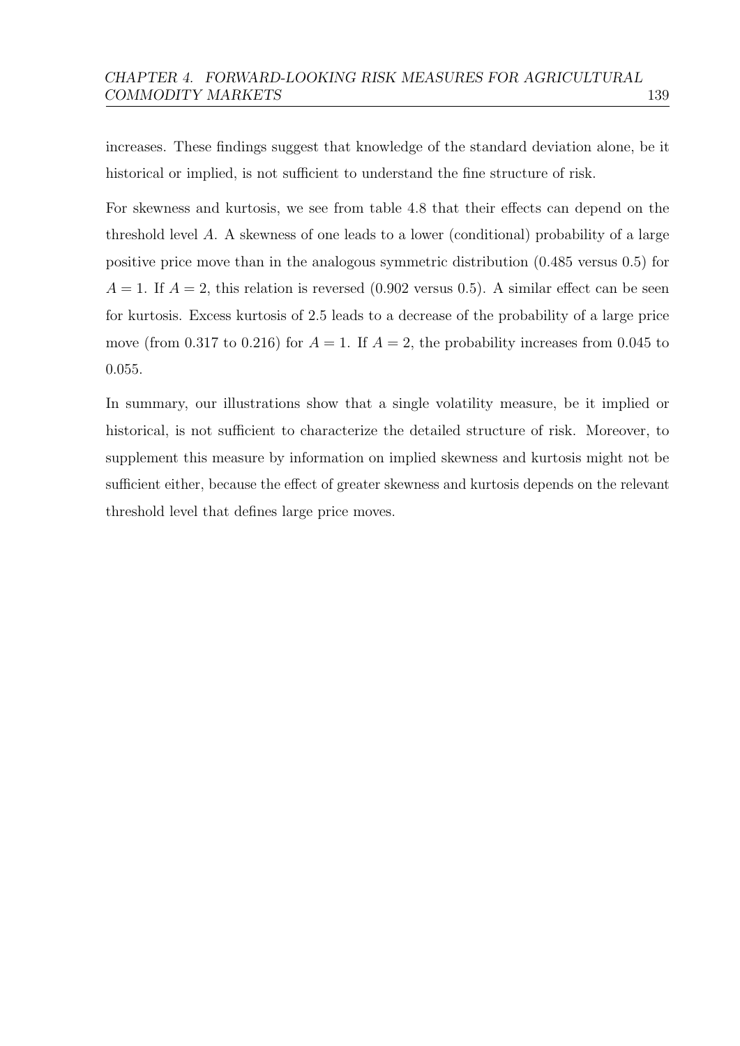increases. These findings suggest that knowledge of the standard deviation alone, be it historical or implied, is not sufficient to understand the fine structure of risk.

For skewness and kurtosis, we see from table 4.8 that their effects can depend on the threshold level $A$. A skewness of one leads to a lower (conditional) probability of a large positive price move than in the analogous symmetric distribution (0.485 versus 0.5) for $A = 1$. If $A = 2$, this relation is reversed (0.902 versus 0.5). A similar effect can be seen for kurtosis. Excess kurtosis of 2.5 leads to a decrease of the probability of a large price move (from 0.317 to 0.216) for $A = 1$. If $A = 2$, the probability increases from 0.045 to 0.055.

In summary, our illustrations show that a single volatility measure, be it implied or historical, is not sufficient to characterize the detailed structure of risk. Moreover, to supplement this measure by information on implied skewness and kurtosis might not be sufficient either, because the effect of greater skewness and kurtosis depends on the relevant threshold level that defines large price moves.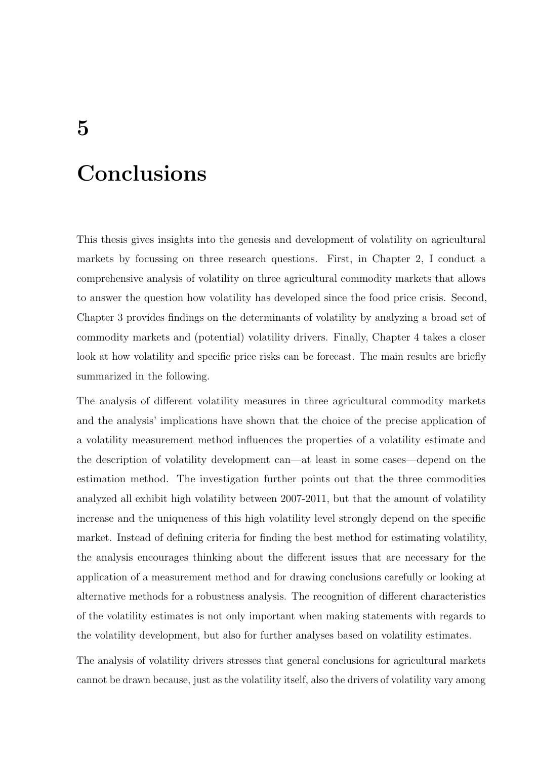# 5

# Conclusions

This thesis gives insights into the genesis and development of volatility on agricultural markets by focussing on three research questions. First, in Chapter 2, I conduct a comprehensive analysis of volatility on three agricultural commodity markets that allows to answer the question how volatility has developed since the food price crisis. Second, Chapter 3 provides findings on the determinants of volatility by analyzing a broad set of commodity markets and (potential) volatility drivers. Finally, Chapter 4 takes a closer look at how volatility and specific price risks can be forecast. The main results are briefly summarized in the following.

The analysis of different volatility measures in three agricultural commodity markets and the analysis' implications have shown that the choice of the precise application of a volatility measurement method influences the properties of a volatility estimate and the description of volatility development can—at least in some cases—depend on the estimation method. The investigation further points out that the three commodities analyzed all exhibit high volatility between 2007-2011, but that the amount of volatility increase and the uniqueness of this high volatility level strongly depend on the specific market. Instead of defining criteria for finding the best method for estimating volatility, the analysis encourages thinking about the different issues that are necessary for the application of a measurement method and for drawing conclusions carefully or looking at alternative methods for a robustness analysis. The recognition of different characteristics of the volatility estimates is not only important when making statements with regards to the volatility development, but also for further analyses based on volatility estimates.

The analysis of volatility drivers stresses that general conclusions for agricultural markets cannot be drawn because, just as the volatility itself, also the drivers of volatility vary among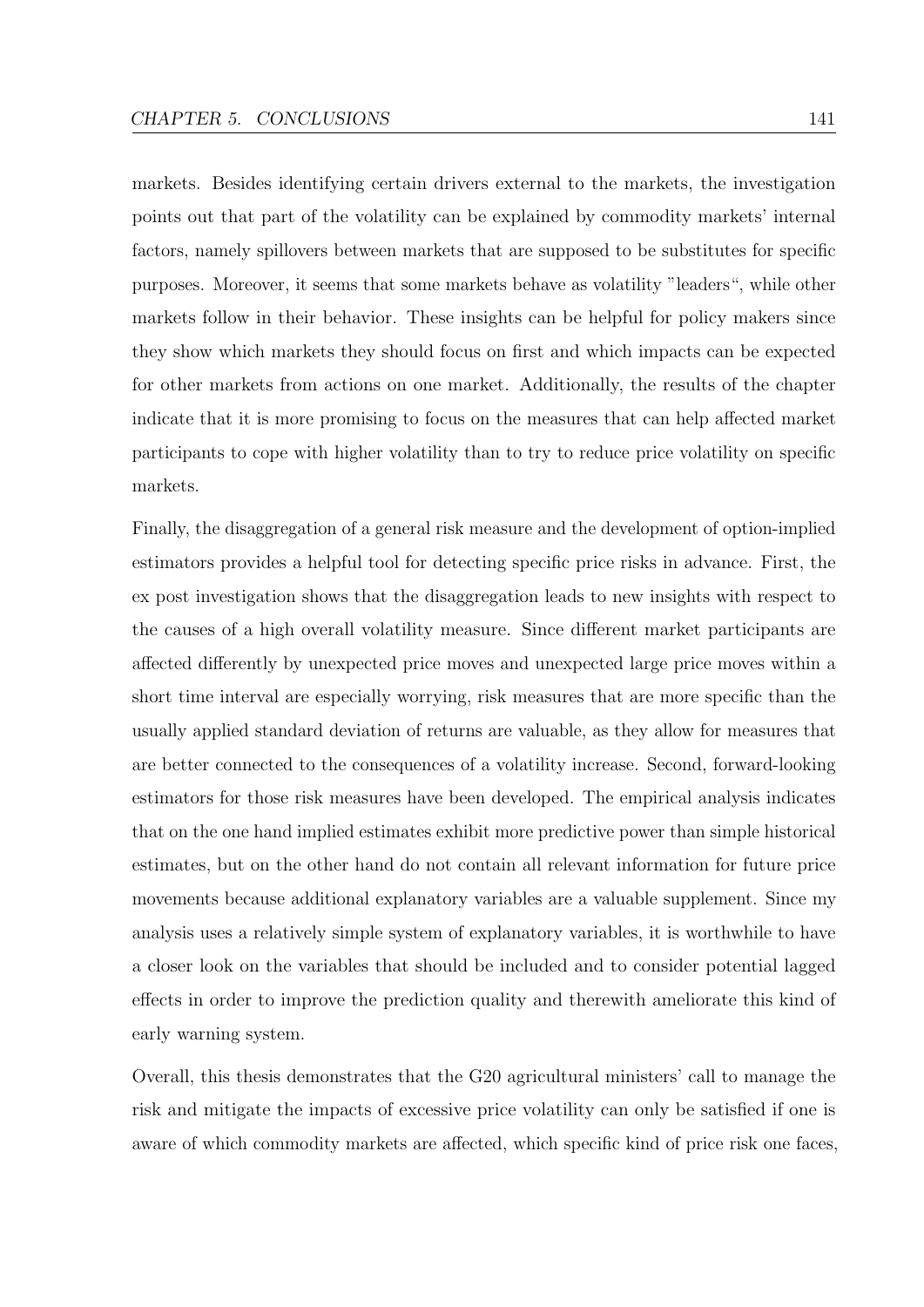markets. Besides identifying certain drivers external to the markets, the investigation points out that part of the volatility can be explained by commodity markets' internal factors, namely spillovers between markets that are supposed to be substitutes for specific purposes. Moreover, it seems that some markets behave as volatility "leaders", while other markets follow in their behavior. These insights can be helpful for policy makers since they show which markets they should focus on first and which impacts can be expected for other markets from actions on one market. Additionally, the results of the chapter indicate that it is more promising to focus on the measures that can help affected market participants to cope with higher volatility than to try to reduce price volatility on specific markets.

Finally, the disaggregation of a general risk measure and the development of option-implied estimators provides a helpful tool for detecting specific price risks in advance. First, the ex post investigation shows that the disaggregation leads to new insights with respect to the causes of a high overall volatility measure. Since different market participants are affected differently by unexpected price moves and unexpected large price moves within a short time interval are especially worrying, risk measures that are more specific than the usually applied standard deviation of returns are valuable, as they allow for measures that are better connected to the consequences of a volatility increase. Second, forward-looking estimators for those risk measures have been developed. The empirical analysis indicates that on the one hand implied estimates exhibit more predictive power than simple historical estimates, but on the other hand do not contain all relevant information for future price movements because additional explanatory variables are a valuable supplement. Since my analysis uses a relatively simple system of explanatory variables, it is worthwhile to have a closer look on the variables that should be included and to consider potential lagged effects in order to improve the prediction quality and therewith ameliorate this kind of early warning system.

Overall, this thesis demonstrates that the G20 agricultural ministers' call to manage the risk and mitigate the impacts of excessive price volatility can only be satisfied if one is aware of which commodity markets are affected, which specific kind of price risk one faces,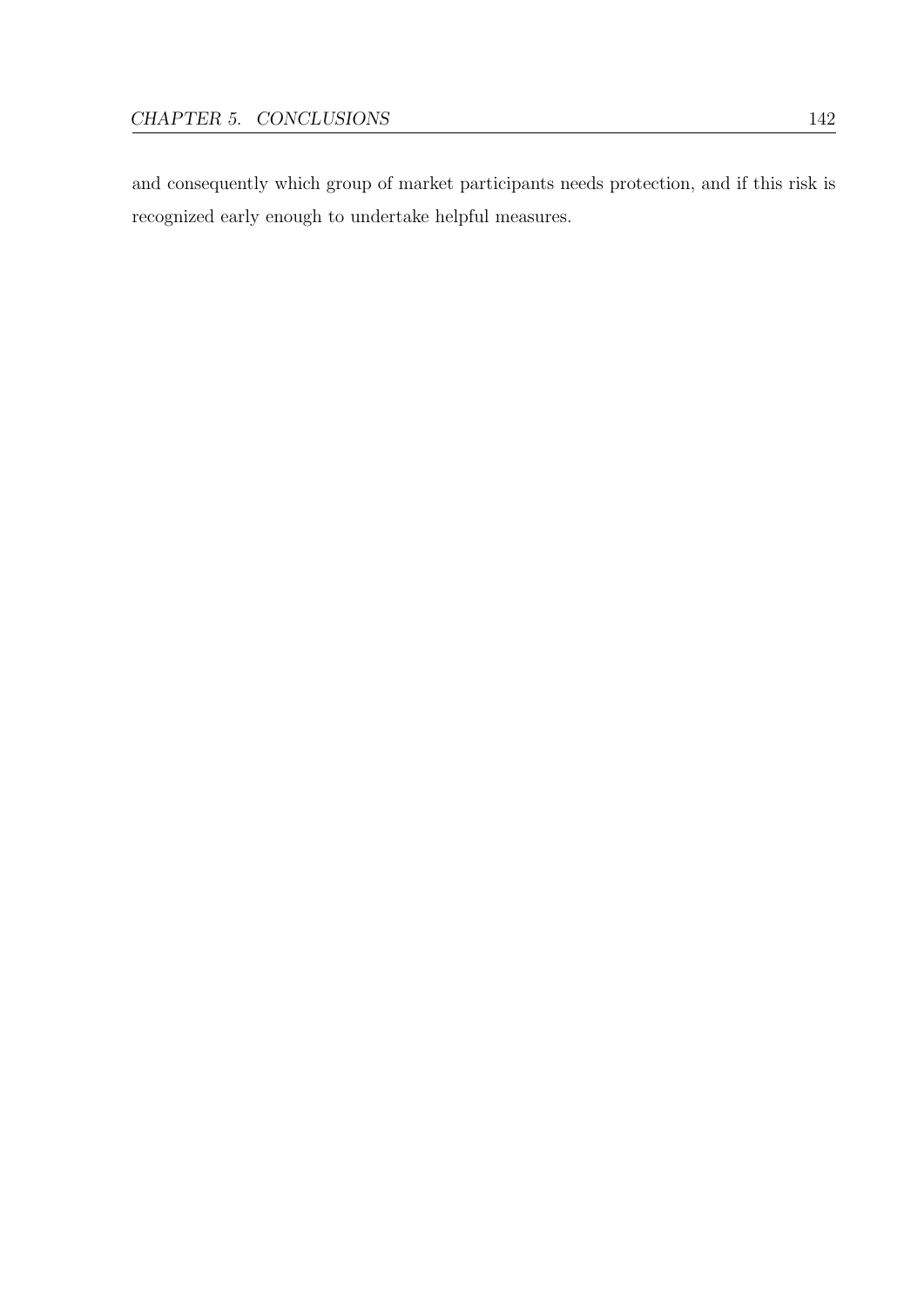and consequently which group of market participants needs protection, and if this risk is recognized early enough to undertake helpful measures.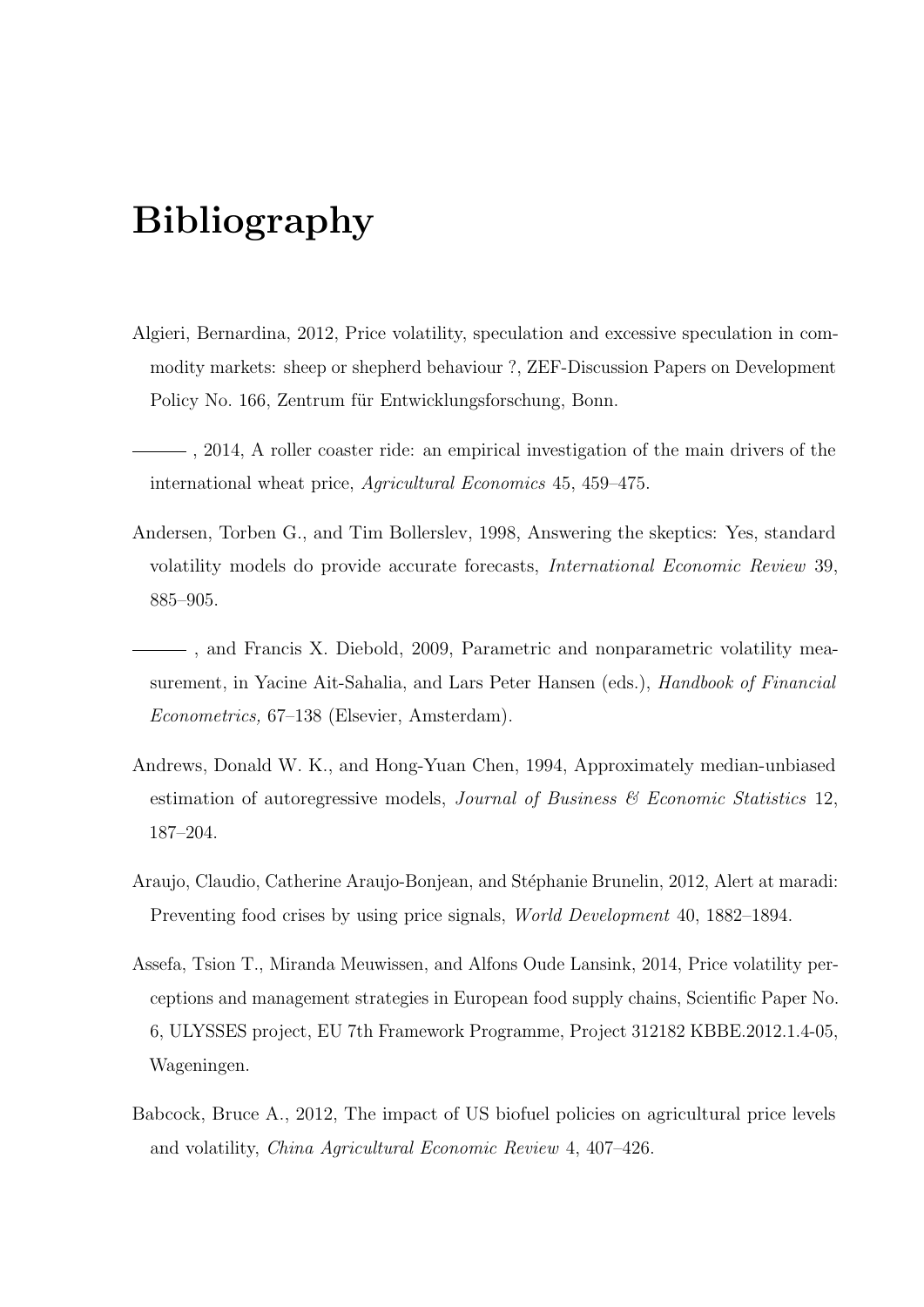# Bibliography

Algieri, Bernardina, 2012, Price volatility, speculation and excessive speculation in commodity markets: sheep or shepherd behaviour ?, ZEF-Discussion Papers on Development Policy No. 166, Zentrum für Entwicklungsforschung, Bonn.

———, 2014, A roller coaster ride: an empirical investigation of the main drivers of the international wheat price, *Agricultural Economics* 45, 459–475.

Andersen, Torben G., and Tim Bollerslev, 1998, Answering the skeptics: Yes, standard volatility models do provide accurate forecasts, *International Economic Review* 39, 885–905.

———, and Francis X. Diebold, 2009, Parametric and nonparametric volatility measurement, in Yacine Ait-Sahalia, and Lars Peter Hansen (eds.), *Handbook of Financial Econometrics,* 67–138 (Elsevier, Amsterdam).

Andrews, Donald W. K., and Hong-Yuan Chen, 1994, Approximately median-unbiased estimation of autoregressive models, *Journal of Business & Economic Statistics* 12, 187–204.

Araujo, Claudio, Catherine Araujo-Bonjean, and Stéphanie Brunelin, 2012, Alert at maradi: Preventing food crises by using price signals, *World Development* 40, 1882–1894.

Assefa, Tsion T., Miranda Meuwissen, and Alfons Oude Lansink, 2014, Price volatility perceptions and management strategies in European food supply chains, Scientific Paper No. 6, ULYSSES project, EU 7th Framework Programme, Project 312182 KBBE.2012.1.4-05, Wageningen.

Babcock, Bruce A., 2012, The impact of US biofuel policies on agricultural price levels and volatility, *China Agricultural Economic Review* 4, 407–426.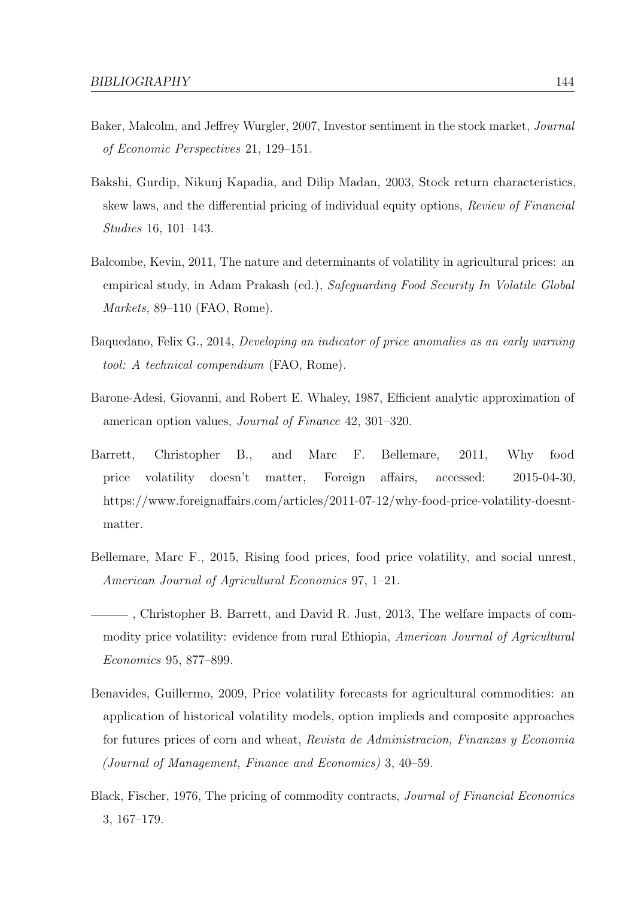Baker, Malcolm, and Jeffrey Wurgler, 2007, Investor sentiment in the stock market, *Journal of Economic Perspectives* 21, 129–151.

Bakshi, Gurdip, Nikunj Kapadia, and Dilip Madan, 2003, Stock return characteristics, skew laws, and the differential pricing of individual equity options, *Review of Financial Studies* 16, 101–143.

Balcombe, Kevin, 2011, The nature and determinants of volatility in agricultural prices: an empirical study, in Adam Prakash (ed.), *Safeguarding Food Security In Volatile Global Markets,* 89–110 (FAO, Rome).

Baquedano, Felix G., 2014, *Developing an indicator of price anomalies as an early warning tool: A technical compendium* (FAO, Rome).

Barone-Adesi, Giovanni, and Robert E. Whaley, 1987, Efficient analytic approximation of american option values, *Journal of Finance* 42, 301–320.

Barrett, Christopher B., and Marc F. Bellemare, 2011, Why food price volatility doesn't matter, Foreign affairs, accessed: 2015-04-30, https://www.foreignaffairs.com/articles/2011-07-12/why-food-price-volatility-doesnt-matter.

Bellemare, Marc F., 2015, Rising food prices, food price volatility, and social unrest, *American Journal of Agricultural Economics* 97, 1–21.

———, Christopher B. Barrett, and David R. Just, 2013, The welfare impacts of commodity price volatility: evidence from rural Ethiopia, *American Journal of Agricultural Economics* 95, 877–899.

Benavides, Guillermo, 2009, Price volatility forecasts for agricultural commodities: an application of historical volatility models, option implieds and composite approaches for futures prices of corn and wheat, *Revista de Administracion, Finanzas y Economia (Journal of Management, Finance and Economics)* 3, 40–59.

Black, Fischer, 1976, The pricing of commodity contracts, *Journal of Financial Economics* 3, 167–179.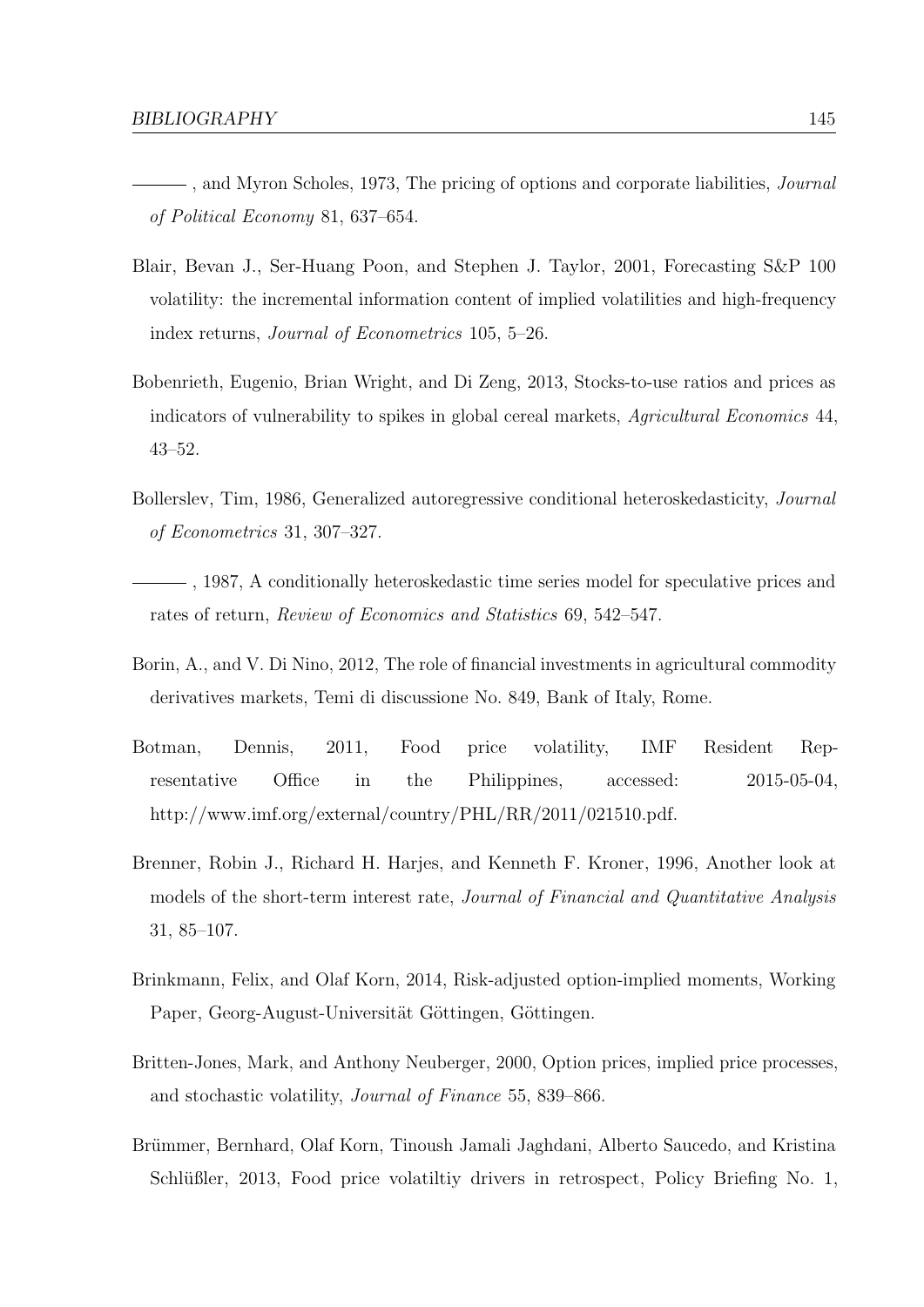———, and Myron Scholes, 1973, The pricing of options and corporate liabilities, *Journal of Political Economy* 81, 637–654.

Blair, Bevan J., Ser-Huang Poon, and Stephen J. Taylor, 2001, Forecasting S&P 100 volatility: the incremental information content of implied volatilities and high-frequency index returns, *Journal of Econometrics* 105, 5–26.

Bobenrieth, Eugenio, Brian Wright, and Di Zeng, 2013, Stocks-to-use ratios and prices as indicators of vulnerability to spikes in global cereal markets, *Agricultural Economics* 44, 43–52.

Bollerslev, Tim, 1986, Generalized autoregressive conditional heteroskedasticity, *Journal of Econometrics* 31, 307–327.

———, 1987, A conditionally heteroskedastic time series model for speculative prices and rates of return, *Review of Economics and Statistics* 69, 542–547.

Borin, A., and V. Di Nino, 2012, The role of financial investments in agricultural commodity derivatives markets, Temi di discussione No. 849, Bank of Italy, Rome.

Botman, Dennis, 2011, Food price volatility, IMF Resident Representative Office in the Philippines, accessed: 2015-05-04, http://www.imf.org/external/country/PHL/RR/2011/021510.pdf.

Brenner, Robin J., Richard H. Harjes, and Kenneth F. Kroner, 1996, Another look at models of the short-term interest rate, *Journal of Financial and Quantitative Analysis* 31, 85–107.

Brinkmann, Felix, and Olaf Korn, 2014, Risk-adjusted option-implied moments, Working Paper, Georg-August-Universität Göttingen, Göttingen.

Britten-Jones, Mark, and Anthony Neuberger, 2000, Option prices, implied price processes, and stochastic volatility, *Journal of Finance* 55, 839–866.

Brümmer, Bernhard, Olaf Korn, Tinoush Jamali Jaghdani, Alberto Saucedo, and Kristina Schlüßler, 2013, Food price volatiltiy drivers in retrospect, Policy Briefing No. 1,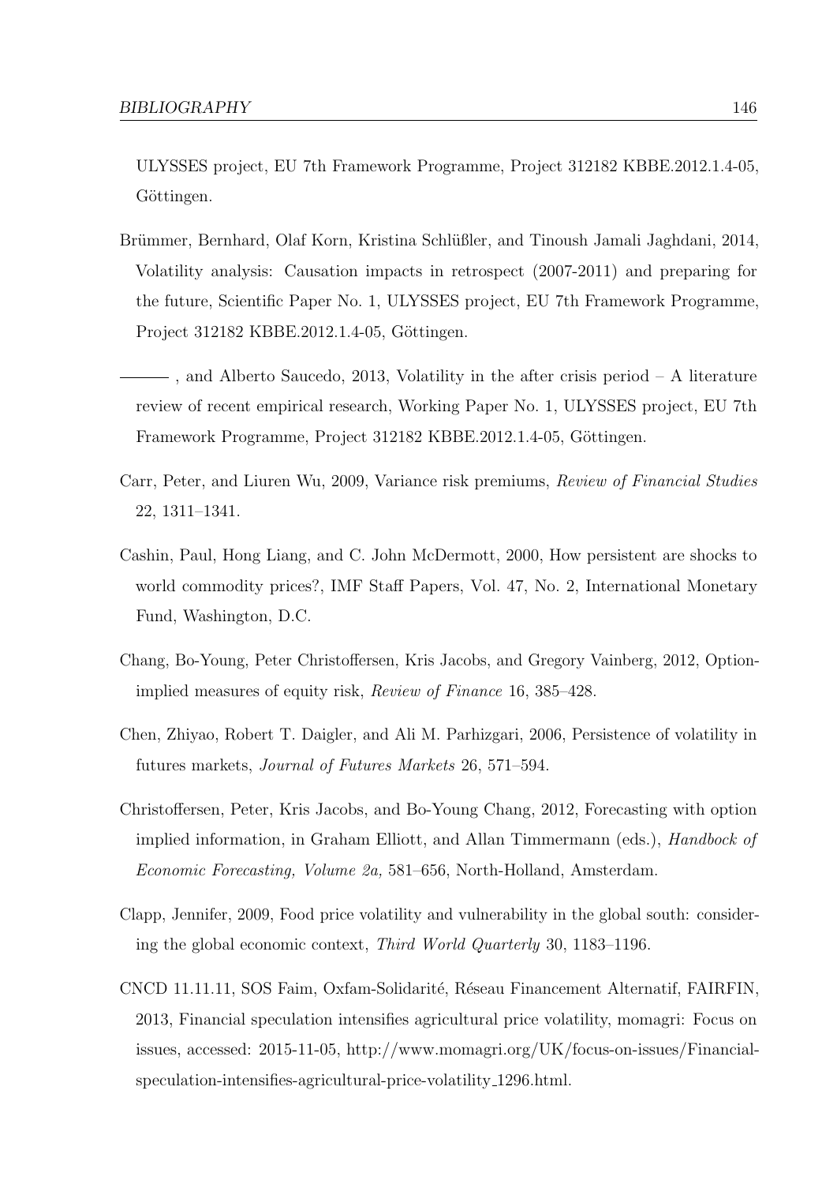ULYSSES project, EU 7th Framework Programme, Project 312182 KBBE.2012.1.4-05, Göttingen.

Brümmer, Bernhard, Olaf Korn, Kristina Schlüßler, and Tinoush Jamali Jaghdani, 2014, Volatility analysis: Causation impacts in retrospect (2007-2011) and preparing for the future, Scientific Paper No. 1, ULYSSES project, EU 7th Framework Programme, Project 312182 KBBE.2012.1.4-05, Göttingen.

———, and Alberto Saucedo, 2013, Volatility in the after crisis period – A literature review of recent empirical research, Working Paper No. 1, ULYSSES project, EU 7th Framework Programme, Project 312182 KBBE.2012.1.4-05, Göttingen.

Carr, Peter, and Liuren Wu, 2009, Variance risk premiums, *Review of Financial Studies* 22, 1311–1341.

Cashin, Paul, Hong Liang, and C. John McDermott, 2000, How persistent are shocks to world commodity prices?, IMF Staff Papers, Vol. 47, No. 2, International Monetary Fund, Washington, D.C.

Chang, Bo-Young, Peter Christoffersen, Kris Jacobs, and Gregory Vainberg, 2012, Option-implied measures of equity risk, *Review of Finance* 16, 385–428.

Chen, Zhiyao, Robert T. Daigler, and Ali M. Parhizgari, 2006, Persistence of volatility in futures markets, *Journal of Futures Markets* 26, 571–594.

Christoffersen, Peter, Kris Jacobs, and Bo-Young Chang, 2012, Forecasting with option implied information, in Graham Elliott, and Allan Timmermann (eds.), *Handbock of Economic Forecasting, Volume 2a,* 581–656, North-Holland, Amsterdam.

Clapp, Jennifer, 2009, Food price volatility and vulnerability in the global south: considering the global economic context, *Third World Quarterly* 30, 1183–1196.

CNCD 11.11.11, SOS Faim, Oxfam-Solidarité, Réseau Financement Alternatif, FAIRFIN, 2013, Financial speculation intensifies agricultural price volatility, momagri: Focus on issues, accessed: 2015-11-05, http://www.momagri.org/UK/focus-on-issues/Financial-speculation-intensifies-agricultural-price-volatility_1296.html.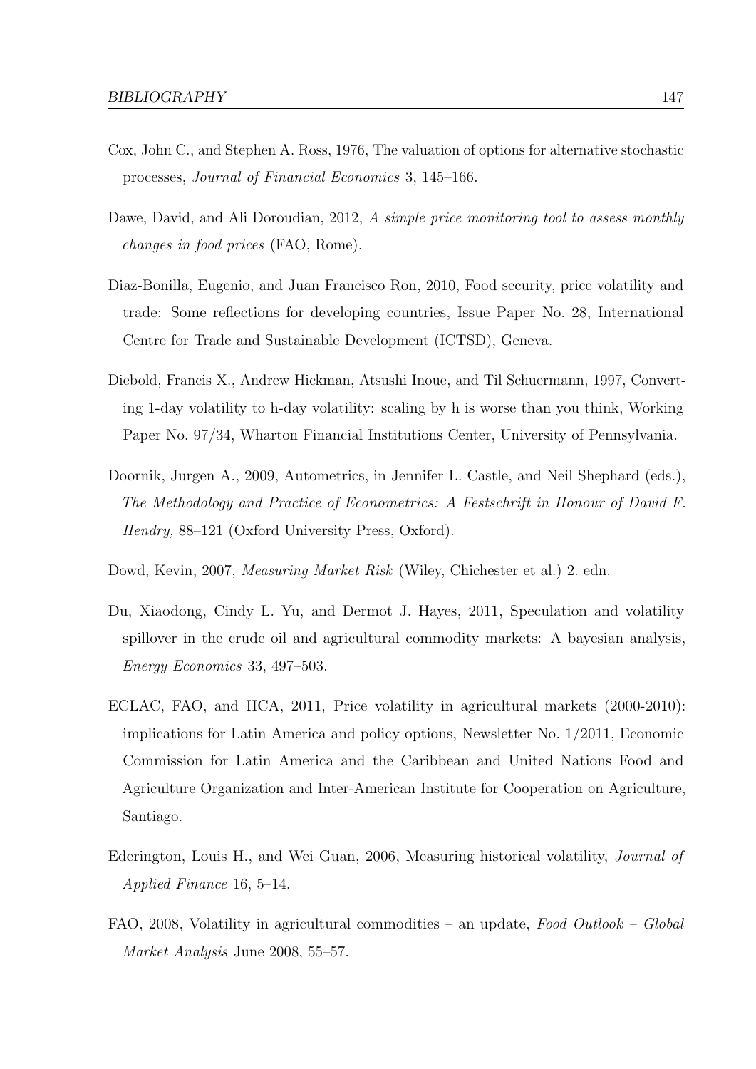Cox, John C., and Stephen A. Ross, 1976, The valuation of options for alternative stochastic processes, *Journal of Financial Economics* 3, 145–166.

Dawe, David, and Ali Doroudian, 2012, *A simple price monitoring tool to assess monthly changes in food prices* (FAO, Rome).

Diaz-Bonilla, Eugenio, and Juan Francisco Ron, 2010, Food security, price volatility and trade: Some reflections for developing countries, Issue Paper No. 28, International Centre for Trade and Sustainable Development (ICTSD), Geneva.

Diebold, Francis X., Andrew Hickman, Atsushi Inoue, and Til Schuermann, 1997, Converting 1-day volatility to h-day volatility: scaling by h is worse than you think, Working Paper No. 97/34, Wharton Financial Institutions Center, University of Pennsylvania.

Doornik, Jurgen A., 2009, Autometrics, in Jennifer L. Castle, and Neil Shephard (eds.), *The Methodology and Practice of Econometrics: A Festschrift in Honour of David F. Hendry,* 88–121 (Oxford University Press, Oxford).

Dowd, Kevin, 2007, *Measuring Market Risk* (Wiley, Chichester et al.) 2. edn.

Du, Xiaodong, Cindy L. Yu, and Dermot J. Hayes, 2011, Speculation and volatility spillover in the crude oil and agricultural commodity markets: A bayesian analysis, *Energy Economics* 33, 497–503.

ECLAC, FAO, and IICA, 2011, Price volatility in agricultural markets (2000-2010): implications for Latin America and policy options, Newsletter No. 1/2011, Economic Commission for Latin America and the Caribbean and United Nations Food and Agriculture Organization and Inter-American Institute for Cooperation on Agriculture, Santiago.

Ederington, Louis H., and Wei Guan, 2006, Measuring historical volatility, *Journal of Applied Finance* 16, 5–14.

FAO, 2008, Volatility in agricultural commodities – an update, *Food Outlook – Global Market Analysis* June 2008, 55–57.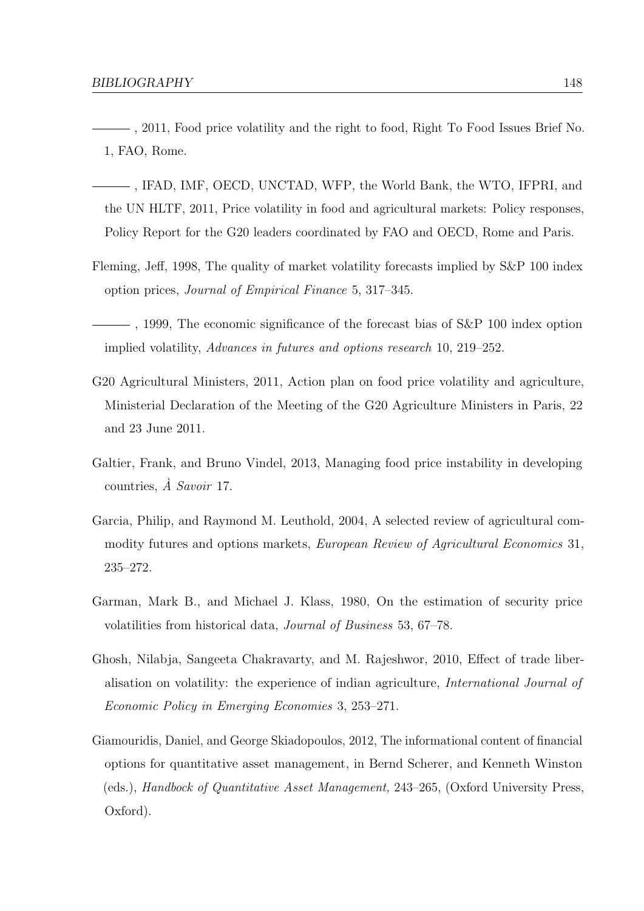——— , 2011, Food price volatility and the right to food, Right To Food Issues Brief No. 1, FAO, Rome.

——— , IFAD, IMF, OECD, UNCTAD, WFP, the World Bank, the WTO, IFPRI, and the UN HLTF, 2011, Price volatility in food and agricultural markets: Policy responses, Policy Report for the G20 leaders coordinated by FAO and OECD, Rome and Paris.

Fleming, Jeff, 1998, The quality of market volatility forecasts implied by S&P 100 index option prices, *Journal of Empirical Finance* 5, 317–345.

——— , 1999, The economic significance of the forecast bias of S&P 100 index option implied volatility, *Advances in futures and options research* 10, 219–252.

G20 Agricultural Ministers, 2011, Action plan on food price volatility and agriculture, Ministerial Declaration of the Meeting of the G20 Agriculture Ministers in Paris, 22 and 23 June 2011.

Galtier, Frank, and Bruno Vindel, 2013, Managing food price instability in developing countries, *À Savoir* 17.

Garcia, Philip, and Raymond M. Leuthold, 2004, A selected review of agricultural commodity futures and options markets, *European Review of Agricultural Economics* 31, 235–272.

Garman, Mark B., and Michael J. Klass, 1980, On the estimation of security price volatilities from historical data, *Journal of Business* 53, 67–78.

Ghosh, Nilabja, Sangeeta Chakravarty, and M. Rajeshwor, 2010, Effect of trade liberalisation on volatility: the experience of indian agriculture, *International Journal of Economic Policy in Emerging Economies* 3, 253–271.

Giamouridis, Daniel, and George Skiadopoulos, 2012, The informational content of financial options for quantitative asset management, in Bernd Scherer, and Kenneth Winston (eds.), *Handbock of Quantitative Asset Management,* 243–265, (Oxford University Press, Oxford).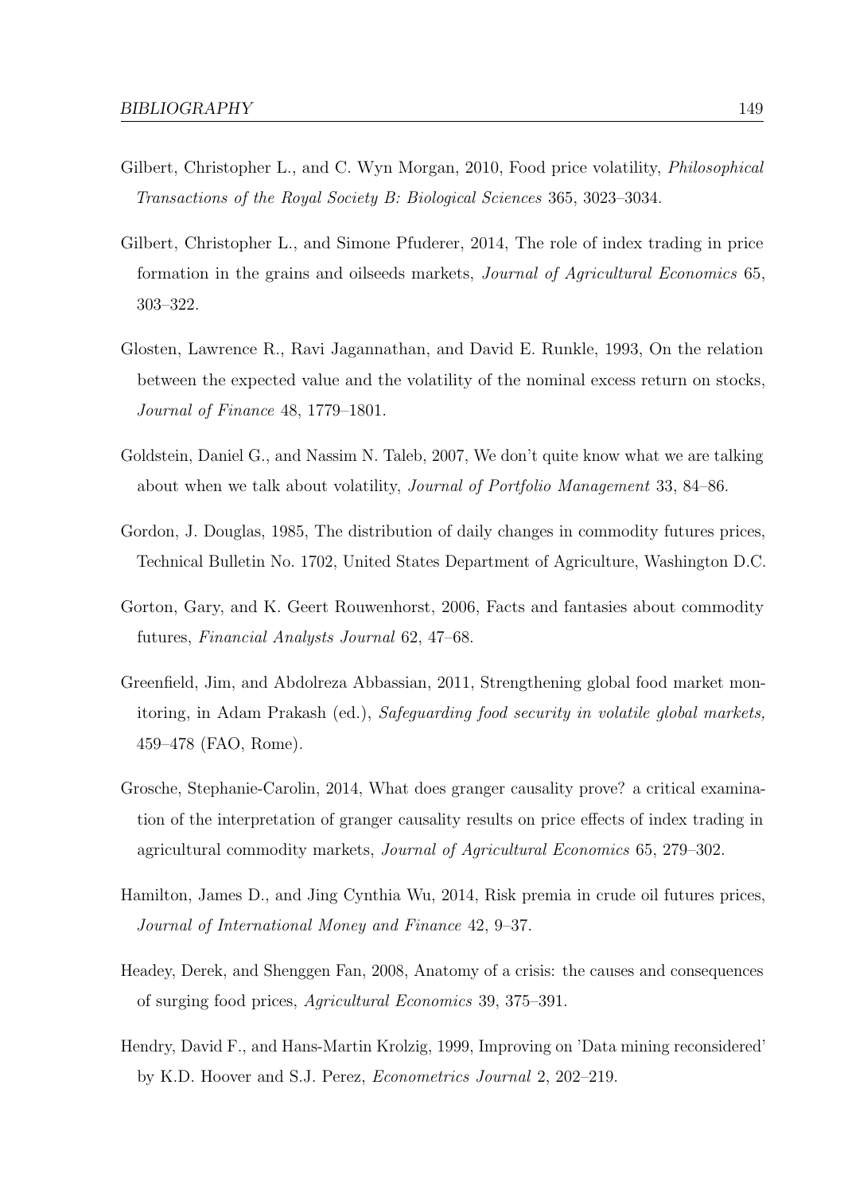Gilbert, Christopher L., and C. Wyn Morgan, 2010, Food price volatility, *Philosophical Transactions of the Royal Society B: Biological Sciences* 365, 3023–3034.

Gilbert, Christopher L., and Simone Pfuderer, 2014, The role of index trading in price formation in the grains and oilseeds markets, *Journal of Agricultural Economics* 65, 303–322.

Glosten, Lawrence R., Ravi Jagannathan, and David E. Runkle, 1993, On the relation between the expected value and the volatility of the nominal excess return on stocks, *Journal of Finance* 48, 1779–1801.

Goldstein, Daniel G., and Nassim N. Taleb, 2007, We don't quite know what we are talking about when we talk about volatility, *Journal of Portfolio Management* 33, 84–86.

Gordon, J. Douglas, 1985, The distribution of daily changes in commodity futures prices, Technical Bulletin No. 1702, United States Department of Agriculture, Washington D.C.

Gorton, Gary, and K. Geert Rouwenhorst, 2006, Facts and fantasies about commodity futures, *Financial Analysts Journal* 62, 47–68.

Greenfield, Jim, and Abdolreza Abbassian, 2011, Strengthening global food market monitoring, in Adam Prakash (ed.), *Safeguarding food security in volatile global markets,* 459–478 (FAO, Rome).

Grosche, Stephanie-Carolin, 2014, What does granger causality prove? a critical examination of the interpretation of granger causality results on price effects of index trading in agricultural commodity markets, *Journal of Agricultural Economics* 65, 279–302.

Hamilton, James D., and Jing Cynthia Wu, 2014, Risk premia in crude oil futures prices, *Journal of International Money and Finance* 42, 9–37.

Headey, Derek, and Shenggen Fan, 2008, Anatomy of a crisis: the causes and consequences of surging food prices, *Agricultural Economics* 39, 375–391.

Hendry, David F., and Hans-Martin Krolzig, 1999, Improving on 'Data mining reconsidered' by K.D. Hoover and S.J. Perez, *Econometrics Journal* 2, 202–219.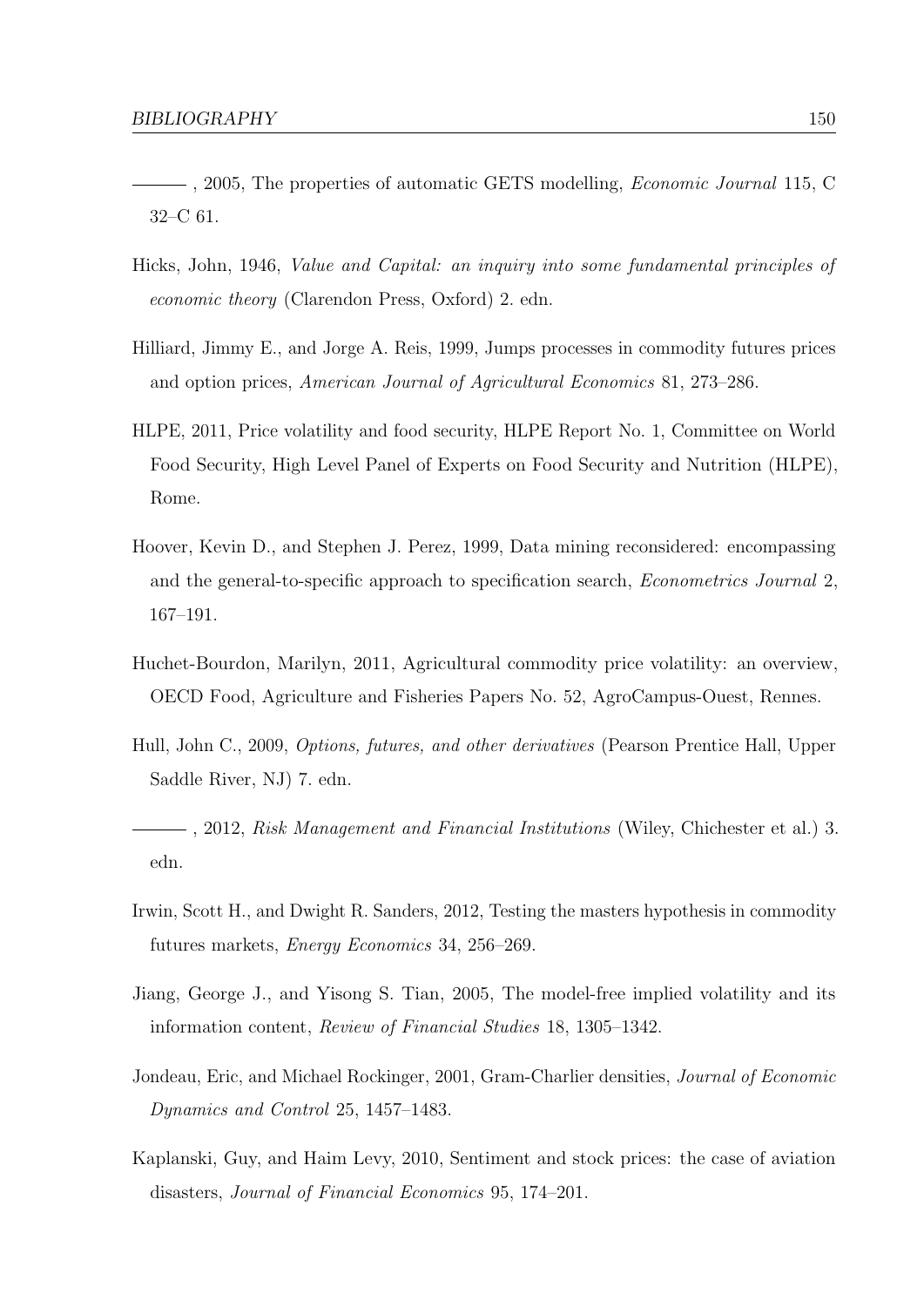——— , 2005, The properties of automatic GETS modelling, *Economic Journal* 115, C 32–C 61.

Hicks, John, 1946, *Value and Capital: an inquiry into some fundamental principles of economic theory* (Clarendon Press, Oxford) 2. edn.

Hilliard, Jimmy E., and Jorge A. Reis, 1999, Jumps processes in commodity futures prices and option prices, *American Journal of Agricultural Economics* 81, 273–286.

HLPE, 2011, Price volatility and food security, HLPE Report No. 1, Committee on World Food Security, High Level Panel of Experts on Food Security and Nutrition (HLPE), Rome.

Hoover, Kevin D., and Stephen J. Perez, 1999, Data mining reconsidered: encompassing and the general-to-specific approach to specification search, *Econometrics Journal* 2, 167–191.

Huchet-Bourdon, Marilyn, 2011, Agricultural commodity price volatility: an overview, OECD Food, Agriculture and Fisheries Papers No. 52, AgroCampus-Ouest, Rennes.

Hull, John C., 2009, *Options, futures, and other derivatives* (Pearson Prentice Hall, Upper Saddle River, NJ) 7. edn.

——— , 2012, *Risk Management and Financial Institutions* (Wiley, Chichester et al.) 3. edn.

Irwin, Scott H., and Dwight R. Sanders, 2012, Testing the masters hypothesis in commodity futures markets, *Energy Economics* 34, 256–269.

Jiang, George J., and Yisong S. Tian, 2005, The model-free implied volatility and its information content, *Review of Financial Studies* 18, 1305–1342.

Jondeau, Eric, and Michael Rockinger, 2001, Gram-Charlier densities, *Journal of Economic Dynamics and Control* 25, 1457–1483.

Kaplanski, Guy, and Haim Levy, 2010, Sentiment and stock prices: the case of aviation disasters, *Journal of Financial Economics* 95, 174–201.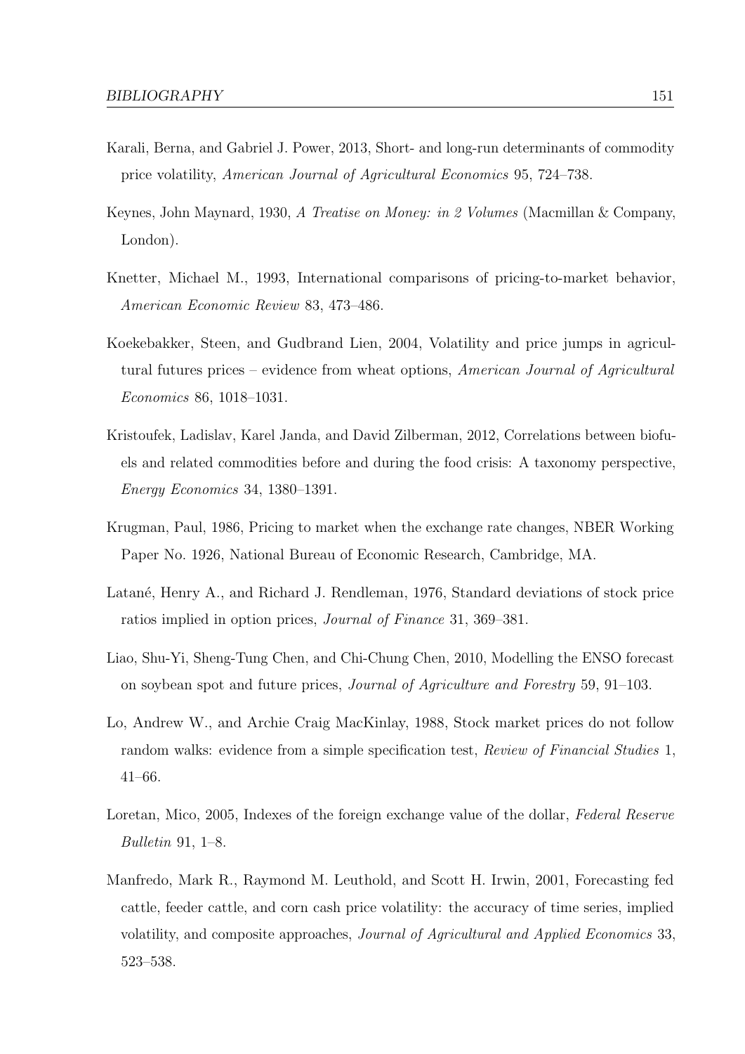Karali, Berna, and Gabriel J. Power, 2013, Short- and long-run determinants of commodity price volatility, *American Journal of Agricultural Economics* 95, 724–738.

Keynes, John Maynard, 1930, *A Treatise on Money: in 2 Volumes* (Macmillan & Company, London).

Knetter, Michael M., 1993, International comparisons of pricing-to-market behavior, *American Economic Review* 83, 473–486.

Koekebakker, Steen, and Gudbrand Lien, 2004, Volatility and price jumps in agricultural futures prices – evidence from wheat options, *American Journal of Agricultural Economics* 86, 1018–1031.

Kristoufek, Ladislav, Karel Janda, and David Zilberman, 2012, Correlations between biofuels and related commodities before and during the food crisis: A taxonomy perspective, *Energy Economics* 34, 1380–1391.

Krugman, Paul, 1986, Pricing to market when the exchange rate changes, NBER Working Paper No. 1926, National Bureau of Economic Research, Cambridge, MA.

Latané, Henry A., and Richard J. Rendleman, 1976, Standard deviations of stock price ratios implied in option prices, *Journal of Finance* 31, 369–381.

Liao, Shu-Yi, Sheng-Tung Chen, and Chi-Chung Chen, 2010, Modelling the ENSO forecast on soybean spot and future prices, *Journal of Agriculture and Forestry* 59, 91–103.

Lo, Andrew W., and Archie Craig MacKinlay, 1988, Stock market prices do not follow random walks: evidence from a simple specification test, *Review of Financial Studies* 1, 41–66.

Loretan, Mico, 2005, Indexes of the foreign exchange value of the dollar, *Federal Reserve Bulletin* 91, 1–8.

Manfredo, Mark R., Raymond M. Leuthold, and Scott H. Irwin, 2001, Forecasting fed cattle, feeder cattle, and corn cash price volatility: the accuracy of time series, implied volatility, and composite approaches, *Journal of Agricultural and Applied Economics* 33, 523–538.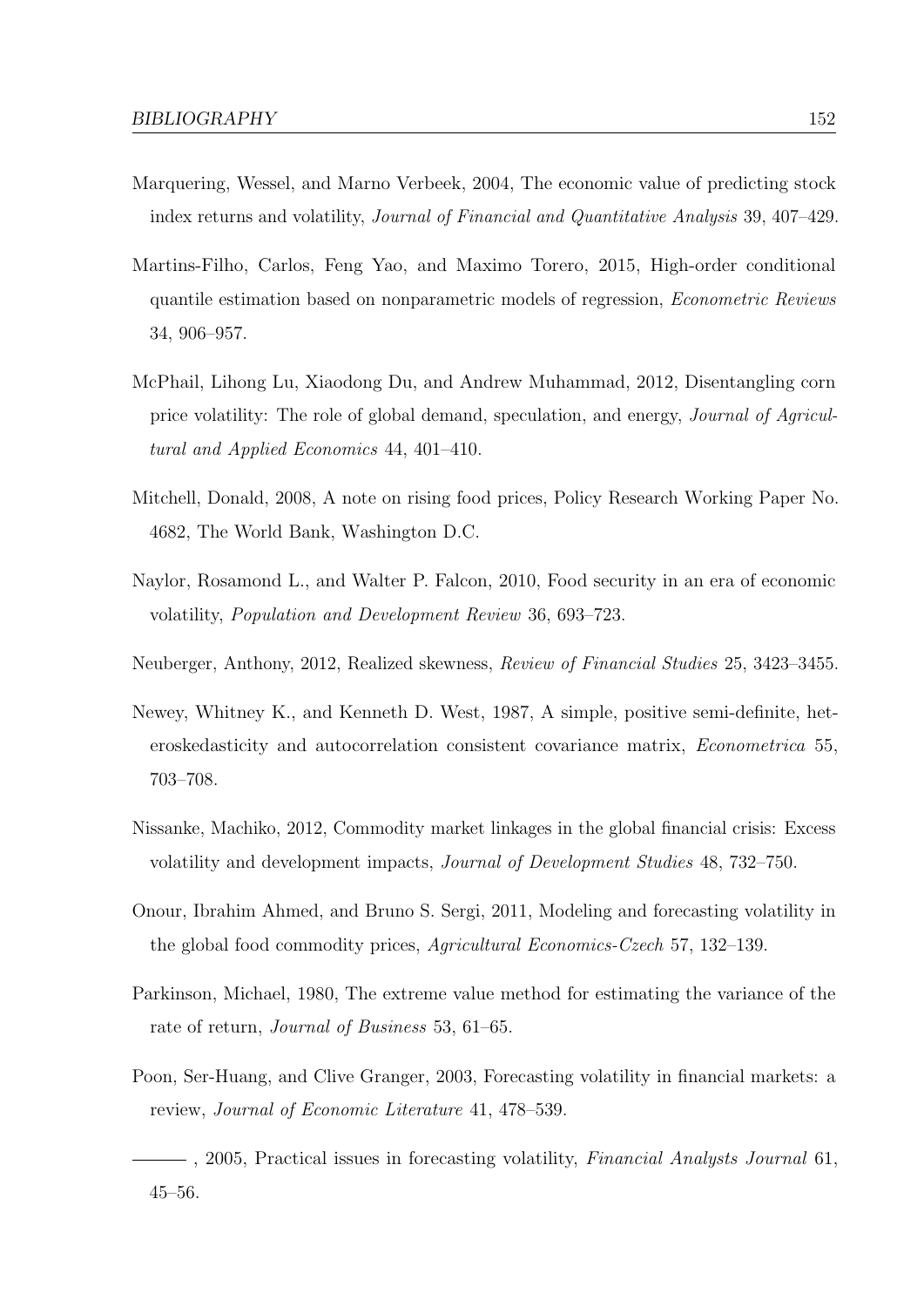Marquering, Wessel, and Marno Verbeek, 2004, The economic value of predicting stock index returns and volatility, *Journal of Financial and Quantitative Analysis* 39, 407–429.

Martins-Filho, Carlos, Feng Yao, and Maximo Torero, 2015, High-order conditional quantile estimation based on nonparametric models of regression, *Econometric Reviews* 34, 906–957.

McPhail, Lihong Lu, Xiaodong Du, and Andrew Muhammad, 2012, Disentangling corn price volatility: The role of global demand, speculation, and energy, *Journal of Agricultural and Applied Economics* 44, 401–410.

Mitchell, Donald, 2008, A note on rising food prices, Policy Research Working Paper No. 4682, The World Bank, Washington D.C.

Naylor, Rosamond L., and Walter P. Falcon, 2010, Food security in an era of economic volatility, *Population and Development Review* 36, 693–723.

Neuberger, Anthony, 2012, Realized skewness, *Review of Financial Studies* 25, 3423–3455.

Newey, Whitney K., and Kenneth D. West, 1987, A simple, positive semi-definite, heteroskedasticity and autocorrelation consistent covariance matrix, *Econometrica* 55, 703–708.

Nissanke, Machiko, 2012, Commodity market linkages in the global financial crisis: Excess volatility and development impacts, *Journal of Development Studies* 48, 732–750.

Onour, Ibrahim Ahmed, and Bruno S. Sergi, 2011, Modeling and forecasting volatility in the global food commodity prices, *Agricultural Economics-Czech* 57, 132–139.

Parkinson, Michael, 1980, The extreme value method for estimating the variance of the rate of return, *Journal of Business* 53, 61–65.

Poon, Ser-Huang, and Clive Granger, 2003, Forecasting volatility in financial markets: a review, *Journal of Economic Literature* 41, 478–539.

——— , 2005, Practical issues in forecasting volatility, *Financial Analysts Journal* 61, 45–56.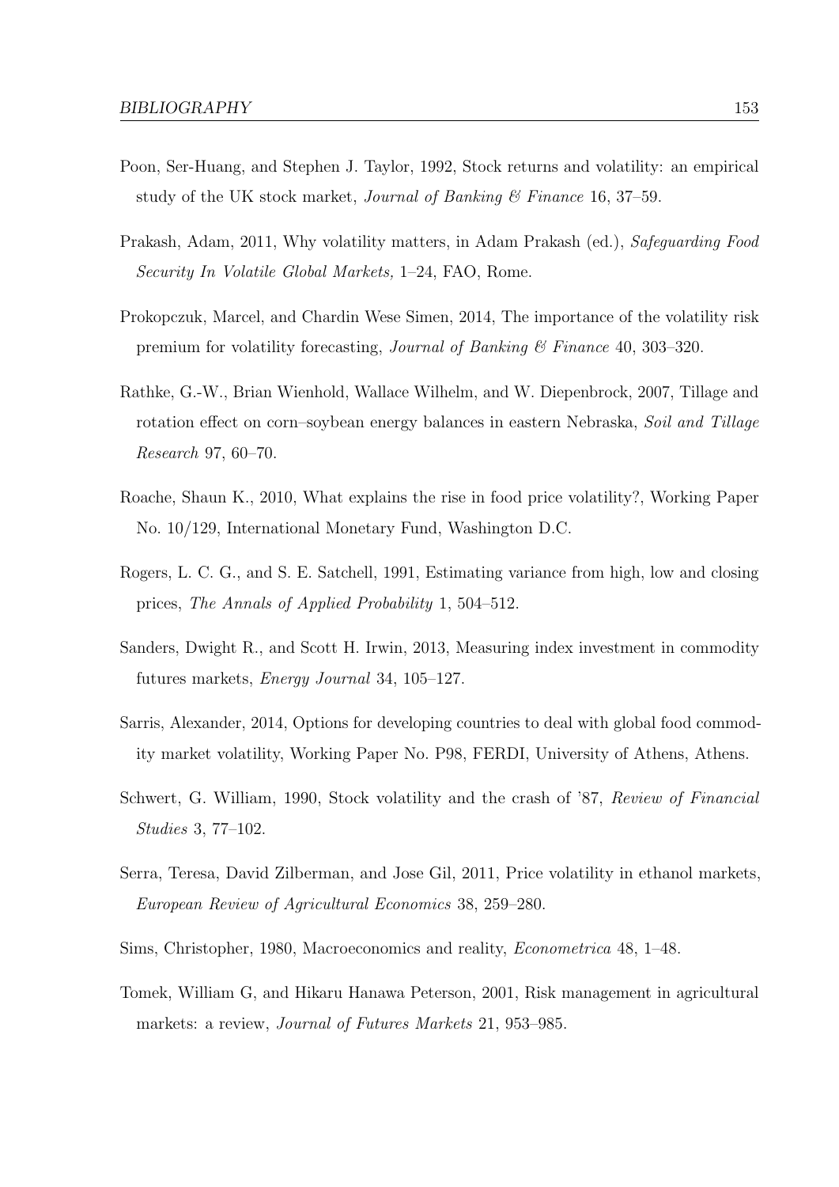Poon, Ser-Huang, and Stephen J. Taylor, 1992, Stock returns and volatility: an empirical study of the UK stock market, *Journal of Banking & Finance* 16, 37–59.

Prakash, Adam, 2011, Why volatility matters, in Adam Prakash (ed.), *Safeguarding Food Security In Volatile Global Markets,* 1–24, FAO, Rome.

Prokopczuk, Marcel, and Chardin Wese Simen, 2014, The importance of the volatility risk premium for volatility forecasting, *Journal of Banking & Finance* 40, 303–320.

Rathke, G.-W., Brian Wienhold, Wallace Wilhelm, and W. Diepenbrock, 2007, Tillage and rotation effect on corn–soybean energy balances in eastern Nebraska, *Soil and Tillage Research* 97, 60–70.

Roache, Shaun K., 2010, What explains the rise in food price volatility?, Working Paper No. 10/129, International Monetary Fund, Washington D.C.

Rogers, L. C. G., and S. E. Satchell, 1991, Estimating variance from high, low and closing prices, *The Annals of Applied Probability* 1, 504–512.

Sanders, Dwight R., and Scott H. Irwin, 2013, Measuring index investment in commodity futures markets, *Energy Journal* 34, 105–127.

Sarris, Alexander, 2014, Options for developing countries to deal with global food commodity market volatility, Working Paper No. P98, FERDI, University of Athens, Athens.

Schwert, G. William, 1990, Stock volatility and the crash of '87, *Review of Financial Studies* 3, 77–102.

Serra, Teresa, David Zilberman, and Jose Gil, 2011, Price volatility in ethanol markets, *European Review of Agricultural Economics* 38, 259–280.

Sims, Christopher, 1980, Macroeconomics and reality, *Econometrica* 48, 1–48.

Tomek, William G, and Hikaru Hanawa Peterson, 2001, Risk management in agricultural markets: a review, *Journal of Futures Markets* 21, 953–985.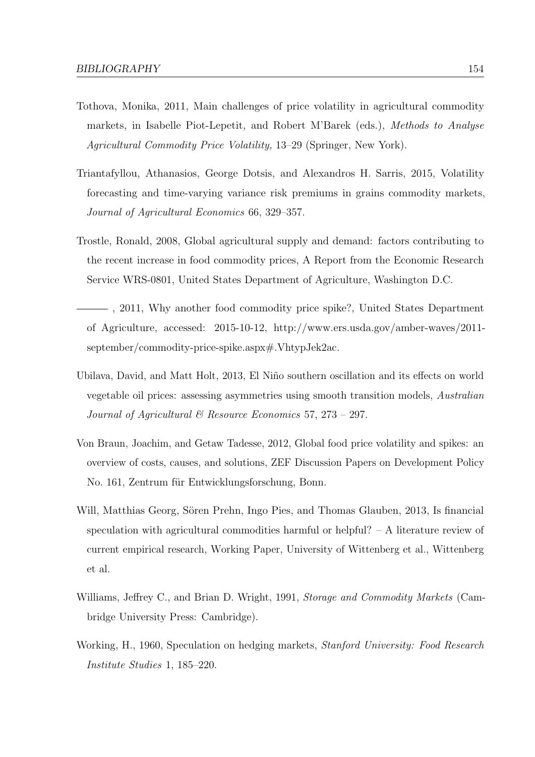Tothova, Monika, 2011, Main challenges of price volatility in agricultural commodity markets, in Isabelle Piot-Lepetit, and Robert M'Barek (eds.), *Methods to Analyse Agricultural Commodity Price Volatility,* 13–29 (Springer, New York).

Triantafyllou, Athanasios, George Dotsis, and Alexandros H. Sarris, 2015, Volatility forecasting and time-varying variance risk premiums in grains commodity markets, *Journal of Agricultural Economics* 66, 329–357.

Trostle, Ronald, 2008, Global agricultural supply and demand: factors contributing to the recent increase in food commodity prices, A Report from the Economic Research Service WRS-0801, United States Department of Agriculture, Washington D.C.

———, 2011, Why another food commodity price spike?, United States Department of Agriculture, accessed: 2015-10-12, http://www.ers.usda.gov/amber-waves/2011-september/commodity-price-spike.aspx#.VhtypJek2ac.

Ubilava, David, and Matt Holt, 2013, El Niño southern oscillation and its effects on world vegetable oil prices: assessing asymmetries using smooth transition models, *Australian Journal of Agricultural & Resource Economics* 57, 273 – 297.

Von Braun, Joachim, and Getaw Tadesse, 2012, Global food price volatility and spikes: an overview of costs, causes, and solutions, ZEF Discussion Papers on Development Policy No. 161, Zentrum für Entwicklungsforschung, Bonn.

Will, Matthias Georg, Sören Prehn, Ingo Pies, and Thomas Glauben, 2013, Is financial speculation with agricultural commodities harmful or helpful? – A literature review of current empirical research, Working Paper, University of Wittenberg et al., Wittenberg et al.

Williams, Jeffrey C., and Brian D. Wright, 1991, *Storage and Commodity Markets* (Cambridge University Press: Cambridge).

Working, H., 1960, Speculation on hedging markets, *Stanford University: Food Research Institute Studies* 1, 185–220.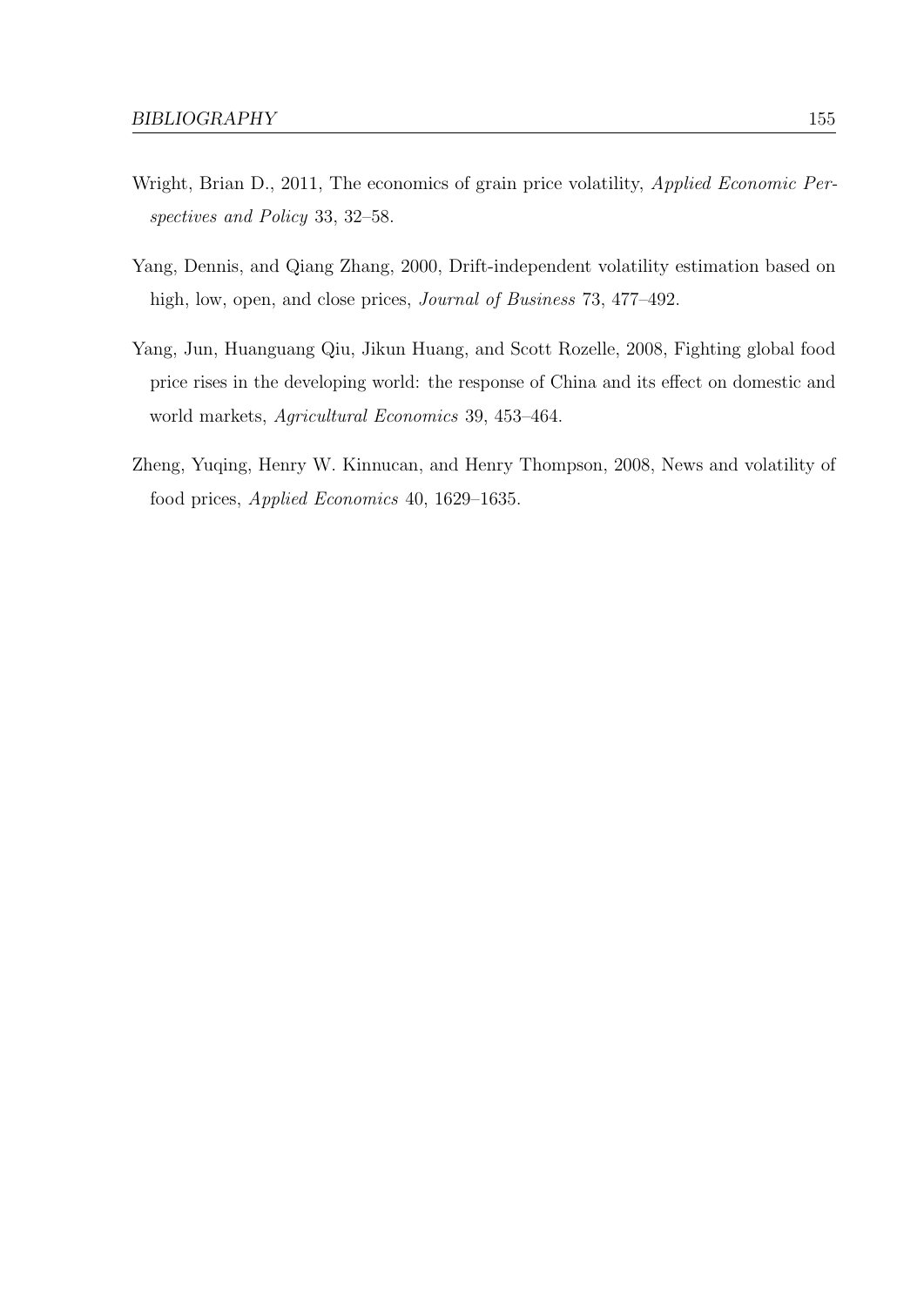Wright, Brian D., 2011, The economics of grain price volatility, *Applied Economic Perspectives and Policy* 33, 32–58.

Yang, Dennis, and Qiang Zhang, 2000, Drift-independent volatility estimation based on high, low, open, and close prices, *Journal of Business* 73, 477–492.

Yang, Jun, Huanguang Qiu, Jikun Huang, and Scott Rozelle, 2008, Fighting global food price rises in the developing world: the response of China and its effect on domestic and world markets, *Agricultural Economics* 39, 453–464.

Zheng, Yuqing, Henry W. Kinnucan, and Henry Thompson, 2008, News and volatility of food prices, *Applied Economics* 40, 1629–1635.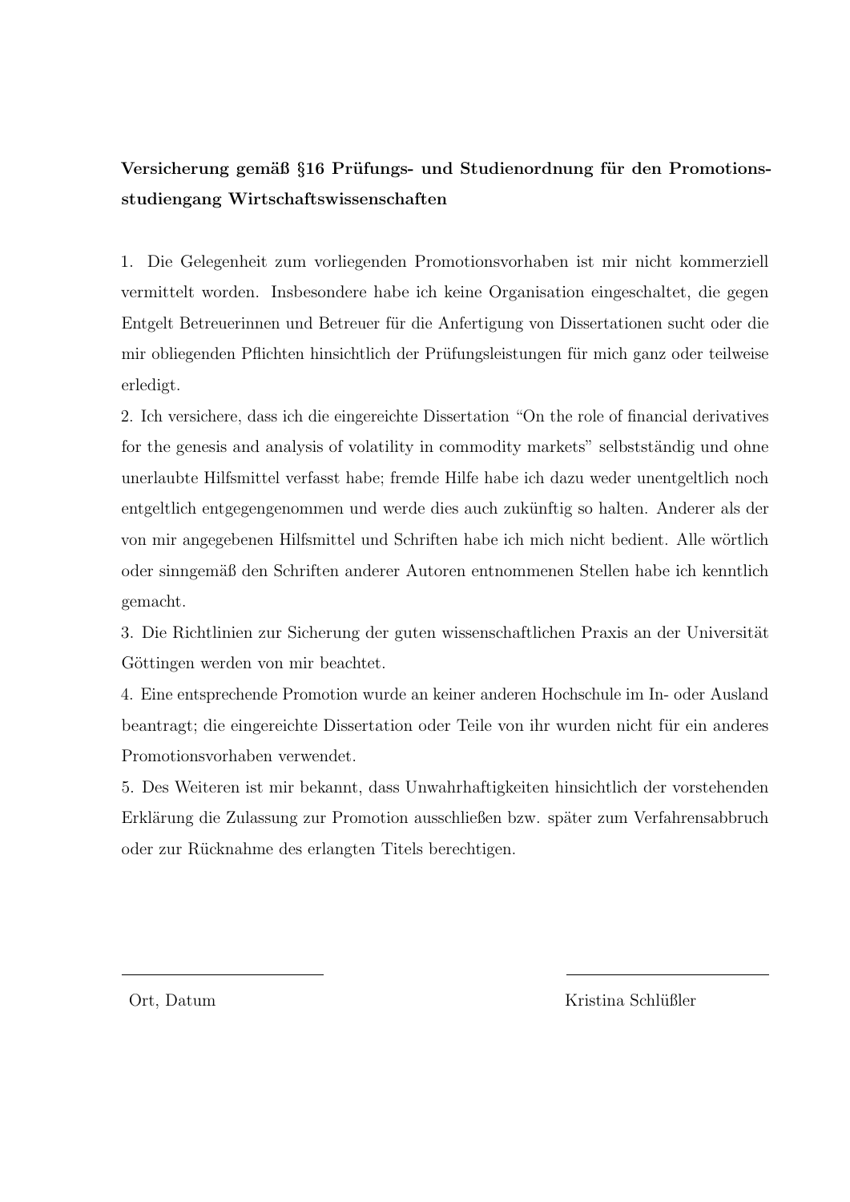**Versicherung gemäß §16 Prüfungs- und Studienordnung für den Promotionsstudiengang Wirtschaftswissenschaften**

1. Die Gelegenheit zum vorliegenden Promotionsvorhaben ist mir nicht kommerziell vermittelt worden. Insbesondere habe ich keine Organisation eingeschaltet, die gegen Entgelt Betreuerinnen und Betreuer für die Anfertigung von Dissertationen sucht oder die mir obliegenden Pflichten hinsichtlich der Prüfungsleistungen für mich ganz oder teilweise erledigt.
2. Ich versichere, dass ich die eingereichte Dissertation "On the role of financial derivatives for the genesis and analysis of volatility in commodity markets" selbstständig und ohne unerlaubte Hilfsmittel verfasst habe; fremde Hilfe habe ich dazu weder unentgeltlich noch entgeltlich entgegengenommen und werde dies auch zukünftig so halten. Anderer als der von mir angegebenen Hilfsmittel und Schriften habe ich mich nicht bedient. Alle wörtlich oder sinngemäß den Schriften anderer Autoren entnommenen Stellen habe ich kenntlich gemacht.
3. Die Richtlinien zur Sicherung der guten wissenschaftlichen Praxis an der Universität Göttingen werden von mir beachtet.
4. Eine entsprechende Promotion wurde an keiner anderen Hochschule im In- oder Ausland beantragt; die eingereichte Dissertation oder Teile von ihr wurden nicht für ein anderes Promotionsvorhaben verwendet.
5. Des Weiteren ist mir bekannt, dass Unwahrhaftigkeiten hinsichtlich der vorstehenden Erklärung die Zulassung zur Promotion ausschließen bzw. später zum Verfahrensabbruch oder zur Rücknahme des erlangten Titels berechtigen.

Ort, Datum

Kristina Schlüßler